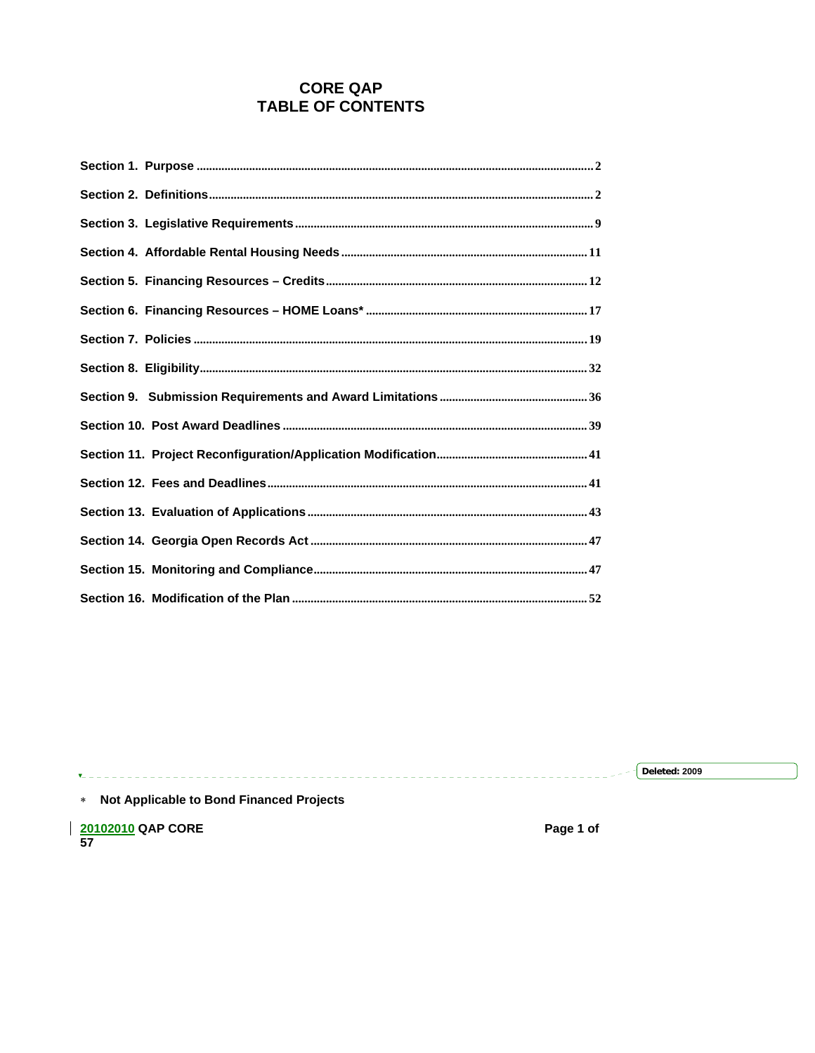# CORE QAP
# TABLE OF CONTENTS

Section 1. Purpose ........................................................................ 2

Section 2. Definitions ........................................................................ 2

Section 3. Legislative Requirements ........................................................................ 9

Section 4. Affordable Rental Housing Needs ........................................................................ 11

Section 5. Financing Resources – Credits ........................................................................ 12

Section 6. Financing Resources – HOME Loans* ........................................................................ 17

Section 7. Policies ........................................................................ 19

Section 8. Eligibility ........................................................................ 32

Section 9. Submission Requirements and Award Limitations ........................................................................ 36

Section 10. Post Award Deadlines ........................................................................ 39

Section 11. Project Reconfiguration/Application Modification ........................................................................ 41

Section 12. Fees and Deadlines ........................................................................ 41

Section 13. Evaluation of Applications ........................................................................ 43

Section 14. Georgia Open Records Act ........................................................................ 47

Section 15. Monitoring and Compliance ........................................................................ 47

Section 16. Modification of the Plan ........................................................................ 52

Deleted: 2009

* Not Applicable to Bond Financed Projects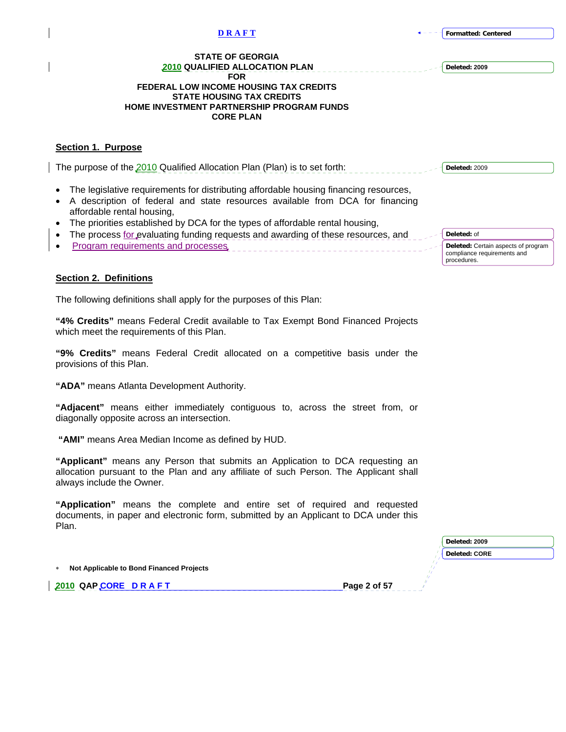DRAFT

STATE OF GEORGIA
2010 QUALIFIED ALLOCATION PLAN
FOR
FEDERAL LOW INCOME HOUSING TAX CREDITS
STATE HOUSING TAX CREDITS
HOME INVESTMENT PARTNERSHIP PROGRAM FUNDS
CORE PLAN

## Section 1. Purpose

The purpose of the 2010 Qualified Allocation Plan (Plan) is to set forth:

- The legislative requirements for distributing affordable housing financing resources,
- A description of federal and state resources available from DCA for financing affordable rental housing,
- The priorities established by DCA for the types of affordable rental housing,
- The process for evaluating funding requests and awarding of these resources, and
- Program requirements and processes

## Section 2. Definitions

The following definitions shall apply for the purposes of this Plan:

**"4% Credits"** means Federal Credit available to Tax Exempt Bond Financed Projects which meet the requirements of this Plan.

**"9% Credits"** means Federal Credit allocated on a competitive basis under the provisions of this Plan.

**"ADA"** means Atlanta Development Authority.

**"Adjacent"** means either immediately contiguous to, across the street from, or diagonally opposite across an intersection.

**"AMI"** means Area Median Income as defined by HUD.

**"Applicant"** means any Person that submits an Application to DCA requesting an allocation pursuant to the Plan and any affiliate of such Person. The Applicant shall always include the Owner.

**"Application"** means the complete and entire set of required and requested documents, in paper and electronic form, submitted by an Applicant to DCA under this Plan.

\* **Not Applicable to Bond Financed Projects**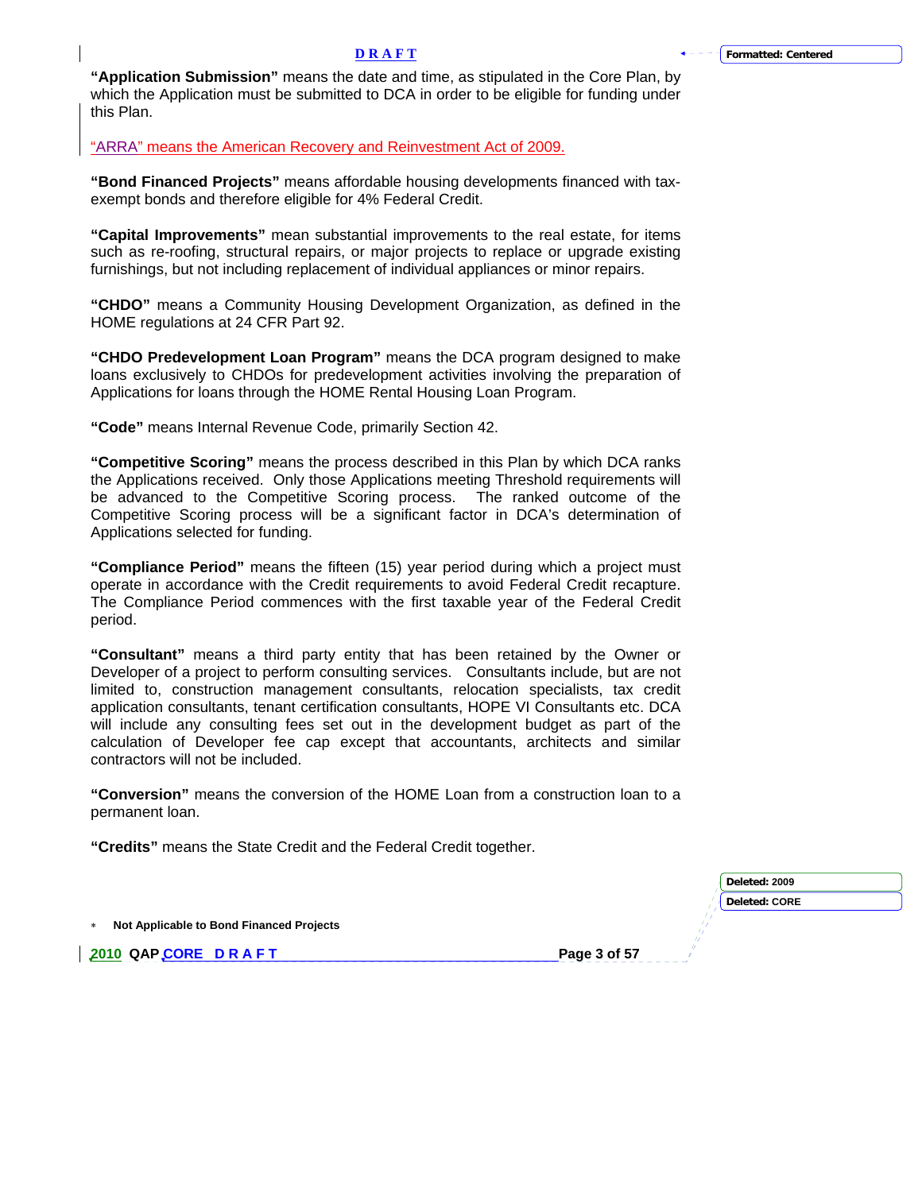**"Application Submission"** means the date and time, as stipulated in the Core Plan, by which the Application must be submitted to DCA in order to be eligible for funding under this Plan.

"ARRA" means the American Recovery and Reinvestment Act of 2009.

**"Bond Financed Projects"** means affordable housing developments financed with tax-exempt bonds and therefore eligible for 4% Federal Credit.

**"Capital Improvements"** mean substantial improvements to the real estate, for items such as re-roofing, structural repairs, or major projects to replace or upgrade existing furnishings, but not including replacement of individual appliances or minor repairs.

**"CHDO"** means a Community Housing Development Organization, as defined in the HOME regulations at 24 CFR Part 92.

**"CHDO Predevelopment Loan Program"** means the DCA program designed to make loans exclusively to CHDOs for predevelopment activities involving the preparation of Applications for loans through the HOME Rental Housing Loan Program.

**"Code"** means Internal Revenue Code, primarily Section 42.

**"Competitive Scoring"** means the process described in this Plan by which DCA ranks the Applications received. Only those Applications meeting Threshold requirements will be advanced to the Competitive Scoring process. The ranked outcome of the Competitive Scoring process will be a significant factor in DCA's determination of Applications selected for funding.

**"Compliance Period"** means the fifteen (15) year period during which a project must operate in accordance with the Credit requirements to avoid Federal Credit recapture. The Compliance Period commences with the first taxable year of the Federal Credit period.

**"Consultant"** means a third party entity that has been retained by the Owner or Developer of a project to perform consulting services. Consultants include, but are not limited to, construction management consultants, relocation specialists, tax credit application consultants, tenant certification consultants, HOPE VI Consultants etc. DCA will include any consulting fees set out in the development budget as part of the calculation of Developer fee cap except that accountants, architects and similar contractors will not be included.

**"Conversion"** means the conversion of the HOME Loan from a construction loan to a permanent loan.

**"Credits"** means the State Credit and the Federal Credit together.

\* **Not Applicable to Bond Financed Projects**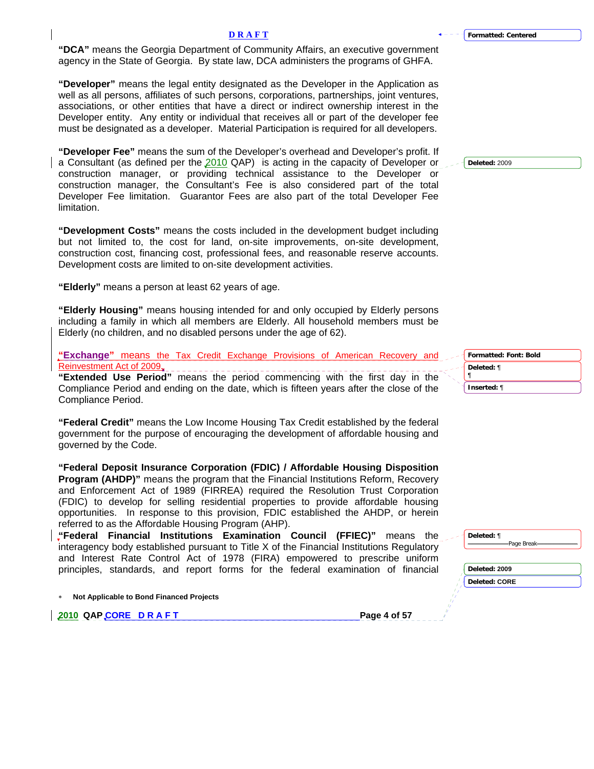**"DCA"** means the Georgia Department of Community Affairs, an executive government agency in the State of Georgia. By state law, DCA administers the programs of GHFA.

**"Developer"** means the legal entity designated as the Developer in the Application as well as all persons, affiliates of such persons, corporations, partnerships, joint ventures, associations, or other entities that have a direct or indirect ownership interest in the Developer entity. Any entity or individual that receives all or part of the developer fee must be designated as a developer. Material Participation is required for all developers.

**"Developer Fee"** means the sum of the Developer's overhead and Developer's profit. If a Consultant (as defined per the 2010 QAP) is acting in the capacity of Developer or construction manager, or providing technical assistance to the Developer or construction manager, the Consultant's Fee is also considered part of the total Developer Fee limitation. Guarantor Fees are also part of the total Developer Fee limitation.

**"Development Costs"** means the costs included in the development budget including but not limited to, the cost for land, on-site improvements, on-site development, construction cost, financing cost, professional fees, and reasonable reserve accounts. Development costs are limited to on-site development activities.

**"Elderly"** means a person at least 62 years of age.

**"Elderly Housing"** means housing intended for and only occupied by Elderly persons including a family in which all members are Elderly. All household members must be Elderly (no children, and no disabled persons under the age of 62).

**"Exchange"** means the Tax Credit Exchange Provisions of American Recovery and Reinvestment Act of 2009.

**"Extended Use Period"** means the period commencing with the first day in the Compliance Period and ending on the date, which is fifteen years after the close of the Compliance Period.

**"Federal Credit"** means the Low Income Housing Tax Credit established by the federal government for the purpose of encouraging the development of affordable housing and governed by the Code.

**"Federal Deposit Insurance Corporation (FDIC) / Affordable Housing Disposition Program (AHDP)"** means the program that the Financial Institutions Reform, Recovery and Enforcement Act of 1989 (FIRREA) required the Resolution Trust Corporation (FDIC) to develop for selling residential properties to provide affordable housing opportunities. In response to this provision, FDIC established the AHDP, or herein referred to as the Affordable Housing Program (AHP).

**"Federal Financial Institutions Examination Council (FFIEC)"** means the interagency body established pursuant to Title X of the Financial Institutions Regulatory and Interest Rate Control Act of 1978 (FIRA) empowered to prescribe uniform principles, standards, and report forms for the federal examination of financial

* **Not Applicable to Bond Financed Projects**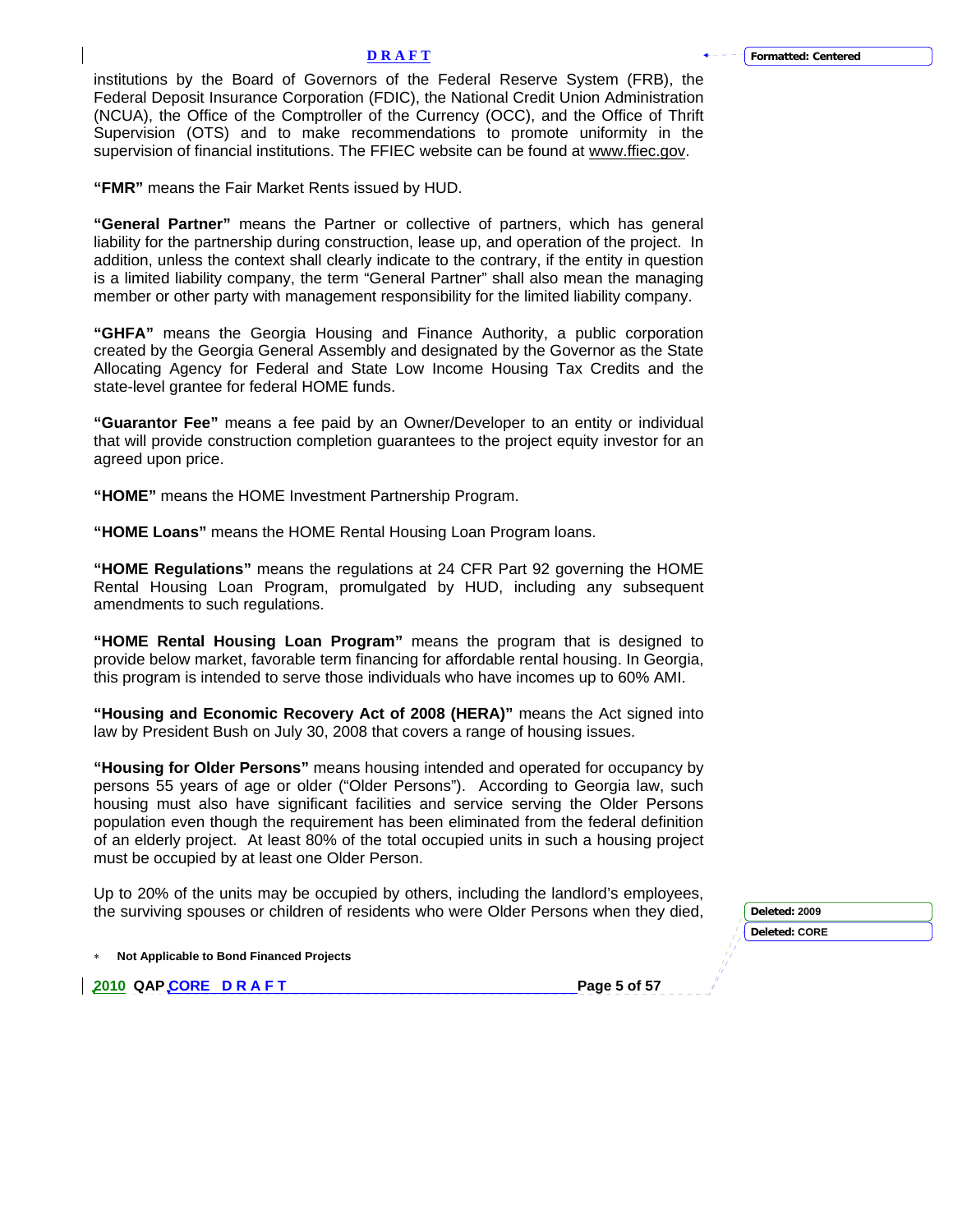institutions by the Board of Governors of the Federal Reserve System (FRB), the Federal Deposit Insurance Corporation (FDIC), the National Credit Union Administration (NCUA), the Office of the Comptroller of the Currency (OCC), and the Office of Thrift Supervision (OTS) and to make recommendations to promote uniformity in the supervision of financial institutions. The FFIEC website can be found at www.ffiec.gov.

**"FMR"** means the Fair Market Rents issued by HUD.

**"General Partner"** means the Partner or collective of partners, which has general liability for the partnership during construction, lease up, and operation of the project. In addition, unless the context shall clearly indicate to the contrary, if the entity in question is a limited liability company, the term "General Partner" shall also mean the managing member or other party with management responsibility for the limited liability company.

**"GHFA"** means the Georgia Housing and Finance Authority, a public corporation created by the Georgia General Assembly and designated by the Governor as the State Allocating Agency for Federal and State Low Income Housing Tax Credits and the state-level grantee for federal HOME funds.

**"Guarantor Fee"** means a fee paid by an Owner/Developer to an entity or individual that will provide construction completion guarantees to the project equity investor for an agreed upon price.

**"HOME"** means the HOME Investment Partnership Program.

**"HOME Loans"** means the HOME Rental Housing Loan Program loans.

**"HOME Regulations"** means the regulations at 24 CFR Part 92 governing the HOME Rental Housing Loan Program, promulgated by HUD, including any subsequent amendments to such regulations.

**"HOME Rental Housing Loan Program"** means the program that is designed to provide below market, favorable term financing for affordable rental housing. In Georgia, this program is intended to serve those individuals who have incomes up to 60% AMI.

**"Housing and Economic Recovery Act of 2008 (HERA)"** means the Act signed into law by President Bush on July 30, 2008 that covers a range of housing issues.

**"Housing for Older Persons"** means housing intended and operated for occupancy by persons 55 years of age or older ("Older Persons"). According to Georgia law, such housing must also have significant facilities and service serving the Older Persons population even though the requirement has been eliminated from the federal definition of an elderly project. At least 80% of the total occupied units in such a housing project must be occupied by at least one Older Person.

Up to 20% of the units may be occupied by others, including the landlord's employees, the surviving spouses or children of residents who were Older Persons when they died,

* **Not Applicable to Bond Financed Projects**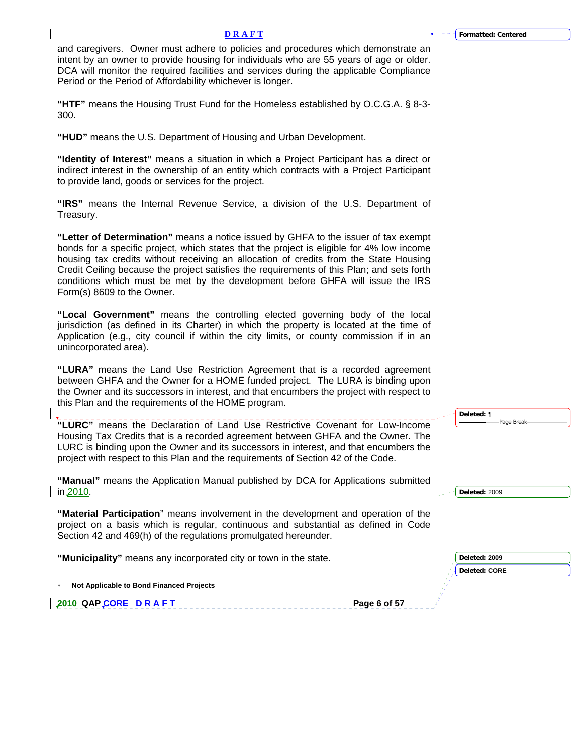and caregivers. Owner must adhere to policies and procedures which demonstrate an intent by an owner to provide housing for individuals who are 55 years of age or older. DCA will monitor the required facilities and services during the applicable Compliance Period or the Period of Affordability whichever is longer.

**"HTF"** means the Housing Trust Fund for the Homeless established by O.C.G.A. § 8-3-300.

**"HUD"** means the U.S. Department of Housing and Urban Development.

**"Identity of Interest"** means a situation in which a Project Participant has a direct or indirect interest in the ownership of an entity which contracts with a Project Participant to provide land, goods or services for the project.

**"IRS"** means the Internal Revenue Service, a division of the U.S. Department of Treasury.

**"Letter of Determination"** means a notice issued by GHFA to the issuer of tax exempt bonds for a specific project, which states that the project is eligible for 4% low income housing tax credits without receiving an allocation of credits from the State Housing Credit Ceiling because the project satisfies the requirements of this Plan; and sets forth conditions which must be met by the development before GHFA will issue the IRS Form(s) 8609 to the Owner.

**"Local Government"** means the controlling elected governing body of the local jurisdiction (as defined in its Charter) in which the property is located at the time of Application (e.g., city council if within the city limits, or county commission if in an unincorporated area).

**"LURA"** means the Land Use Restriction Agreement that is a recorded agreement between GHFA and the Owner for a HOME funded project. The LURA is binding upon the Owner and its successors in interest, and that encumbers the project with respect to this Plan and the requirements of the HOME program.

**"LURC"** means the Declaration of Land Use Restrictive Covenant for Low-Income Housing Tax Credits that is a recorded agreement between GHFA and the Owner. The LURC is binding upon the Owner and its successors in interest, and that encumbers the project with respect to this Plan and the requirements of Section 42 of the Code.

**"Manual"** means the Application Manual published by DCA for Applications submitted in 2010.

**"Material Participation"** means involvement in the development and operation of the project on a basis which is regular, continuous and substantial as defined in Code Section 42 and 469(h) of the regulations promulgated hereunder.

**"Municipality"** means any incorporated city or town in the state.

* **Not Applicable to Bond Financed Projects**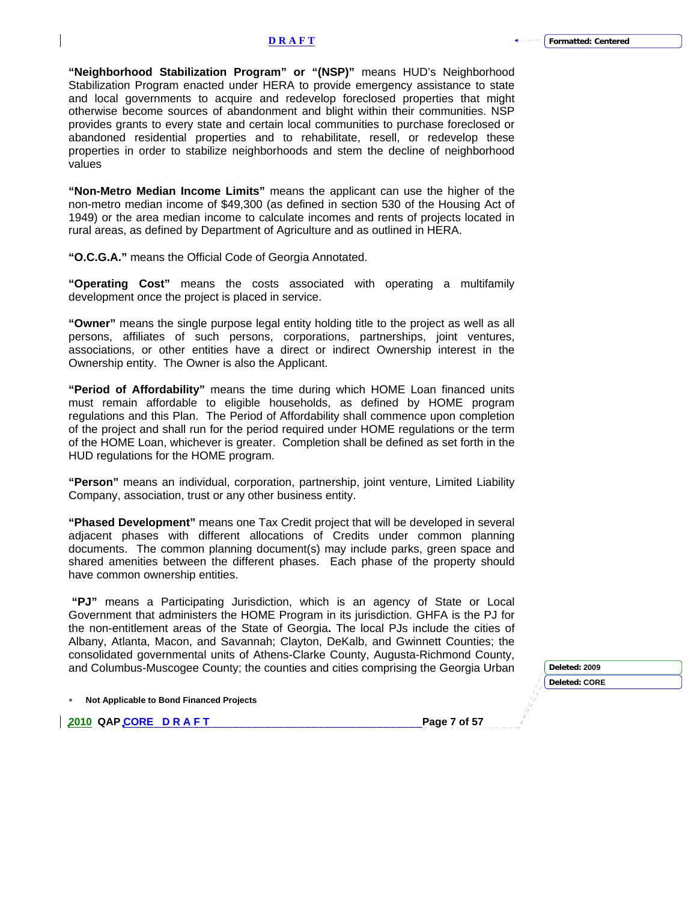**"Neighborhood Stabilization Program" or "(NSP)"** means HUD's Neighborhood Stabilization Program enacted under HERA to provide emergency assistance to state and local governments to acquire and redevelop foreclosed properties that might otherwise become sources of abandonment and blight within their communities. NSP provides grants to every state and certain local communities to purchase foreclosed or abandoned residential properties and to rehabilitate, resell, or redevelop these properties in order to stabilize neighborhoods and stem the decline of neighborhood values

**"Non-Metro Median Income Limits"** means the applicant can use the higher of the non-metro median income of $49,300 (as defined in section 530 of the Housing Act of 1949) or the area median income to calculate incomes and rents of projects located in rural areas, as defined by Department of Agriculture and as outlined in HERA.

**"O.C.G.A."** means the Official Code of Georgia Annotated.

**"Operating Cost"** means the costs associated with operating a multifamily development once the project is placed in service.

**"Owner"** means the single purpose legal entity holding title to the project as well as all persons, affiliates of such persons, corporations, partnerships, joint ventures, associations, or other entities have a direct or indirect Ownership interest in the Ownership entity. The Owner is also the Applicant.

**"Period of Affordability"** means the time during which HOME Loan financed units must remain affordable to eligible households, as defined by HOME program regulations and this Plan. The Period of Affordability shall commence upon completion of the project and shall run for the period required under HOME regulations or the term of the HOME Loan, whichever is greater. Completion shall be defined as set forth in the HUD regulations for the HOME program.

**"Person"** means an individual, corporation, partnership, joint venture, Limited Liability Company, association, trust or any other business entity.

**"Phased Development"** means one Tax Credit project that will be developed in several adjacent phases with different allocations of Credits under common planning documents. The common planning document(s) may include parks, green space and shared amenities between the different phases. Each phase of the property should have common ownership entities.

**"PJ"** means a Participating Jurisdiction, which is an agency of State or Local Government that administers the HOME Program in its jurisdiction. GHFA is the PJ for the non-entitlement areas of the State of Georgia**.** The local PJs include the cities of Albany, Atlanta, Macon, and Savannah; Clayton, DeKalb, and Gwinnett Counties; the consolidated governmental units of Athens-Clarke County, Augusta-Richmond County, and Columbus-Muscogee County; the counties and cities comprising the Georgia Urban

\* **Not Applicable to Bond Financed Projects**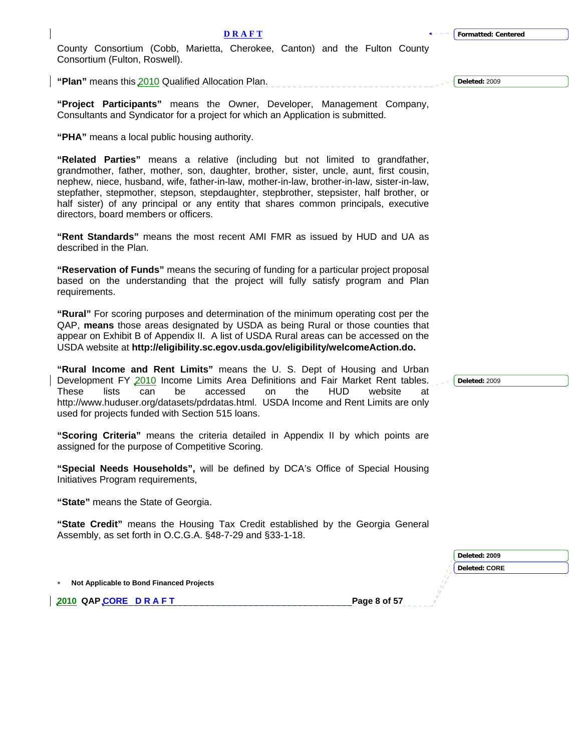County Consortium (Cobb, Marietta, Cherokee, Canton) and the Fulton County Consortium (Fulton, Roswell).

**"Plan"** means this 2010 Qualified Allocation Plan.

**"Project Participants"** means the Owner, Developer, Management Company, Consultants and Syndicator for a project for which an Application is submitted.

**"PHA"** means a local public housing authority.

**"Related Parties"** means a relative (including but not limited to grandfather, grandmother, father, mother, son, daughter, brother, sister, uncle, aunt, first cousin, nephew, niece, husband, wife, father-in-law, mother-in-law, brother-in-law, sister-in-law, stepfather, stepmother, stepson, stepdaughter, stepbrother, stepsister, half brother, or half sister) of any principal or any entity that shares common principals, executive directors, board members or officers.

**"Rent Standards"** means the most recent AMI FMR as issued by HUD and UA as described in the Plan.

**"Reservation of Funds"** means the securing of funding for a particular project proposal based on the understanding that the project will fully satisfy program and Plan requirements.

**"Rural"** For scoring purposes and determination of the minimum operating cost per the QAP, **means** those areas designated by USDA as being Rural or those counties that appear on Exhibit B of Appendix II. A list of USDA Rural areas can be accessed on the USDA website at **http://eligibility.sc.egov.usda.gov/eligibility/welcomeAction.do.**

**"Rural Income and Rent Limits"** means the U. S. Dept of Housing and Urban Development FY 2010 Income Limits Area Definitions and Fair Market Rent tables. These lists can be accessed on the HUD website at http://www.huduser.org/datasets/pdrdatas.html. USDA Income and Rent Limits are only used for projects funded with Section 515 loans.

**"Scoring Criteria"** means the criteria detailed in Appendix II by which points are assigned for the purpose of Competitive Scoring.

**"Special Needs Households",** will be defined by DCA's Office of Special Housing Initiatives Program requirements,

**"State"** means the State of Georgia.

**"State Credit"** means the Housing Tax Credit established by the Georgia General Assembly, as set forth in O.C.G.A. §48-7-29 and §33-1-18.

* **Not Applicable to Bond Financed Projects**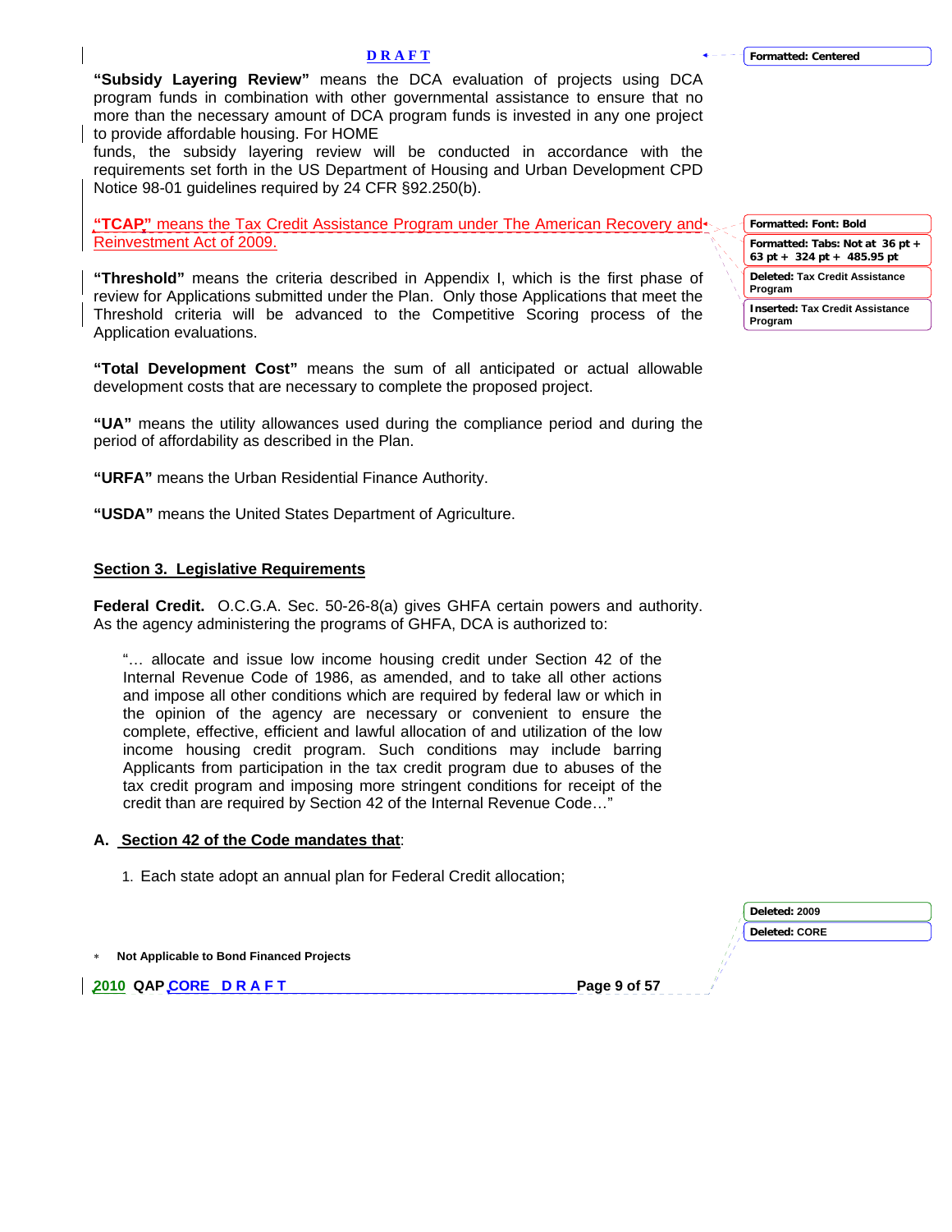**"Subsidy Layering Review"** means the DCA evaluation of projects using DCA program funds in combination with other governmental assistance to ensure that no more than the necessary amount of DCA program funds is invested in any one project to provide affordable housing. For HOME funds, the subsidy layering review will be conducted in accordance with the requirements set forth in the US Department of Housing and Urban Development CPD Notice 98-01 guidelines required by 24 CFR §92.250(b).

**"TCAP"** means the Tax Credit Assistance Program under The American Recovery and Reinvestment Act of 2009.

**"Threshold"** means the criteria described in Appendix I, which is the first phase of review for Applications submitted under the Plan. Only those Applications that meet the Threshold criteria will be advanced to the Competitive Scoring process of the Application evaluations.

**"Total Development Cost"** means the sum of all anticipated or actual allowable development costs that are necessary to complete the proposed project.

**"UA"** means the utility allowances used during the compliance period and during the period of affordability as described in the Plan.

**"URFA"** means the Urban Residential Finance Authority.

**"USDA"** means the United States Department of Agriculture.

## Section 3. Legislative Requirements

**Federal Credit.** O.C.G.A. Sec. 50-26-8(a) gives GHFA certain powers and authority. As the agency administering the programs of GHFA, DCA is authorized to:

> "… allocate and issue low income housing credit under Section 42 of the Internal Revenue Code of 1986, as amended, and to take all other actions and impose all other conditions which are required by federal law or which in the opinion of the agency are necessary or convenient to ensure the complete, effective, efficient and lawful allocation of and utilization of the low income housing credit program. Such conditions may include barring Applicants from participation in the tax credit program due to abuses of the tax credit program and imposing more stringent conditions for receipt of the credit than are required by Section 42 of the Internal Revenue Code…"

### A. Section 42 of the Code mandates that:

1. Each state adopt an annual plan for Federal Credit allocation;

* Not Applicable to Bond Financed Projects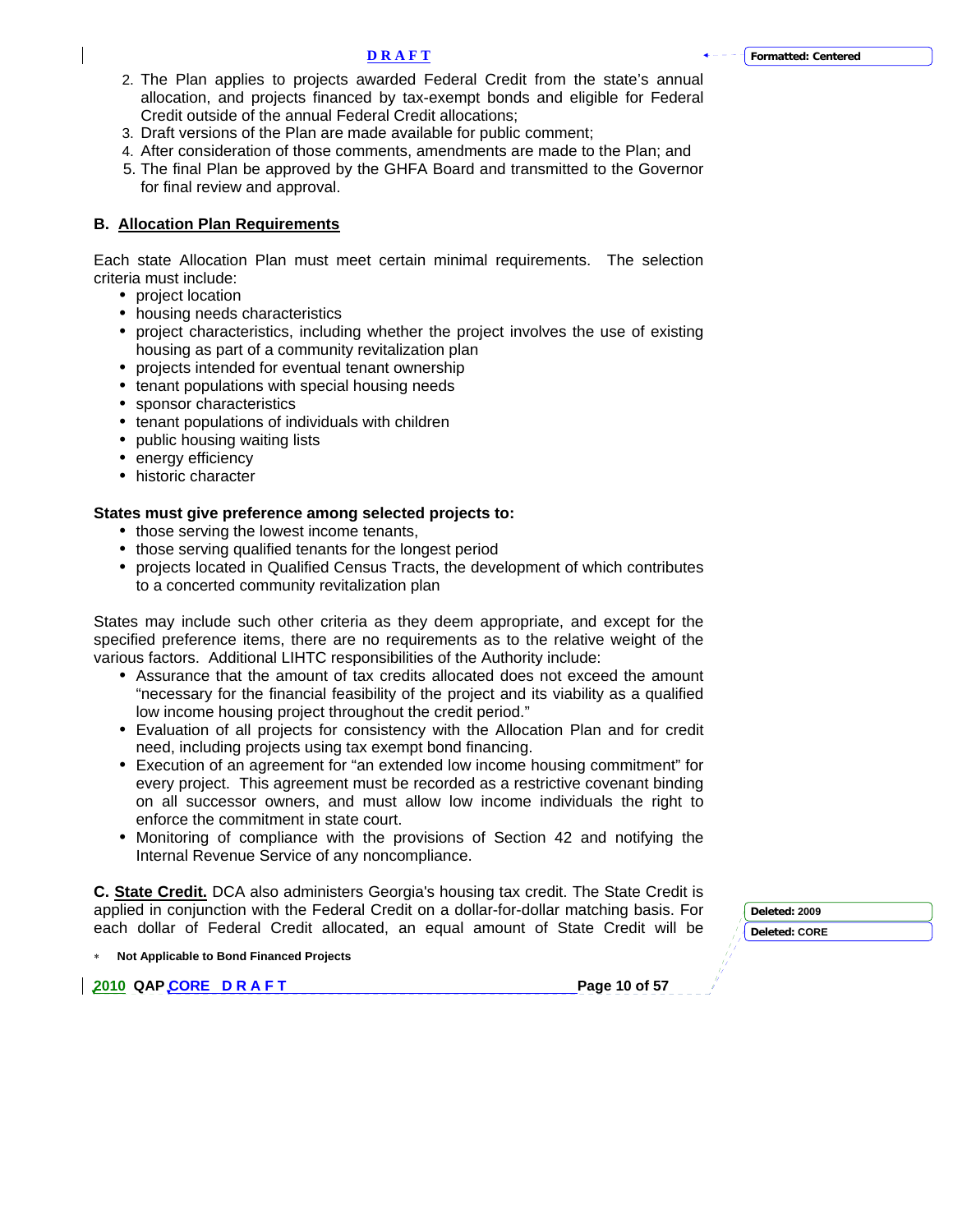2. The Plan applies to projects awarded Federal Credit from the state's annual allocation, and projects financed by tax-exempt bonds and eligible for Federal Credit outside of the annual Federal Credit allocations;
3. Draft versions of the Plan are made available for public comment;
4. After consideration of those comments, amendments are made to the Plan; and
5. The final Plan be approved by the GHFA Board and transmitted to the Governor for final review and approval.

## B. Allocation Plan Requirements

Each state Allocation Plan must meet certain minimal requirements. The selection criteria must include:

- project location
- housing needs characteristics
- project characteristics, including whether the project involves the use of existing housing as part of a community revitalization plan
- projects intended for eventual tenant ownership
- tenant populations with special housing needs
- sponsor characteristics
- tenant populations of individuals with children
- public housing waiting lists
- energy efficiency
- historic character

**States must give preference among selected projects to:**

- those serving the lowest income tenants,
- those serving qualified tenants for the longest period
- projects located in Qualified Census Tracts, the development of which contributes to a concerted community revitalization plan

States may include such other criteria as they deem appropriate, and except for the specified preference items, there are no requirements as to the relative weight of the various factors. Additional LIHTC responsibilities of the Authority include:

- Assurance that the amount of tax credits allocated does not exceed the amount "necessary for the financial feasibility of the project and its viability as a qualified low income housing project throughout the credit period."
- Evaluation of all projects for consistency with the Allocation Plan and for credit need, including projects using tax exempt bond financing.
- Execution of an agreement for "an extended low income housing commitment" for every project. This agreement must be recorded as a restrictive covenant binding on all successor owners, and must allow low income individuals the right to enforce the commitment in state court.
- Monitoring of compliance with the provisions of Section 42 and notifying the Internal Revenue Service of any noncompliance.

**C. State Credit.** DCA also administers Georgia's housing tax credit. The State Credit is applied in conjunction with the Federal Credit on a dollar-for-dollar matching basis. For each dollar of Federal Credit allocated, an equal amount of State Credit will be

\* **Not Applicable to Bond Financed Projects**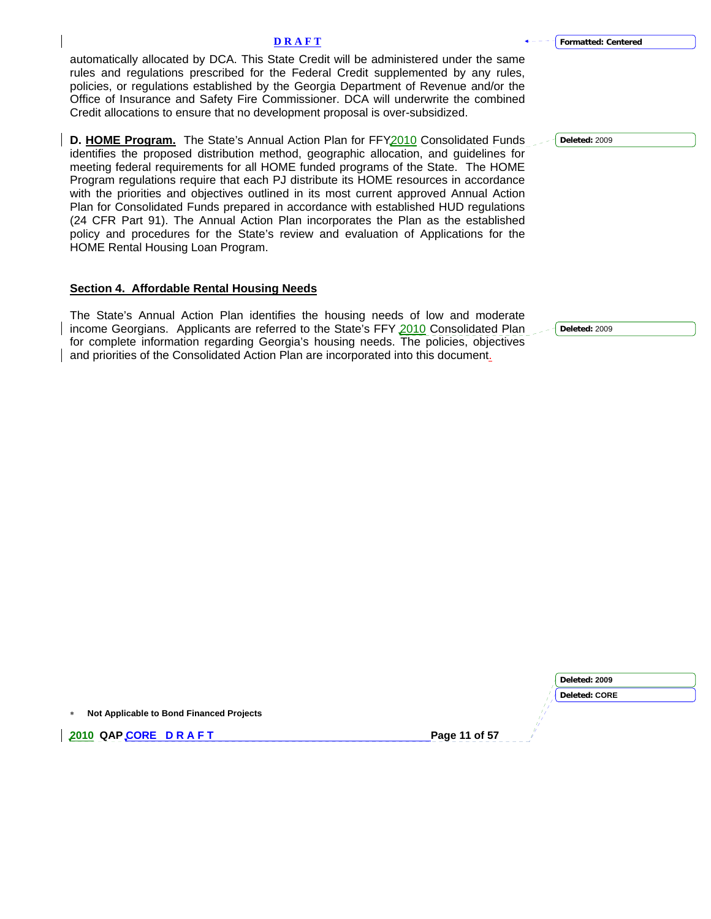automatically allocated by DCA. This State Credit will be administered under the same rules and regulations prescribed for the Federal Credit supplemented by any rules, policies, or regulations established by the Georgia Department of Revenue and/or the Office of Insurance and Safety Fire Commissioner. DCA will underwrite the combined Credit allocations to ensure that no development proposal is over-subsidized.

**D. HOME Program.** The State's Annual Action Plan for FFY2010 Consolidated Funds identifies the proposed distribution method, geographic allocation, and guidelines for meeting federal requirements for all HOME funded programs of the State. The HOME Program regulations require that each PJ distribute its HOME resources in accordance with the priorities and objectives outlined in its most current approved Annual Action Plan for Consolidated Funds prepared in accordance with established HUD regulations (24 CFR Part 91). The Annual Action Plan incorporates the Plan as the established policy and procedures for the State's review and evaluation of Applications for the HOME Rental Housing Loan Program.

## Section 4. Affordable Rental Housing Needs

The State's Annual Action Plan identifies the housing needs of low and moderate income Georgians. Applicants are referred to the State's FFY 2010 Consolidated Plan for complete information regarding Georgia's housing needs. The policies, objectives and priorities of the Consolidated Action Plan are incorporated into this document.

* **Not Applicable to Bond Financed Projects**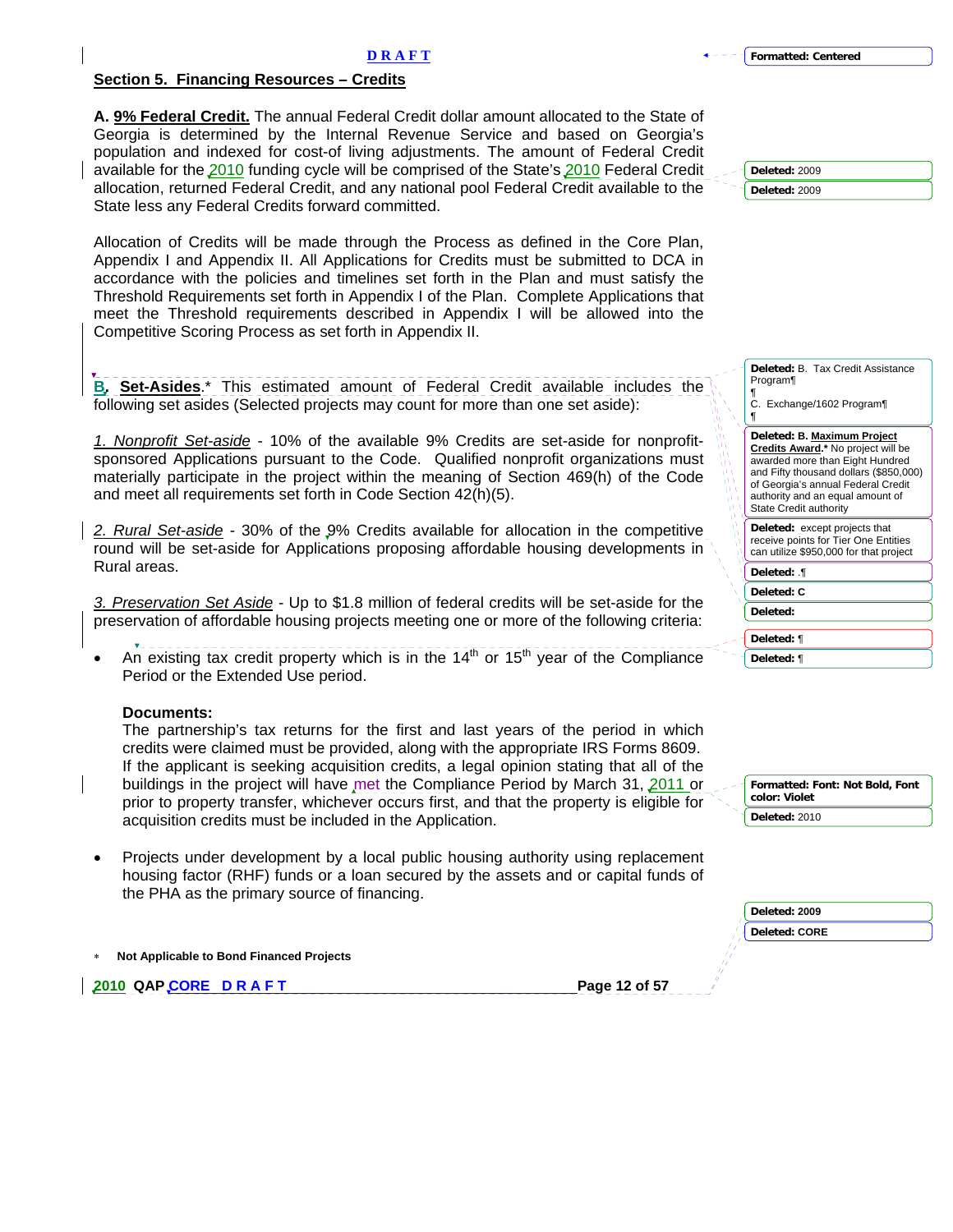## Section 5. Financing Resources – Credits

**A. 9% Federal Credit.** The annual Federal Credit dollar amount allocated to the State of Georgia is determined by the Internal Revenue Service and based on Georgia's population and indexed for cost-of living adjustments. The amount of Federal Credit available for the 2010 funding cycle will be comprised of the State's 2010 Federal Credit allocation, returned Federal Credit, and any national pool Federal Credit available to the State less any Federal Credits forward committed.

Allocation of Credits will be made through the Process as defined in the Core Plan, Appendix I and Appendix II. All Applications for Credits must be submitted to DCA in accordance with the policies and timelines set forth in the Plan and must satisfy the Threshold Requirements set forth in Appendix I of the Plan. Complete Applications that meet the Threshold requirements described in Appendix I will be allowed into the Competitive Scoring Process as set forth in Appendix II.

**B. Set-Asides.*** This estimated amount of Federal Credit available includes the following set asides (Selected projects may count for more than one set aside):

*1. Nonprofit Set-aside* - 10% of the available 9% Credits are set-aside for nonprofit-sponsored Applications pursuant to the Code. Qualified nonprofit organizations must materially participate in the project within the meaning of Section 469(h) of the Code and meet all requirements set forth in Code Section 42(h)(5).

*2. Rural Set-aside* - 30% of the 9% Credits available for allocation in the competitive round will be set-aside for Applications proposing affordable housing developments in Rural areas.

*3. Preservation Set Aside* - Up to $1.8 million of federal credits will be set-aside for the preservation of affordable housing projects meeting one or more of the following criteria:

- An existing tax credit property which is in the 14th or 15th year of the Compliance Period or the Extended Use period.

  **Documents:**
  The partnership's tax returns for the first and last years of the period in which credits were claimed must be provided, along with the appropriate IRS Forms 8609. If the applicant is seeking acquisition credits, a legal opinion stating that all of the buildings in the project will have met the Compliance Period by March 31, 2011 or prior to property transfer, whichever occurs first, and that the property is eligible for acquisition credits must be included in the Application.

- Projects under development by a local public housing authority using replacement housing factor (RHF) funds or a loan secured by the assets and or capital funds of the PHA as the primary source of financing.

\* **Not Applicable to Bond Financed Projects**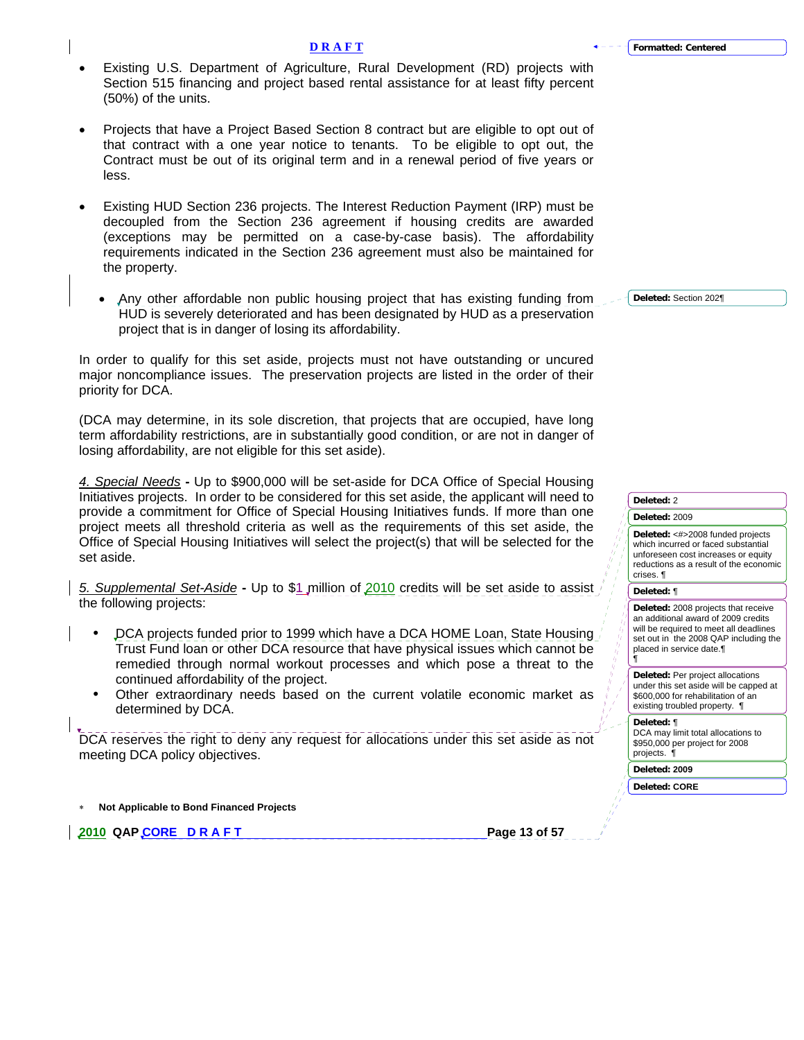- Existing U.S. Department of Agriculture, Rural Development (RD) projects with Section 515 financing and project based rental assistance for at least fifty percent (50%) of the units.

- Projects that have a Project Based Section 8 contract but are eligible to opt out of that contract with a one year notice to tenants. To be eligible to opt out, the Contract must be out of its original term and in a renewal period of five years or less.

- Existing HUD Section 236 projects. The Interest Reduction Payment (IRP) must be decoupled from the Section 236 agreement if housing credits are awarded (exceptions may be permitted on a case-by-case basis). The affordability requirements indicated in the Section 236 agreement must also be maintained for the property.

- Any other affordable non public housing project that has existing funding from HUD is severely deteriorated and has been designated by HUD as a preservation project that is in danger of losing its affordability.

In order to qualify for this set aside, projects must not have outstanding or uncured major noncompliance issues. The preservation projects are listed in the order of their priority for DCA.

(DCA may determine, in its sole discretion, that projects that are occupied, have long term affordability restrictions, are in substantially good condition, or are not in danger of losing affordability, are not eligible for this set aside).

*4. Special Needs* **-** Up to $900,000 will be set-aside for DCA Office of Special Housing Initiatives projects. In order to be considered for this set aside, the applicant will need to provide a commitment for Office of Special Housing Initiatives funds. If more than one project meets all threshold criteria as well as the requirements of this set aside, the Office of Special Housing Initiatives will select the project(s) that will be selected for the set aside.

*5. Supplemental Set-Aside* **-** Up to $1 million of 2010 credits will be set aside to assist the following projects:

- DCA projects funded prior to 1999 which have a DCA HOME Loan, State Housing Trust Fund loan or other DCA resource that have physical issues which cannot be remedied through normal workout processes and which pose a threat to the continued affordability of the project.
- Other extraordinary needs based on the current volatile economic market as determined by DCA.

DCA reserves the right to deny any request for allocations under this set aside as not meeting DCA policy objectives.

\* **Not Applicable to Bond Financed Projects**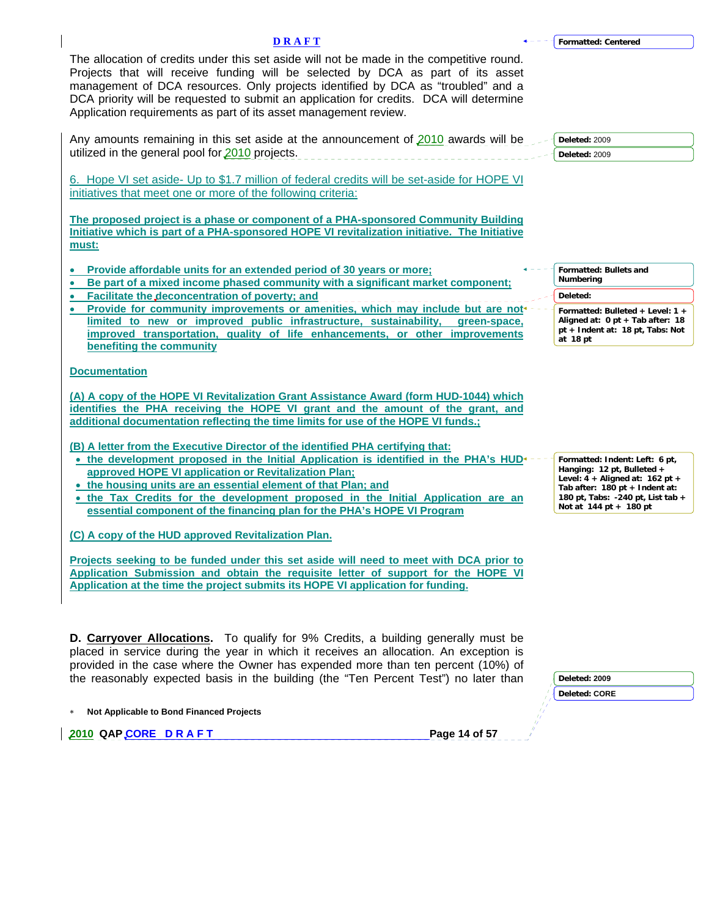The allocation of credits under this set aside will not be made in the competitive round. Projects that will receive funding will be selected by DCA as part of its asset management of DCA resources. Only projects identified by DCA as "troubled" and a DCA priority will be requested to submit an application for credits. DCA will determine Application requirements as part of its asset management review.

Any amounts remaining in this set aside at the announcement of 2010 awards will be utilized in the general pool for 2010 projects.

6. Hope VI set aside- Up to $1.7 million of federal credits will be set-aside for HOPE VI initiatives that meet one or more of the following criteria:

**The proposed project is a phase or component of a PHA-sponsored Community Building Initiative which is part of a PHA-sponsored HOPE VI revitalization initiative. The Initiative must:**

- **Provide affordable units for an extended period of 30 years or more;**
- **Be part of a mixed income phased community with a significant market component;**
- **Facilitate the deconcentration of poverty; and**
- **Provide for community improvements or amenities, which may include but are not limited to new or improved public infrastructure, sustainability, green-space, improved transportation, quality of life enhancements, or other improvements benefiting the community**

**Documentation**

**(A) A copy of the HOPE VI Revitalization Grant Assistance Award (form HUD-1044) which identifies the PHA receiving the HOPE VI grant and the amount of the grant, and additional documentation reflecting the time limits for use of the HOPE VI funds.;**

**(B) A letter from the Executive Director of the identified PHA certifying that:**

- **the development proposed in the Initial Application is identified in the PHA's HUD approved HOPE VI application or Revitalization Plan;**
- **the housing units are an essential element of that Plan; and**
- **the Tax Credits for the development proposed in the Initial Application are an essential component of the financing plan for the PHA's HOPE VI Program**

**(C) A copy of the HUD approved Revitalization Plan.**

**Projects seeking to be funded under this set aside will need to meet with DCA prior to Application Submission and obtain the requisite letter of support for the HOPE VI Application at the time the project submits its HOPE VI application for funding.**

**D. Carryover Allocations.** To qualify for 9% Credits, a building generally must be placed in service during the year in which it receives an allocation. An exception is provided in the case where the Owner has expended more than ten percent (10%) of the reasonably expected basis in the building (the "Ten Percent Test") no later than

\* **Not Applicable to Bond Financed Projects**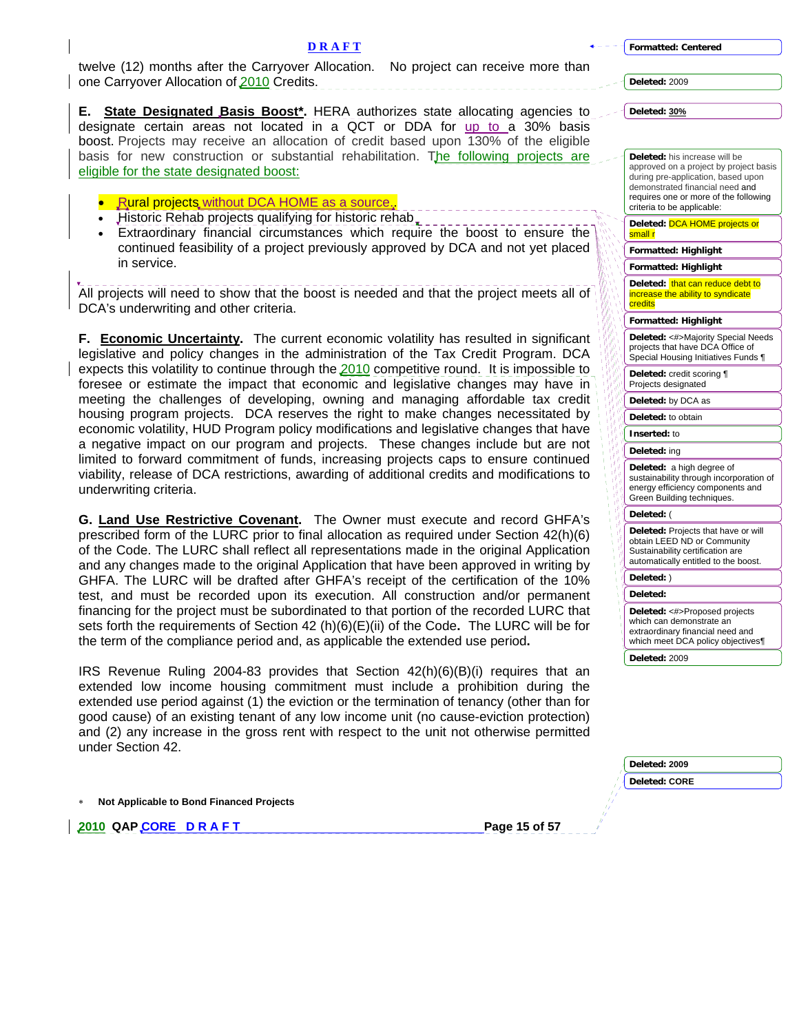twelve (12) months after the Carryover Allocation. No project can receive more than one Carryover Allocation of 2010 Credits.

**E. State Designated Basis Boost*.** HERA authorizes state allocating agencies to designate certain areas not located in a QCT or DDA for up to a 30% basis boost. Projects may receive an allocation of credit based upon 130% of the eligible basis for new construction or substantial rehabilitation. The following projects are eligible for the state designated boost:

- Rural projects without DCA HOME as a source.
- Historic Rehab projects qualifying for historic rehab.
- Extraordinary financial circumstances which require the boost to ensure the continued feasibility of a project previously approved by DCA and not yet placed in service.

All projects will need to show that the boost is needed and that the project meets all of DCA's underwriting and other criteria.

**F. Economic Uncertainty.** The current economic volatility has resulted in significant legislative and policy changes in the administration of the Tax Credit Program. DCA expects this volatility to continue through the 2010 competitive round. It is impossible to foresee or estimate the impact that economic and legislative changes may have in meeting the challenges of developing, owning and managing affordable tax credit housing program projects. DCA reserves the right to make changes necessitated by economic volatility, HUD Program policy modifications and legislative changes that have a negative impact on our program and projects. These changes include but are not limited to forward commitment of funds, increasing projects caps to ensure continued viability, release of DCA restrictions, awarding of additional credits and modifications to underwriting criteria.

**G. Land Use Restrictive Covenant.** The Owner must execute and record GHFA's prescribed form of the LURC prior to final allocation as required under Section 42(h)(6) of the Code. The LURC shall reflect all representations made in the original Application and any changes made to the original Application that have been approved in writing by GHFA. The LURC will be drafted after GHFA's receipt of the certification of the 10% test, and must be recorded upon its execution. All construction and/or permanent financing for the project must be subordinated to that portion of the recorded LURC that sets forth the requirements of Section 42 (h)(6)(E)(ii) of the Code**.** The LURC will be for the term of the compliance period and, as applicable the extended use period**.**

IRS Revenue Ruling 2004-83 provides that Section 42(h)(6)(B)(i) requires that an extended low income housing commitment must include a prohibition during the extended use period against (1) the eviction or the termination of tenancy (other than for good cause) of an existing tenant of any low income unit (no cause-eviction protection) and (2) any increase in the gross rent with respect to the unit not otherwise permitted under Section 42.

\* **Not Applicable to Bond Financed Projects**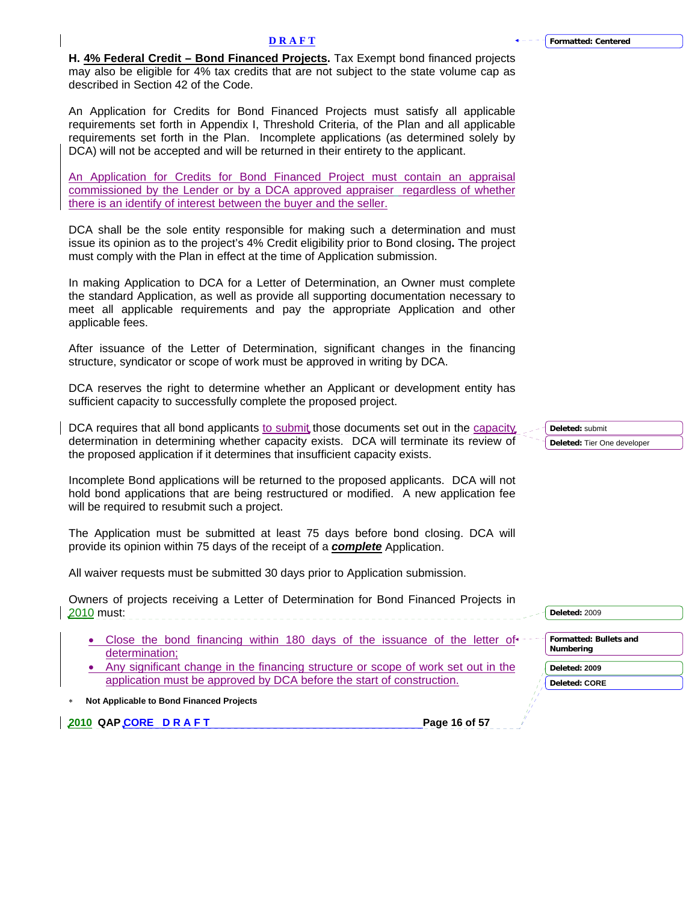**H. <u>4% Federal Credit – Bond Financed Projects</u>.** Tax Exempt bond financed projects may also be eligible for 4% tax credits that are not subject to the state volume cap as described in Section 42 of the Code.

An Application for Credits for Bond Financed Projects must satisfy all applicable requirements set forth in Appendix I, Threshold Criteria, of the Plan and all applicable requirements set forth in the Plan. Incomplete applications (as determined solely by DCA) will not be accepted and will be returned in their entirety to the applicant.

An Application for Credits for Bond Financed Project must contain an appraisal commissioned by the Lender or by a DCA approved appraiser regardless of whether there is an identify of interest between the buyer and the seller.

DCA shall be the sole entity responsible for making such a determination and must issue its opinion as to the project's 4% Credit eligibility prior to Bond closing**.** The project must comply with the Plan in effect at the time of Application submission.

In making Application to DCA for a Letter of Determination, an Owner must complete the standard Application, as well as provide all supporting documentation necessary to meet all applicable requirements and pay the appropriate Application and other applicable fees.

After issuance of the Letter of Determination, significant changes in the financing structure, syndicator or scope of work must be approved in writing by DCA.

DCA reserves the right to determine whether an Applicant or development entity has sufficient capacity to successfully complete the proposed project.

DCA requires that all bond applicants to submit those documents set out in the capacity determination in determining whether capacity exists. DCA will terminate its review of the proposed application if it determines that insufficient capacity exists.

Incomplete Bond applications will be returned to the proposed applicants. DCA will not hold bond applications that are being restructured or modified. A new application fee will be required to resubmit such a project.

The Application must be submitted at least 75 days before bond closing. DCA will provide its opinion within 75 days of the receipt of a ***<u>complete</u>*** Application.

All waiver requests must be submitted 30 days prior to Application submission.

Owners of projects receiving a Letter of Determination for Bond Financed Projects in 2010 must:

- Close the bond financing within 180 days of the issuance of the letter of determination;
- Any significant change in the financing structure or scope of work set out in the application must be approved by DCA before the start of construction.

\* **Not Applicable to Bond Financed Projects**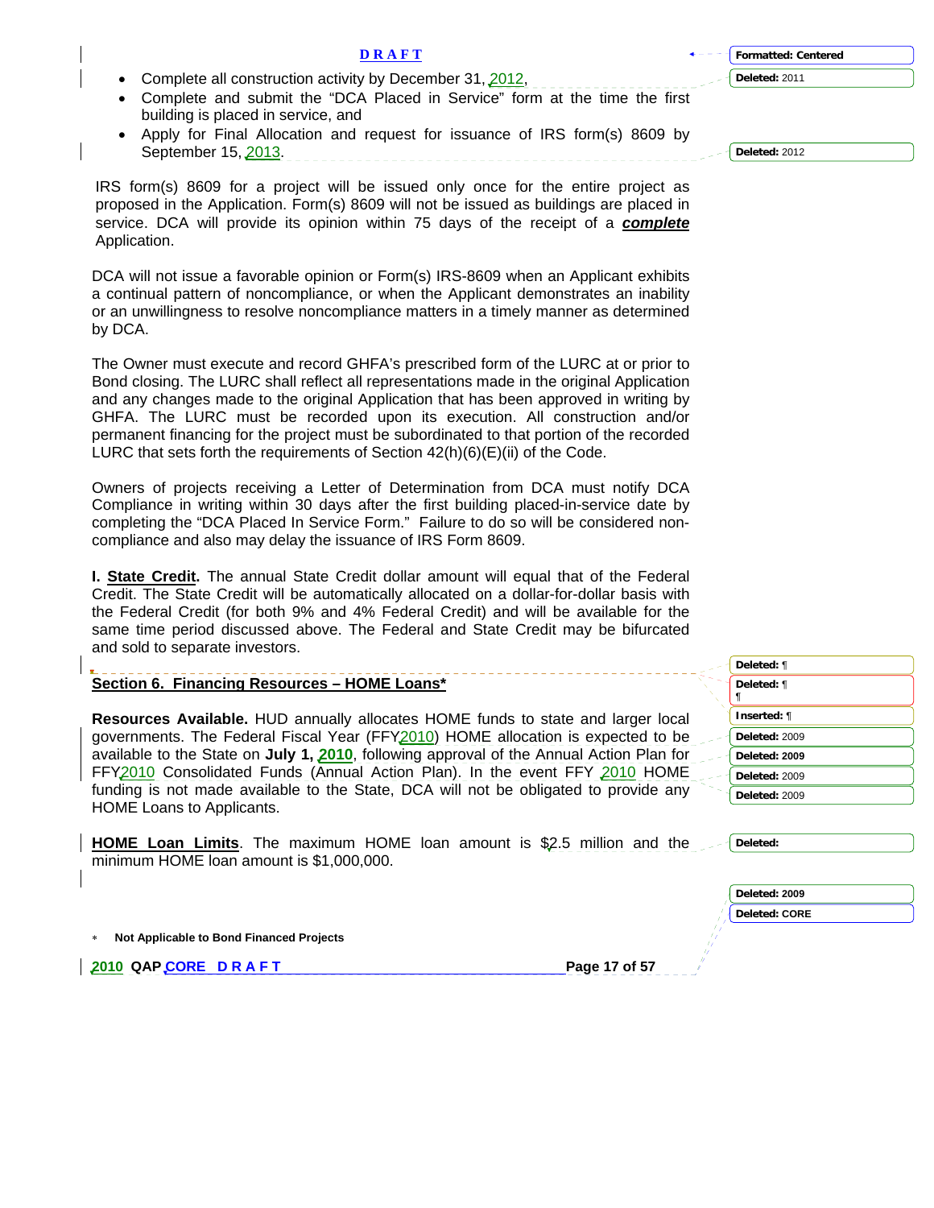- Complete all construction activity by December 31, 2012,
- Complete and submit the "DCA Placed in Service" form at the time the first building is placed in service, and
- Apply for Final Allocation and request for issuance of IRS form(s) 8609 by September 15, 2013.

IRS form(s) 8609 for a project will be issued only once for the entire project as proposed in the Application. Form(s) 8609 will not be issued as buildings are placed in service. DCA will provide its opinion within 75 days of the receipt of a ***complete*** Application.

DCA will not issue a favorable opinion or Form(s) IRS-8609 when an Applicant exhibits a continual pattern of noncompliance, or when the Applicant demonstrates an inability or an unwillingness to resolve noncompliance matters in a timely manner as determined by DCA.

The Owner must execute and record GHFA's prescribed form of the LURC at or prior to Bond closing. The LURC shall reflect all representations made in the original Application and any changes made to the original Application that has been approved in writing by GHFA. The LURC must be recorded upon its execution. All construction and/or permanent financing for the project must be subordinated to that portion of the recorded LURC that sets forth the requirements of Section 42(h)(6)(E)(ii) of the Code.

Owners of projects receiving a Letter of Determination from DCA must notify DCA Compliance in writing within 30 days after the first building placed-in-service date by completing the "DCA Placed In Service Form." Failure to do so will be considered non-compliance and also may delay the issuance of IRS Form 8609.

**I. State Credit.** The annual State Credit dollar amount will equal that of the Federal Credit. The State Credit will be automatically allocated on a dollar-for-dollar basis with the Federal Credit (for both 9% and 4% Federal Credit) and will be available for the same time period discussed above. The Federal and State Credit may be bifurcated and sold to separate investors.

## Section 6. Financing Resources – HOME Loans*

**Resources Available.** HUD annually allocates HOME funds to state and larger local governments. The Federal Fiscal Year (FFY2010) HOME allocation is expected to be available to the State on **July 1, 2010**, following approval of the Annual Action Plan for FFY2010 Consolidated Funds (Annual Action Plan). In the event FFY 2010 HOME funding is not made available to the State, DCA will not be obligated to provide any HOME Loans to Applicants.

**HOME Loan Limits**. The maximum HOME loan amount is $2.5 million and the minimum HOME loan amount is $1,000,000.

\* Not Applicable to Bond Financed Projects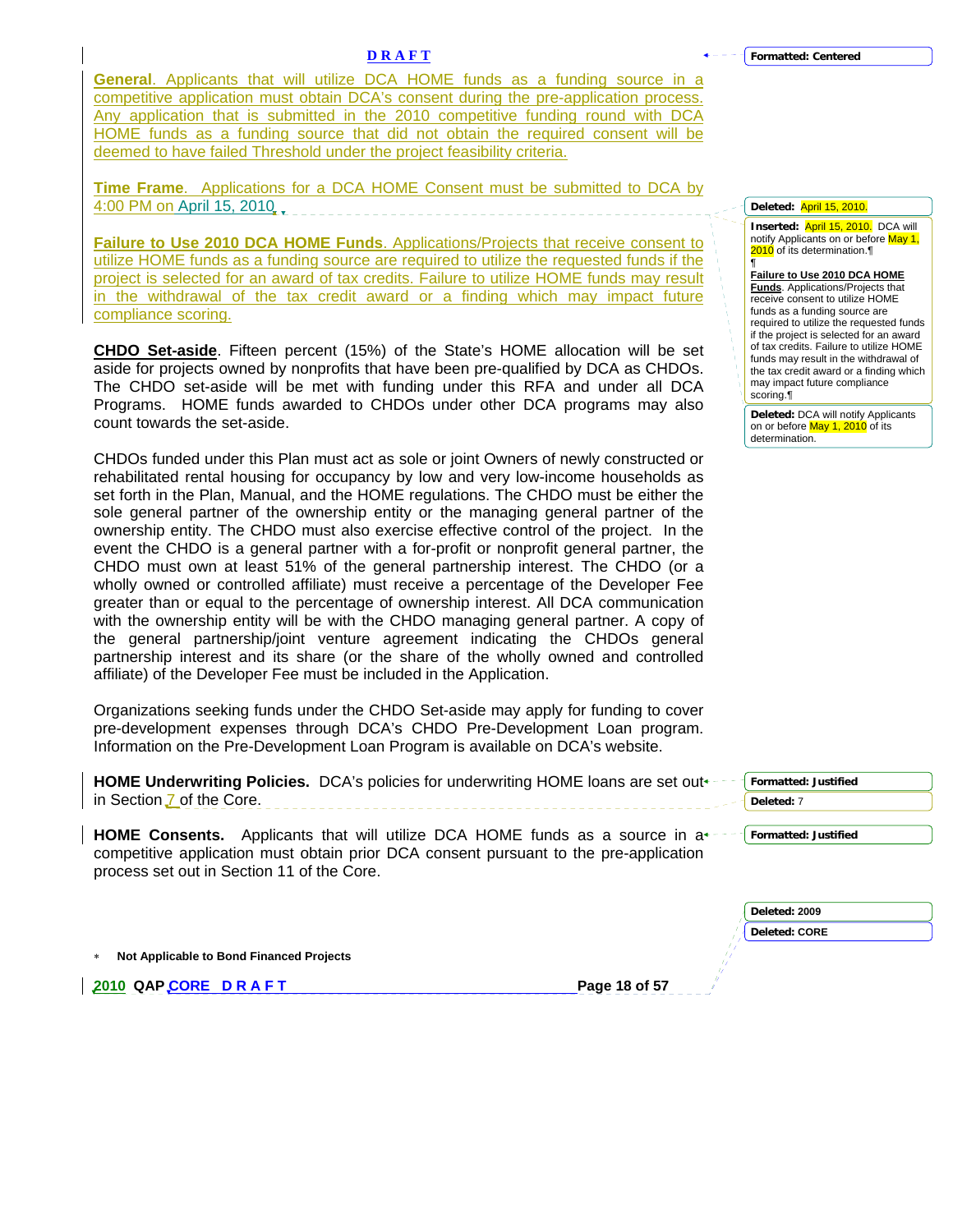**General**. Applicants that will utilize DCA HOME funds as a funding source in a competitive application must obtain DCA's consent during the pre-application process. Any application that is submitted in the 2010 competitive funding round with DCA HOME funds as a funding source that did not obtain the required consent will be deemed to have failed Threshold under the project feasibility criteria.

**Time Frame**. Applications for a DCA HOME Consent must be submitted to DCA by 4:00 PM on April 15, 2010.

**Failure to Use 2010 DCA HOME Funds**. Applications/Projects that receive consent to utilize HOME funds as a funding source are required to utilize the requested funds if the project is selected for an award of tax credits. Failure to utilize HOME funds may result in the withdrawal of the tax credit award or a finding which may impact future compliance scoring.

**CHDO Set-aside**. Fifteen percent (15%) of the State's HOME allocation will be set aside for projects owned by nonprofits that have been pre-qualified by DCA as CHDOs. The CHDO set-aside will be met with funding under this RFA and under all DCA Programs. HOME funds awarded to CHDOs under other DCA programs may also count towards the set-aside.

CHDOs funded under this Plan must act as sole or joint Owners of newly constructed or rehabilitated rental housing for occupancy by low and very low-income households as set forth in the Plan, Manual, and the HOME regulations. The CHDO must be either the sole general partner of the ownership entity or the managing general partner of the ownership entity. The CHDO must also exercise effective control of the project. In the event the CHDO is a general partner with a for-profit or nonprofit general partner, the CHDO must own at least 51% of the general partnership interest. The CHDO (or a wholly owned or controlled affiliate) must receive a percentage of the Developer Fee greater than or equal to the percentage of ownership interest. All DCA communication with the ownership entity will be with the CHDO managing general partner. A copy of the general partnership/joint venture agreement indicating the CHDOs general partnership interest and its share (or the share of the wholly owned and controlled affiliate) of the Developer Fee must be included in the Application.

Organizations seeking funds under the CHDO Set-aside may apply for funding to cover pre-development expenses through DCA's CHDO Pre-Development Loan program. Information on the Pre-Development Loan Program is available on DCA's website.

**HOME Underwriting Policies.** DCA's policies for underwriting HOME loans are set out in Section 7 of the Core.

**HOME Consents.** Applicants that will utilize DCA HOME funds as a source in a competitive application must obtain prior DCA consent pursuant to the pre-application process set out in Section 11 of the Core.

\* **Not Applicable to Bond Financed Projects**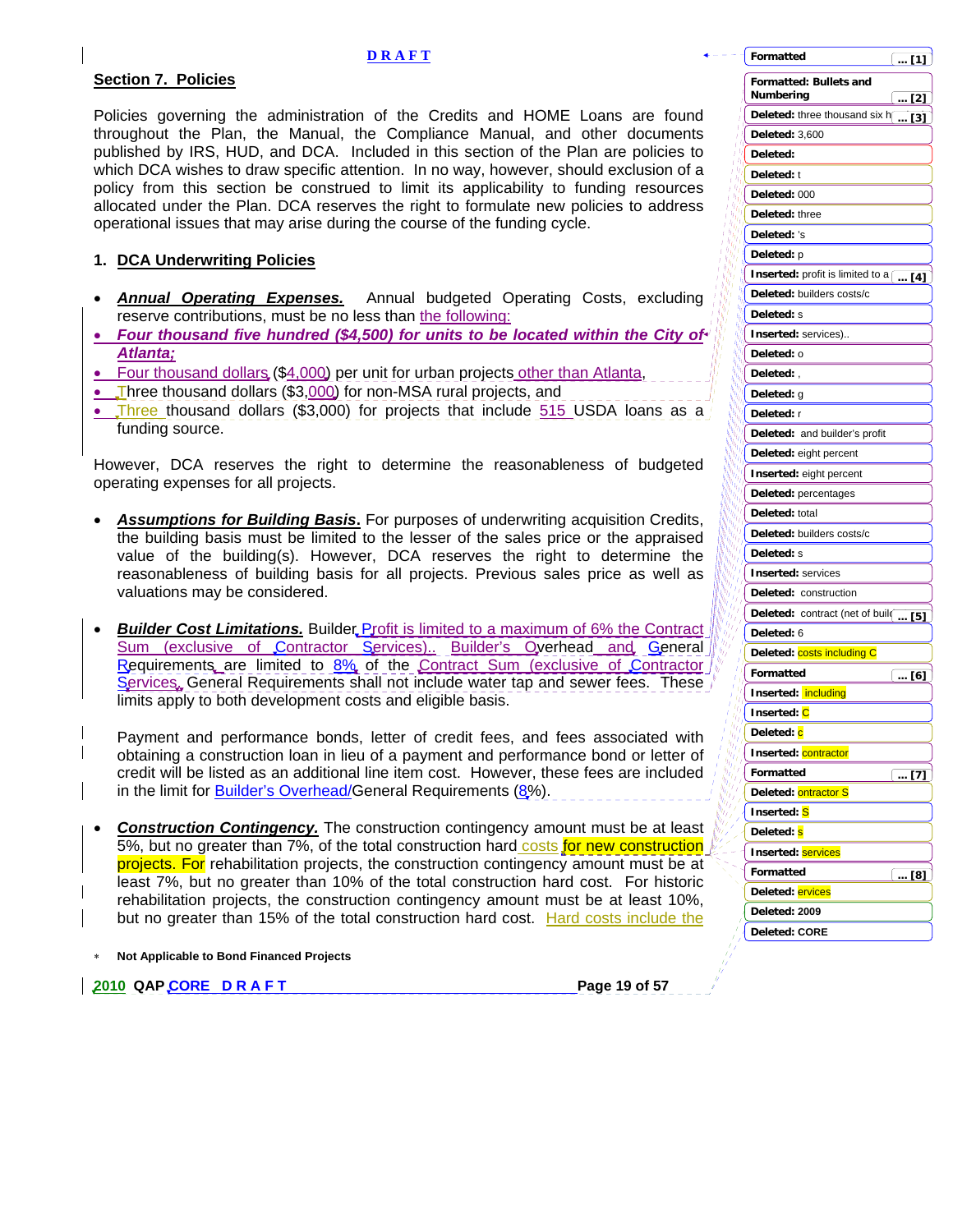## Section 7. Policies

Policies governing the administration of the Credits and HOME Loans are found throughout the Plan, the Manual, the Compliance Manual, and other documents published by IRS, HUD, and DCA. Included in this section of the Plan are policies to which DCA wishes to draw specific attention. In no way, however, should exclusion of a policy from this section be construed to limit its applicability to funding resources allocated under the Plan. DCA reserves the right to formulate new policies to address operational issues that may arise during the course of the funding cycle.

### 1. DCA Underwriting Policies

- ***Annual Operating Expenses.*** Annual budgeted Operating Costs, excluding reserve contributions, must be no less than the following:
- ***Four thousand five hundred ($4,500) for units to be located within the City of Atlanta;***
- Four thousand dollars ($4,000) per unit for urban projects other than Atlanta,
- Three thousand dollars ($3,000) for non-MSA rural projects, and
- Three thousand dollars ($3,000) for projects that include 515 USDA loans as a funding source.

However, DCA reserves the right to determine the reasonableness of budgeted operating expenses for all projects.

- ***Assumptions for Building Basis.*** For purposes of underwriting acquisition Credits, the building basis must be limited to the lesser of the sales price or the appraised value of the building(s). However, DCA reserves the right to determine the reasonableness of building basis for all projects. Previous sales price as well as valuations may be considered.

- ***Builder Cost Limitations.*** Builder Profit is limited to a maximum of 6% the Contract Sum (exclusive of Contractor Services).. Builder's Overhead and General Requirements are limited to 8% of the Contract Sum (exclusive of Contractor Services). General Requirements shall not include water tap and sewer fees. These limits apply to both development costs and eligible basis.

  Payment and performance bonds, letter of credit fees, and fees associated with obtaining a construction loan in lieu of a payment and performance bond or letter of credit will be listed as an additional line item cost. However, these fees are included in the limit for Builder's Overhead/General Requirements (8%).

- ***Construction Contingency.*** The construction contingency amount must be at least 5%, but no greater than 7%, of the total construction hard costs for new construction projects. For rehabilitation projects, the construction contingency amount must be at least 7%, but no greater than 10% of the total construction hard cost. For historic rehabilitation projects, the construction contingency amount must be at least 10%, but no greater than 15% of the total construction hard cost. Hard costs include the

\* **Not Applicable to Bond Financed Projects**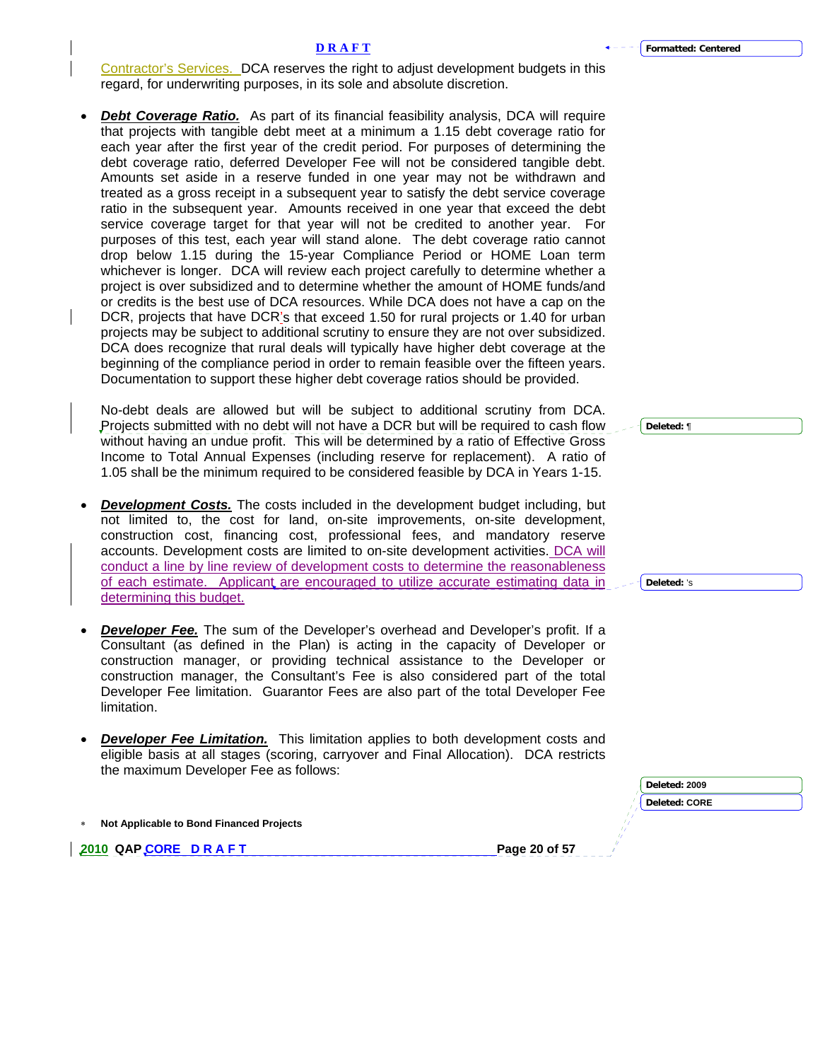Contractor's Services. DCA reserves the right to adjust development budgets in this regard, for underwriting purposes, in its sole and absolute discretion.

- ***Debt Coverage Ratio.*** As part of its financial feasibility analysis, DCA will require that projects with tangible debt meet at a minimum a 1.15 debt coverage ratio for each year after the first year of the credit period. For purposes of determining the debt coverage ratio, deferred Developer Fee will not be considered tangible debt. Amounts set aside in a reserve funded in one year may not be withdrawn and treated as a gross receipt in a subsequent year to satisfy the debt service coverage ratio in the subsequent year. Amounts received in one year that exceed the debt service coverage target for that year will not be credited to another year. For purposes of this test, each year will stand alone. The debt coverage ratio cannot drop below 1.15 during the 15-year Compliance Period or HOME Loan term whichever is longer. DCA will review each project carefully to determine whether a project is over subsidized and to determine whether the amount of HOME funds/and or credits is the best use of DCA resources. While DCA does not have a cap on the DCR, projects that have DCR's that exceed 1.50 for rural projects or 1.40 for urban projects may be subject to additional scrutiny to ensure they are not over subsidized. DCA does recognize that rural deals will typically have higher debt coverage at the beginning of the compliance period in order to remain feasible over the fifteen years. Documentation to support these higher debt coverage ratios should be provided.

  No-debt deals are allowed but will be subject to additional scrutiny from DCA. Projects submitted with no debt will not have a DCR but will be required to cash flow without having an undue profit. This will be determined by a ratio of Effective Gross Income to Total Annual Expenses (including reserve for replacement). A ratio of 1.05 shall be the minimum required to be considered feasible by DCA in Years 1-15.

- ***Development Costs.*** The costs included in the development budget including, but not limited to, the cost for land, on-site improvements, on-site development, construction cost, financing cost, professional fees, and mandatory reserve accounts. Development costs are limited to on-site development activities. DCA will conduct a line by line review of development costs to determine the reasonableness of each estimate. Applicant are encouraged to utilize accurate estimating data in determining this budget.

- ***Developer Fee.*** The sum of the Developer's overhead and Developer's profit. If a Consultant (as defined in the Plan) is acting in the capacity of Developer or construction manager, or providing technical assistance to the Developer or construction manager, the Consultant's Fee is also considered part of the total Developer Fee limitation. Guarantor Fees are also part of the total Developer Fee limitation.

- ***Developer Fee Limitation.*** This limitation applies to both development costs and eligible basis at all stages (scoring, carryover and Final Allocation). DCA restricts the maximum Developer Fee as follows:

\* **Not Applicable to Bond Financed Projects**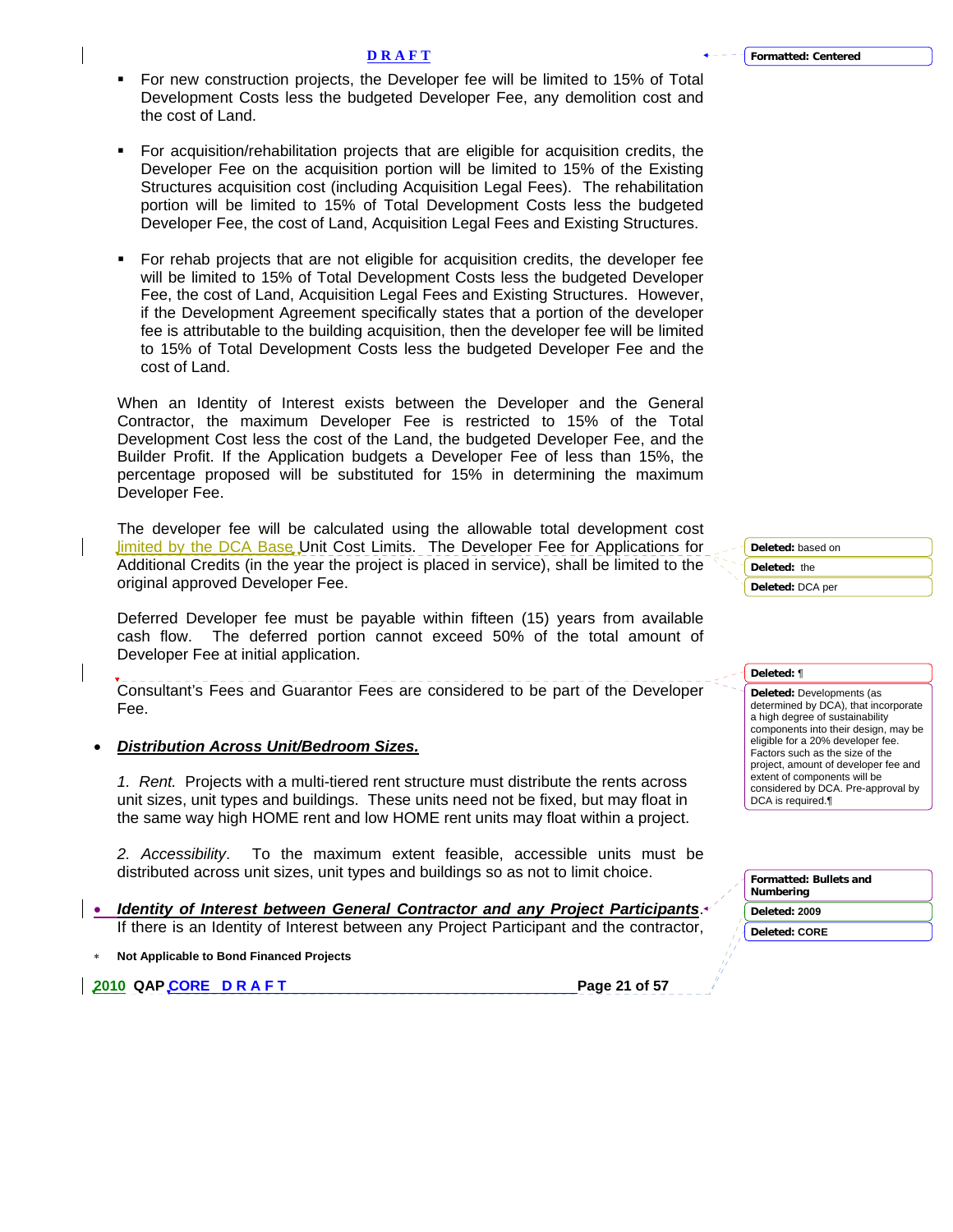- For new construction projects, the Developer fee will be limited to 15% of Total Development Costs less the budgeted Developer Fee, any demolition cost and the cost of Land.

- For acquisition/rehabilitation projects that are eligible for acquisition credits, the Developer Fee on the acquisition portion will be limited to 15% of the Existing Structures acquisition cost (including Acquisition Legal Fees). The rehabilitation portion will be limited to 15% of Total Development Costs less the budgeted Developer Fee, the cost of Land, Acquisition Legal Fees and Existing Structures.

- For rehab projects that are not eligible for acquisition credits, the developer fee will be limited to 15% of Total Development Costs less the budgeted Developer Fee, the cost of Land, Acquisition Legal Fees and Existing Structures. However, if the Development Agreement specifically states that a portion of the developer fee is attributable to the building acquisition, then the developer fee will be limited to 15% of Total Development Costs less the budgeted Developer Fee and the cost of Land.

When an Identity of Interest exists between the Developer and the General Contractor, the maximum Developer Fee is restricted to 15% of the Total Development Cost less the cost of the Land, the budgeted Developer Fee, and the Builder Profit. If the Application budgets a Developer Fee of less than 15%, the percentage proposed will be substituted for 15% in determining the maximum Developer Fee.

The developer fee will be calculated using the allowable total development cost limited by the DCA Base Unit Cost Limits. The Developer Fee for Applications for Additional Credits (in the year the project is placed in service), shall be limited to the original approved Developer Fee.

Deferred Developer fee must be payable within fifteen (15) years from available cash flow. The deferred portion cannot exceed 50% of the total amount of Developer Fee at initial application.

Consultant's Fees and Guarantor Fees are considered to be part of the Developer Fee.

- ***Distribution Across Unit/Bedroom Sizes.***

  *1. Rent.* Projects with a multi-tiered rent structure must distribute the rents across unit sizes, unit types and buildings. These units need not be fixed, but may float in the same way high HOME rent and low HOME rent units may float within a project.

  *2. Accessibility*. To the maximum extent feasible, accessible units must be distributed across unit sizes, unit types and buildings so as not to limit choice.

- ***Identity of Interest between General Contractor and any Project Participants***. If there is an Identity of Interest between any Project Participant and the contractor,

\* Not Applicable to Bond Financed Projects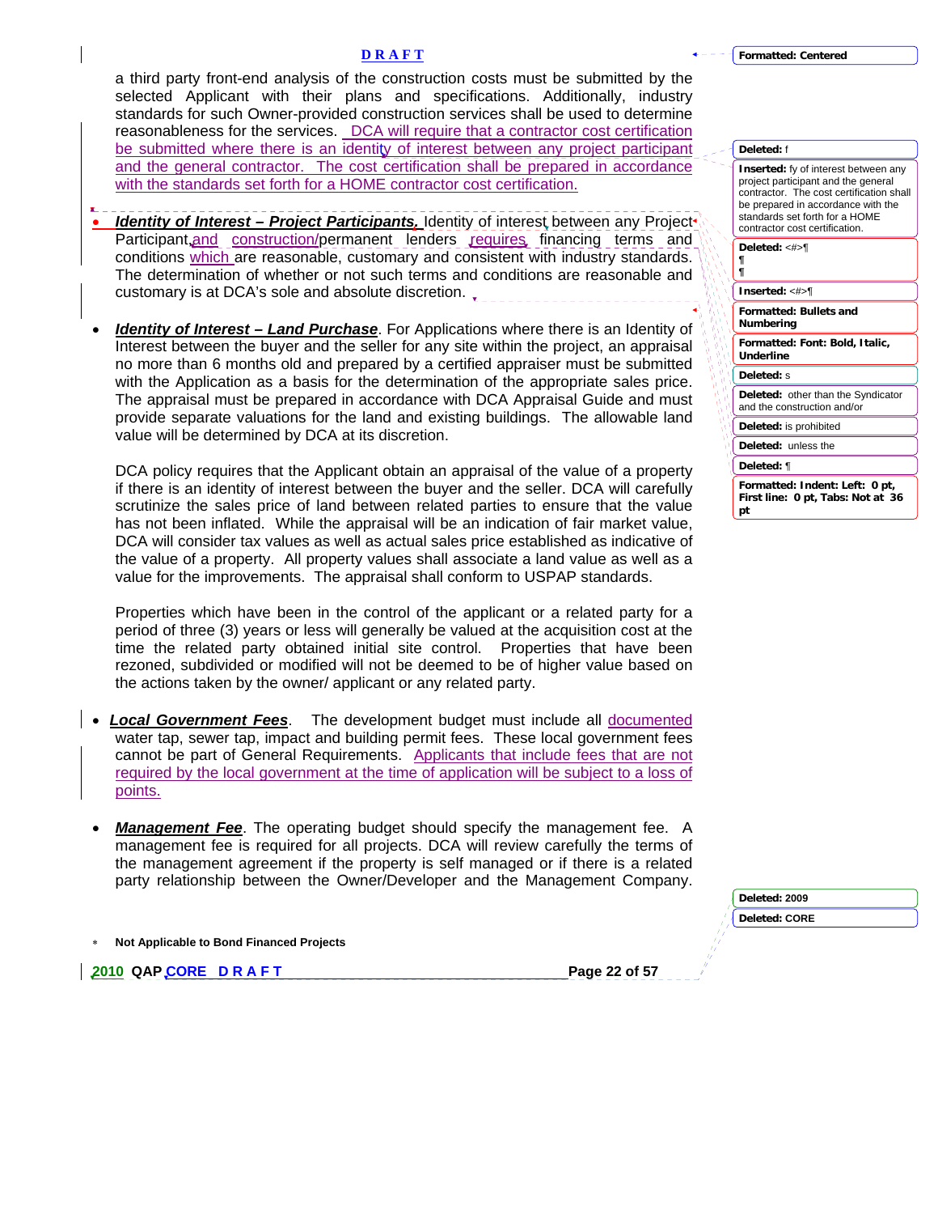a third party front-end analysis of the construction costs must be submitted by the selected Applicant with their plans and specifications. Additionally, industry standards for such Owner-provided construction services shall be used to determine reasonableness for the services. DCA will require that a contractor cost certification be submitted where there is an identity of interest between any project participant and the general contractor. The cost certification shall be prepared in accordance with the standards set forth for a HOME contractor cost certification.

- ***Identity of Interest – Project Participants.*** Identity of interest between any Project Participant and construction/permanent lenders requires financing terms and conditions which are reasonable, customary and consistent with industry standards. The determination of whether or not such terms and conditions are reasonable and customary is at DCA's sole and absolute discretion.

- ***Identity of Interest – Land Purchase***. For Applications where there is an Identity of Interest between the buyer and the seller for any site within the project, an appraisal no more than 6 months old and prepared by a certified appraiser must be submitted with the Application as a basis for the determination of the appropriate sales price. The appraisal must be prepared in accordance with DCA Appraisal Guide and must provide separate valuations for the land and existing buildings. The allowable land value will be determined by DCA at its discretion.

  DCA policy requires that the Applicant obtain an appraisal of the value of a property if there is an identity of interest between the buyer and the seller. DCA will carefully scrutinize the sales price of land between related parties to ensure that the value has not been inflated. While the appraisal will be an indication of fair market value, DCA will consider tax values as well as actual sales price established as indicative of the value of a property. All property values shall associate a land value as well as a value for the improvements. The appraisal shall conform to USPAP standards.

  Properties which have been in the control of the applicant or a related party for a period of three (3) years or less will generally be valued at the acquisition cost at the time the related party obtained initial site control. Properties that have been rezoned, subdivided or modified will not be deemed to be of higher value based on the actions taken by the owner/ applicant or any related party.

- ***Local Government Fees***. The development budget must include all documented water tap, sewer tap, impact and building permit fees. These local government fees cannot be part of General Requirements. Applicants that include fees that are not required by the local government at the time of application will be subject to a loss of points.

- ***Management Fee***. The operating budget should specify the management fee. A management fee is required for all projects. DCA will review carefully the terms of the management agreement if the property is self managed or if there is a related party relationship between the Owner/Developer and the Management Company.

* **Not Applicable to Bond Financed Projects**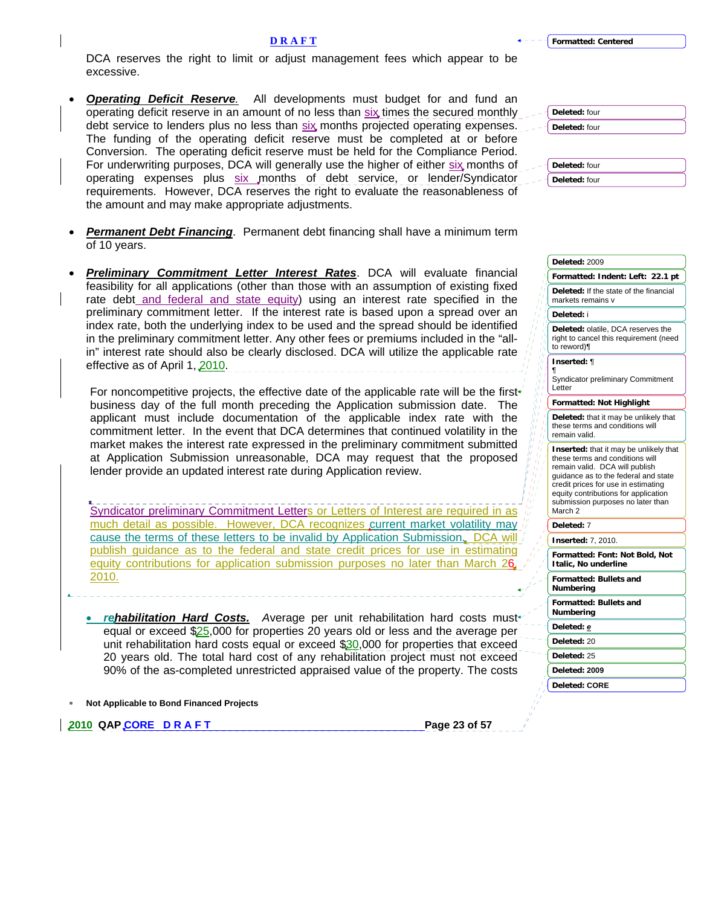DCA reserves the right to limit or adjust management fees which appear to be excessive.

- ***Operating Deficit Reserve***. All developments must budget for and fund an operating deficit reserve in an amount of no less than six times the secured monthly debt service to lenders plus no less than six months projected operating expenses. The funding of the operating deficit reserve must be completed at or before Conversion. The operating deficit reserve must be held for the Compliance Period. For underwriting purposes, DCA will generally use the higher of either six months of operating expenses plus six months of debt service, or lender/Syndicator requirements. However, DCA reserves the right to evaluate the reasonableness of the amount and may make appropriate adjustments.

- ***Permanent Debt Financing***. Permanent debt financing shall have a minimum term of 10 years.

- ***Preliminary Commitment Letter Interest Rates***. DCA will evaluate financial feasibility for all applications (other than those with an assumption of existing fixed rate debt and federal and state equity) using an interest rate specified in the preliminary commitment letter. If the interest rate is based upon a spread over an index rate, both the underlying index to be used and the spread should be identified in the preliminary commitment letter. Any other fees or premiums included in the "all-in" interest rate should also be clearly disclosed. DCA will utilize the applicable rate effective as of April 1, 2010.

  For noncompetitive projects, the effective date of the applicable rate will be the first business day of the full month preceding the Application submission date. The applicant must include documentation of the applicable index rate with the commitment letter. In the event that DCA determines that continued volatility in the market makes the interest rate expressed in the preliminary commitment submitted at Application Submission unreasonable, DCA may request that the proposed lender provide an updated interest rate during Application review.

  Syndicator preliminary Commitment Letters or Letters of Interest are required in as much detail as possible. However, DCA recognizes current market volatility may cause the terms of these letters to be invalid by Application Submission. DCA will publish guidance as to the federal and state credit prices for use in estimating equity contributions for application submission purposes no later than March 26, 2010.

- ***rehabilitation Hard Costs.*** *A*verage per unit rehabilitation hard costs must equal or exceed $25,000 for properties 20 years old or less and the average per unit rehabilitation hard costs equal or exceed $30,000 for properties that exceed 20 years old. The total hard cost of any rehabilitation project must not exceed 90% of the as-completed unrestricted appraised value of the property. The costs

\* **Not Applicable to Bond Financed Projects**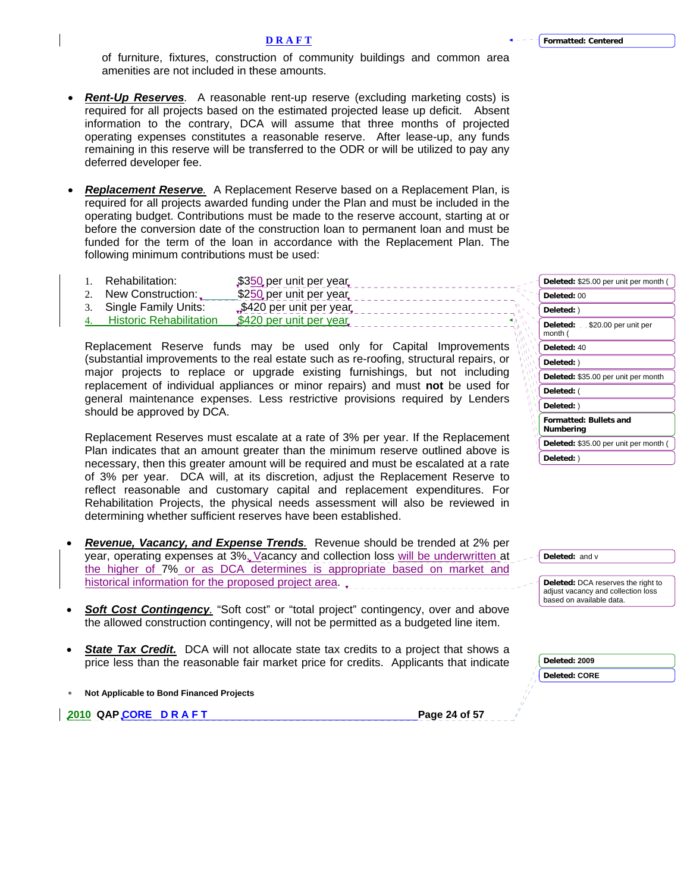of furniture, fixtures, construction of community buildings and common area amenities are not included in these amounts.

- ***Rent-Up Reserves***. A reasonable rent-up reserve (excluding marketing costs) is required for all projects based on the estimated projected lease up deficit. Absent information to the contrary, DCA will assume that three months of projected operating expenses constitutes a reasonable reserve. After lease-up, any funds remaining in this reserve will be transferred to the ODR or will be utilized to pay any deferred developer fee.

- ***Replacement Reserve***. A Replacement Reserve based on a Replacement Plan, is required for all projects awarded funding under the Plan and must be included in the operating budget. Contributions must be made to the reserve account, starting at or before the conversion date of the construction loan to permanent loan and must be funded for the term of the loan in accordance with the Replacement Plan. The following minimum contributions must be used:

  1. Rehabilitation: $350 per unit per year
  2. New Construction: $250 per unit per year
  3. Single Family Units: $420 per unit per year
  4. Historic Rehabilitation $420 per unit per year

  Replacement Reserve funds may be used only for Capital Improvements (substantial improvements to the real estate such as re-roofing, structural repairs, or major projects to replace or upgrade existing furnishings, but not including replacement of individual appliances or minor repairs) and must **not** be used for general maintenance expenses. Less restrictive provisions required by Lenders should be approved by DCA.

  Replacement Reserves must escalate at a rate of 3% per year. If the Replacement Plan indicates that an amount greater than the minimum reserve outlined above is necessary, then this greater amount will be required and must be escalated at a rate of 3% per year. DCA will, at its discretion, adjust the Replacement Reserve to reflect reasonable and customary capital and replacement expenditures. For Rehabilitation Projects, the physical needs assessment will also be reviewed in determining whether sufficient reserves have been established.

- ***Revenue, Vacancy, and Expense Trends***. Revenue should be trended at 2% per year, operating expenses at 3%. Vacancy and collection loss will be underwritten at the higher of 7% or as DCA determines is appropriate based on market and historical information for the proposed project area.

- ***Soft Cost Contingency***. "Soft cost" or "total project" contingency, over and above the allowed construction contingency, will not be permitted as a budgeted line item.

- ***State Tax Credit.*** DCA will not allocate state tax credits to a project that shows a price less than the reasonable fair market price for credits. Applicants that indicate

* **Not Applicable to Bond Financed Projects**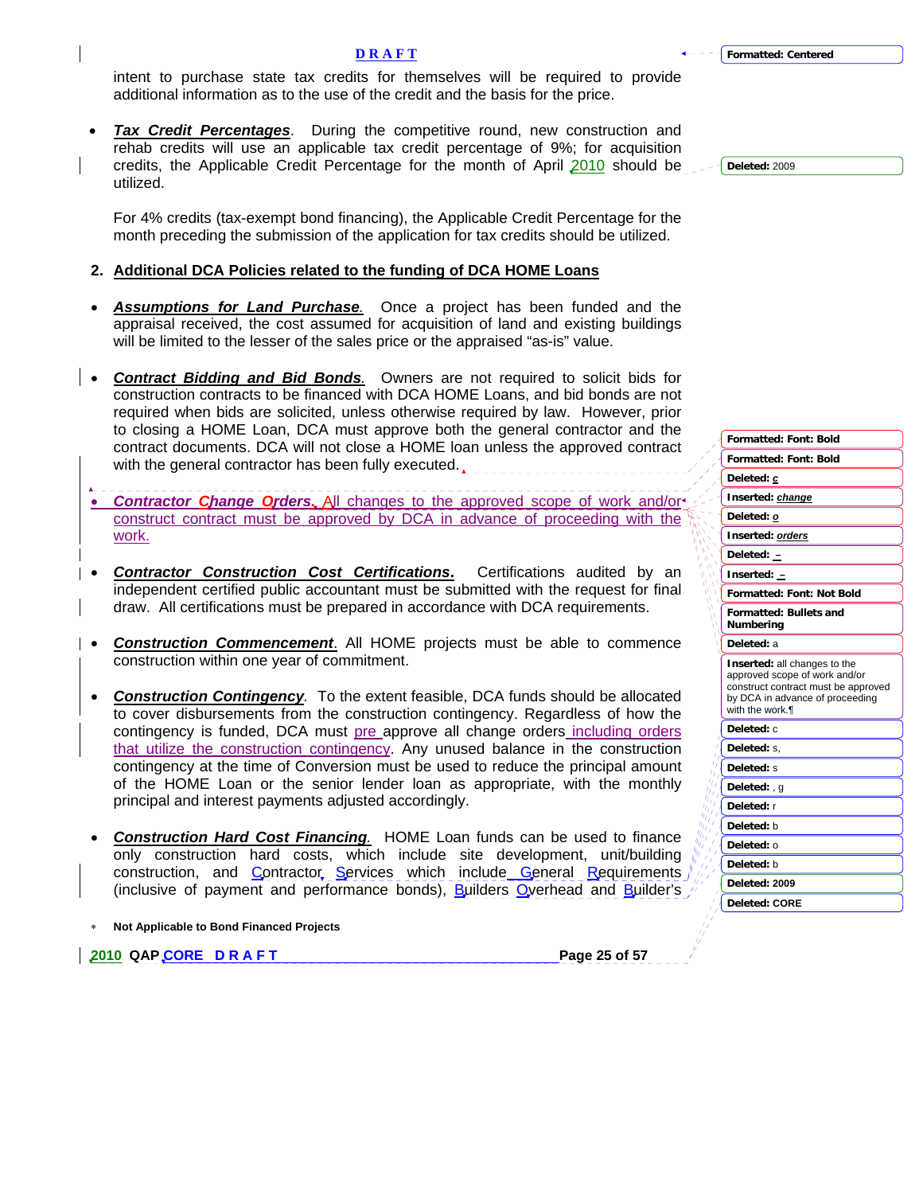intent to purchase state tax credits for themselves will be required to provide additional information as to the use of the credit and the basis for the price.

- ***Tax Credit Percentages***. During the competitive round, new construction and rehab credits will use an applicable tax credit percentage of 9%; for acquisition credits, the Applicable Credit Percentage for the month of April 2010 should be utilized.

  For 4% credits (tax-exempt bond financing), the Applicable Credit Percentage for the month preceding the submission of the application for tax credits should be utilized.

**2. Additional DCA Policies related to the funding of DCA HOME Loans**

- ***Assumptions for Land Purchase***. Once a project has been funded and the appraisal received, the cost assumed for acquisition of land and existing buildings will be limited to the lesser of the sales price or the appraised "as-is" value.

- ***Contract Bidding and Bid Bonds***. Owners are not required to solicit bids for construction contracts to be financed with DCA HOME Loans, and bid bonds are not required when bids are solicited, unless otherwise required by law. However, prior to closing a HOME Loan, DCA must approve both the general contractor and the contract documents. DCA will not close a HOME loan unless the approved contract with the general contractor has been fully executed.

- ***Contractor Change Orders***. All changes to the approved scope of work and/or construct contract must be approved by DCA in advance of proceeding with the work.

- ***Contractor Construction Cost Certifications***. Certifications audited by an independent certified public accountant must be submitted with the request for final draw. All certifications must be prepared in accordance with DCA requirements.

- ***Construction Commencement***. All HOME projects must be able to commence construction within one year of commitment.

- ***Construction Contingency***. To the extent feasible, DCA funds should be allocated to cover disbursements from the construction contingency. Regardless of how the contingency is funded, DCA must pre approve all change orders including orders that utilize the construction contingency. Any unused balance in the construction contingency at the time of Conversion must be used to reduce the principal amount of the HOME Loan or the senior lender loan as appropriate, with the monthly principal and interest payments adjusted accordingly.

- ***Construction Hard Cost Financing***. HOME Loan funds can be used to finance only construction hard costs, which include site development, unit/building construction, and Contractor Services which include General Requirements (inclusive of payment and performance bonds), Builders Overhead and Builder's

\* Not Applicable to Bond Financed Projects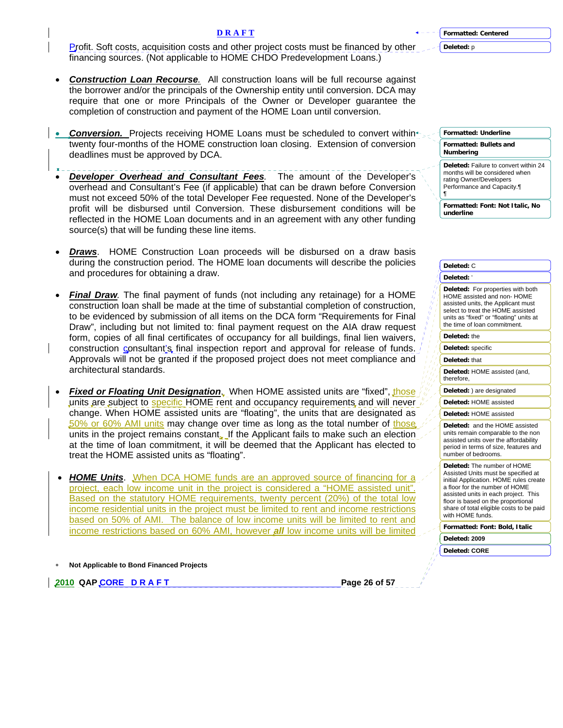Profit. Soft costs, acquisition costs and other project costs must be financed by other financing sources. (Not applicable to HOME CHDO Predevelopment Loans.)

- ***Construction Loan Recourse***. All construction loans will be full recourse against the borrower and/or the principals of the Ownership entity until conversion. DCA may require that one or more Principals of the Owner or Developer guarantee the completion of construction and payment of the HOME Loan until conversion.

- ***Conversion.*** Projects receiving HOME Loans must be scheduled to convert within twenty four-months of the HOME construction loan closing. Extension of conversion deadlines must be approved by DCA.

- ***Developer Overhead and Consultant Fees***. The amount of the Developer's overhead and Consultant's Fee (if applicable) that can be drawn before Conversion must not exceed 50% of the total Developer Fee requested. None of the Developer's profit will be disbursed until Conversion. These disbursement conditions will be reflected in the HOME Loan documents and in an agreement with any other funding source(s) that will be funding these line items.

- ***Draws***. HOME Construction Loan proceeds will be disbursed on a draw basis during the construction period. The HOME loan documents will describe the policies and procedures for obtaining a draw.

- ***Final Draw***. The final payment of funds (not including any retainage) for a HOME construction loan shall be made at the time of substantial completion of construction, to be evidenced by submission of all items on the DCA form "Requirements for Final Draw", including but not limited to: final payment request on the AIA draw request form, copies of all final certificates of occupancy for all buildings, final lien waivers, construction consultant's final inspection report and approval for release of funds. Approvals will not be granted if the proposed project does not meet compliance and architectural standards.

- ***Fixed or Floating Unit Designation***. When HOME assisted units are "fixed", those units are subject to specific HOME rent and occupancy requirements and will never change. When HOME assisted units are "floating", the units that are designated as 50% or 60% AMI units may change over time as long as the total number of those units in the project remains constant. If the Applicant fails to make such an election at the time of loan commitment, it will be deemed that the Applicant has elected to treat the HOME assisted units as "floating".

- ***HOME Units***. When DCA HOME funds are an approved source of financing for a project, each low income unit in the project is considered a "HOME assisted unit". Based on the statutory HOME requirements, twenty percent (20%) of the total low income residential units in the project must be limited to rent and income restrictions based on 50% of AMI. The balance of low income units will be limited to rent and income restrictions based on 60% AMI, however ***all*** low income units will be limited

\* Not Applicable to Bond Financed Projects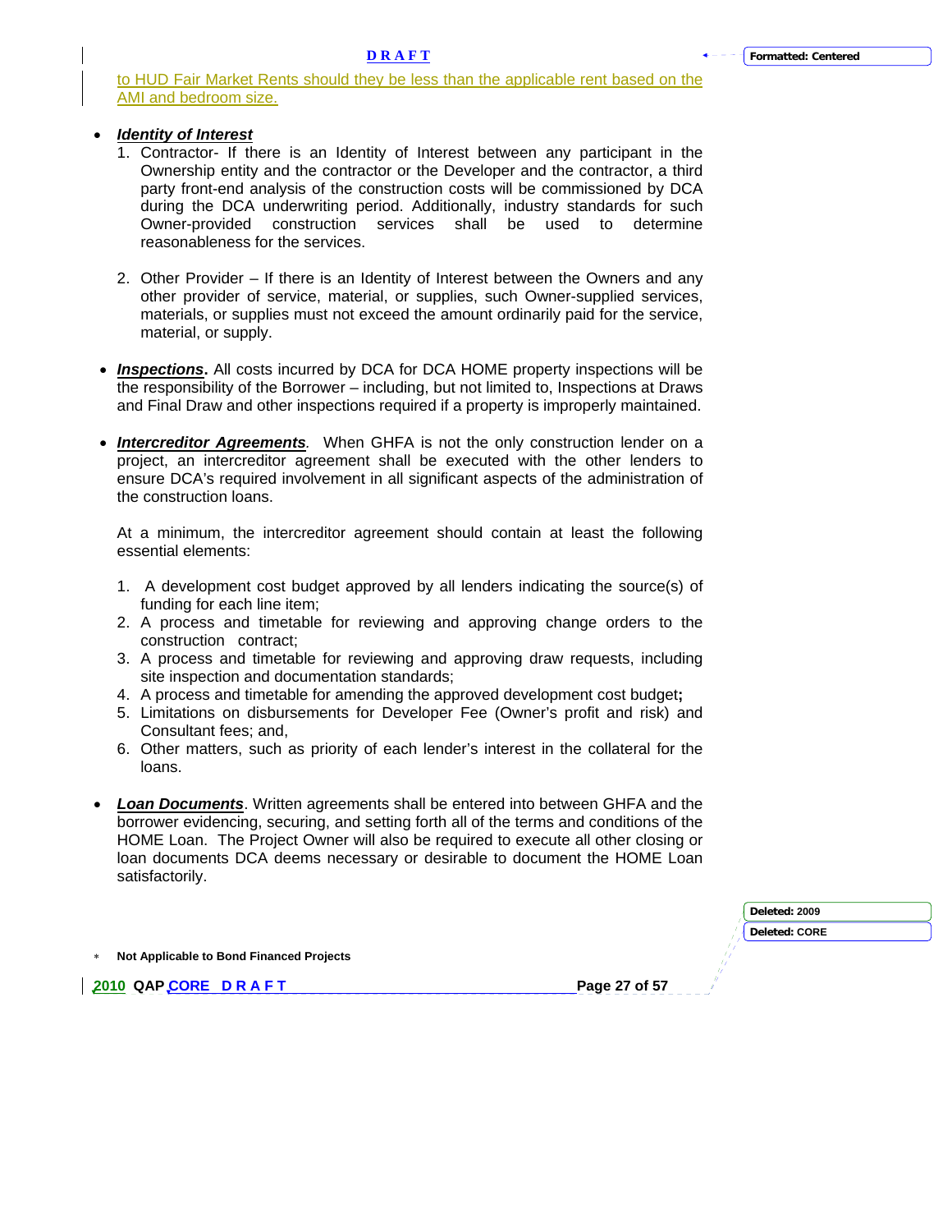to HUD Fair Market Rents should they be less than the applicable rent based on the AMI and bedroom size.

- ***Identity of Interest***
  1. Contractor- If there is an Identity of Interest between any participant in the Ownership entity and the contractor or the Developer and the contractor, a third party front-end analysis of the construction costs will be commissioned by DCA during the DCA underwriting period. Additionally, industry standards for such Owner-provided construction services shall be used to determine reasonableness for the services.

  2. Other Provider – If there is an Identity of Interest between the Owners and any other provider of service, material, or supplies, such Owner-supplied services, materials, or supplies must not exceed the amount ordinarily paid for the service, material, or supply.

- ***Inspections*****.** All costs incurred by DCA for DCA HOME property inspections will be the responsibility of the Borrower – including, but not limited to, Inspections at Draws and Final Draw and other inspections required if a property is improperly maintained.

- ***Intercreditor Agreements****.* When GHFA is not the only construction lender on a project, an intercreditor agreement shall be executed with the other lenders to ensure DCA's required involvement in all significant aspects of the administration of the construction loans.

  At a minimum, the intercreditor agreement should contain at least the following essential elements:

  1. A development cost budget approved by all lenders indicating the source(s) of funding for each line item;
  2. A process and timetable for reviewing and approving change orders to the construction contract;
  3. A process and timetable for reviewing and approving draw requests, including site inspection and documentation standards;
  4. A process and timetable for amending the approved development cost budget**;**
  5. Limitations on disbursements for Developer Fee (Owner's profit and risk) and Consultant fees; and,
  6. Other matters, such as priority of each lender's interest in the collateral for the loans.

- ***Loan Documents***. Written agreements shall be entered into between GHFA and the borrower evidencing, securing, and setting forth all of the terms and conditions of the HOME Loan. The Project Owner will also be required to execute all other closing or loan documents DCA deems necessary or desirable to document the HOME Loan satisfactorily.

\* **Not Applicable to Bond Financed Projects**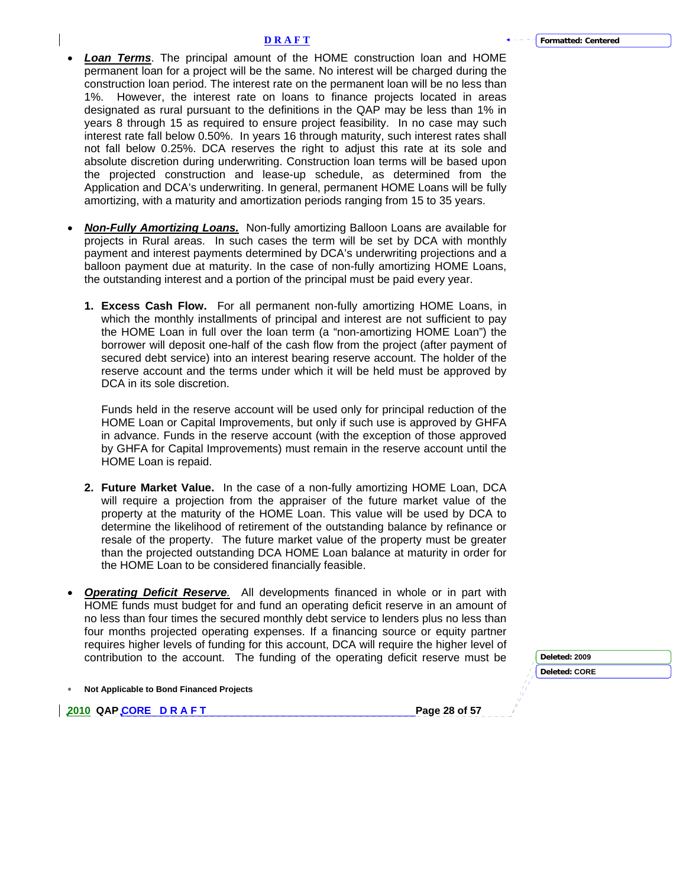- ***Loan Terms***. The principal amount of the HOME construction loan and HOME permanent loan for a project will be the same. No interest will be charged during the construction loan period. The interest rate on the permanent loan will be no less than 1%. However, the interest rate on loans to finance projects located in areas designated as rural pursuant to the definitions in the QAP may be less than 1% in years 8 through 15 as required to ensure project feasibility. In no case may such interest rate fall below 0.50%. In years 16 through maturity, such interest rates shall not fall below 0.25%. DCA reserves the right to adjust this rate at its sole and absolute discretion during underwriting. Construction loan terms will be based upon the projected construction and lease-up schedule, as determined from the Application and DCA's underwriting. In general, permanent HOME Loans will be fully amortizing, with a maturity and amortization periods ranging from 15 to 35 years.

- ***Non-Fully Amortizing Loans.*** Non-fully amortizing Balloon Loans are available for projects in Rural areas. In such cases the term will be set by DCA with monthly payment and interest payments determined by DCA's underwriting projections and a balloon payment due at maturity. In the case of non-fully amortizing HOME Loans, the outstanding interest and a portion of the principal must be paid every year.

  1. **Excess Cash Flow.** For all permanent non-fully amortizing HOME Loans, in which the monthly installments of principal and interest are not sufficient to pay the HOME Loan in full over the loan term (a "non-amortizing HOME Loan") the borrower will deposit one-half of the cash flow from the project (after payment of secured debt service) into an interest bearing reserve account. The holder of the reserve account and the terms under which it will be held must be approved by DCA in its sole discretion.

     Funds held in the reserve account will be used only for principal reduction of the HOME Loan or Capital Improvements, but only if such use is approved by GHFA in advance. Funds in the reserve account (with the exception of those approved by GHFA for Capital Improvements) must remain in the reserve account until the HOME Loan is repaid.

  2. **Future Market Value.** In the case of a non-fully amortizing HOME Loan, DCA will require a projection from the appraiser of the future market value of the property at the maturity of the HOME Loan. This value will be used by DCA to determine the likelihood of retirement of the outstanding balance by refinance or resale of the property. The future market value of the property must be greater than the projected outstanding DCA HOME Loan balance at maturity in order for the HOME Loan to be considered financially feasible.

- ***Operating Deficit Reserve***. All developments financed in whole or in part with HOME funds must budget for and fund an operating deficit reserve in an amount of no less than four times the secured monthly debt service to lenders plus no less than four months projected operating expenses. If a financing source or equity partner requires higher levels of funding for this account, DCA will require the higher level of contribution to the account. The funding of the operating deficit reserve must be

\* **Not Applicable to Bond Financed Projects**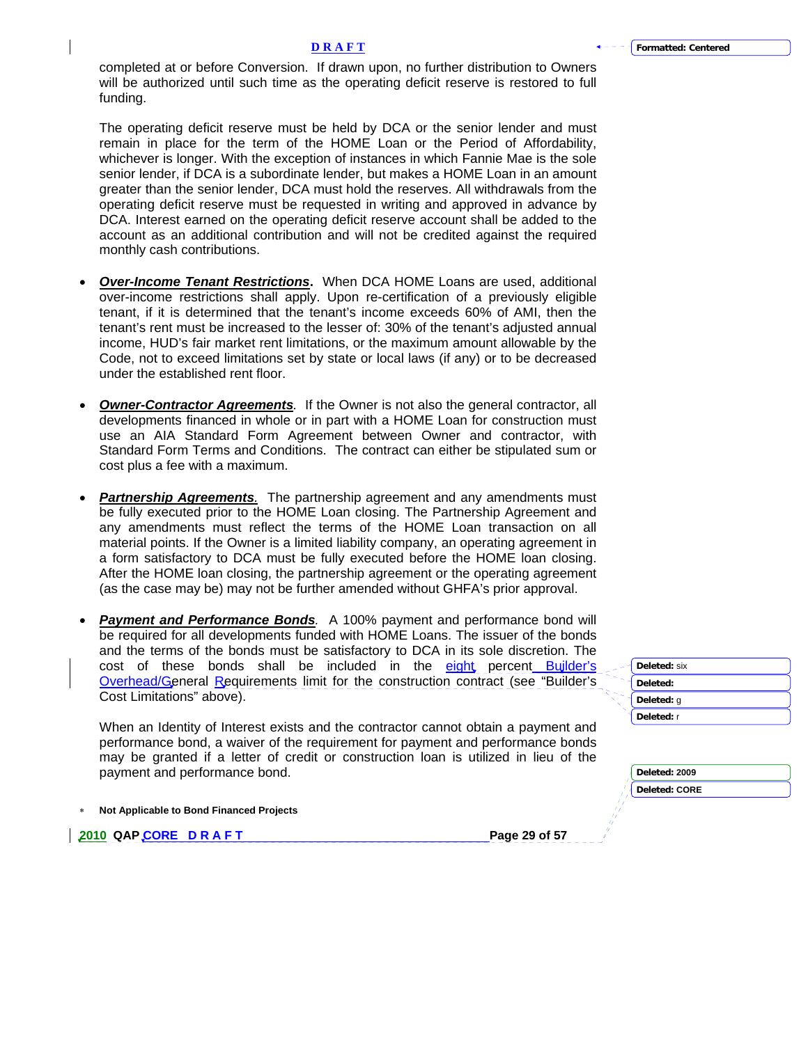completed at or before Conversion. If drawn upon, no further distribution to Owners will be authorized until such time as the operating deficit reserve is restored to full funding.

The operating deficit reserve must be held by DCA or the senior lender and must remain in place for the term of the HOME Loan or the Period of Affordability, whichever is longer. With the exception of instances in which Fannie Mae is the sole senior lender, if DCA is a subordinate lender, but makes a HOME Loan in an amount greater than the senior lender, DCA must hold the reserves. All withdrawals from the operating deficit reserve must be requested in writing and approved in advance by DCA. Interest earned on the operating deficit reserve account shall be added to the account as an additional contribution and will not be credited against the required monthly cash contributions.

- ***Over-Income Tenant Restrictions***. When DCA HOME Loans are used, additional over-income restrictions shall apply. Upon re-certification of a previously eligible tenant, if it is determined that the tenant's income exceeds 60% of AMI, then the tenant's rent must be increased to the lesser of: 30% of the tenant's adjusted annual income, HUD's fair market rent limitations, or the maximum amount allowable by the Code, not to exceed limitations set by state or local laws (if any) or to be decreased under the established rent floor.

- ***Owner-Contractor Agreements***. If the Owner is not also the general contractor, all developments financed in whole or in part with a HOME Loan for construction must use an AIA Standard Form Agreement between Owner and contractor, with Standard Form Terms and Conditions. The contract can either be stipulated sum or cost plus a fee with a maximum.

- ***Partnership Agreements***. The partnership agreement and any amendments must be fully executed prior to the HOME Loan closing. The Partnership Agreement and any amendments must reflect the terms of the HOME Loan transaction on all material points. If the Owner is a limited liability company, an operating agreement in a form satisfactory to DCA must be fully executed before the HOME loan closing. After the HOME loan closing, the partnership agreement or the operating agreement (as the case may be) may not be further amended without GHFA's prior approval.

- ***Payment and Performance Bonds***. A 100% payment and performance bond will be required for all developments funded with HOME Loans. The issuer of the bonds and the terms of the bonds must be satisfactory to DCA in its sole discretion. The cost of these bonds shall be included in the eight percent Builder's Overhead/General Requirements limit for the construction contract (see "Builder's Cost Limitations" above).

  When an Identity of Interest exists and the contractor cannot obtain a payment and performance bond, a waiver of the requirement for payment and performance bonds may be granted if a letter of credit or construction loan is utilized in lieu of the payment and performance bond.

* **Not Applicable to Bond Financed Projects**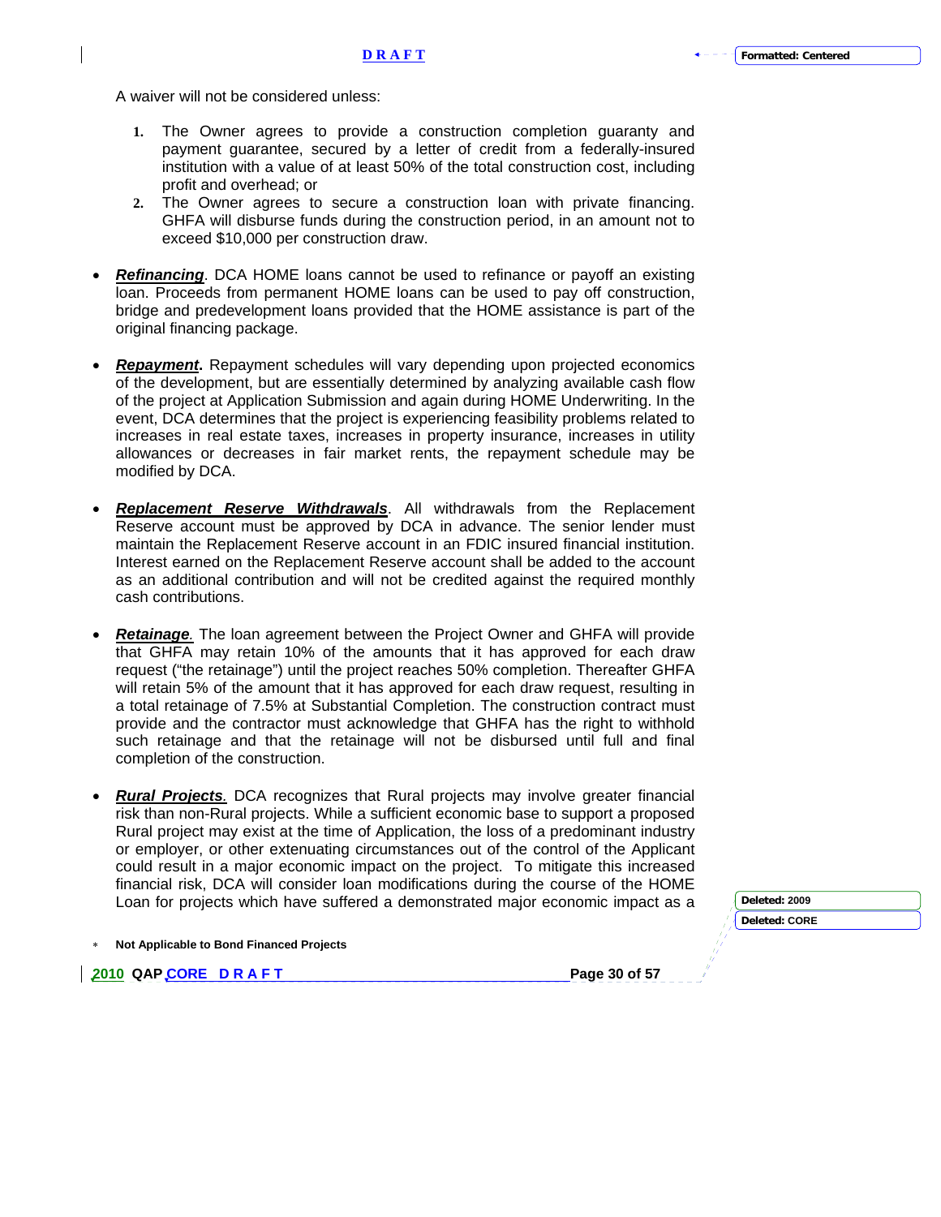A waiver will not be considered unless:

1. The Owner agrees to provide a construction completion guaranty and payment guarantee, secured by a letter of credit from a federally-insured institution with a value of at least 50% of the total construction cost, including profit and overhead; or
2. The Owner agrees to secure a construction loan with private financing. GHFA will disburse funds during the construction period, in an amount not to exceed $10,000 per construction draw.

- ***Refinancing***. DCA HOME loans cannot be used to refinance or payoff an existing loan. Proceeds from permanent HOME loans can be used to pay off construction, bridge and predevelopment loans provided that the HOME assistance is part of the original financing package.

- ***Repayment*****.** Repayment schedules will vary depending upon projected economics of the development, but are essentially determined by analyzing available cash flow of the project at Application Submission and again during HOME Underwriting. In the event, DCA determines that the project is experiencing feasibility problems related to increases in real estate taxes, increases in property insurance, increases in utility allowances or decreases in fair market rents, the repayment schedule may be modified by DCA.

- ***Replacement Reserve Withdrawals***. All withdrawals from the Replacement Reserve account must be approved by DCA in advance. The senior lender must maintain the Replacement Reserve account in an FDIC insured financial institution. Interest earned on the Replacement Reserve account shall be added to the account as an additional contribution and will not be credited against the required monthly cash contributions.

- ***Retainage****.* The loan agreement between the Project Owner and GHFA will provide that GHFA may retain 10% of the amounts that it has approved for each draw request ("the retainage") until the project reaches 50% completion. Thereafter GHFA will retain 5% of the amount that it has approved for each draw request, resulting in a total retainage of 7.5% at Substantial Completion. The construction contract must provide and the contractor must acknowledge that GHFA has the right to withhold such retainage and that the retainage will not be disbursed until full and final completion of the construction.

- ***Rural Projects****.* DCA recognizes that Rural projects may involve greater financial risk than non-Rural projects. While a sufficient economic base to support a proposed Rural project may exist at the time of Application, the loss of a predominant industry or employer, or other extenuating circumstances out of the control of the Applicant could result in a major economic impact on the project. To mitigate this increased financial risk, DCA will consider loan modifications during the course of the HOME Loan for projects which have suffered a demonstrated major economic impact as a

\* **Not Applicable to Bond Financed Projects**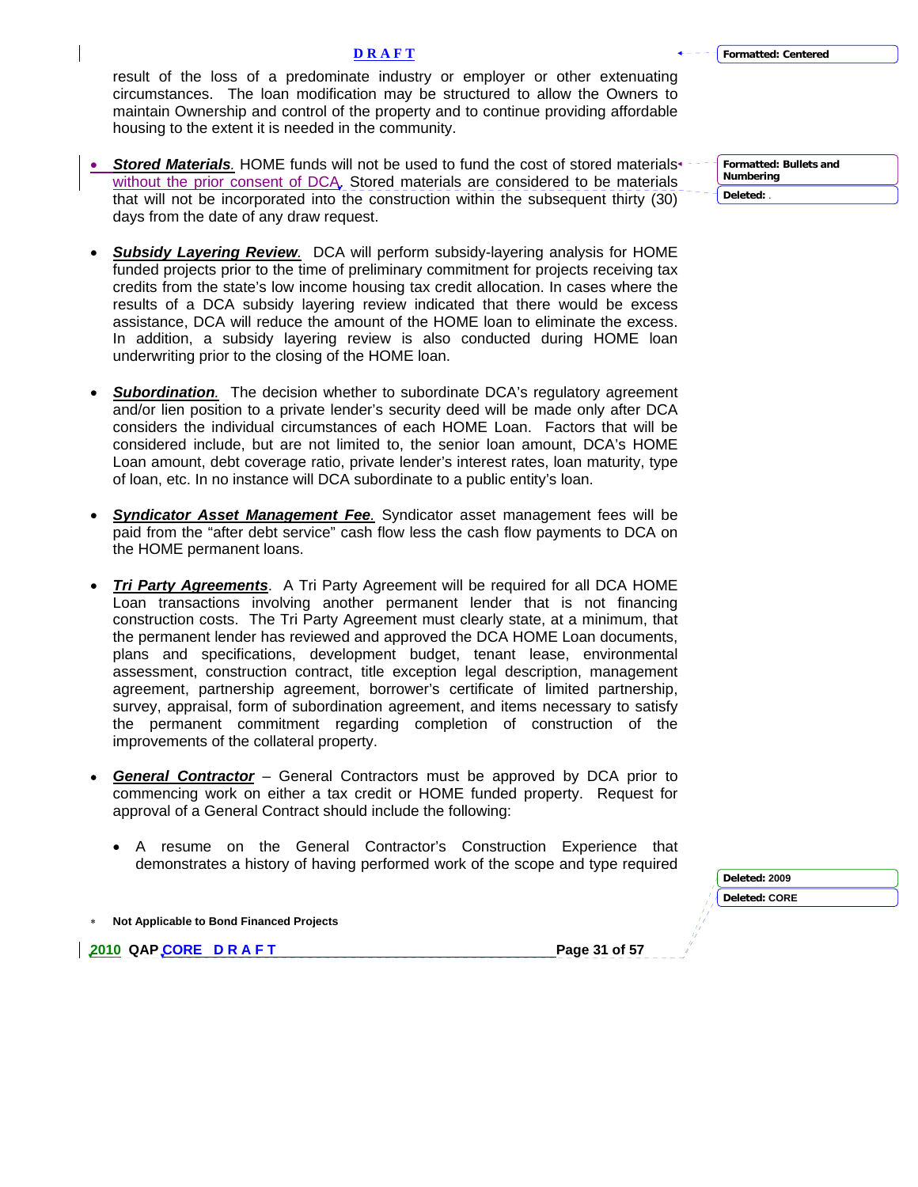result of the loss of a predominate industry or employer or other extenuating circumstances. The loan modification may be structured to allow the Owners to maintain Ownership and control of the property and to continue providing affordable housing to the extent it is needed in the community.

- ***Stored Materials.*** HOME funds will not be used to fund the cost of stored materials without the prior consent of DCA. Stored materials are considered to be materials that will not be incorporated into the construction within the subsequent thirty (30) days from the date of any draw request.

- ***Subsidy Layering Review.*** DCA will perform subsidy-layering analysis for HOME funded projects prior to the time of preliminary commitment for projects receiving tax credits from the state's low income housing tax credit allocation. In cases where the results of a DCA subsidy layering review indicated that there would be excess assistance, DCA will reduce the amount of the HOME loan to eliminate the excess. In addition, a subsidy layering review is also conducted during HOME loan underwriting prior to the closing of the HOME loan.

- ***Subordination.*** The decision whether to subordinate DCA's regulatory agreement and/or lien position to a private lender's security deed will be made only after DCA considers the individual circumstances of each HOME Loan. Factors that will be considered include, but are not limited to, the senior loan amount, DCA's HOME Loan amount, debt coverage ratio, private lender's interest rates, loan maturity, type of loan, etc. In no instance will DCA subordinate to a public entity's loan.

- ***Syndicator Asset Management Fee.*** Syndicator asset management fees will be paid from the "after debt service" cash flow less the cash flow payments to DCA on the HOME permanent loans.

- ***Tri Party Agreements***. A Tri Party Agreement will be required for all DCA HOME Loan transactions involving another permanent lender that is not financing construction costs. The Tri Party Agreement must clearly state, at a minimum, that the permanent lender has reviewed and approved the DCA HOME Loan documents, plans and specifications, development budget, tenant lease, environmental assessment, construction contract, title exception legal description, management agreement, partnership agreement, borrower's certificate of limited partnership, survey, appraisal, form of subordination agreement, and items necessary to satisfy the permanent commitment regarding completion of construction of the improvements of the collateral property.

- ***General Contractor*** – General Contractors must be approved by DCA prior to commencing work on either a tax credit or HOME funded property. Request for approval of a General Contract should include the following:

  - A resume on the General Contractor's Construction Experience that demonstrates a history of having performed work of the scope and type required

\* **Not Applicable to Bond Financed Projects**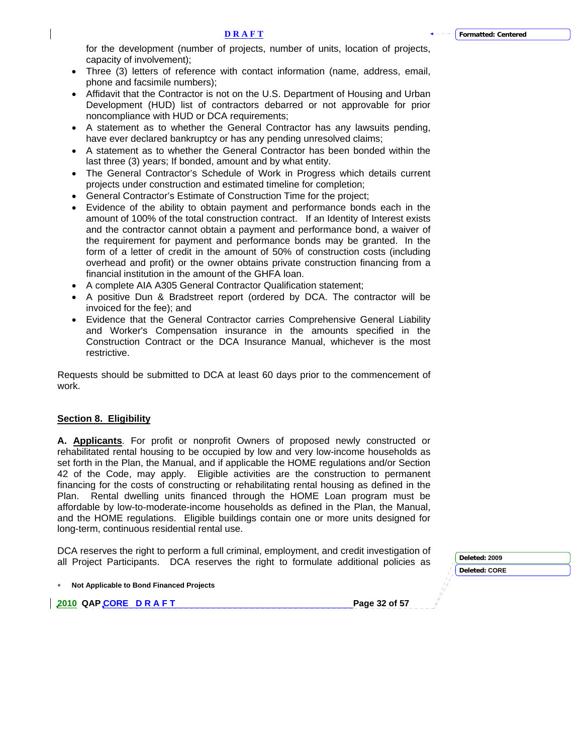for the development (number of projects, number of units, location of projects, capacity of involvement);

- Three (3) letters of reference with contact information (name, address, email, phone and facsimile numbers);
- Affidavit that the Contractor is not on the U.S. Department of Housing and Urban Development (HUD) list of contractors debarred or not approvable for prior noncompliance with HUD or DCA requirements;
- A statement as to whether the General Contractor has any lawsuits pending, have ever declared bankruptcy or has any pending unresolved claims;
- A statement as to whether the General Contractor has been bonded within the last three (3) years; If bonded, amount and by what entity.
- The General Contractor's Schedule of Work in Progress which details current projects under construction and estimated timeline for completion;
- General Contractor's Estimate of Construction Time for the project;
- Evidence of the ability to obtain payment and performance bonds each in the amount of 100% of the total construction contract. If an Identity of Interest exists and the contractor cannot obtain a payment and performance bond, a waiver of the requirement for payment and performance bonds may be granted. In the form of a letter of credit in the amount of 50% of construction costs (including overhead and profit) or the owner obtains private construction financing from a financial institution in the amount of the GHFA loan.
- A complete AIA A305 General Contractor Qualification statement;
- A positive Dun & Bradstreet report (ordered by DCA. The contractor will be invoiced for the fee); and
- Evidence that the General Contractor carries Comprehensive General Liability and Worker's Compensation insurance in the amounts specified in the Construction Contract or the DCA Insurance Manual, whichever is the most restrictive.

Requests should be submitted to DCA at least 60 days prior to the commencement of work.

## Section 8. Eligibility

**A. Applicants**. For profit or nonprofit Owners of proposed newly constructed or rehabilitated rental housing to be occupied by low and very low-income households as set forth in the Plan, the Manual, and if applicable the HOME regulations and/or Section 42 of the Code, may apply. Eligible activities are the construction to permanent financing for the costs of constructing or rehabilitating rental housing as defined in the Plan. Rental dwelling units financed through the HOME Loan program must be affordable by low-to-moderate-income households as defined in the Plan, the Manual, and the HOME regulations. Eligible buildings contain one or more units designed for long-term, continuous residential rental use.

DCA reserves the right to perform a full criminal, employment, and credit investigation of all Project Participants. DCA reserves the right to formulate additional policies as

* **Not Applicable to Bond Financed Projects**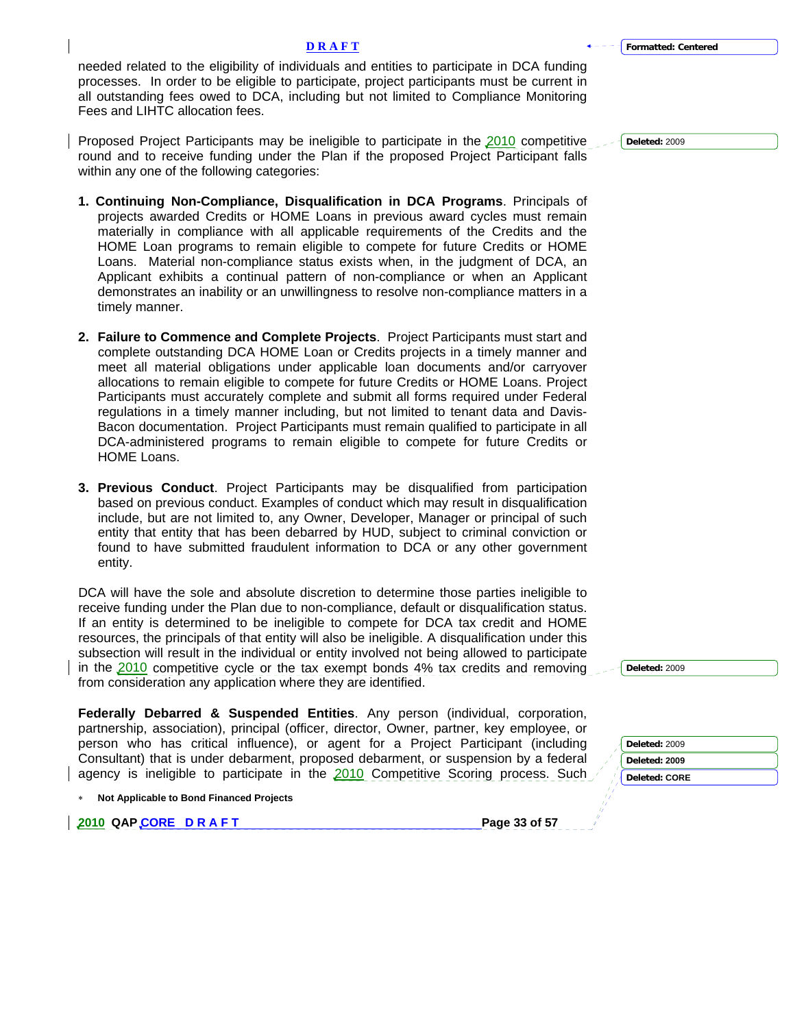needed related to the eligibility of individuals and entities to participate in DCA funding processes. In order to be eligible to participate, project participants must be current in all outstanding fees owed to DCA, including but not limited to Compliance Monitoring Fees and LIHTC allocation fees.

Proposed Project Participants may be ineligible to participate in the 2010 competitive round and to receive funding under the Plan if the proposed Project Participant falls within any one of the following categories:

1. **Continuing Non-Compliance, Disqualification in DCA Programs**. Principals of projects awarded Credits or HOME Loans in previous award cycles must remain materially in compliance with all applicable requirements of the Credits and the HOME Loan programs to remain eligible to compete for future Credits or HOME Loans. Material non-compliance status exists when, in the judgment of DCA, an Applicant exhibits a continual pattern of non-compliance or when an Applicant demonstrates an inability or an unwillingness to resolve non-compliance matters in a timely manner.

2. **Failure to Commence and Complete Projects**. Project Participants must start and complete outstanding DCA HOME Loan or Credits projects in a timely manner and meet all material obligations under applicable loan documents and/or carryover allocations to remain eligible to compete for future Credits or HOME Loans. Project Participants must accurately complete and submit all forms required under Federal regulations in a timely manner including, but not limited to tenant data and Davis-Bacon documentation. Project Participants must remain qualified to participate in all DCA-administered programs to remain eligible to compete for future Credits or HOME Loans.

3. **Previous Conduct**. Project Participants may be disqualified from participation based on previous conduct. Examples of conduct which may result in disqualification include, but are not limited to, any Owner, Developer, Manager or principal of such entity that entity that has been debarred by HUD, subject to criminal conviction or found to have submitted fraudulent information to DCA or any other government entity.

DCA will have the sole and absolute discretion to determine those parties ineligible to receive funding under the Plan due to non-compliance, default or disqualification status. If an entity is determined to be ineligible to compete for DCA tax credit and HOME resources, the principals of that entity will also be ineligible. A disqualification under this subsection will result in the individual or entity involved not being allowed to participate in the 2010 competitive cycle or the tax exempt bonds 4% tax credits and removing from consideration any application where they are identified.

**Federally Debarred & Suspended Entities**. Any person (individual, corporation, partnership, association), principal (officer, director, Owner, partner, key employee, or person who has critical influence), or agent for a Project Participant (including Consultant) that is under debarment, proposed debarment, or suspension by a federal agency is ineligible to participate in the 2010 Competitive Scoring process. Such

* **Not Applicable to Bond Financed Projects**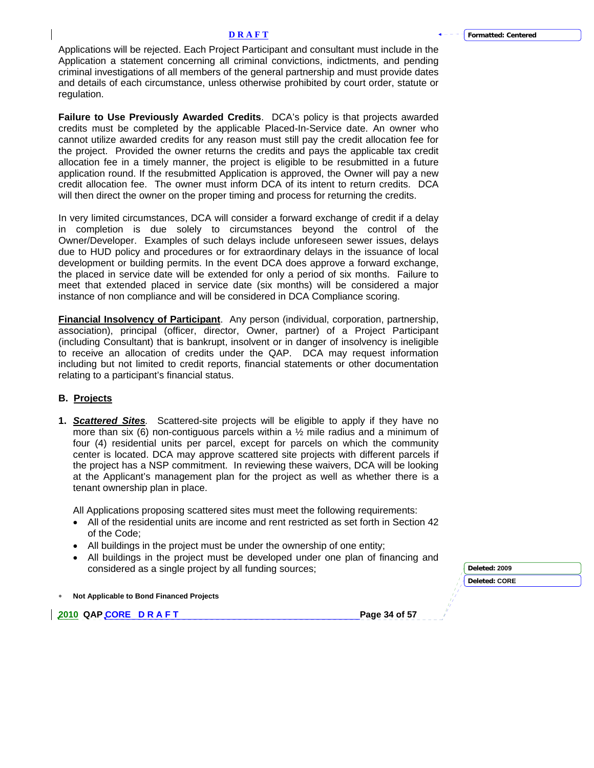Applications will be rejected. Each Project Participant and consultant must include in the Application a statement concerning all criminal convictions, indictments, and pending criminal investigations of all members of the general partnership and must provide dates and details of each circumstance, unless otherwise prohibited by court order, statute or regulation.

**Failure to Use Previously Awarded Credits**. DCA's policy is that projects awarded credits must be completed by the applicable Placed-In-Service date. An owner who cannot utilize awarded credits for any reason must still pay the credit allocation fee for the project. Provided the owner returns the credits and pays the applicable tax credit allocation fee in a timely manner, the project is eligible to be resubmitted in a future application round. If the resubmitted Application is approved, the Owner will pay a new credit allocation fee. The owner must inform DCA of its intent to return credits. DCA will then direct the owner on the proper timing and process for returning the credits.

In very limited circumstances, DCA will consider a forward exchange of credit if a delay in completion is due solely to circumstances beyond the control of the Owner/Developer. Examples of such delays include unforeseen sewer issues, delays due to HUD policy and procedures or for extraordinary delays in the issuance of local development or building permits. In the event DCA does approve a forward exchange, the placed in service date will be extended for only a period of six months. Failure to meet that extended placed in service date (six months) will be considered a major instance of non compliance and will be considered in DCA Compliance scoring.

**Financial Insolvency of Participant**. Any person (individual, corporation, partnership, association), principal (officer, director, Owner, partner) of a Project Participant (including Consultant) that is bankrupt, insolvent or in danger of insolvency is ineligible to receive an allocation of credits under the QAP. DCA may request information including but not limited to credit reports, financial statements or other documentation relating to a participant's financial status.

## B. Projects

1. ***Scattered Sites***. Scattered-site projects will be eligible to apply if they have no more than six (6) non-contiguous parcels within a ½ mile radius and a minimum of four (4) residential units per parcel, except for parcels on which the community center is located. DCA may approve scattered site projects with different parcels if the project has a NSP commitment. In reviewing these waivers, DCA will be looking at the Applicant's management plan for the project as well as whether there is a tenant ownership plan in place.

   All Applications proposing scattered sites must meet the following requirements:
   - All of the residential units are income and rent restricted as set forth in Section 42 of the Code;
   - All buildings in the project must be under the ownership of one entity;
   - All buildings in the project must be developed under one plan of financing and considered as a single project by all funding sources;

\* **Not Applicable to Bond Financed Projects**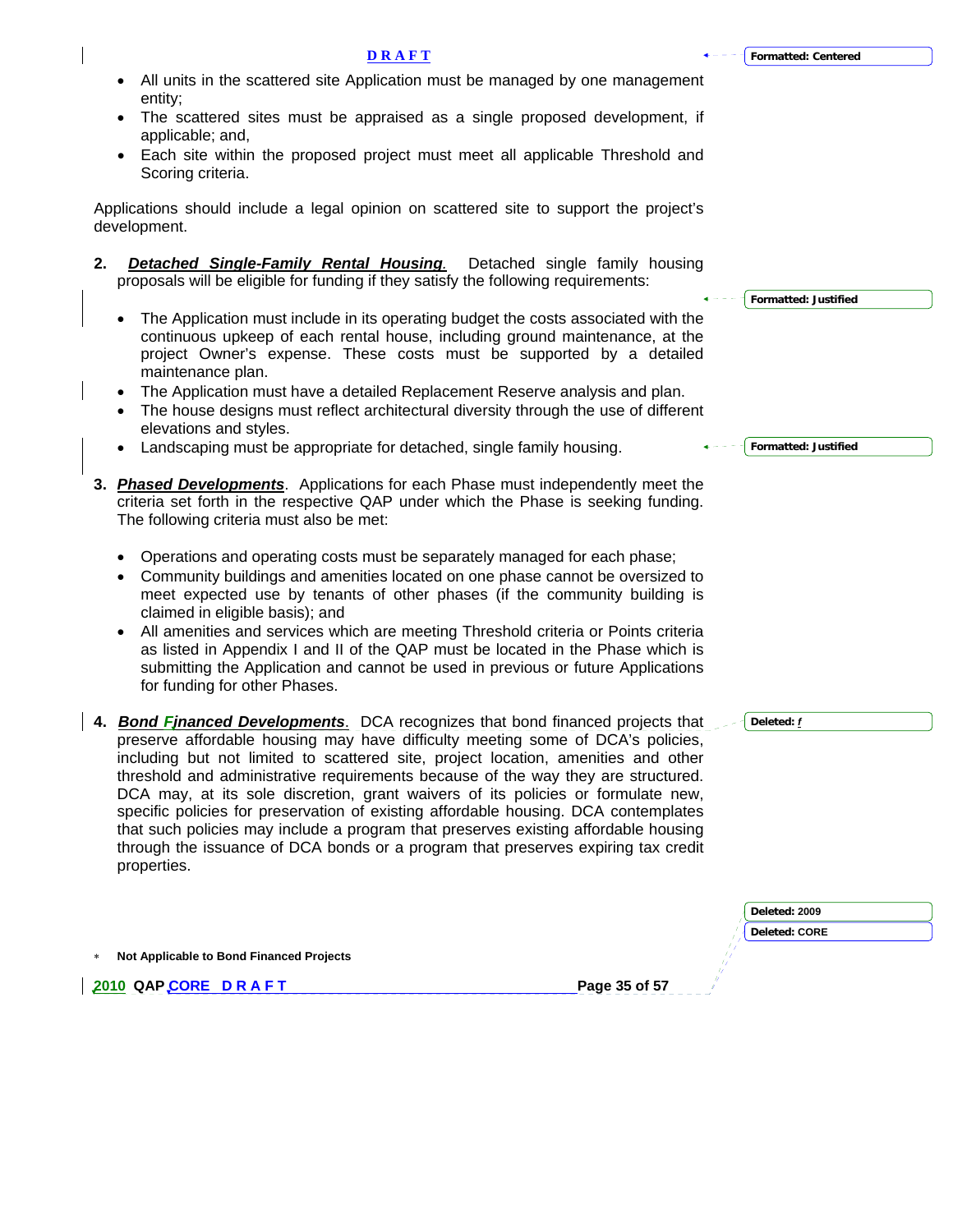- All units in the scattered site Application must be managed by one management entity;
- The scattered sites must be appraised as a single proposed development, if applicable; and,
- Each site within the proposed project must meet all applicable Threshold and Scoring criteria.

Applications should include a legal opinion on scattered site to support the project's development.

**2.** ***Detached Single-Family Rental Housing***. Detached single family housing proposals will be eligible for funding if they satisfy the following requirements:

- The Application must include in its operating budget the costs associated with the continuous upkeep of each rental house, including ground maintenance, at the project Owner's expense. These costs must be supported by a detailed maintenance plan.
- The Application must have a detailed Replacement Reserve analysis and plan.
- The house designs must reflect architectural diversity through the use of different elevations and styles.
- Landscaping must be appropriate for detached, single family housing.

**3.** ***Phased Developments***. Applications for each Phase must independently meet the criteria set forth in the respective QAP under which the Phase is seeking funding. The following criteria must also be met:

- Operations and operating costs must be separately managed for each phase;
- Community buildings and amenities located on one phase cannot be oversized to meet expected use by tenants of other phases (if the community building is claimed in eligible basis); and
- All amenities and services which are meeting Threshold criteria or Points criteria as listed in Appendix I and II of the QAP must be located in the Phase which is submitting the Application and cannot be used in previous or future Applications for funding for other Phases.

**4.** ***Bond Financed Developments***. DCA recognizes that bond financed projects that preserve affordable housing may have difficulty meeting some of DCA's policies, including but not limited to scattered site, project location, amenities and other threshold and administrative requirements because of the way they are structured. DCA may, at its sole discretion, grant waivers of its policies or formulate new, specific policies for preservation of existing affordable housing. DCA contemplates that such policies may include a program that preserves existing affordable housing through the issuance of DCA bonds or a program that preserves expiring tax credit properties.

\* **Not Applicable to Bond Financed Projects**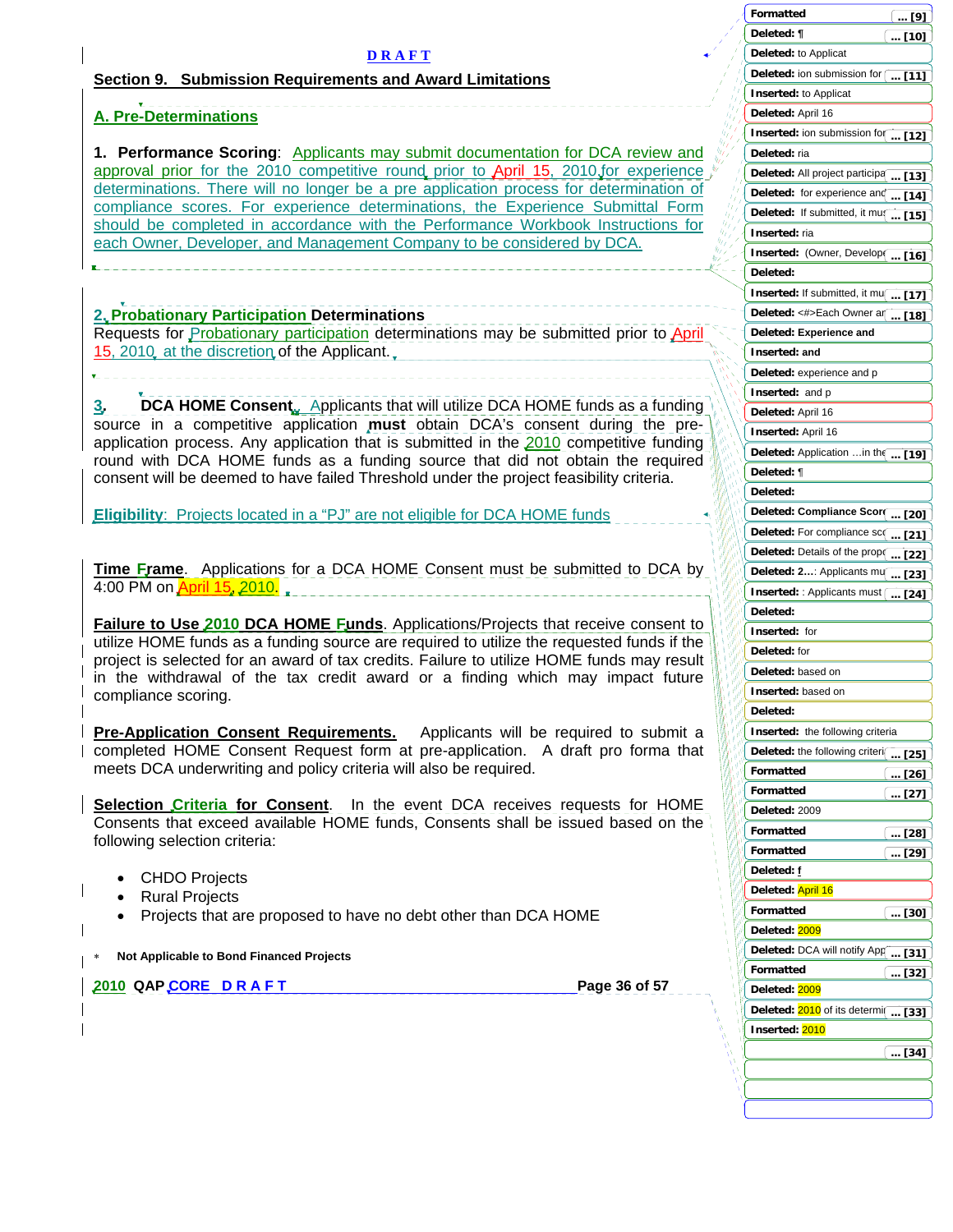**D R A F T**

## Section 9. Submission Requirements and Award Limitations

### A. Pre-Determinations

**1. Performance Scoring**: Applicants may submit documentation for DCA review and approval prior for the 2010 competitive round prior to April 15, 2010 for experience determinations. There will no longer be a pre application process for determination of compliance scores. For experience determinations, the Experience Submittal Form should be completed in accordance with the Performance Workbook Instructions for each Owner, Developer, and Management Company to be considered by DCA.

**2. Probationary Participation Determinations**
Requests for Probationary participation determinations may be submitted prior to April 15, 2010 at the discretion of the Applicant.

**3. DCA HOME Consent.** Applicants that will utilize DCA HOME funds as a funding source in a competitive application **must** obtain DCA's consent during the pre-application process. Any application that is submitted in the 2010 competitive funding round with DCA HOME funds as a funding source that did not obtain the required consent will be deemed to have failed Threshold under the project feasibility criteria.

**Eligibility**: Projects located in a "PJ" are not eligible for DCA HOME funds

**Time Frame**. Applications for a DCA HOME Consent must be submitted to DCA by 4:00 PM on April 15, 2010.

**Failure to Use 2010 DCA HOME Funds**. Applications/Projects that receive consent to utilize HOME funds as a funding source are required to utilize the requested funds if the project is selected for an award of tax credits. Failure to utilize HOME funds may result in the withdrawal of the tax credit award or a finding which may impact future compliance scoring.

**Pre-Application Consent Requirements.** Applicants will be required to submit a completed HOME Consent Request form at pre-application. A draft pro forma that meets DCA underwriting and policy criteria will also be required.

**Selection Criteria for Consent**. In the event DCA receives requests for HOME Consents that exceed available HOME funds, Consents shall be issued based on the following selection criteria:

- CHDO Projects
- Rural Projects
- Projects that are proposed to have no debt other than DCA HOME

\* **Not Applicable to Bond Financed Projects**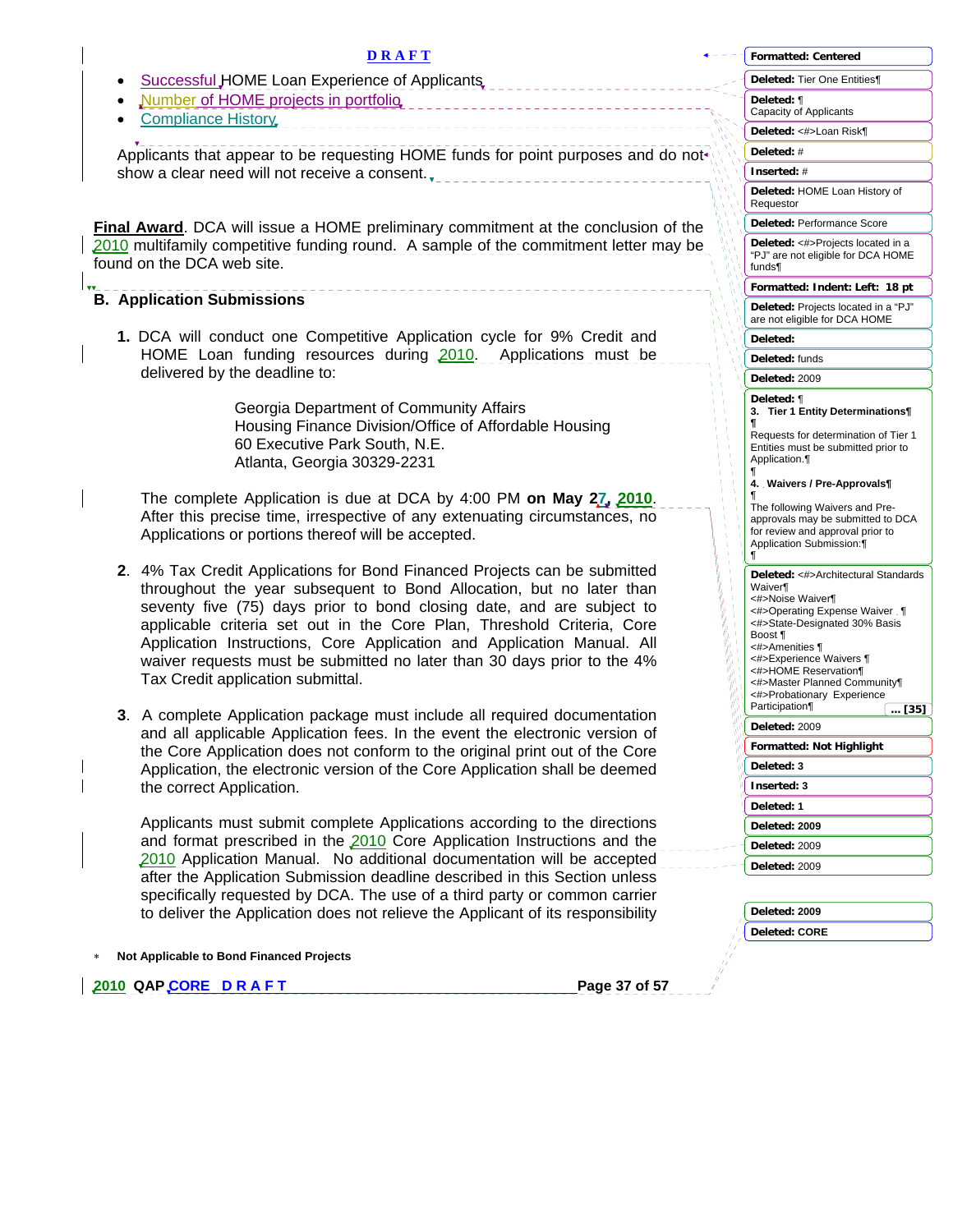- Successful HOME Loan Experience of Applicants
- Number of HOME projects in portfolio
- Compliance History

Applicants that appear to be requesting HOME funds for point purposes and do not show a clear need will not receive a consent.

**Final Award**. DCA will issue a HOME preliminary commitment at the conclusion of the 2010 multifamily competitive funding round. A sample of the commitment letter may be found on the DCA web site.

## B. Application Submissions

**1.** DCA will conduct one Competitive Application cycle for 9% Credit and HOME Loan funding resources during 2010. Applications must be delivered by the deadline to:

Georgia Department of Community Affairs
Housing Finance Division/Office of Affordable Housing
60 Executive Park South, N.E.
Atlanta, Georgia 30329-2231

The complete Application is due at DCA by 4:00 PM **on May 27, 2010**. After this precise time, irrespective of any extenuating circumstances, no Applications or portions thereof will be accepted.

**2**. 4% Tax Credit Applications for Bond Financed Projects can be submitted throughout the year subsequent to Bond Allocation, but no later than seventy five (75) days prior to bond closing date, and are subject to applicable criteria set out in the Core Plan, Threshold Criteria, Core Application Instructions, Core Application and Application Manual. All waiver requests must be submitted no later than 30 days prior to the 4% Tax Credit application submittal.

**3**. A complete Application package must include all required documentation and all applicable Application fees. In the event the electronic version of the Core Application does not conform to the original print out of the Core Application, the electronic version of the Core Application shall be deemed the correct Application.

Applicants must submit complete Applications according to the directions and format prescribed in the 2010 Core Application Instructions and the 2010 Application Manual. No additional documentation will be accepted after the Application Submission deadline described in this Section unless specifically requested by DCA. The use of a third party or common carrier to deliver the Application does not relieve the Applicant of its responsibility

∗ **Not Applicable to Bond Financed Projects**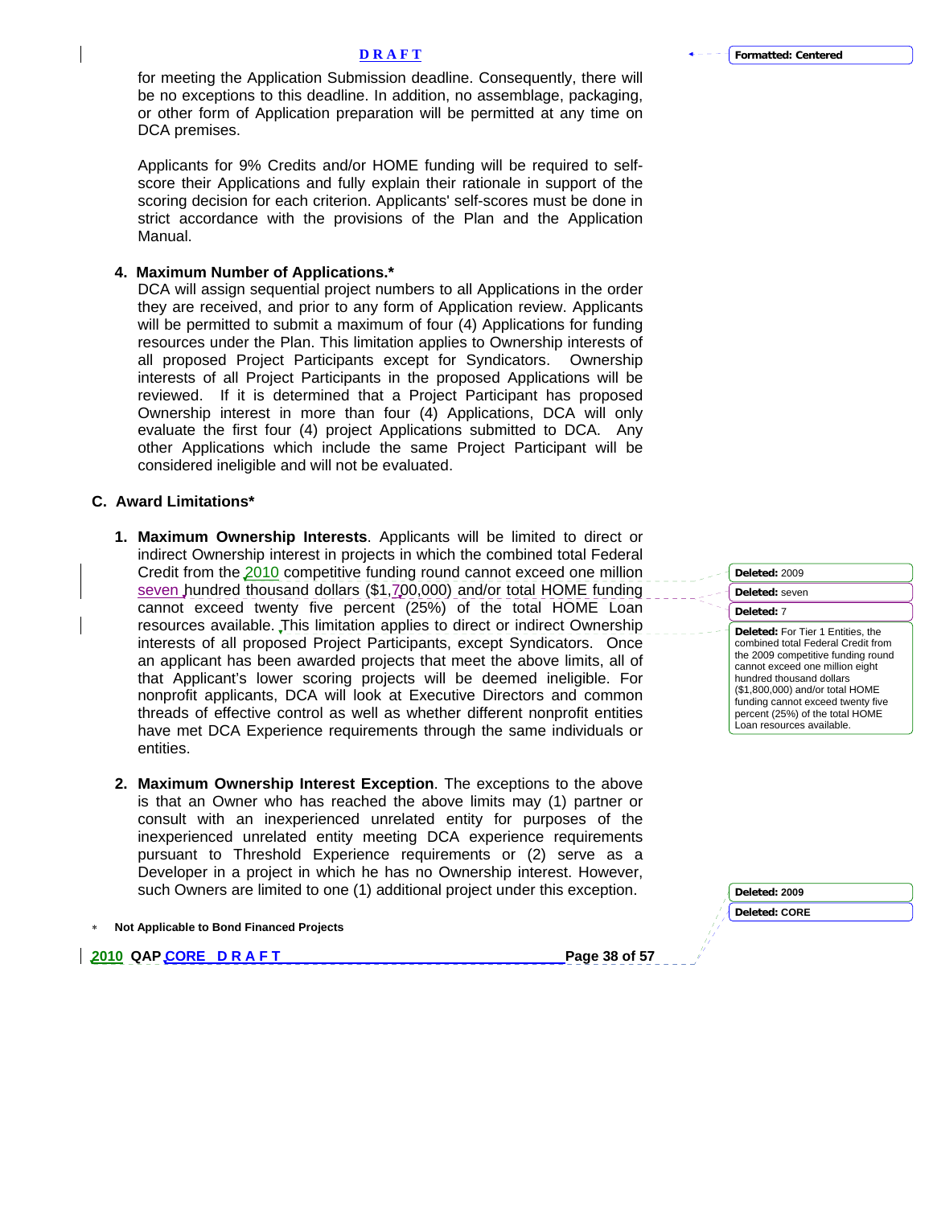for meeting the Application Submission deadline. Consequently, there will be no exceptions to this deadline. In addition, no assemblage, packaging, or other form of Application preparation will be permitted at any time on DCA premises.

Applicants for 9% Credits and/or HOME funding will be required to self-score their Applications and fully explain their rationale in support of the scoring decision for each criterion. Applicants' self-scores must be done in strict accordance with the provisions of the Plan and the Application Manual.

**4. Maximum Number of Applications.***

DCA will assign sequential project numbers to all Applications in the order they are received, and prior to any form of Application review. Applicants will be permitted to submit a maximum of four (4) Applications for funding resources under the Plan. This limitation applies to Ownership interests of all proposed Project Participants except for Syndicators. Ownership interests of all Project Participants in the proposed Applications will be reviewed. If it is determined that a Project Participant has proposed Ownership interest in more than four (4) Applications, DCA will only evaluate the first four (4) project Applications submitted to DCA. Any other Applications which include the same Project Participant will be considered ineligible and will not be evaluated.

## C. Award Limitations*

1. **Maximum Ownership Interests**. Applicants will be limited to direct or indirect Ownership interest in projects in which the combined total Federal Credit from the 2010 competitive funding round cannot exceed one million seven hundred thousand dollars ($1,700,000) and/or total HOME funding cannot exceed twenty five percent (25%) of the total HOME Loan resources available. This limitation applies to direct or indirect Ownership interests of all proposed Project Participants, except Syndicators. Once an applicant has been awarded projects that meet the above limits, all of that Applicant's lower scoring projects will be deemed ineligible. For nonprofit applicants, DCA will look at Executive Directors and common threads of effective control as well as whether different nonprofit entities have met DCA Experience requirements through the same individuals or entities.

2. **Maximum Ownership Interest Exception**. The exceptions to the above is that an Owner who has reached the above limits may (1) partner or consult with an inexperienced unrelated entity for purposes of the inexperienced unrelated entity meeting DCA experience requirements pursuant to Threshold Experience requirements or (2) serve as a Developer in a project in which he has no Ownership interest. However, such Owners are limited to one (1) additional project under this exception.

\* **Not Applicable to Bond Financed Projects**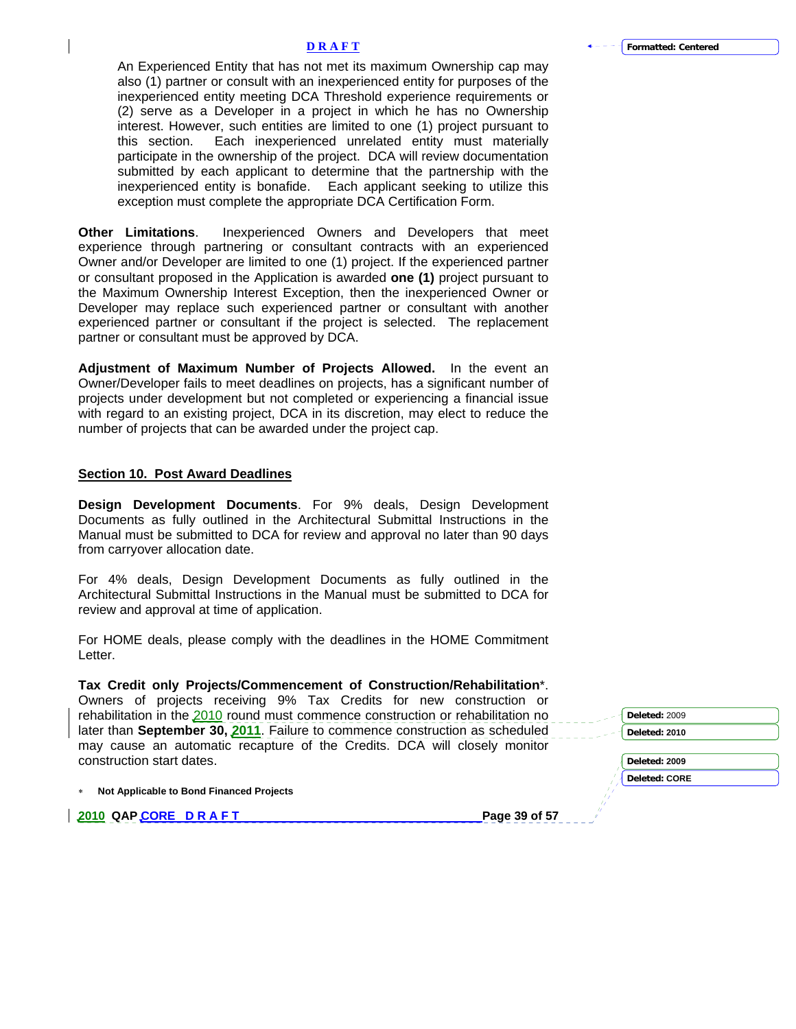An Experienced Entity that has not met its maximum Ownership cap may also (1) partner or consult with an inexperienced entity for purposes of the inexperienced entity meeting DCA Threshold experience requirements or (2) serve as a Developer in a project in which he has no Ownership interest. However, such entities are limited to one (1) project pursuant to this section. Each inexperienced unrelated entity must materially participate in the ownership of the project. DCA will review documentation submitted by each applicant to determine that the partnership with the inexperienced entity is bonafide. Each applicant seeking to utilize this exception must complete the appropriate DCA Certification Form.

**Other Limitations**. Inexperienced Owners and Developers that meet experience through partnering or consultant contracts with an experienced Owner and/or Developer are limited to one (1) project. If the experienced partner or consultant proposed in the Application is awarded **one (1)** project pursuant to the Maximum Ownership Interest Exception, then the inexperienced Owner or Developer may replace such experienced partner or consultant with another experienced partner or consultant if the project is selected. The replacement partner or consultant must be approved by DCA.

**Adjustment of Maximum Number of Projects Allowed.** In the event an Owner/Developer fails to meet deadlines on projects, has a significant number of projects under development but not completed or experiencing a financial issue with regard to an existing project, DCA in its discretion, may elect to reduce the number of projects that can be awarded under the project cap.

## Section 10. Post Award Deadlines

**Design Development Documents**. For 9% deals, Design Development Documents as fully outlined in the Architectural Submittal Instructions in the Manual must be submitted to DCA for review and approval no later than 90 days from carryover allocation date.

For 4% deals, Design Development Documents as fully outlined in the Architectural Submittal Instructions in the Manual must be submitted to DCA for review and approval at time of application.

For HOME deals, please comply with the deadlines in the HOME Commitment Letter.

**Tax Credit only Projects/Commencement of Construction/Rehabilitation***. Owners of projects receiving 9% Tax Credits for new construction or rehabilitation in the 2010 round must commence construction or rehabilitation no later than **September 30, 2011**. Failure to commence construction as scheduled may cause an automatic recapture of the Credits. DCA will closely monitor construction start dates.

\* **Not Applicable to Bond Financed Projects**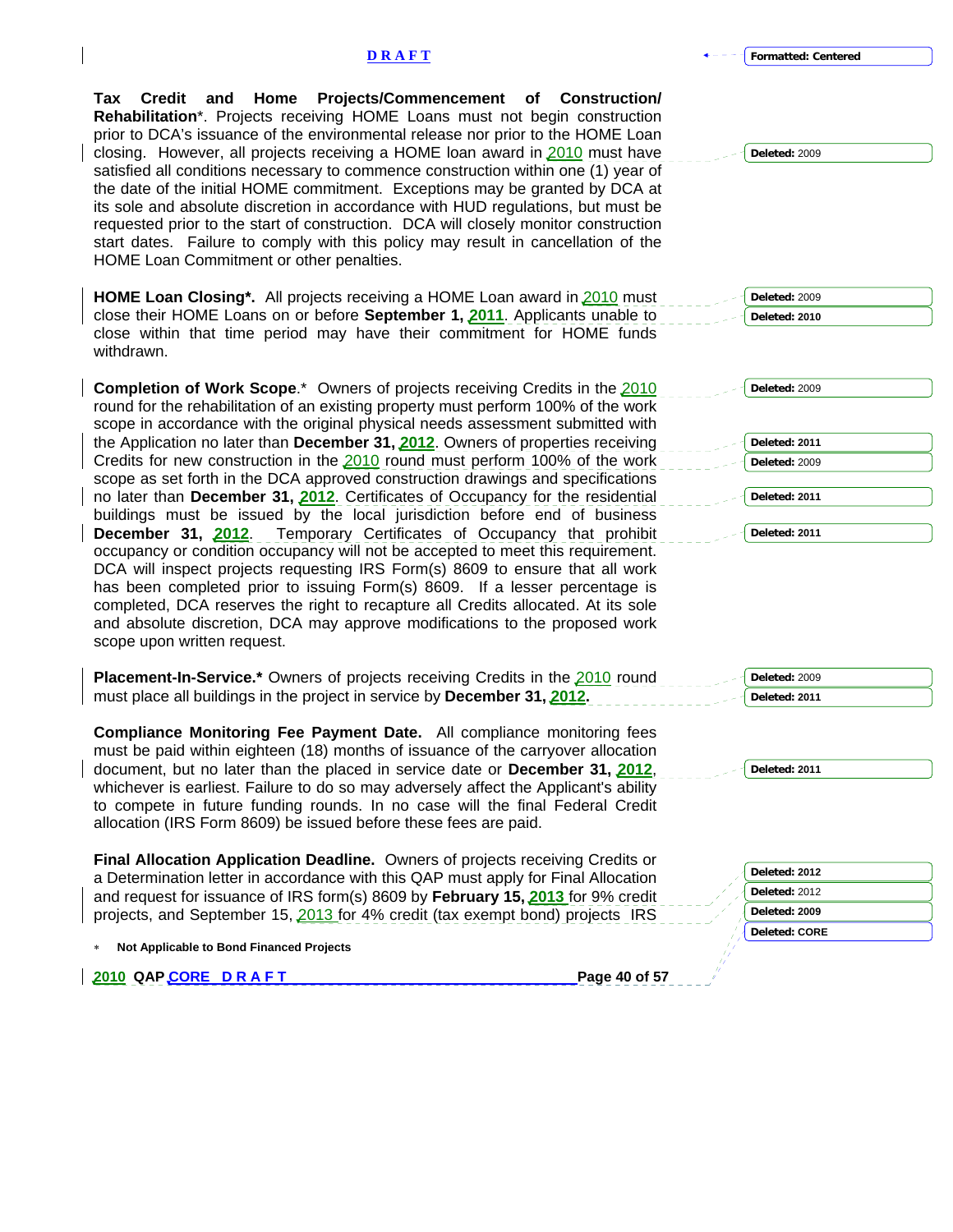**Tax Credit and Home Projects/Commencement of Construction/ Rehabilitation***. Projects receiving HOME Loans must not begin construction prior to DCA's issuance of the environmental release nor prior to the HOME Loan closing. However, all projects receiving a HOME loan award in 2010 must have satisfied all conditions necessary to commence construction within one (1) year of the date of the initial HOME commitment. Exceptions may be granted by DCA at its sole and absolute discretion in accordance with HUD regulations, but must be requested prior to the start of construction. DCA will closely monitor construction start dates. Failure to comply with this policy may result in cancellation of the HOME Loan Commitment or other penalties.

**HOME Loan Closing*.** All projects receiving a HOME Loan award in 2010 must close their HOME Loans on or before **September 1, 2011**. Applicants unable to close within that time period may have their commitment for HOME funds withdrawn.

**Completion of Work Scope**.* Owners of projects receiving Credits in the 2010 round for the rehabilitation of an existing property must perform 100% of the work scope in accordance with the original physical needs assessment submitted with the Application no later than **December 31, 2012**. Owners of properties receiving Credits for new construction in the 2010 round must perform 100% of the work scope as set forth in the DCA approved construction drawings and specifications no later than **December 31, 2012**. Certificates of Occupancy for the residential buildings must be issued by the local jurisdiction before end of business **December 31, 2012**. Temporary Certificates of Occupancy that prohibit occupancy or condition occupancy will not be accepted to meet this requirement. DCA will inspect projects requesting IRS Form(s) 8609 to ensure that all work has been completed prior to issuing Form(s) 8609. If a lesser percentage is completed, DCA reserves the right to recapture all Credits allocated. At its sole and absolute discretion, DCA may approve modifications to the proposed work scope upon written request.

**Placement-In-Service.*** Owners of projects receiving Credits in the 2010 round must place all buildings in the project in service by **December 31, 2012.**

**Compliance Monitoring Fee Payment Date.** All compliance monitoring fees must be paid within eighteen (18) months of issuance of the carryover allocation document, but no later than the placed in service date or **December 31, 2012**, whichever is earliest. Failure to do so may adversely affect the Applicant's ability to compete in future funding rounds. In no case will the final Federal Credit allocation (IRS Form 8609) be issued before these fees are paid.

**Final Allocation Application Deadline.** Owners of projects receiving Credits or a Determination letter in accordance with this QAP must apply for Final Allocation and request for issuance of IRS form(s) 8609 by **February 15, 2013** for 9% credit projects, and September 15, 2013 for 4% credit (tax exempt bond) projects IRS

* **Not Applicable to Bond Financed Projects**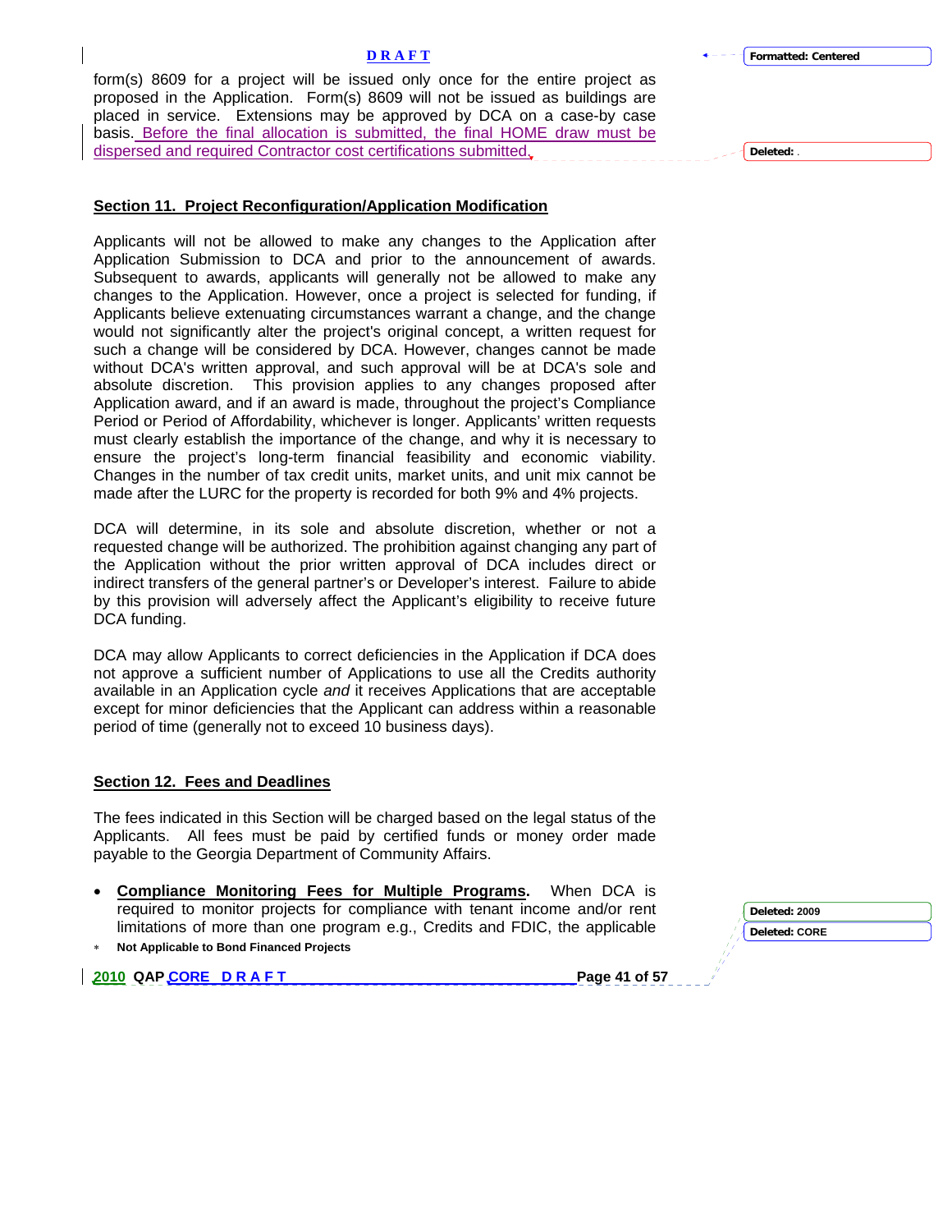form(s) 8609 for a project will be issued only once for the entire project as proposed in the Application. Form(s) 8609 will not be issued as buildings are placed in service. Extensions may be approved by DCA on a case-by case basis. Before the final allocation is submitted, the final HOME draw must be dispersed and required Contractor cost certifications submitted.

## Section 11. Project Reconfiguration/Application Modification

Applicants will not be allowed to make any changes to the Application after Application Submission to DCA and prior to the announcement of awards. Subsequent to awards, applicants will generally not be allowed to make any changes to the Application. However, once a project is selected for funding, if Applicants believe extenuating circumstances warrant a change, and the change would not significantly alter the project's original concept, a written request for such a change will be considered by DCA. However, changes cannot be made without DCA's written approval, and such approval will be at DCA's sole and absolute discretion. This provision applies to any changes proposed after Application award, and if an award is made, throughout the project's Compliance Period or Period of Affordability, whichever is longer. Applicants' written requests must clearly establish the importance of the change, and why it is necessary to ensure the project's long-term financial feasibility and economic viability. Changes in the number of tax credit units, market units, and unit mix cannot be made after the LURC for the property is recorded for both 9% and 4% projects.

DCA will determine, in its sole and absolute discretion, whether or not a requested change will be authorized. The prohibition against changing any part of the Application without the prior written approval of DCA includes direct or indirect transfers of the general partner's or Developer's interest. Failure to abide by this provision will adversely affect the Applicant's eligibility to receive future DCA funding.

DCA may allow Applicants to correct deficiencies in the Application if DCA does not approve a sufficient number of Applications to use all the Credits authority available in an Application cycle *and* it receives Applications that are acceptable except for minor deficiencies that the Applicant can address within a reasonable period of time (generally not to exceed 10 business days).

## Section 12. Fees and Deadlines

The fees indicated in this Section will be charged based on the legal status of the Applicants. All fees must be paid by certified funds or money order made payable to the Georgia Department of Community Affairs.

- **Compliance Monitoring Fees for Multiple Programs.** When DCA is required to monitor projects for compliance with tenant income and/or rent limitations of more than one program e.g., Credits and FDIC, the applicable

\* **Not Applicable to Bond Financed Projects**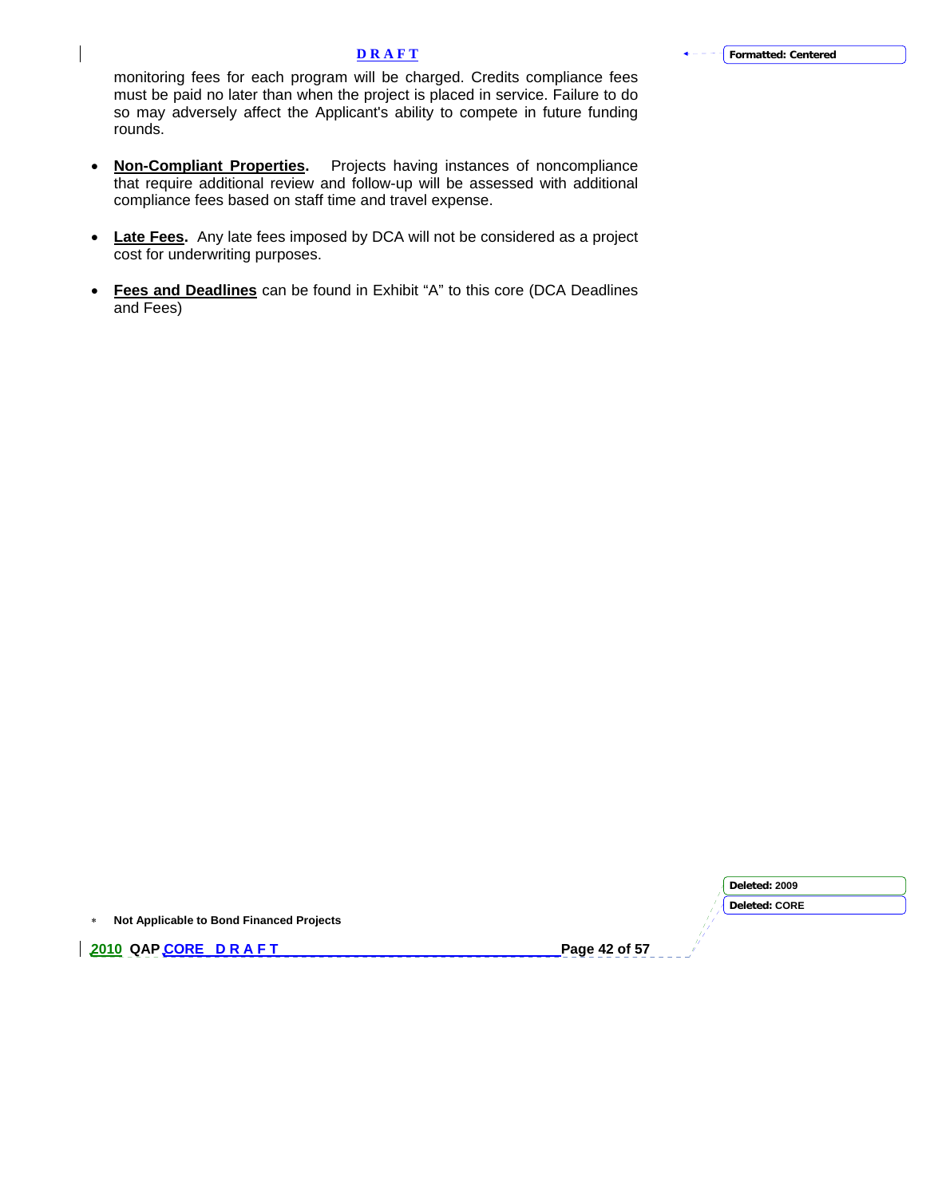monitoring fees for each program will be charged. Credits compliance fees must be paid no later than when the project is placed in service. Failure to do so may adversely affect the Applicant's ability to compete in future funding rounds.

- **Non-Compliant Properties.** Projects having instances of noncompliance that require additional review and follow-up will be assessed with additional compliance fees based on staff time and travel expense.

- **Late Fees.** Any late fees imposed by DCA will not be considered as a project cost for underwriting purposes.

- **Fees and Deadlines** can be found in Exhibit "A" to this core (DCA Deadlines and Fees)

\* **Not Applicable to Bond Financed Projects**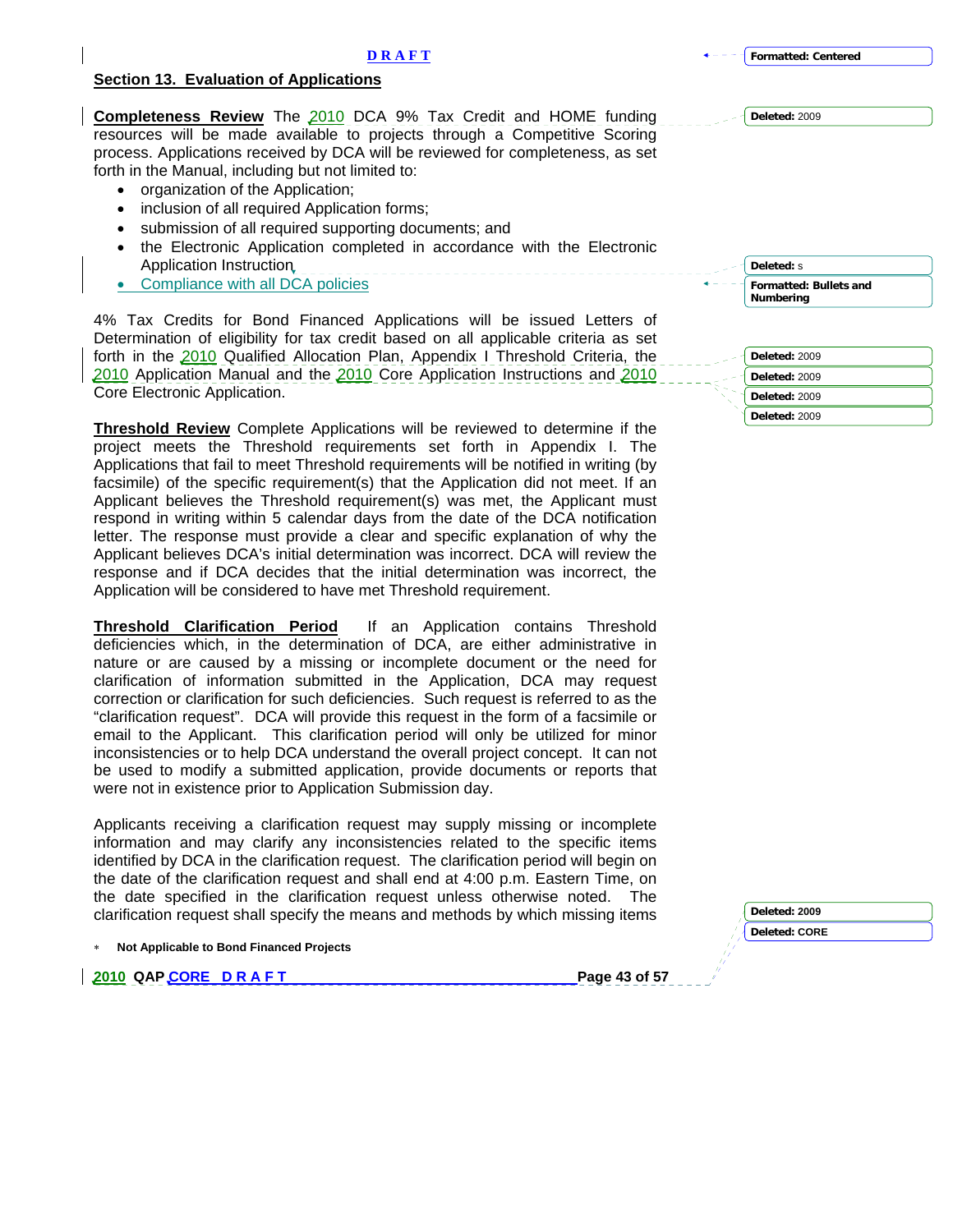## Section 13. Evaluation of Applications

**Completeness Review** The 2010 DCA 9% Tax Credit and HOME funding resources will be made available to projects through a Competitive Scoring process. Applications received by DCA will be reviewed for completeness, as set forth in the Manual, including but not limited to:

- organization of the Application;
- inclusion of all required Application forms;
- submission of all required supporting documents; and
- the Electronic Application completed in accordance with the Electronic Application Instruction
- Compliance with all DCA policies

4% Tax Credits for Bond Financed Applications will be issued Letters of Determination of eligibility for tax credit based on all applicable criteria as set forth in the 2010 Qualified Allocation Plan, Appendix I Threshold Criteria, the 2010 Application Manual and the 2010 Core Application Instructions and 2010 Core Electronic Application.

**Threshold Review** Complete Applications will be reviewed to determine if the project meets the Threshold requirements set forth in Appendix I. The Applications that fail to meet Threshold requirements will be notified in writing (by facsimile) of the specific requirement(s) that the Application did not meet. If an Applicant believes the Threshold requirement(s) was met, the Applicant must respond in writing within 5 calendar days from the date of the DCA notification letter. The response must provide a clear and specific explanation of why the Applicant believes DCA's initial determination was incorrect. DCA will review the response and if DCA decides that the initial determination was incorrect, the Application will be considered to have met Threshold requirement.

**Threshold Clarification Period** If an Application contains Threshold deficiencies which, in the determination of DCA, are either administrative in nature or are caused by a missing or incomplete document or the need for clarification of information submitted in the Application, DCA may request correction or clarification for such deficiencies. Such request is referred to as the "clarification request". DCA will provide this request in the form of a facsimile or email to the Applicant. This clarification period will only be utilized for minor inconsistencies or to help DCA understand the overall project concept. It can not be used to modify a submitted application, provide documents or reports that were not in existence prior to Application Submission day.

Applicants receiving a clarification request may supply missing or incomplete information and may clarify any inconsistencies related to the specific items identified by DCA in the clarification request. The clarification period will begin on the date of the clarification request and shall end at 4:00 p.m. Eastern Time, on the date specified in the clarification request unless otherwise noted. The clarification request shall specify the means and methods by which missing items

* **Not Applicable to Bond Financed Projects**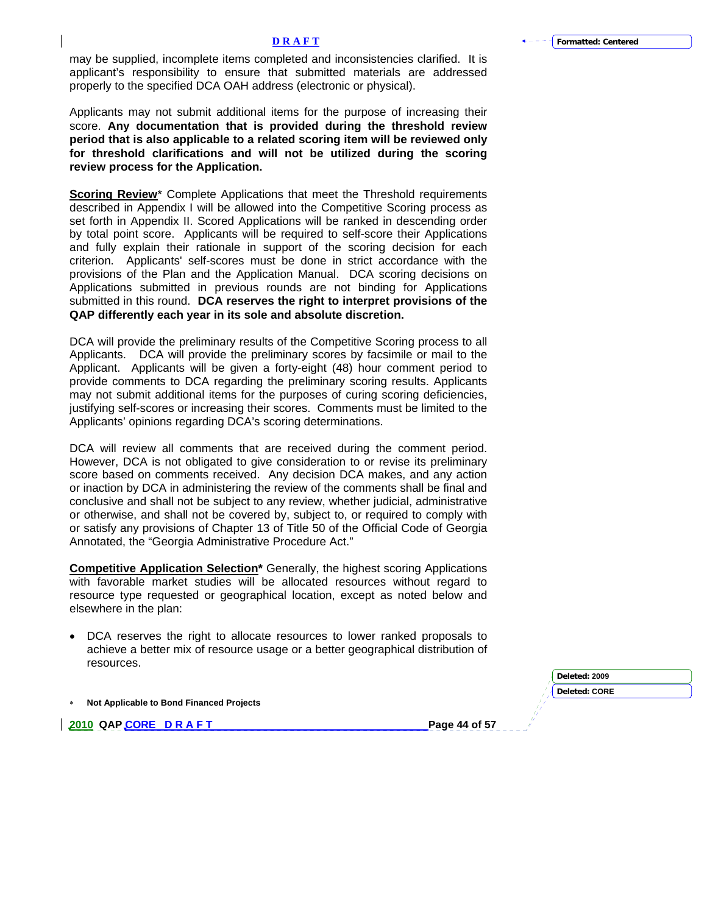may be supplied, incomplete items completed and inconsistencies clarified. It is applicant's responsibility to ensure that submitted materials are addressed properly to the specified DCA OAH address (electronic or physical).

Applicants may not submit additional items for the purpose of increasing their score. **Any documentation that is provided during the threshold review period that is also applicable to a related scoring item will be reviewed only for threshold clarifications and will not be utilized during the scoring review process for the Application.**

**Scoring Review*** Complete Applications that meet the Threshold requirements described in Appendix I will be allowed into the Competitive Scoring process as set forth in Appendix II. Scored Applications will be ranked in descending order by total point score. Applicants will be required to self-score their Applications and fully explain their rationale in support of the scoring decision for each criterion. Applicants' self-scores must be done in strict accordance with the provisions of the Plan and the Application Manual. DCA scoring decisions on Applications submitted in previous rounds are not binding for Applications submitted in this round. **DCA reserves the right to interpret provisions of the QAP differently each year in its sole and absolute discretion.**

DCA will provide the preliminary results of the Competitive Scoring process to all Applicants. DCA will provide the preliminary scores by facsimile or mail to the Applicant. Applicants will be given a forty-eight (48) hour comment period to provide comments to DCA regarding the preliminary scoring results. Applicants may not submit additional items for the purposes of curing scoring deficiencies, justifying self-scores or increasing their scores. Comments must be limited to the Applicants' opinions regarding DCA's scoring determinations.

DCA will review all comments that are received during the comment period. However, DCA is not obligated to give consideration to or revise its preliminary score based on comments received. Any decision DCA makes, and any action or inaction by DCA in administering the review of the comments shall be final and conclusive and shall not be subject to any review, whether judicial, administrative or otherwise, and shall not be covered by, subject to, or required to comply with or satisfy any provisions of Chapter 13 of Title 50 of the Official Code of Georgia Annotated, the "Georgia Administrative Procedure Act."

**Competitive Application Selection*** Generally, the highest scoring Applications with favorable market studies will be allocated resources without regard to resource type requested or geographical location, except as noted below and elsewhere in the plan:

- DCA reserves the right to allocate resources to lower ranked proposals to achieve a better mix of resource usage or a better geographical distribution of resources.

* **Not Applicable to Bond Financed Projects**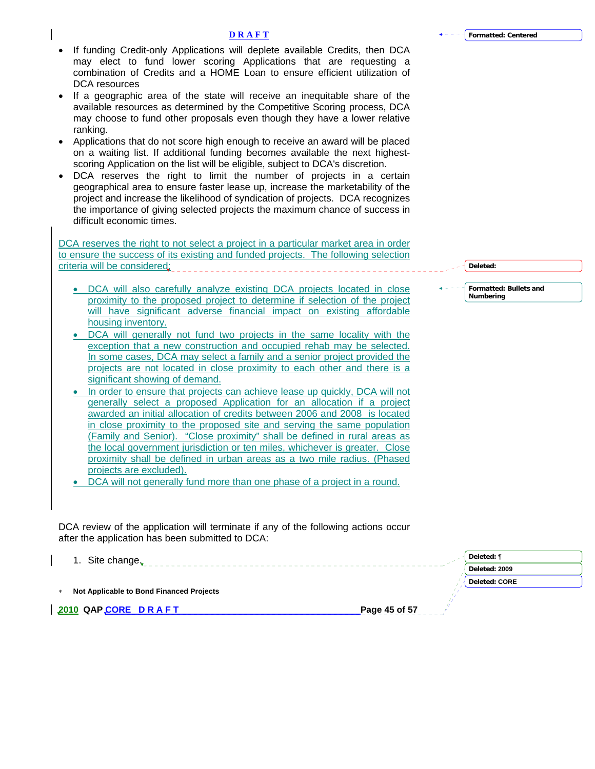- If funding Credit-only Applications will deplete available Credits, then DCA may elect to fund lower scoring Applications that are requesting a combination of Credits and a HOME Loan to ensure efficient utilization of DCA resources
- If a geographic area of the state will receive an inequitable share of the available resources as determined by the Competitive Scoring process, DCA may choose to fund other proposals even though they have a lower relative ranking.
- Applications that do not score high enough to receive an award will be placed on a waiting list. If additional funding becomes available the next highest-scoring Application on the list will be eligible, subject to DCA's discretion.
- DCA reserves the right to limit the number of projects in a certain geographical area to ensure faster lease up, increase the marketability of the project and increase the likelihood of syndication of projects. DCA recognizes the importance of giving selected projects the maximum chance of success in difficult economic times.

DCA reserves the right to not select a project in a particular market area in order to ensure the success of its existing and funded projects. The following selection criteria will be considered:

- DCA will also carefully analyze existing DCA projects located in close proximity to the proposed project to determine if selection of the project will have significant adverse financial impact on existing affordable housing inventory.
- DCA will generally not fund two projects in the same locality with the exception that a new construction and occupied rehab may be selected. In some cases, DCA may select a family and a senior project provided the projects are not located in close proximity to each other and there is a significant showing of demand.
- In order to ensure that projects can achieve lease up quickly, DCA will not generally select a proposed Application for an allocation if a project awarded an initial allocation of credits between 2006 and 2008 is located in close proximity to the proposed site and serving the same population (Family and Senior). "Close proximity" shall be defined in rural areas as the local government jurisdiction or ten miles, whichever is greater. Close proximity shall be defined in urban areas as a two mile radius. (Phased projects are excluded).
- DCA will not generally fund more than one phase of a project in a round.

DCA review of the application will terminate if any of the following actions occur after the application has been submitted to DCA:

1. Site change.

* Not Applicable to Bond Financed Projects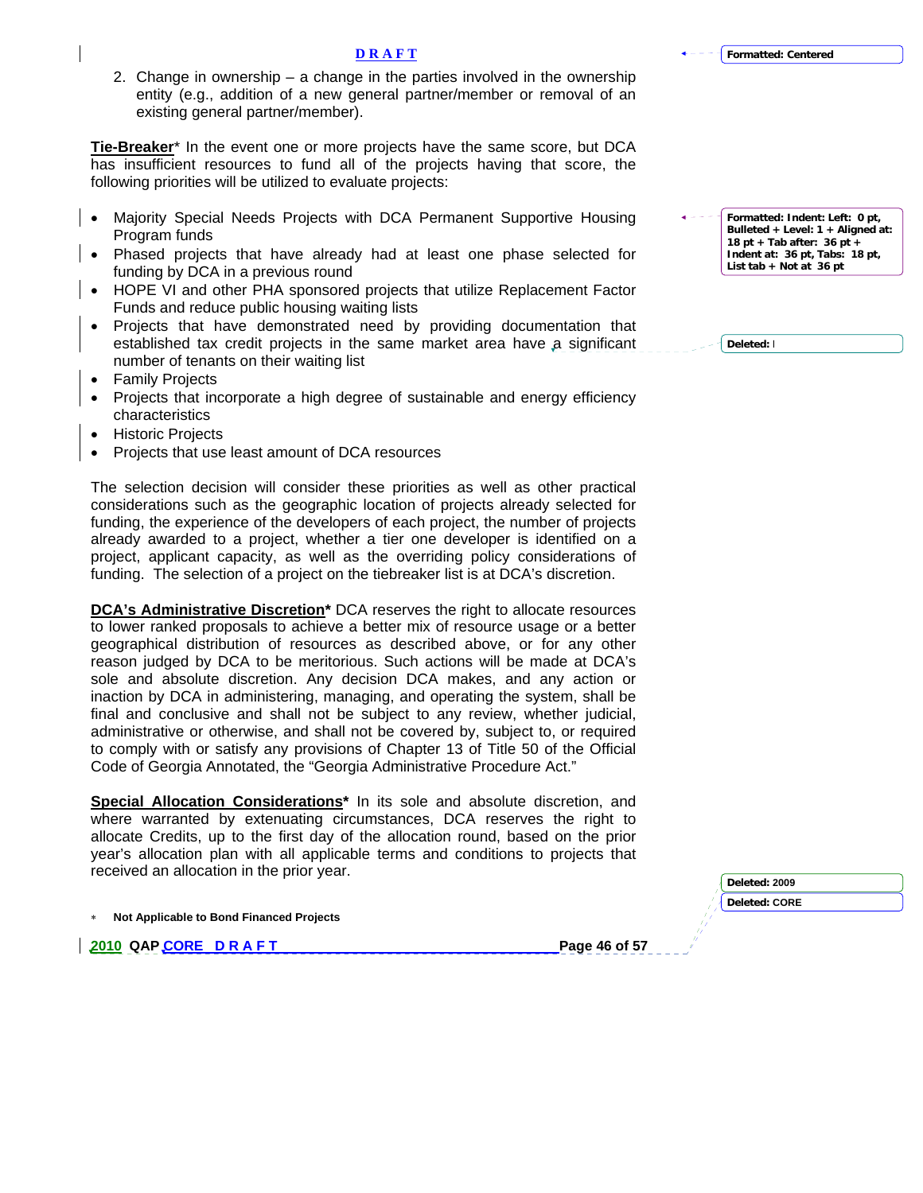2. Change in ownership – a change in the parties involved in the ownership entity (e.g., addition of a new general partner/member or removal of an existing general partner/member).

**Tie-Breaker*** In the event one or more projects have the same score, but DCA has insufficient resources to fund all of the projects having that score, the following priorities will be utilized to evaluate projects:

- Majority Special Needs Projects with DCA Permanent Supportive Housing Program funds
- Phased projects that have already had at least one phase selected for funding by DCA in a previous round
- HOPE VI and other PHA sponsored projects that utilize Replacement Factor Funds and reduce public housing waiting lists
- Projects that have demonstrated need by providing documentation that established tax credit projects in the same market area have a significant number of tenants on their waiting list
- Family Projects
- Projects that incorporate a high degree of sustainable and energy efficiency characteristics
- Historic Projects
- Projects that use least amount of DCA resources

The selection decision will consider these priorities as well as other practical considerations such as the geographic location of projects already selected for funding, the experience of the developers of each project, the number of projects already awarded to a project, whether a tier one developer is identified on a project, applicant capacity, as well as the overriding policy considerations of funding. The selection of a project on the tiebreaker list is at DCA's discretion.

**DCA's Administrative Discretion*** DCA reserves the right to allocate resources to lower ranked proposals to achieve a better mix of resource usage or a better geographical distribution of resources as described above, or for any other reason judged by DCA to be meritorious. Such actions will be made at DCA's sole and absolute discretion. Any decision DCA makes, and any action or inaction by DCA in administering, managing, and operating the system, shall be final and conclusive and shall not be subject to any review, whether judicial, administrative or otherwise, and shall not be covered by, subject to, or required to comply with or satisfy any provisions of Chapter 13 of Title 50 of the Official Code of Georgia Annotated, the "Georgia Administrative Procedure Act."

**Special Allocation Considerations*** In its sole and absolute discretion, and where warranted by extenuating circumstances, DCA reserves the right to allocate Credits, up to the first day of the allocation round, based on the prior year's allocation plan with all applicable terms and conditions to projects that received an allocation in the prior year.

\* **Not Applicable to Bond Financed Projects**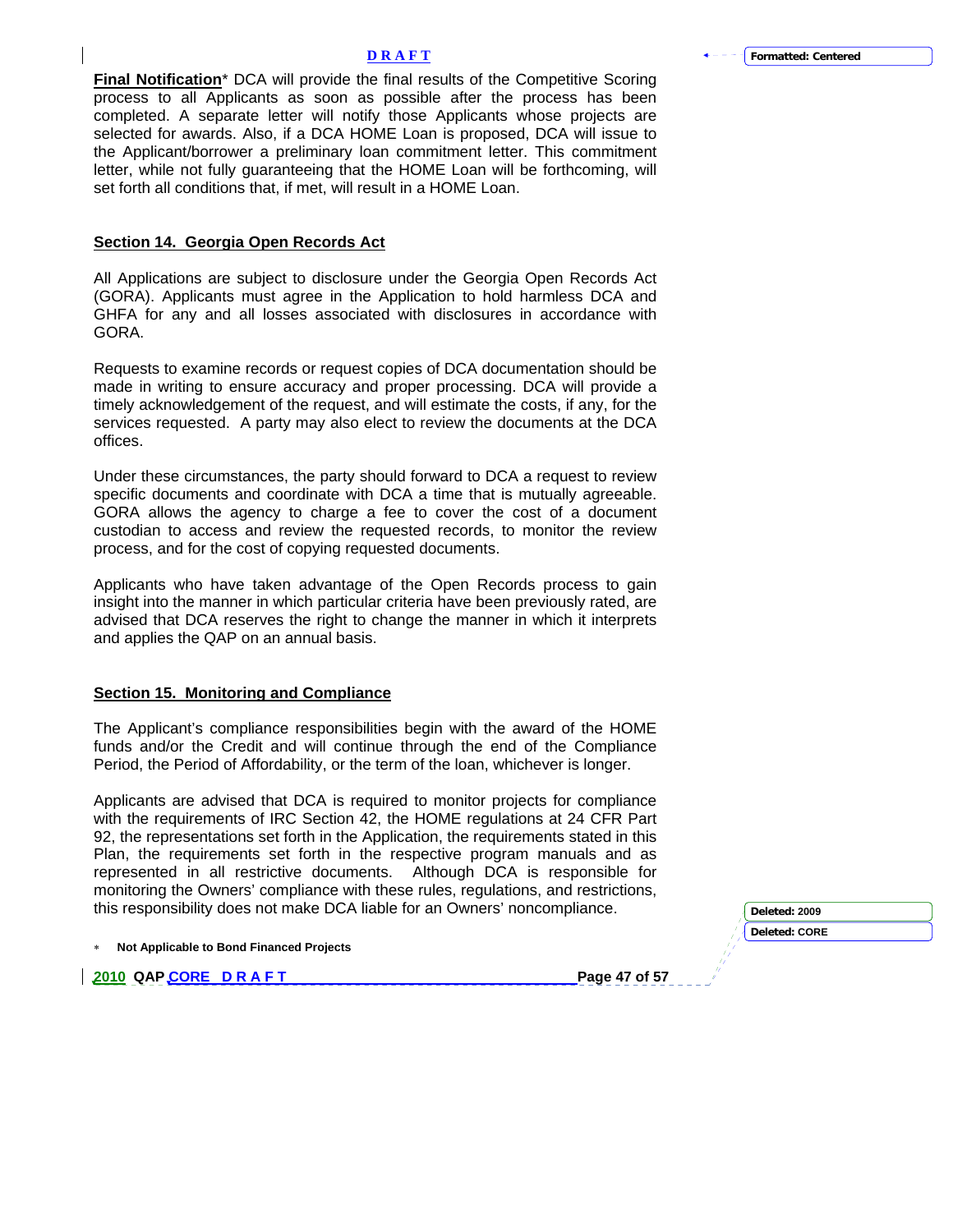**Final Notification*** DCA will provide the final results of the Competitive Scoring process to all Applicants as soon as possible after the process has been completed. A separate letter will notify those Applicants whose projects are selected for awards. Also, if a DCA HOME Loan is proposed, DCA will issue to the Applicant/borrower a preliminary loan commitment letter. This commitment letter, while not fully guaranteeing that the HOME Loan will be forthcoming, will set forth all conditions that, if met, will result in a HOME Loan.

## Section 14. Georgia Open Records Act

All Applications are subject to disclosure under the Georgia Open Records Act (GORA). Applicants must agree in the Application to hold harmless DCA and GHFA for any and all losses associated with disclosures in accordance with GORA.

Requests to examine records or request copies of DCA documentation should be made in writing to ensure accuracy and proper processing. DCA will provide a timely acknowledgement of the request, and will estimate the costs, if any, for the services requested. A party may also elect to review the documents at the DCA offices.

Under these circumstances, the party should forward to DCA a request to review specific documents and coordinate with DCA a time that is mutually agreeable. GORA allows the agency to charge a fee to cover the cost of a document custodian to access and review the requested records, to monitor the review process, and for the cost of copying requested documents.

Applicants who have taken advantage of the Open Records process to gain insight into the manner in which particular criteria have been previously rated, are advised that DCA reserves the right to change the manner in which it interprets and applies the QAP on an annual basis.

## Section 15. Monitoring and Compliance

The Applicant's compliance responsibilities begin with the award of the HOME funds and/or the Credit and will continue through the end of the Compliance Period, the Period of Affordability, or the term of the loan, whichever is longer.

Applicants are advised that DCA is required to monitor projects for compliance with the requirements of IRC Section 42, the HOME regulations at 24 CFR Part 92, the representations set forth in the Application, the requirements stated in this Plan, the requirements set forth in the respective program manuals and as represented in all restrictive documents. Although DCA is responsible for monitoring the Owners' compliance with these rules, regulations, and restrictions, this responsibility does not make DCA liable for an Owners' noncompliance.

* **Not Applicable to Bond Financed Projects**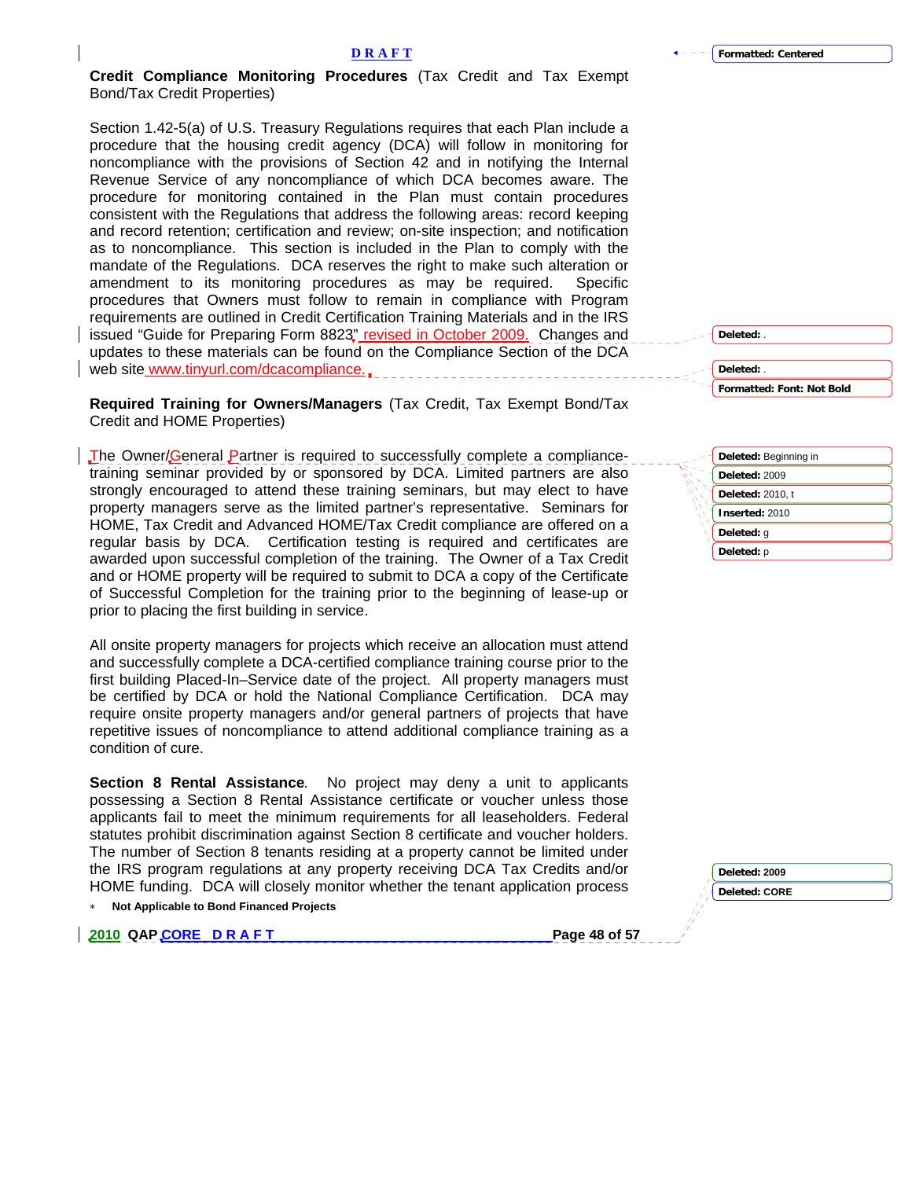**Credit Compliance Monitoring Procedures** (Tax Credit and Tax Exempt Bond/Tax Credit Properties)

Section 1.42-5(a) of U.S. Treasury Regulations requires that each Plan include a procedure that the housing credit agency (DCA) will follow in monitoring for noncompliance with the provisions of Section 42 and in notifying the Internal Revenue Service of any noncompliance of which DCA becomes aware. The procedure for monitoring contained in the Plan must contain procedures consistent with the Regulations that address the following areas: record keeping and record retention; certification and review; on-site inspection; and notification as to noncompliance. This section is included in the Plan to comply with the mandate of the Regulations. DCA reserves the right to make such alteration or amendment to its monitoring procedures as may be required. Specific procedures that Owners must follow to remain in compliance with Program requirements are outlined in Credit Certification Training Materials and in the IRS issued "Guide for Preparing Form 8823" revised in October 2009. Changes and updates to these materials can be found on the Compliance Section of the DCA web site www.tinyurl.com/dcacompliance.

**Required Training for Owners/Managers** (Tax Credit, Tax Exempt Bond/Tax Credit and HOME Properties)

The Owner/General Partner is required to successfully complete a compliance-training seminar provided by or sponsored by DCA. Limited partners are also strongly encouraged to attend these training seminars, but may elect to have property managers serve as the limited partner's representative. Seminars for HOME, Tax Credit and Advanced HOME/Tax Credit compliance are offered on a regular basis by DCA. Certification testing is required and certificates are awarded upon successful completion of the training. The Owner of a Tax Credit and or HOME property will be required to submit to DCA a copy of the Certificate of Successful Completion for the training prior to the beginning of lease-up or prior to placing the first building in service.

All onsite property managers for projects which receive an allocation must attend and successfully complete a DCA-certified compliance training course prior to the first building Placed-In–Service date of the project. All property managers must be certified by DCA or hold the National Compliance Certification. DCA may require onsite property managers and/or general partners of projects that have repetitive issues of noncompliance to attend additional compliance training as a condition of cure.

**Section 8 Rental Assistance***.* No project may deny a unit to applicants possessing a Section 8 Rental Assistance certificate or voucher unless those applicants fail to meet the minimum requirements for all leaseholders. Federal statutes prohibit discrimination against Section 8 certificate and voucher holders. The number of Section 8 tenants residing at a property cannot be limited under the IRS program regulations at any property receiving DCA Tax Credits and/or HOME funding. DCA will closely monitor whether the tenant application process

* **Not Applicable to Bond Financed Projects**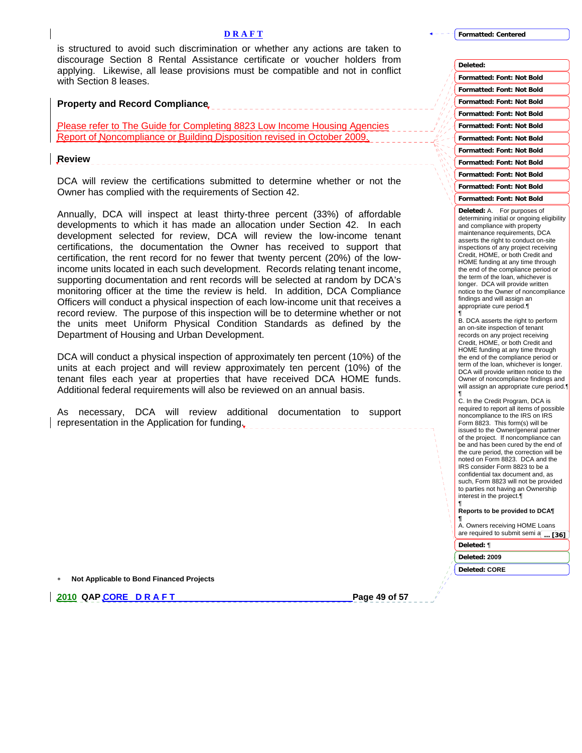is structured to avoid such discrimination or whether any actions are taken to discourage Section 8 Rental Assistance certificate or voucher holders from applying. Likewise, all lease provisions must be compatible and not in conflict with Section 8 leases.

**Property and Record Compliance**

Please refer to The Guide for Completing 8823 Low Income Housing Agencies Report of Noncompliance or Building Disposition revised in October 2009.

**Review**

DCA will review the certifications submitted to determine whether or not the Owner has complied with the requirements of Section 42.

Annually, DCA will inspect at least thirty-three percent (33%) of affordable developments to which it has made an allocation under Section 42. In each development selected for review, DCA will review the low-income tenant certifications, the documentation the Owner has received to support that certification, the rent record for no fewer that twenty percent (20%) of the low-income units located in each such development. Records relating tenant income, supporting documentation and rent records will be selected at random by DCA's monitoring officer at the time the review is held. In addition, DCA Compliance Officers will conduct a physical inspection of each low-income unit that receives a record review. The purpose of this inspection will be to determine whether or not the units meet Uniform Physical Condition Standards as defined by the Department of Housing and Urban Development.

DCA will conduct a physical inspection of approximately ten percent (10%) of the units at each project and will review approximately ten percent (10%) of the tenant files each year at properties that have received DCA HOME funds. Additional federal requirements will also be reviewed on an annual basis.

As necessary, DCA will review additional documentation to support representation in the Application for funding.

* **Not Applicable to Bond Financed Projects**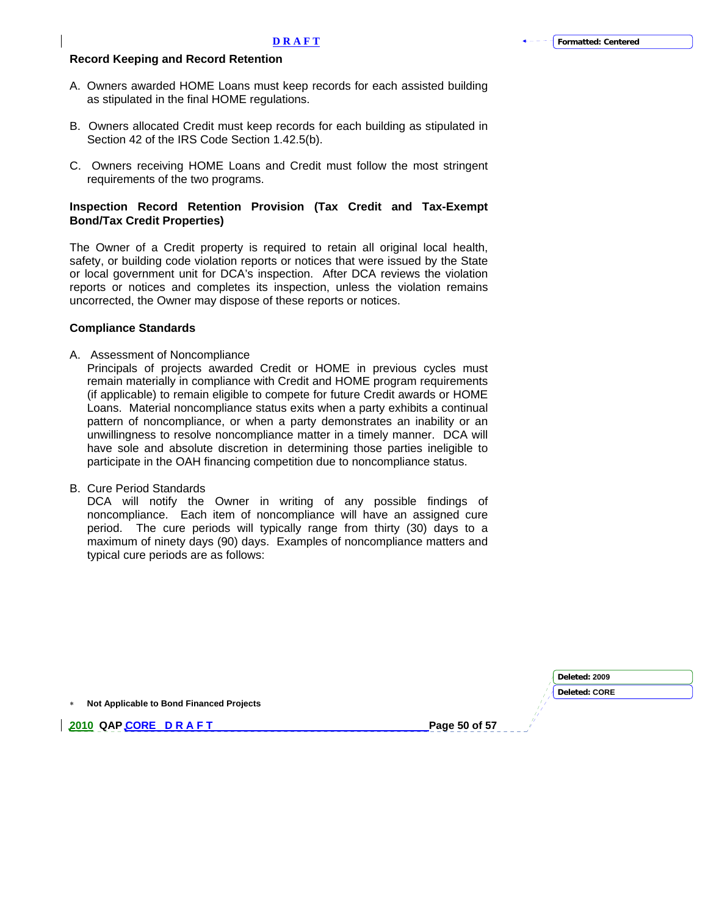### Record Keeping and Record Retention

A. Owners awarded HOME Loans must keep records for each assisted building as stipulated in the final HOME regulations.

B. Owners allocated Credit must keep records for each building as stipulated in Section 42 of the IRS Code Section 1.42.5(b).

C. Owners receiving HOME Loans and Credit must follow the most stringent requirements of the two programs.

### Inspection Record Retention Provision (Tax Credit and Tax-Exempt Bond/Tax Credit Properties)

The Owner of a Credit property is required to retain all original local health, safety, or building code violation reports or notices that were issued by the State or local government unit for DCA's inspection. After DCA reviews the violation reports or notices and completes its inspection, unless the violation remains uncorrected, the Owner may dispose of these reports or notices.

### Compliance Standards

A. Assessment of Noncompliance
Principals of projects awarded Credit or HOME in previous cycles must remain materially in compliance with Credit and HOME program requirements (if applicable) to remain eligible to compete for future Credit awards or HOME Loans. Material noncompliance status exits when a party exhibits a continual pattern of noncompliance, or when a party demonstrates an inability or an unwillingness to resolve noncompliance matter in a timely manner. DCA will have sole and absolute discretion in determining those parties ineligible to participate in the OAH financing competition due to noncompliance status.

B. Cure Period Standards
DCA will notify the Owner in writing of any possible findings of noncompliance. Each item of noncompliance will have an assigned cure period. The cure periods will typically range from thirty (30) days to a maximum of ninety days (90) days. Examples of noncompliance matters and typical cure periods are as follows:

* Not Applicable to Bond Financed Projects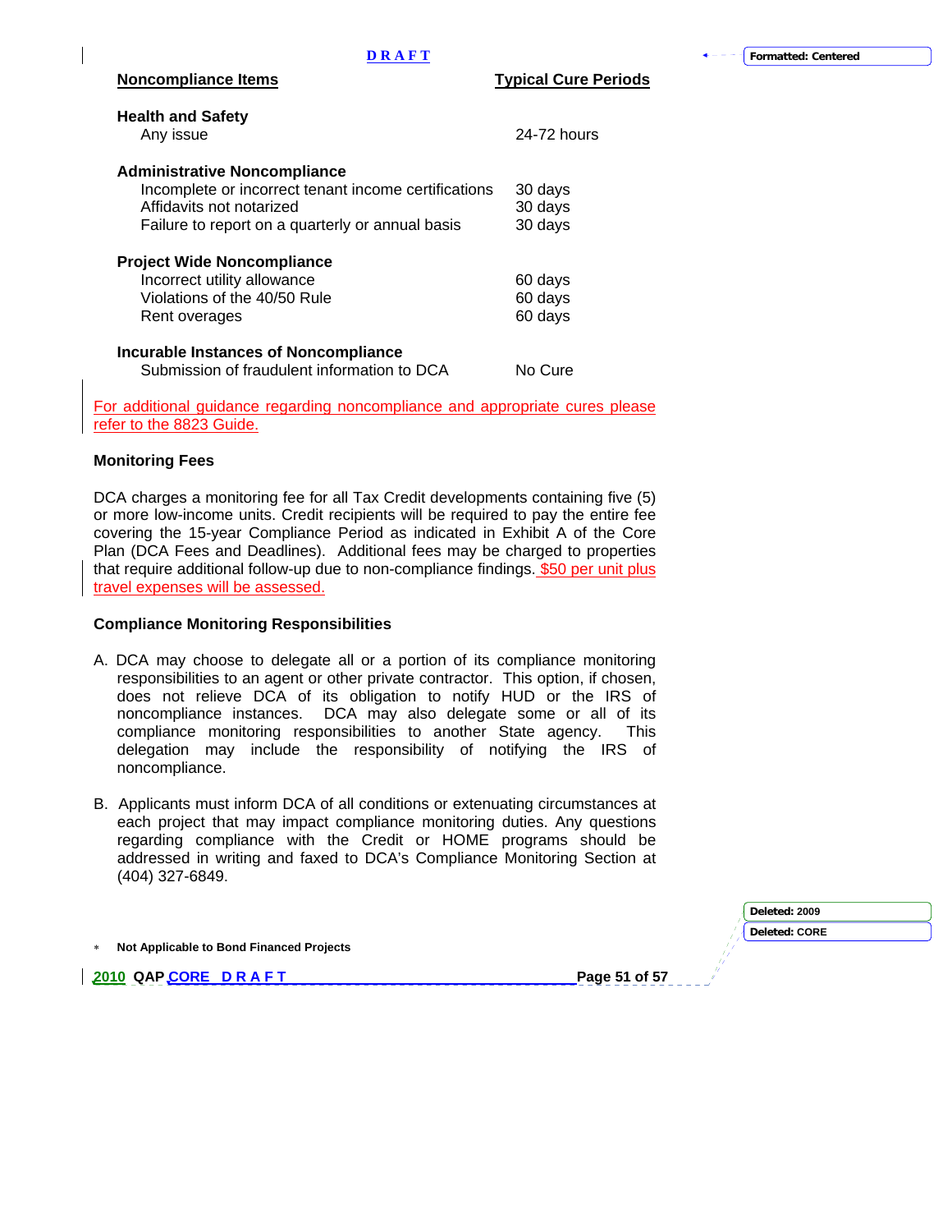| Noncompliance Items | Typical Cure Periods |
|---|---|
| **Health and Safety** | |
| Any issue | 24-72 hours |
| **Administrative Noncompliance** | |
| Incomplete or incorrect tenant income certifications | 30 days |
| Affidavits not notarized | 30 days |
| Failure to report on a quarterly or annual basis | 30 days |
| **Project Wide Noncompliance** | |
| Incorrect utility allowance | 60 days |
| Violations of the 40/50 Rule | 60 days |
| Rent overages | 60 days |
| **Incurable Instances of Noncompliance** | |
| Submission of fraudulent information to DCA | No Cure |

For additional guidance regarding noncompliance and appropriate cures please refer to the 8823 Guide.

### Monitoring Fees

DCA charges a monitoring fee for all Tax Credit developments containing five (5) or more low-income units. Credit recipients will be required to pay the entire fee covering the 15-year Compliance Period as indicated in Exhibit A of the Core Plan (DCA Fees and Deadlines). Additional fees may be charged to properties that require additional follow-up due to non-compliance findings. $50 per unit plus travel expenses will be assessed.

### Compliance Monitoring Responsibilities

A. DCA may choose to delegate all or a portion of its compliance monitoring responsibilities to an agent or other private contractor. This option, if chosen, does not relieve DCA of its obligation to notify HUD or the IRS of noncompliance instances. DCA may also delegate some or all of its compliance monitoring responsibilities to another State agency. This delegation may include the responsibility of notifying the IRS of noncompliance.

B. Applicants must inform DCA of all conditions or extenuating circumstances at each project that may impact compliance monitoring duties. Any questions regarding compliance with the Credit or HOME programs should be addressed in writing and faxed to DCA's Compliance Monitoring Section at (404) 327-6849.

\* Not Applicable to Bond Financed Projects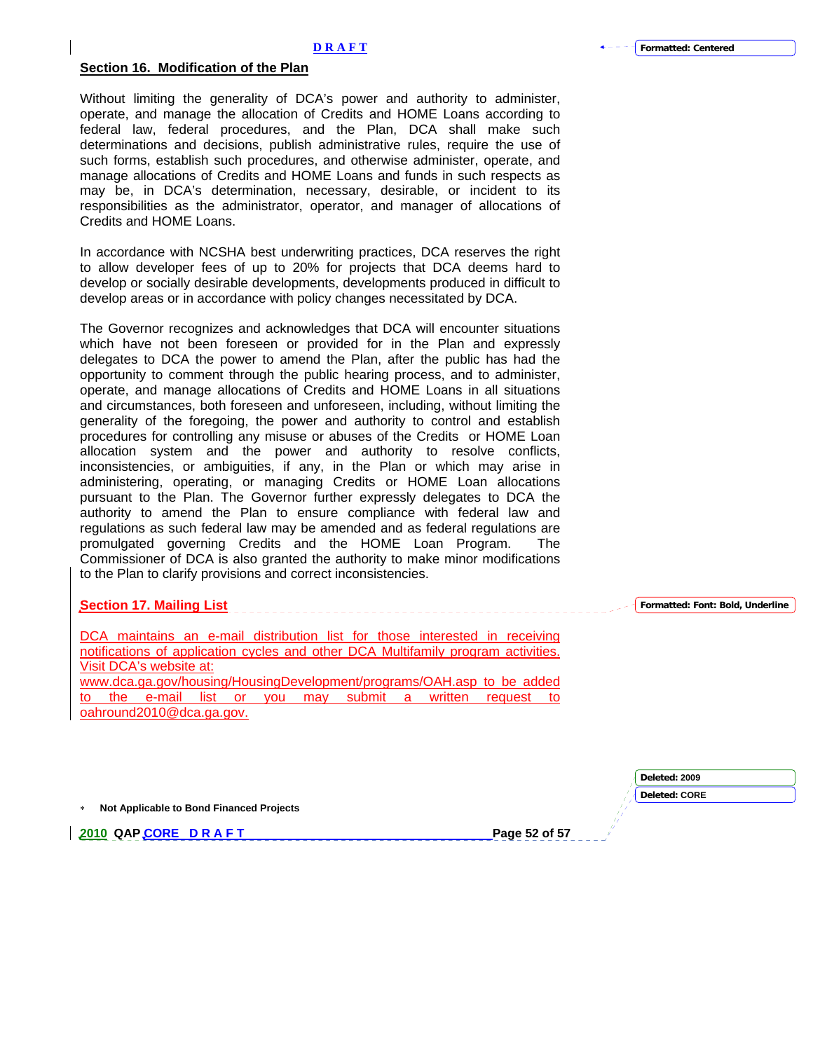## Section 16. Modification of the Plan

Without limiting the generality of DCA's power and authority to administer, operate, and manage the allocation of Credits and HOME Loans according to federal law, federal procedures, and the Plan, DCA shall make such determinations and decisions, publish administrative rules, require the use of such forms, establish such procedures, and otherwise administer, operate, and manage allocations of Credits and HOME Loans and funds in such respects as may be, in DCA's determination, necessary, desirable, or incident to its responsibilities as the administrator, operator, and manager of allocations of Credits and HOME Loans.

In accordance with NCSHA best underwriting practices, DCA reserves the right to allow developer fees of up to 20% for projects that DCA deems hard to develop or socially desirable developments, developments produced in difficult to develop areas or in accordance with policy changes necessitated by DCA.

The Governor recognizes and acknowledges that DCA will encounter situations which have not been foreseen or provided for in the Plan and expressly delegates to DCA the power to amend the Plan, after the public has had the opportunity to comment through the public hearing process, and to administer, operate, and manage allocations of Credits and HOME Loans in all situations and circumstances, both foreseen and unforeseen, including, without limiting the generality of the foregoing, the power and authority to control and establish procedures for controlling any misuse or abuses of the Credits or HOME Loan allocation system and the power and authority to resolve conflicts, inconsistencies, or ambiguities, if any, in the Plan or which may arise in administering, operating, or managing Credits or HOME Loan allocations pursuant to the Plan. The Governor further expressly delegates to DCA the authority to amend the Plan to ensure compliance with federal law and regulations as such federal law may be amended and as federal regulations are promulgated governing Credits and the HOME Loan Program. The Commissioner of DCA is also granted the authority to make minor modifications to the Plan to clarify provisions and correct inconsistencies.

## Section 17. Mailing List

DCA maintains an e-mail distribution list for those interested in receiving notifications of application cycles and other DCA Multifamily program activities. Visit DCA's website at: www.dca.ga.gov/housing/HousingDevelopment/programs/OAH.asp to be added to the e-mail list or you may submit a written request to oahround2010@dca.ga.gov.

* Not Applicable to Bond Financed Projects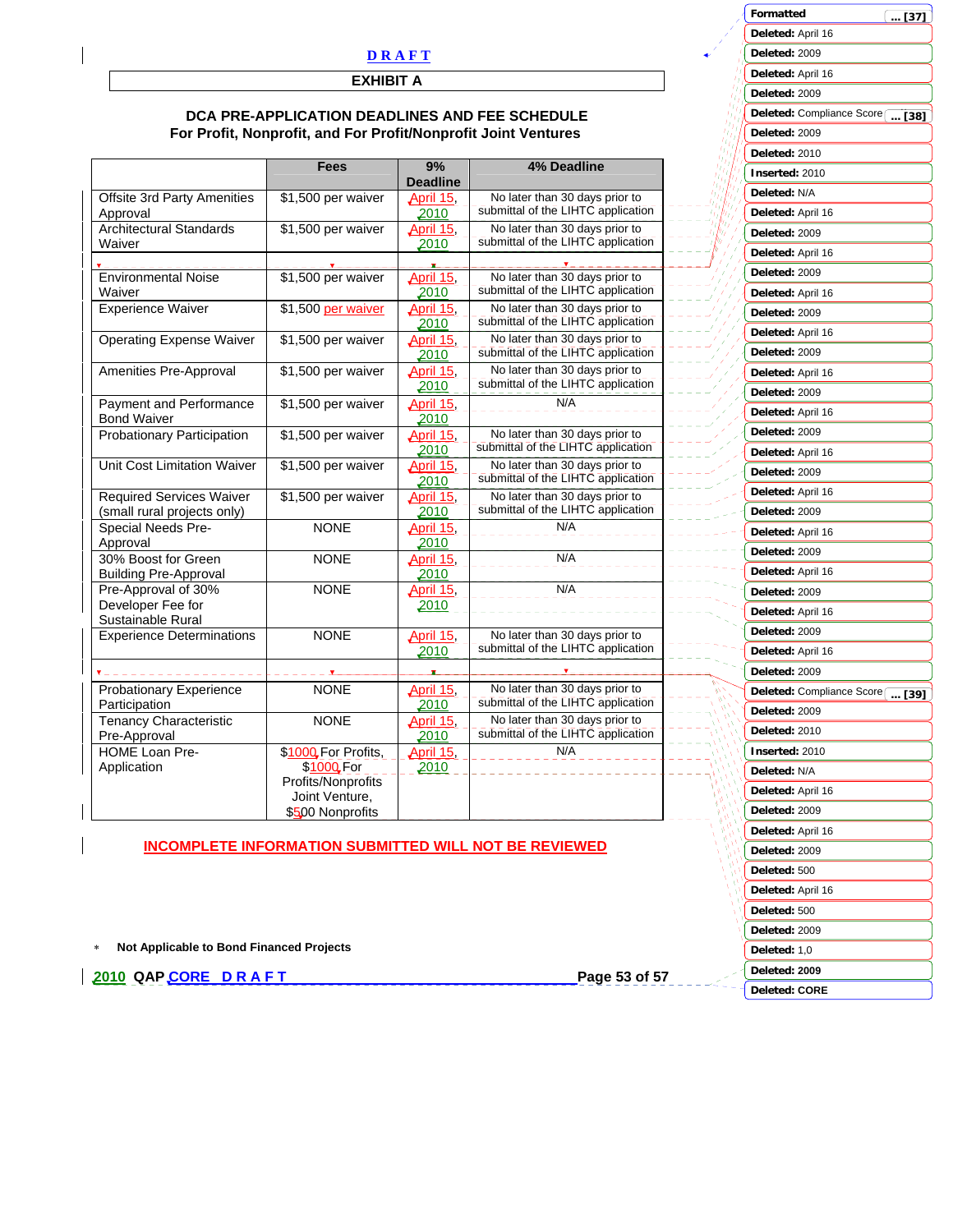DRAFT

# EXHIBIT A

## DCA PRE-APPLICATION DEADLINES AND FEE SCHEDULE
### For Profit, Nonprofit, and For Profit/Nonprofit Joint Ventures

| | Fees | 9% Deadline | 4% Deadline |
|---|---|---|---|
| Offsite 3rd Party Amenities Approval | $1,500 per waiver | April 15, 2010 | No later than 30 days prior to submittal of the LIHTC application |
| Architectural Standards Waiver | $1,500 per waiver | April 15, 2010 | No later than 30 days prior to submittal of the LIHTC application |
| | | | |
| Environmental Noise Waiver | $1,500 per waiver | April 15, 2010 | No later than 30 days prior to submittal of the LIHTC application |
| Experience Waiver | $1,500 per waiver | April 15, 2010 | No later than 30 days prior to submittal of the LIHTC application |
| Operating Expense Waiver | $1,500 per waiver | April 15, 2010 | No later than 30 days prior to submittal of the LIHTC application |
| Amenities Pre-Approval | $1,500 per waiver | April 15, 2010 | No later than 30 days prior to submittal of the LIHTC application |
| Payment and Performance Bond Waiver | $1,500 per waiver | April 15, 2010 | N/A |
| Probationary Participation | $1,500 per waiver | April 15, 2010 | No later than 30 days prior to submittal of the LIHTC application |
| Unit Cost Limitation Waiver | $1,500 per waiver | April 15, 2010 | No later than 30 days prior to submittal of the LIHTC application |
| Required Services Waiver (small rural projects only) | $1,500 per waiver | April 15, 2010 | No later than 30 days prior to submittal of the LIHTC application |
| Special Needs Pre-Approval | NONE | April 15, 2010 | N/A |
| 30% Boost for Green Building Pre-Approval | NONE | April 15, 2010 | N/A |
| Pre-Approval of 30% Developer Fee for Sustainable Rural | NONE | April 15, 2010 | N/A |
| Experience Determinations | NONE | April 15, 2010 | No later than 30 days prior to submittal of the LIHTC application |
| | | | |
| Probationary Experience Participation | NONE | April 15, 2010 | No later than 30 days prior to submittal of the LIHTC application |
| Tenancy Characteristic Pre-Approval | NONE | April 15, 2010 | No later than 30 days prior to submittal of the LIHTC application |
| HOME Loan Pre-Application | $1000 For Profits, $1000 For Profits/Nonprofits Joint Venture, $500 Nonprofits | April 15, 2010 | N/A |

**INCOMPLETE INFORMATION SUBMITTED WILL NOT BE REVIEWED**

* **Not Applicable to Bond Financed Projects**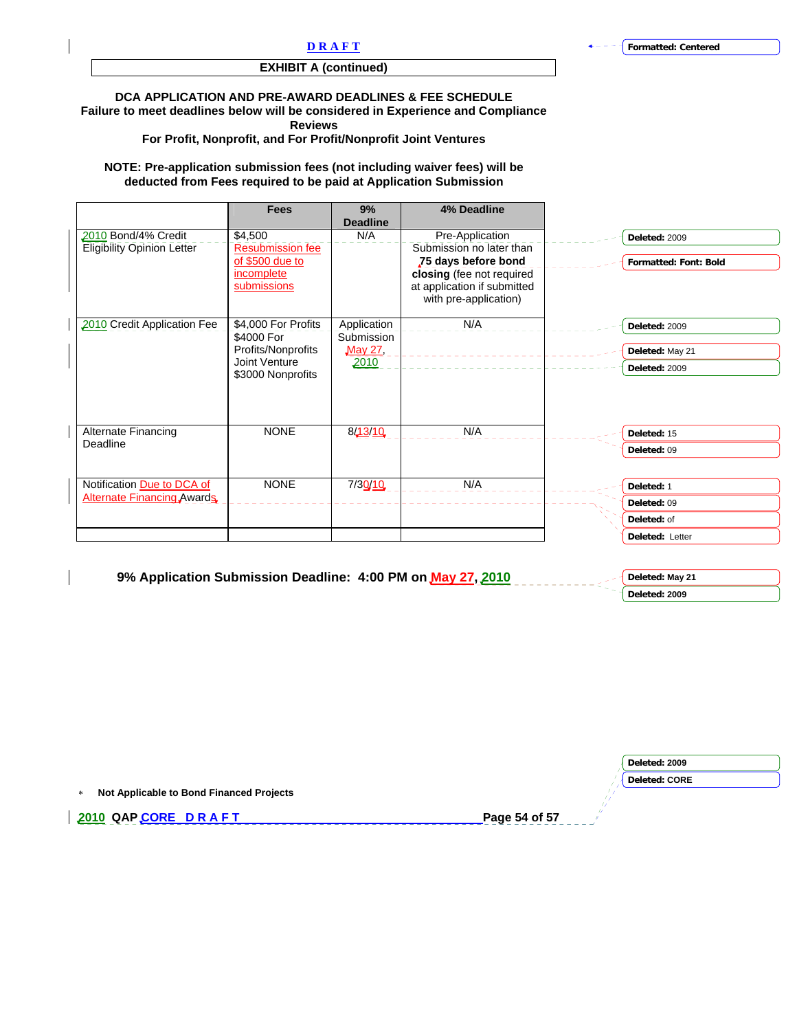**D R A F T**

**EXHIBIT A (continued)**

**DCA APPLICATION AND PRE-AWARD DEADLINES & FEE SCHEDULE**
**Failure to meet deadlines below will be considered in Experience and Compliance Reviews**
**For Profit, Nonprofit, and For Profit/Nonprofit Joint Ventures**

**NOTE: Pre-application submission fees (not including waiver fees) will be deducted from Fees required to be paid at Application Submission**

| | Fees | 9% Deadline | 4% Deadline |
|---|---|---|---|
| 2010 Bond/4% Credit Eligibility Opinion Letter | $4,500 Resubmission fee of $500 due to incomplete submissions | N/A | Pre-Application Submission no later than **75 days before bond closing** (fee not required at application if submitted with pre-application) |
| 2010 Credit Application Fee | $4,000 For Profits $4000 For Profits/Nonprofits Joint Venture $3000 Nonprofits | Application Submission May 27, 2010 | N/A |
| Alternate Financing Deadline | NONE | 8/13/10 | N/A |
| Notification Due to DCA of Alternate Financing Awards | NONE | 7/30/10 | N/A |
| | | | |

**9% Application Submission Deadline: 4:00 PM on May 27, 2010**

* **Not Applicable to Bond Financed Projects**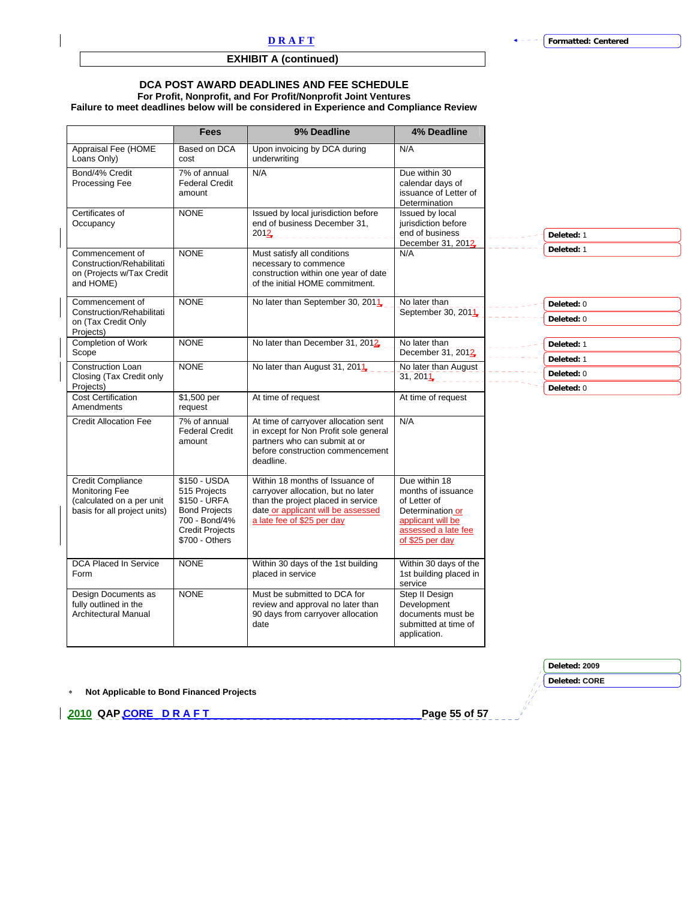**D R A F T**

**EXHIBIT A (continued)**

## DCA POST AWARD DEADLINES AND FEE SCHEDULE

**For Profit, Nonprofit, and For Profit/Nonprofit Joint Ventures**

**Failure to meet deadlines below will be considered in Experience and Compliance Review**

| | Fees | 9% Deadline | 4% Deadline |
|---|---|---|---|
| Appraisal Fee (HOME Loans Only) | Based on DCA cost | Upon invoicing by DCA during underwriting | N/A |
| Bond/4% Credit Processing Fee | 7% of annual Federal Credit amount | N/A | Due within 30 calendar days of issuance of Letter of Determination |
| Certificates of Occupancy | NONE | Issued by local jurisdiction before end of business December 31, 2012 | Issued by local jurisdiction before end of business December 31, 2012 |
| Commencement of Construction/Rehabilitation (Projects w/Tax Credit and HOME) | NONE | Must satisfy all conditions necessary to commence construction within one year of date of the initial HOME commitment. | N/A |
| Commencement of Construction/Rehabilitation (Tax Credit Only Projects) | NONE | No later than September 30, 2011 | No later than September 30, 2011 |
| Completion of Work Scope | NONE | No later than December 31, 2012 | No later than December 31, 2012 |
| Construction Loan Closing (Tax Credit only Projects) | NONE | No later than August 31, 2011 | No later than August 31, 2011 |
| Cost Certification Amendments | $1,500 per request | At time of request | At time of request |
| Credit Allocation Fee | 7% of annual Federal Credit amount | At time of carryover allocation sent in except for Non Profit sole general partners who can submit at or before construction commencement deadline. | N/A |
| Credit Compliance Monitoring Fee (calculated on a per unit basis for all project units) | $150 - USDA 515 Projects<br>$150 - URFA Bond Projects<br>700 - Bond/4% Credit Projects<br>$700 - Others | Within 18 months of Issuance of carryover allocation, but no later than the project placed in service date or applicant will be assessed a late fee of $25 per day | Due within 18 months of issuance of Letter of Determination or applicant will be assessed a late fee of $25 per day |
| DCA Placed In Service Form | NONE | Within 30 days of the 1st building placed in service | Within 30 days of the 1st building placed in service |
| Design Documents as fully outlined in the Architectural Manual | NONE | Must be submitted to DCA for review and approval no later than 90 days from carryover allocation date | Step II Design Development documents must be submitted at time of application. |

∗ **Not Applicable to Bond Financed Projects**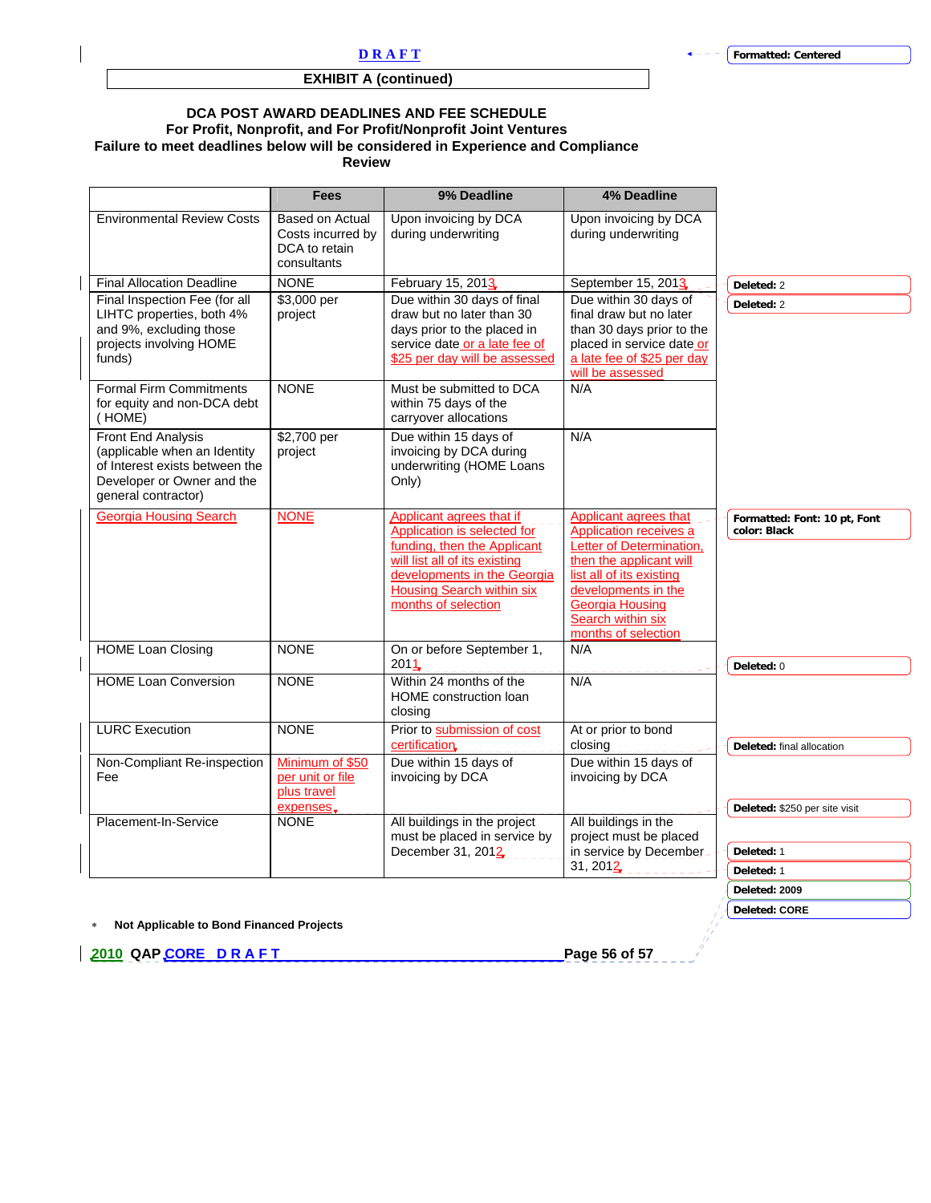DRAFT

EXHIBIT A (continued)

**DCA POST AWARD DEADLINES AND FEE SCHEDULE**
**For Profit, Nonprofit, and For Profit/Nonprofit Joint Ventures**
**Failure to meet deadlines below will be considered in Experience and Compliance Review**

| | Fees | 9% Deadline | 4% Deadline |
|---|---|---|---|
| Environmental Review Costs | Based on Actual Costs incurred by DCA to retain consultants | Upon invoicing by DCA during underwriting | Upon invoicing by DCA during underwriting |
| Final Allocation Deadline | NONE | February 15, 2013 | September 15, 2013 |
| Final Inspection Fee (for all LIHTC properties, both 4% and 9%, excluding those projects involving HOME funds) | $3,000 per project | Due within 30 days of final draw but no later than 30 days prior to the placed in service date or a late fee of $25 per day will be assessed | Due within 30 days of final draw but no later than 30 days prior to the placed in service date or a late fee of $25 per day will be assessed |
| Formal Firm Commitments for equity and non-DCA debt ( HOME) | NONE | Must be submitted to DCA within 75 days of the carryover allocations | N/A |
| Front End Analysis (applicable when an Identity of Interest exists between the Developer or Owner and the general contractor) | $2,700 per project | Due within 15 days of invoicing by DCA during underwriting (HOME Loans Only) | N/A |
| Georgia Housing Search | NONE | Applicant agrees that if Application is selected for funding, then the Applicant will list all of its existing developments in the Georgia Housing Search within six months of selection | Applicant agrees that Application receives a Letter of Determination, then the applicant will list all of its existing developments in the Georgia Housing Search within six months of selection |
| HOME Loan Closing | NONE | On or before September 1, 2011 | N/A |
| HOME Loan Conversion | NONE | Within 24 months of the HOME construction loan closing | N/A |
| LURC Execution | NONE | Prior to submission of cost certification | At or prior to bond closing |
| Non-Compliant Re-inspection Fee | Minimum of $50 per unit or file plus travel expenses | Due within 15 days of invoicing by DCA | Due within 15 days of invoicing by DCA |
| Placement-In-Service | NONE | All buildings in the project must be placed in service by December 31, 2012 | All buildings in the project must be placed in service by December 31, 2012 |

* **Not Applicable to Bond Financed Projects**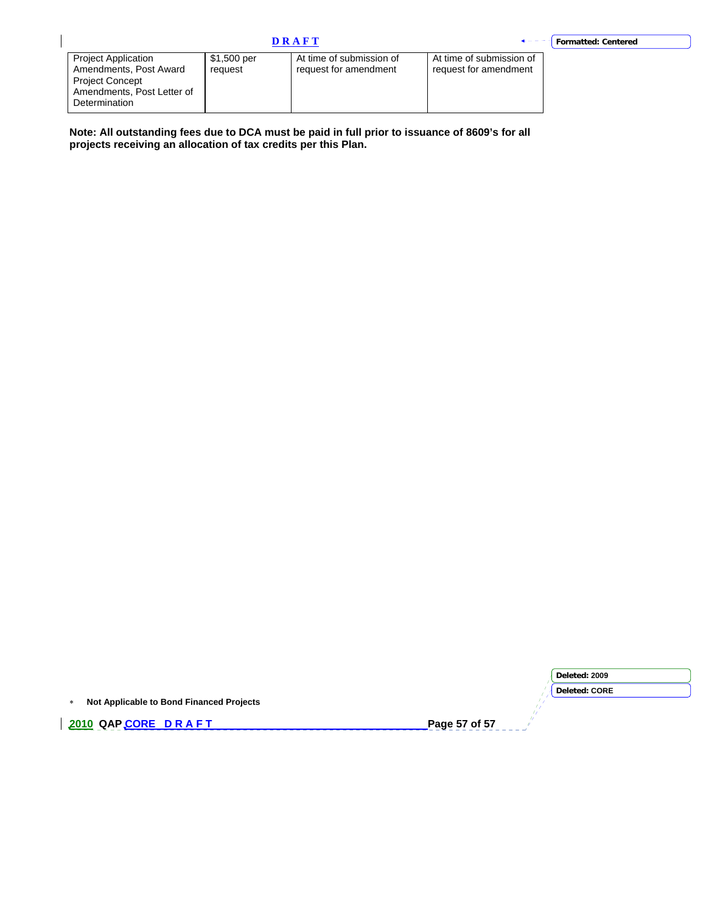| Project Application Amendments, Post Award Project Concept Amendments, Post Letter of Determination | $1,500 per request | At time of submission of request for amendment | At time of submission of request for amendment |
|---|---|---|---|

**Note: All outstanding fees due to DCA must be paid in full prior to issuance of 8609's for all projects receiving an allocation of tax credits per this Plan.**

* **Not Applicable to Bond Financed Projects**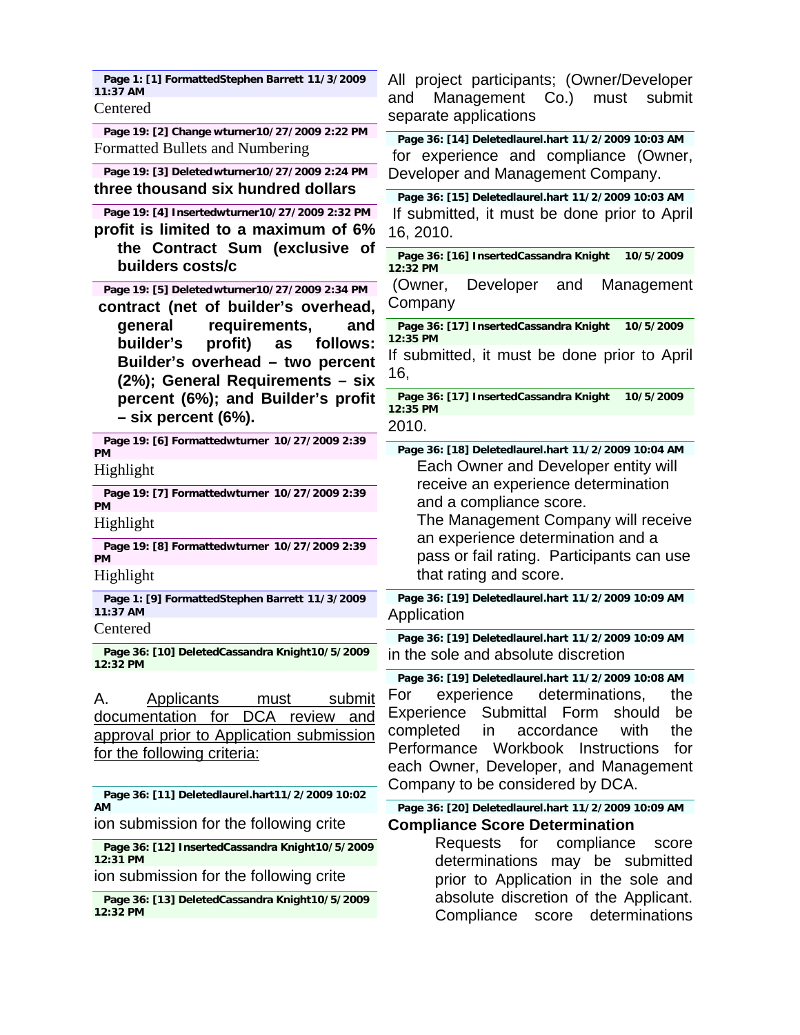**Page 1: [1] Formatted Stephen Barrett 11/3/2009 11:37 AM**

Centered

**Page 19: [2] Change wturner 10/27/2009 2:22 PM**

Formatted Bullets and Numbering

**Page 19: [3] Deleted wturner 10/27/2009 2:24 PM**

**three thousand six hundred dollars**

**Page 19: [4] Inserted wturner 10/27/2009 2:32 PM**

**profit is limited to a maximum of 6% the Contract Sum (exclusive of builders costs/c**

**Page 19: [5] Deleted wturner 10/27/2009 2:34 PM**

**contract (net of builder's overhead, general requirements, and builder's profit) as follows: Builder's overhead – two percent (2%); General Requirements – six percent (6%); and Builder's profit – six percent (6%).**

**Page 19: [6] Formatted wturner 10/27/2009 2:39 PM**

Highlight

**Page 19: [7] Formatted wturner 10/27/2009 2:39 PM**

Highlight

**Page 19: [8] Formatted wturner 10/27/2009 2:39 PM**

Highlight

**Page 1: [9] Formatted Stephen Barrett 11/3/2009 11:37 AM**

Centered

**Page 36: [10] Deleted Cassandra Knight 10/5/2009 12:32 PM**

A. Applicants must submit documentation for DCA review and approval prior to Application submission for the following criteria:

**Page 36: [11] Deleted laurel.hart 11/2/2009 10:02 AM**

ion submission for the following crite

**Page 36: [12] Inserted Cassandra Knight 10/5/2009 12:31 PM**

ion submission for the following crite

**Page 36: [13] Deleted Cassandra Knight 10/5/2009 12:32 PM**

All project participants; (Owner/Developer and Management Co.) must submit separate applications

**Page 36: [14] Deleted laurel.hart 11/2/2009 10:03 AM**

for experience and compliance (Owner, Developer and Management Company.

**Page 36: [15] Deleted laurel.hart 11/2/2009 10:03 AM**

If submitted, it must be done prior to April 16, 2010.

**Page 36: [16] Inserted Cassandra Knight 10/5/2009 12:32 PM**

(Owner, Developer and Management Company

**Page 36: [17] Inserted Cassandra Knight 10/5/2009 12:35 PM**

If submitted, it must be done prior to April 16,

**Page 36: [17] Inserted Cassandra Knight 10/5/2009 12:35 PM**

2010.

**Page 36: [18] Deleted laurel.hart 11/2/2009 10:04 AM**

Each Owner and Developer entity will receive an experience determination and a compliance score.
The Management Company will receive an experience determination and a pass or fail rating. Participants can use that rating and score.

**Page 36: [19] Deleted laurel.hart 11/2/2009 10:09 AM**

Application

**Page 36: [19] Deleted laurel.hart 11/2/2009 10:09 AM**

in the sole and absolute discretion

**Page 36: [19] Deleted laurel.hart 11/2/2009 10:08 AM**

For experience determinations, the Experience Submittal Form should be completed in accordance with the Performance Workbook Instructions for each Owner, Developer, and Management Company to be considered by DCA.

**Page 36: [20] Deleted laurel.hart 11/2/2009 10:09 AM**

**Compliance Score Determination**

Requests for compliance score determinations may be submitted prior to Application in the sole and absolute discretion of the Applicant. Compliance score determinations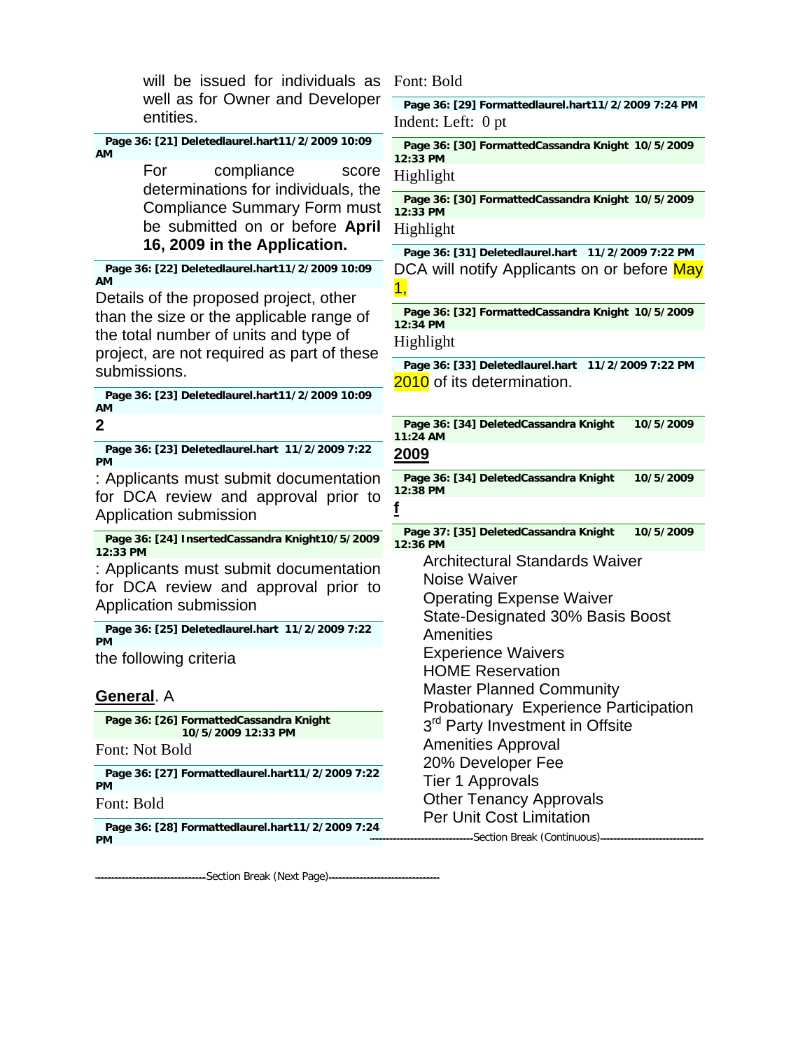will be issued for individuals as well as for Owner and Developer entities.

**Page 36: [21] Deleted laurel.hart 11/2/2009 10:09 AM**

For compliance score determinations for individuals, the Compliance Summary Form must be submitted on or before **April 16, 2009 in the Application.**

**Page 36: [22] Deleted laurel.hart 11/2/2009 10:09 AM**

Details of the proposed project, other than the size or the applicable range of the total number of units and type of project, are not required as part of these submissions.

**Page 36: [23] Deleted laurel.hart 11/2/2009 10:09 AM**

**2**

**Page 36: [23] Deleted laurel.hart 11/2/2009 7:22 PM**

: Applicants must submit documentation for DCA review and approval prior to Application submission

**Page 36: [24] Inserted Cassandra Knight 10/5/2009 12:33 PM**

: Applicants must submit documentation for DCA review and approval prior to Application submission

**Page 36: [25] Deleted laurel.hart 11/2/2009 7:22 PM**

the following criteria

**General**. A

**Page 36: [26] Formatted Cassandra Knight 10/5/2009 12:33 PM**

Font: Not Bold

**Page 36: [27] Formatted laurel.hart 11/2/2009 7:22 PM**

Font: Bold

**Page 36: [28] Formatted laurel.hart 11/2/2009 7:24 PM**

Font: Bold

**Page 36: [29] Formatted laurel.hart 11/2/2009 7:24 PM**

Indent: Left: 0 pt

**Page 36: [30] Formatted Cassandra Knight 10/5/2009 12:33 PM**

Highlight

**Page 36: [30] Formatted Cassandra Knight 10/5/2009 12:33 PM**

Highlight

**Page 36: [31] Deleted laurel.hart 11/2/2009 7:22 PM**

DCA will notify Applicants on or before May 1,

**Page 36: [32] Formatted Cassandra Knight 10/5/2009 12:34 PM**

Highlight

**Page 36: [33] Deleted laurel.hart 11/2/2009 7:22 PM**

2010 of its determination.

**Page 36: [34] Deleted Cassandra Knight 10/5/2009 11:24 AM**

**2009**

**Page 36: [34] Deleted Cassandra Knight 10/5/2009 12:38 PM**

**f**

**Page 37: [35] Deleted Cassandra Knight 10/5/2009 12:36 PM**

Architectural Standards Waiver
Noise Waiver
Operating Expense Waiver
State-Designated 30% Basis Boost
Amenities
Experience Waivers
HOME Reservation
Master Planned Community
Probationary Experience Participation
3rd Party Investment in Offsite
Amenities Approval
20% Developer Fee
Tier 1 Approvals
Other Tenancy Approvals
Per Unit Cost Limitation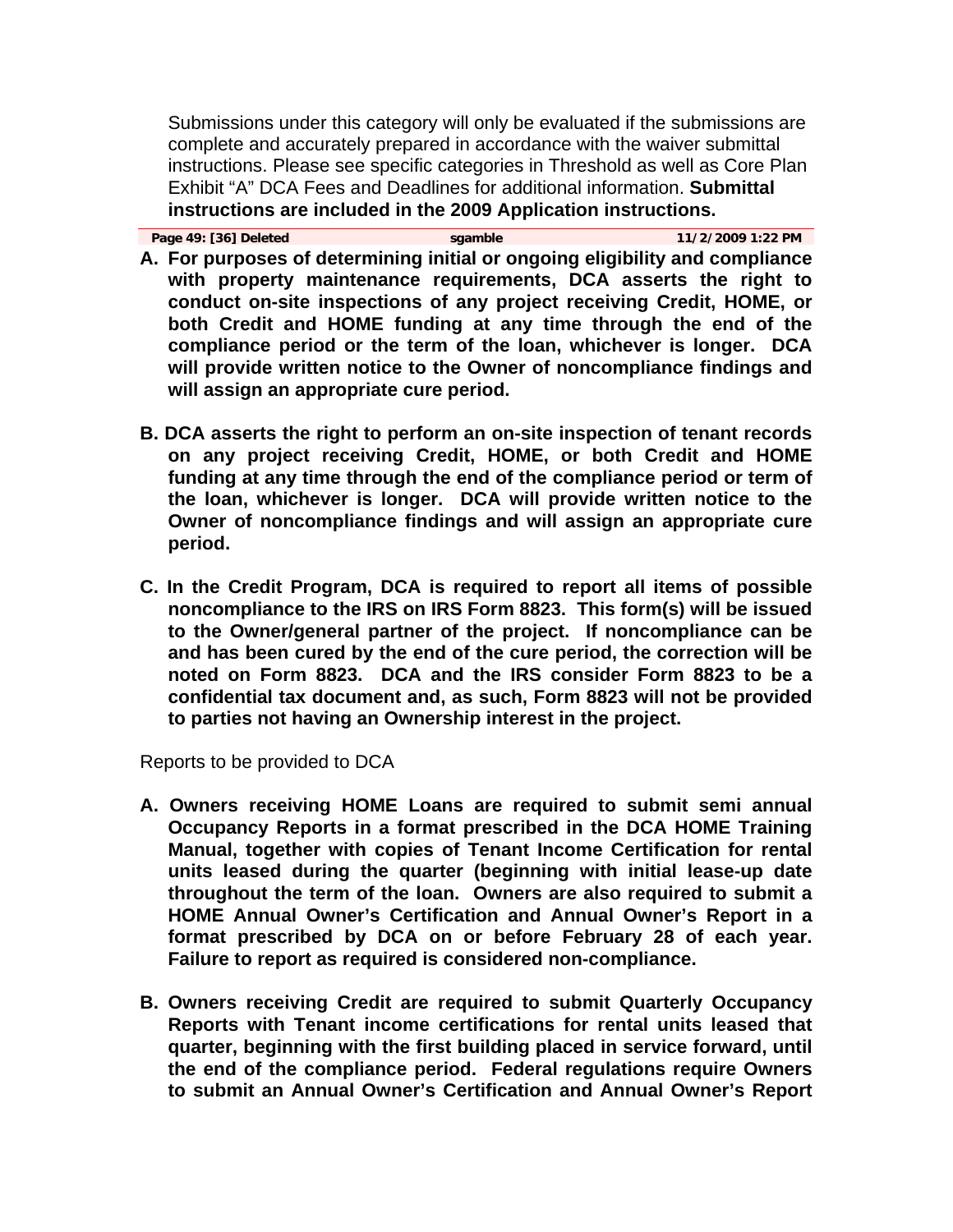Submissions under this category will only be evaluated if the submissions are complete and accurately prepared in accordance with the waiver submittal instructions. Please see specific categories in Threshold as well as Core Plan Exhibit "A" DCA Fees and Deadlines for additional information. **Submittal instructions are included in the 2009 Application instructions.**

**Page 49: [36] Deleted sgamble 11/2/2009 1:22 PM**

**A. For purposes of determining initial or ongoing eligibility and compliance with property maintenance requirements, DCA asserts the right to conduct on-site inspections of any project receiving Credit, HOME, or both Credit and HOME funding at any time through the end of the compliance period or the term of the loan, whichever is longer. DCA will provide written notice to the Owner of noncompliance findings and will assign an appropriate cure period.**

**B. DCA asserts the right to perform an on-site inspection of tenant records on any project receiving Credit, HOME, or both Credit and HOME funding at any time through the end of the compliance period or term of the loan, whichever is longer. DCA will provide written notice to the Owner of noncompliance findings and will assign an appropriate cure period.**

**C. In the Credit Program, DCA is required to report all items of possible noncompliance to the IRS on IRS Form 8823. This form(s) will be issued to the Owner/general partner of the project. If noncompliance can be and has been cured by the end of the cure period, the correction will be noted on Form 8823. DCA and the IRS consider Form 8823 to be a confidential tax document and, as such, Form 8823 will not be provided to parties not having an Ownership interest in the project.**

Reports to be provided to DCA

**A. Owners receiving HOME Loans are required to submit semi annual Occupancy Reports in a format prescribed in the DCA HOME Training Manual, together with copies of Tenant Income Certification for rental units leased during the quarter (beginning with initial lease-up date throughout the term of the loan. Owners are also required to submit a HOME Annual Owner's Certification and Annual Owner's Report in a format prescribed by DCA on or before February 28 of each year. Failure to report as required is considered non-compliance.**

**B. Owners receiving Credit are required to submit Quarterly Occupancy Reports with Tenant income certifications for rental units leased that quarter, beginning with the first building placed in service forward, until the end of the compliance period. Federal regulations require Owners to submit an Annual Owner's Certification and Annual Owner's Report**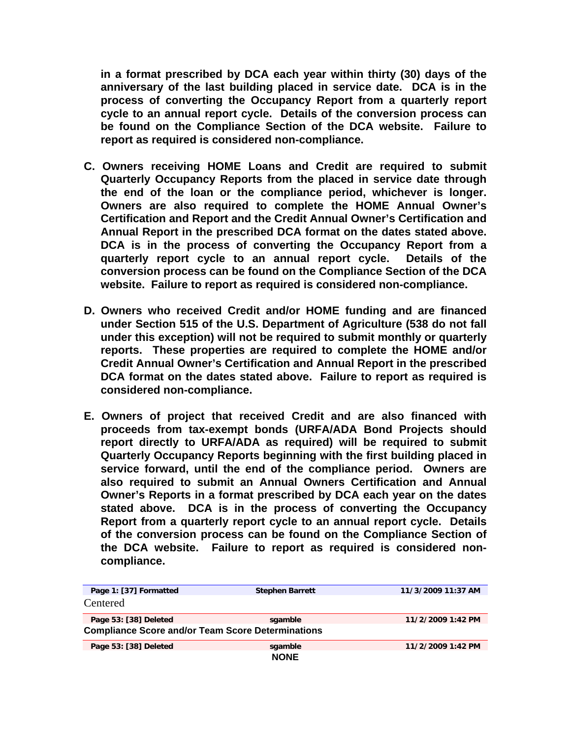**in a format prescribed by DCA each year within thirty (30) days of the anniversary of the last building placed in service date. DCA is in the process of converting the Occupancy Report from a quarterly report cycle to an annual report cycle. Details of the conversion process can be found on the Compliance Section of the DCA website. Failure to report as required is considered non-compliance.**

**C. Owners receiving HOME Loans and Credit are required to submit Quarterly Occupancy Reports from the placed in service date through the end of the loan or the compliance period, whichever is longer. Owners are also required to complete the HOME Annual Owner's Certification and Report and the Credit Annual Owner's Certification and Annual Report in the prescribed DCA format on the dates stated above. DCA is in the process of converting the Occupancy Report from a quarterly report cycle to an annual report cycle. Details of the conversion process can be found on the Compliance Section of the DCA website. Failure to report as required is considered non-compliance.**

**D. Owners who received Credit and/or HOME funding and are financed under Section 515 of the U.S. Department of Agriculture (538 do not fall under this exception) will not be required to submit monthly or quarterly reports. These properties are required to complete the HOME and/or Credit Annual Owner's Certification and Annual Report in the prescribed DCA format on the dates stated above. Failure to report as required is considered non-compliance.**

**E. Owners of project that received Credit and are also financed with proceeds from tax-exempt bonds (URFA/ADA Bond Projects should report directly to URFA/ADA as required) will be required to submit Quarterly Occupancy Reports beginning with the first building placed in service forward, until the end of the compliance period. Owners are also required to submit an Annual Owners Certification and Annual Owner's Reports in a format prescribed by DCA each year on the dates stated above. DCA is in the process of converting the Occupancy Report from a quarterly report cycle to an annual report cycle. Details of the conversion process can be found on the Compliance Section of the DCA website. Failure to report as required is considered non-compliance.**

| Page 1: [37] Formatted | Stephen Barrett | 11/3/2009 11:37 AM |
|---|---|---|

Centered

| Page 53: [38] Deleted | sgamble | 11/2/2009 1:42 PM |
|---|---|---|

**Compliance Score and/or Team Score Determinations**

| Page 53: [38] Deleted | sgamble | 11/2/2009 1:42 PM |
|---|---|---|

**NONE**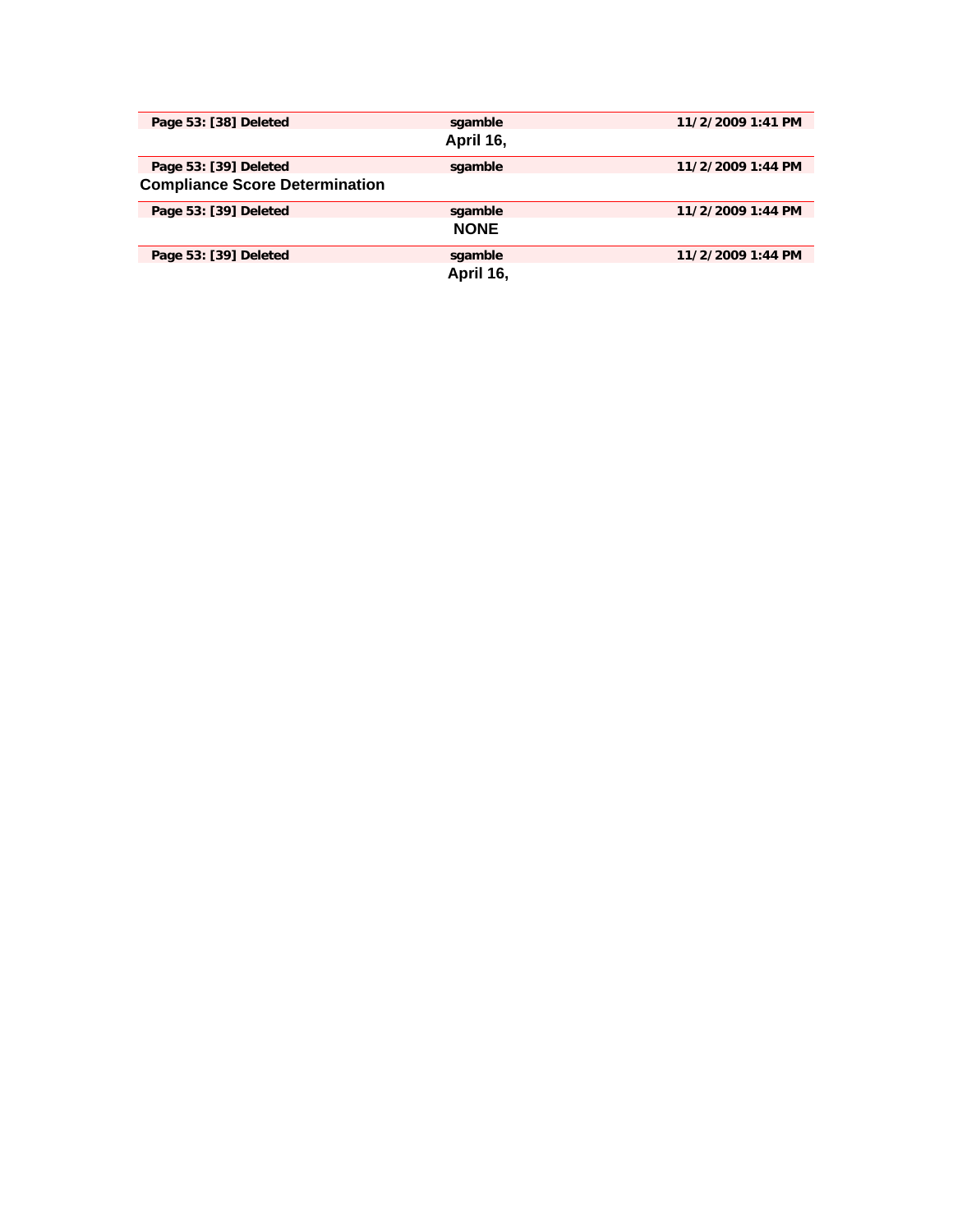| Page 53: [38] Deleted | sgamble | 11/2/2009 1:41 PM |
|---|---|---|

**April 16,**

| Page 53: [39] Deleted | sgamble | 11/2/2009 1:44 PM |
|---|---|---|

**Compliance Score Determination**

| Page 53: [39] Deleted | sgamble | 11/2/2009 1:44 PM |
|---|---|---|

**NONE**

| Page 53: [39] Deleted | sgamble | 11/2/2009 1:44 PM |
|---|---|---|

**April 16,**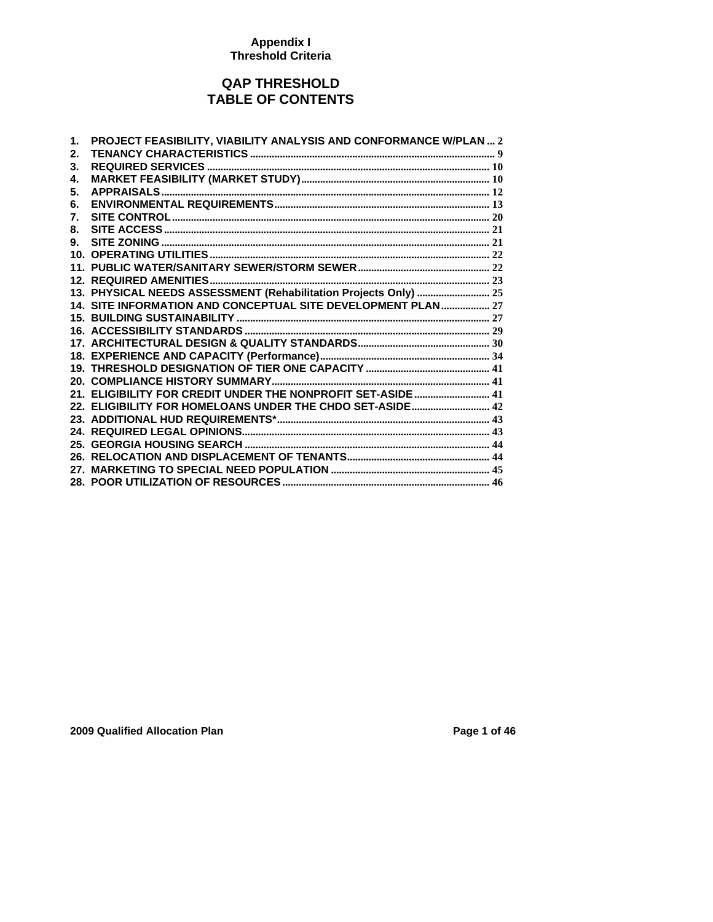# Appendix I
## Threshold Criteria

# QAP THRESHOLD
# TABLE OF CONTENTS

1. PROJECT FEASIBILITY, VIABILITY ANALYSIS AND CONFORMANCE W/PLAN ... 2
2. TENANCY CHARACTERISTICS ... 9
3. REQUIRED SERVICES ... 10
4. MARKET FEASIBILITY (MARKET STUDY) ... 10
5. APPRAISALS ... 12
6. ENVIRONMENTAL REQUIREMENTS ... 13
7. SITE CONTROL ... 20
8. SITE ACCESS ... 21
9. SITE ZONING ... 21
10. OPERATING UTILITIES ... 22
11. PUBLIC WATER/SANITARY SEWER/STORM SEWER ... 22
12. REQUIRED AMENITIES ... 23
13. PHYSICAL NEEDS ASSESSMENT (Rehabilitation Projects Only) ... 25
14. SITE INFORMATION AND CONCEPTUAL SITE DEVELOPMENT PLAN ... 27
15. BUILDING SUSTAINABILITY ... 27
16. ACCESSIBILITY STANDARDS ... 29
17. ARCHITECTURAL DESIGN & QUALITY STANDARDS ... 30
18. EXPERIENCE AND CAPACITY (Performance) ... 34
19. THRESHOLD DESIGNATION OF TIER ONE CAPACITY ... 41
20. COMPLIANCE HISTORY SUMMARY ... 41
21. ELIGIBILITY FOR CREDIT UNDER THE NONPROFIT SET-ASIDE ... 41
22. ELIGIBILITY FOR HOMELOANS UNDER THE CHDO SET-ASIDE ... 42
23. ADDITIONAL HUD REQUIREMENTS* ... 43
24. REQUIRED LEGAL OPINIONS ... 43
25. GEORGIA HOUSING SEARCH ... 44
26. RELOCATION AND DISPLACEMENT OF TENANTS ... 44
27. MARKETING TO SPECIAL NEED POPULATION ... 45
28. POOR UTILIZATION OF RESOURCES ... 46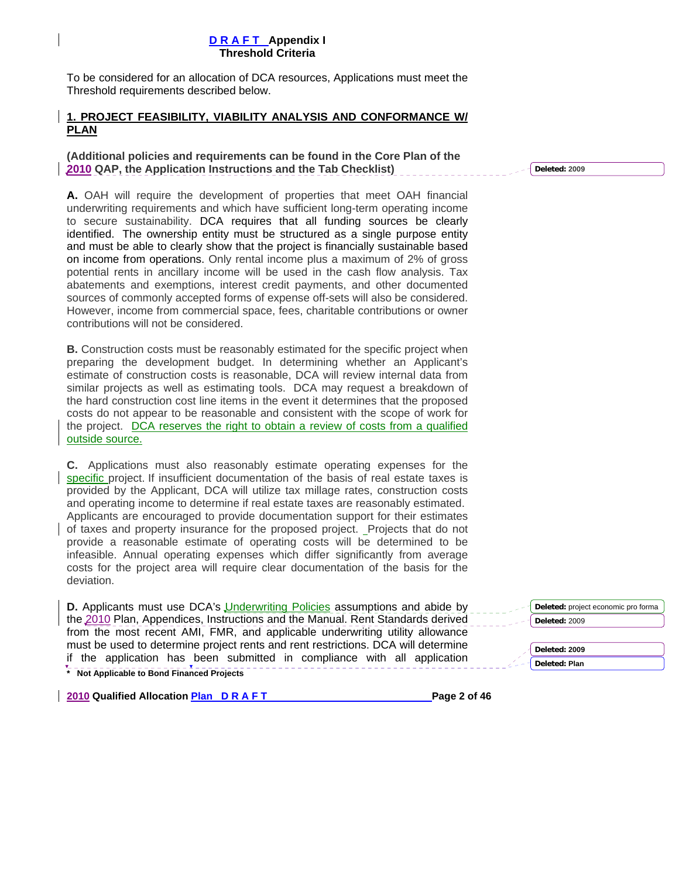**D R A F T Appendix I**
**Threshold Criteria**

To be considered for an allocation of DCA resources, Applications must meet the Threshold requirements described below.

## 1. PROJECT FEASIBILITY, VIABILITY ANALYSIS AND CONFORMANCE W/ PLAN

**(Additional policies and requirements can be found in the Core Plan of the 2010 QAP, the Application Instructions and the Tab Checklist)**

**A.** OAH will require the development of properties that meet OAH financial underwriting requirements and which have sufficient long-term operating income to secure sustainability. DCA requires that all funding sources be clearly identified. The ownership entity must be structured as a single purpose entity and must be able to clearly show that the project is financially sustainable based on income from operations. Only rental income plus a maximum of 2% of gross potential rents in ancillary income will be used in the cash flow analysis. Tax abatements and exemptions, interest credit payments, and other documented sources of commonly accepted forms of expense off-sets will also be considered. However, income from commercial space, fees, charitable contributions or owner contributions will not be considered.

**B.** Construction costs must be reasonably estimated for the specific project when preparing the development budget. In determining whether an Applicant's estimate of construction costs is reasonable, DCA will review internal data from similar projects as well as estimating tools. DCA may request a breakdown of the hard construction cost line items in the event it determines that the proposed costs do not appear to be reasonable and consistent with the scope of work for the project. DCA reserves the right to obtain a review of costs from a qualified outside source.

**C.** Applications must also reasonably estimate operating expenses for the specific project. If insufficient documentation of the basis of real estate taxes is provided by the Applicant, DCA will utilize tax millage rates, construction costs and operating income to determine if real estate taxes are reasonably estimated. Applicants are encouraged to provide documentation support for their estimates of taxes and property insurance for the proposed project. Projects that do not provide a reasonable estimate of operating costs will be determined to be infeasible. Annual operating expenses which differ significantly from average costs for the project area will require clear documentation of the basis for the deviation.

**D.** Applicants must use DCA's Underwriting Policies assumptions and abide by the 2010 Plan, Appendices, Instructions and the Manual. Rent Standards derived from the most recent AMI, FMR, and applicable underwriting utility allowance must be used to determine project rents and rent restrictions. DCA will determine if the application has been submitted in compliance with all application

**\* Not Applicable to Bond Financed Projects**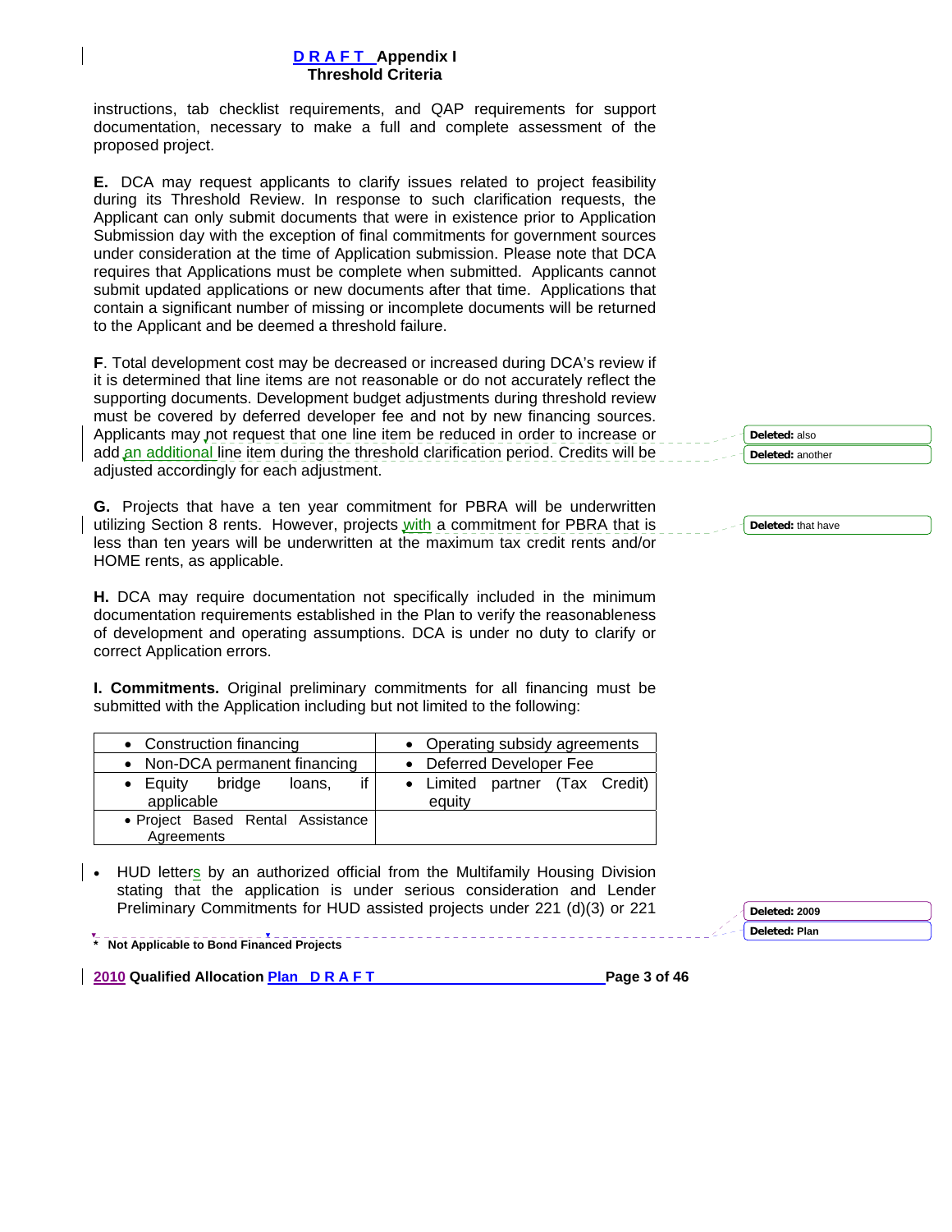instructions, tab checklist requirements, and QAP requirements for support documentation, necessary to make a full and complete assessment of the proposed project.

**E.** DCA may request applicants to clarify issues related to project feasibility during its Threshold Review. In response to such clarification requests, the Applicant can only submit documents that were in existence prior to Application Submission day with the exception of final commitments for government sources under consideration at the time of Application submission. Please note that DCA requires that Applications must be complete when submitted. Applicants cannot submit updated applications or new documents after that time. Applications that contain a significant number of missing or incomplete documents will be returned to the Applicant and be deemed a threshold failure.

**F**. Total development cost may be decreased or increased during DCA's review if it is determined that line items are not reasonable or do not accurately reflect the supporting documents. Development budget adjustments during threshold review must be covered by deferred developer fee and not by new financing sources. Applicants may not request that one line item be reduced in order to increase or add an additional line item during the threshold clarification period. Credits will be adjusted accordingly for each adjustment.

**G.** Projects that have a ten year commitment for PBRA will be underwritten utilizing Section 8 rents. However, projects with a commitment for PBRA that is less than ten years will be underwritten at the maximum tax credit rents and/or HOME rents, as applicable.

**H.** DCA may require documentation not specifically included in the minimum documentation requirements established in the Plan to verify the reasonableness of development and operating assumptions. DCA is under no duty to clarify or correct Application errors.

**I. Commitments.** Original preliminary commitments for all financing must be submitted with the Application including but not limited to the following:

| | |
|---|---|
| • Construction financing | • Operating subsidy agreements |
| • Non-DCA permanent financing | • Deferred Developer Fee |
| • Equity bridge loans, if applicable | • Limited partner (Tax Credit) equity |
| • Project Based Rental Assistance Agreements | |

- HUD letters by an authorized official from the Multifamily Housing Division stating that the application is under serious consideration and Lender Preliminary Commitments for HUD assisted projects under 221 (d)(3) or 221

\* Not Applicable to Bond Financed Projects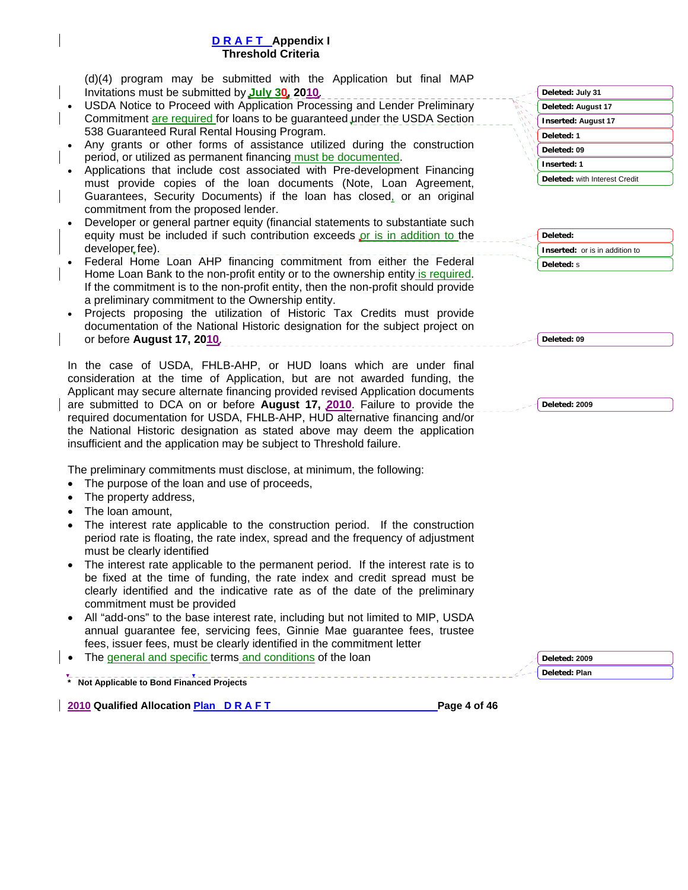(d)(4) program may be submitted with the Application but final MAP Invitations must be submitted by July 30, 2010.

- USDA Notice to Proceed with Application Processing and Lender Preliminary Commitment are required for loans to be guaranteed under the USDA Section 538 Guaranteed Rural Rental Housing Program.
- Any grants or other forms of assistance utilized during the construction period, or utilized as permanent financing must be documented.
- Applications that include cost associated with Pre-development Financing must provide copies of the loan documents (Note, Loan Agreement, Guarantees, Security Documents) if the loan has closed, or an original commitment from the proposed lender.
- Developer or general partner equity (financial statements to substantiate such equity must be included if such contribution exceeds or is in addition to the developer fee).
- Federal Home Loan AHP financing commitment from either the Federal Home Loan Bank to the non-profit entity or to the ownership entity is required. If the commitment is to the non-profit entity, then the non-profit should provide a preliminary commitment to the Ownership entity.
- Projects proposing the utilization of Historic Tax Credits must provide documentation of the National Historic designation for the subject project on or before **August 17, 2010**.

In the case of USDA, FHLB-AHP, or HUD loans which are under final consideration at the time of Application, but are not awarded funding, the Applicant may secure alternate financing provided revised Application documents are submitted to DCA on or before **August 17, 2010**. Failure to provide the required documentation for USDA, FHLB-AHP, HUD alternative financing and/or the National Historic designation as stated above may deem the application insufficient and the application may be subject to Threshold failure.

The preliminary commitments must disclose, at minimum, the following:

- The purpose of the loan and use of proceeds,
- The property address,
- The loan amount,
- The interest rate applicable to the construction period. If the construction period rate is floating, the rate index, spread and the frequency of adjustment must be clearly identified
- The interest rate applicable to the permanent period. If the interest rate is to be fixed at the time of funding, the rate index and credit spread must be clearly identified and the indicative rate as of the date of the preliminary commitment must be provided
- All "add-ons" to the base interest rate, including but not limited to MIP, USDA annual guarantee fee, servicing fees, Ginnie Mae guarantee fees, trustee fees, issuer fees, must be clearly identified in the commitment letter
- The general and specific terms and conditions of the loan

**\* Not Applicable to Bond Financed Projects**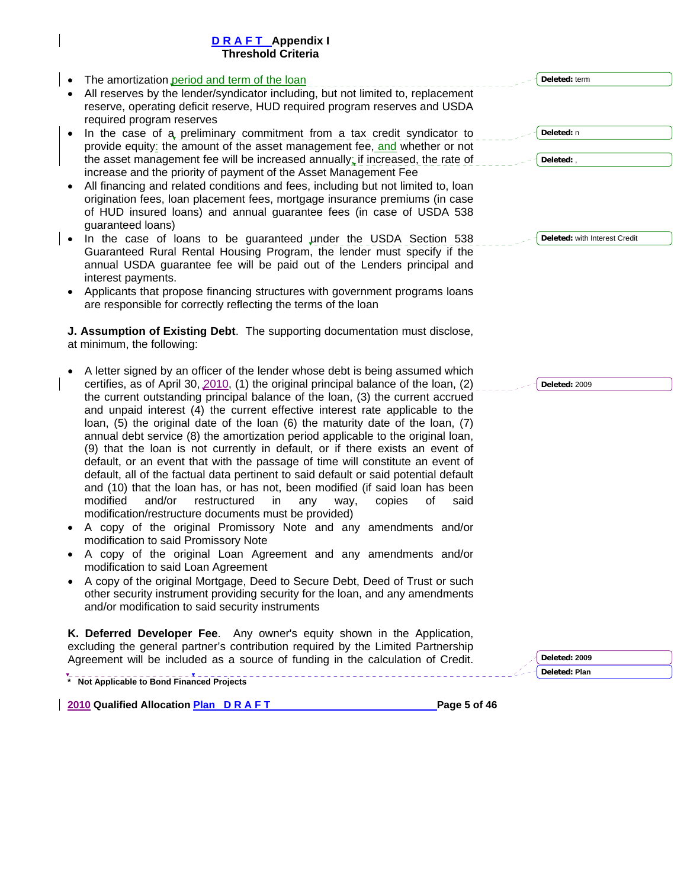- The amortization period and term of the loan
- All reserves by the lender/syndicator including, but not limited to, replacement reserve, operating deficit reserve, HUD required program reserves and USDA required program reserves
- In the case of a preliminary commitment from a tax credit syndicator to provide equity: the amount of the asset management fee, and whether or not the asset management fee will be increased annually; if increased, the rate of increase and the priority of payment of the Asset Management Fee
- All financing and related conditions and fees, including but not limited to, loan origination fees, loan placement fees, mortgage insurance premiums (in case of HUD insured loans) and annual guarantee fees (in case of USDA 538 guaranteed loans)
- In the case of loans to be guaranteed under the USDA Section 538 Guaranteed Rural Rental Housing Program, the lender must specify if the annual USDA guarantee fee will be paid out of the Lenders principal and interest payments.
- Applicants that propose financing structures with government programs loans are responsible for correctly reflecting the terms of the loan

**J. Assumption of Existing Debt**. The supporting documentation must disclose, at minimum, the following:

- A letter signed by an officer of the lender whose debt is being assumed which certifies, as of April 30, 2010, (1) the original principal balance of the loan, (2) the current outstanding principal balance of the loan, (3) the current accrued and unpaid interest (4) the current effective interest rate applicable to the loan, (5) the original date of the loan (6) the maturity date of the loan, (7) annual debt service (8) the amortization period applicable to the original loan, (9) that the loan is not currently in default, or if there exists an event of default, or an event that with the passage of time will constitute an event of default, all of the factual data pertinent to said default or said potential default and (10) that the loan has, or has not, been modified (if said loan has been modified and/or restructured in any way, copies of said modification/restructure documents must be provided)
- A copy of the original Promissory Note and any amendments and/or modification to said Promissory Note
- A copy of the original Loan Agreement and any amendments and/or modification to said Loan Agreement
- A copy of the original Mortgage, Deed to Secure Debt, Deed of Trust or such other security instrument providing security for the loan, and any amendments and/or modification to said security instruments

**K. Deferred Developer Fee**. Any owner's equity shown in the Application, excluding the general partner's contribution required by the Limited Partnership Agreement will be included as a source of funding in the calculation of Credit.

**\* Not Applicable to Bond Financed Projects**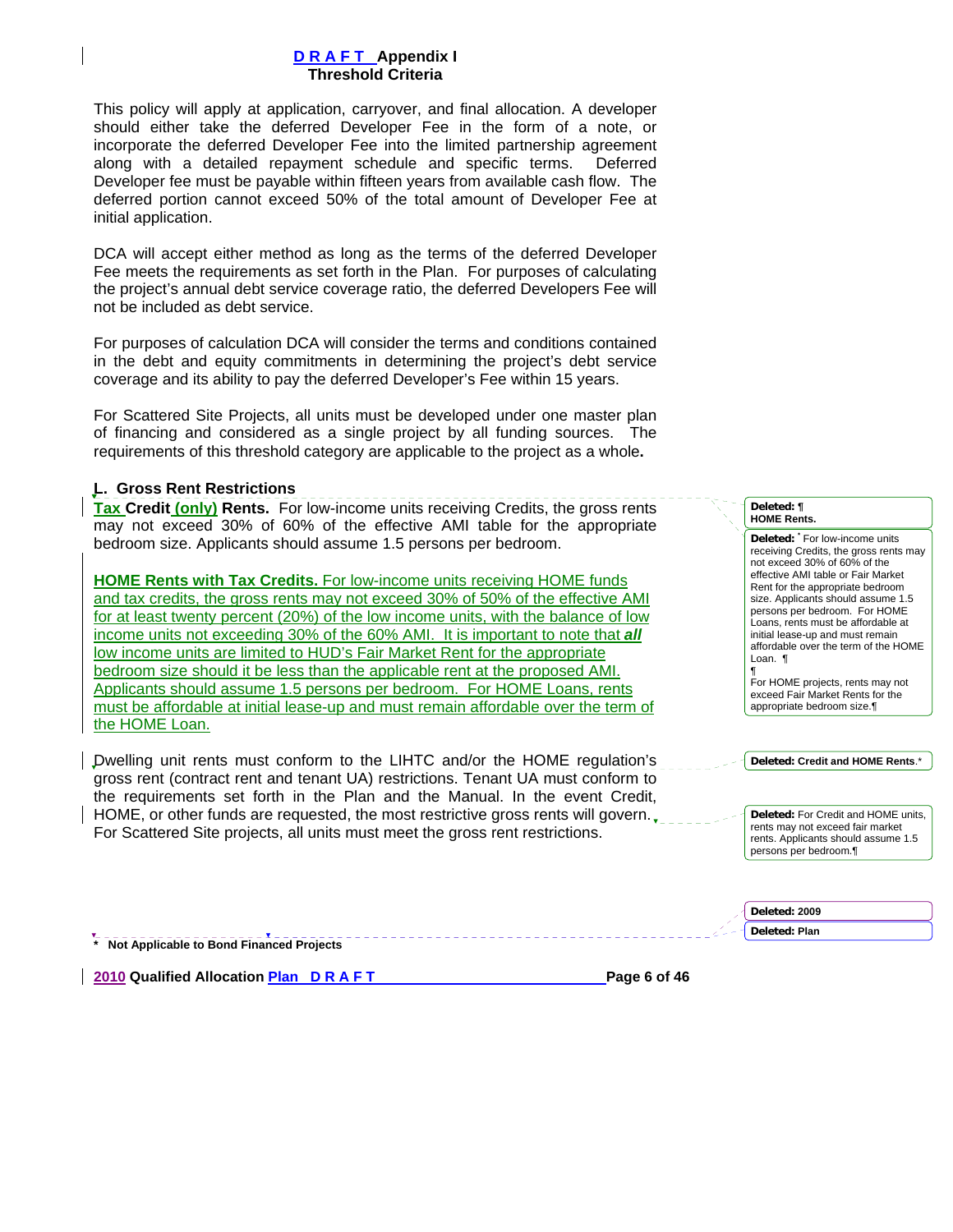This policy will apply at application, carryover, and final allocation. A developer should either take the deferred Developer Fee in the form of a note, or incorporate the deferred Developer Fee into the limited partnership agreement along with a detailed repayment schedule and specific terms. Deferred Developer fee must be payable within fifteen years from available cash flow. The deferred portion cannot exceed 50% of the total amount of Developer Fee at initial application.

DCA will accept either method as long as the terms of the deferred Developer Fee meets the requirements as set forth in the Plan. For purposes of calculating the project's annual debt service coverage ratio, the deferred Developers Fee will not be included as debt service.

For purposes of calculation DCA will consider the terms and conditions contained in the debt and equity commitments in determining the project's debt service coverage and its ability to pay the deferred Developer's Fee within 15 years.

For Scattered Site Projects, all units must be developed under one master plan of financing and considered as a single project by all funding sources. The requirements of this threshold category are applicable to the project as a whole**.**

**L. Gross Rent Restrictions**

**Tax Credit (only) Rents.** For low-income units receiving Credits, the gross rents may not exceed 30% of 60% of the effective AMI table for the appropriate bedroom size. Applicants should assume 1.5 persons per bedroom.

**HOME Rents with Tax Credits.** For low-income units receiving HOME funds and tax credits, the gross rents may not exceed 30% of 50% of the effective AMI for at least twenty percent (20%) of the low income units, with the balance of low income units not exceeding 30% of the 60% AMI. It is important to note that ***all*** low income units are limited to HUD's Fair Market Rent for the appropriate bedroom size should it be less than the applicable rent at the proposed AMI. Applicants should assume 1.5 persons per bedroom. For HOME Loans, rents must be affordable at initial lease-up and must remain affordable over the term of the HOME Loan.

Dwelling unit rents must conform to the LIHTC and/or the HOME regulation's gross rent (contract rent and tenant UA) restrictions. Tenant UA must conform to the requirements set forth in the Plan and the Manual. In the event Credit, HOME, or other funds are requested, the most restrictive gross rents will govern. For Scattered Site projects, all units must meet the gross rent restrictions.

\* **Not Applicable to Bond Financed Projects**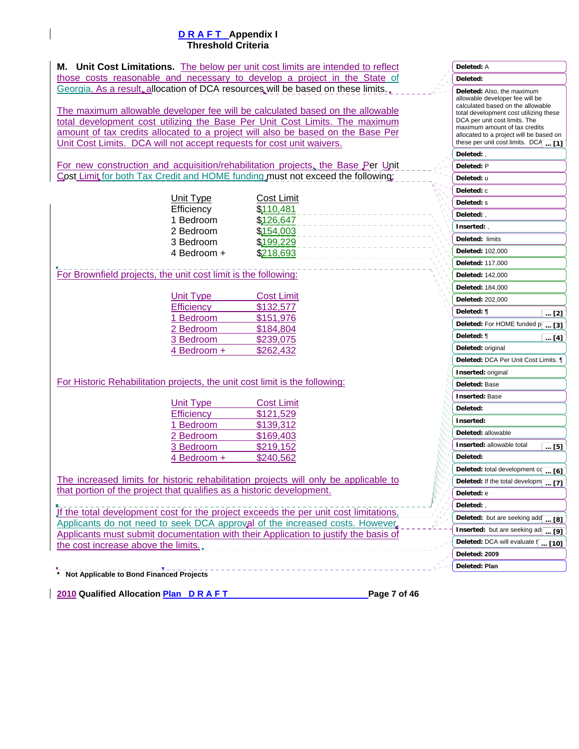**D R A F T Appendix I**
**Threshold Criteria**

**M. Unit Cost Limitations.** The below per unit cost limits are intended to reflect those costs reasonable and necessary to develop a project in the State of Georgia. As a result, allocation of DCA resources will be based on these limits.

The maximum allowable developer fee will be calculated based on the allowable total development cost utilizing the Base Per Unit Cost Limits. The maximum amount of tax credits allocated to a project will also be based on the Base Per Unit Cost Limits. DCA will not accept requests for cost unit waivers.

For new construction and acquisition/rehabilitation projects, the Base Per Unit Cost Limit for both Tax Credit and HOME funding must not exceed the following:

| Unit Type | Cost Limit |
|---|---|
| Efficiency | $110,481 |
| 1 Bedroom | $126,647 |
| 2 Bedroom | $154,003 |
| 3 Bedroom | $199,229 |
| 4 Bedroom + | $218,693 |

For Brownfield projects, the unit cost limit is the following:

| Unit Type | Cost Limit |
|---|---|
| Efficiency | $132,577 |
| 1 Bedroom | $151,976 |
| 2 Bedroom | $184,804 |
| 3 Bedroom | $239,075 |
| 4 Bedroom + | $262,432 |

For Historic Rehabilitation projects, the unit cost limit is the following:

| Unit Type | Cost Limit |
|---|---|
| Efficiency | $121,529 |
| 1 Bedroom | $139,312 |
| 2 Bedroom | $169,403 |
| 3 Bedroom | $219,152 |
| 4 Bedroom + | $240,562 |

The increased limits for historic rehabilitation projects will only be applicable to that portion of the project that qualifies as a historic development.

If the total development cost for the project exceeds the per unit cost limitations, Applicants do not need to seek DCA approval of the increased costs. However, Applicants must submit documentation with their Application to justify the basis of the cost increase above the limits.

**\* Not Applicable to Bond Financed Projects**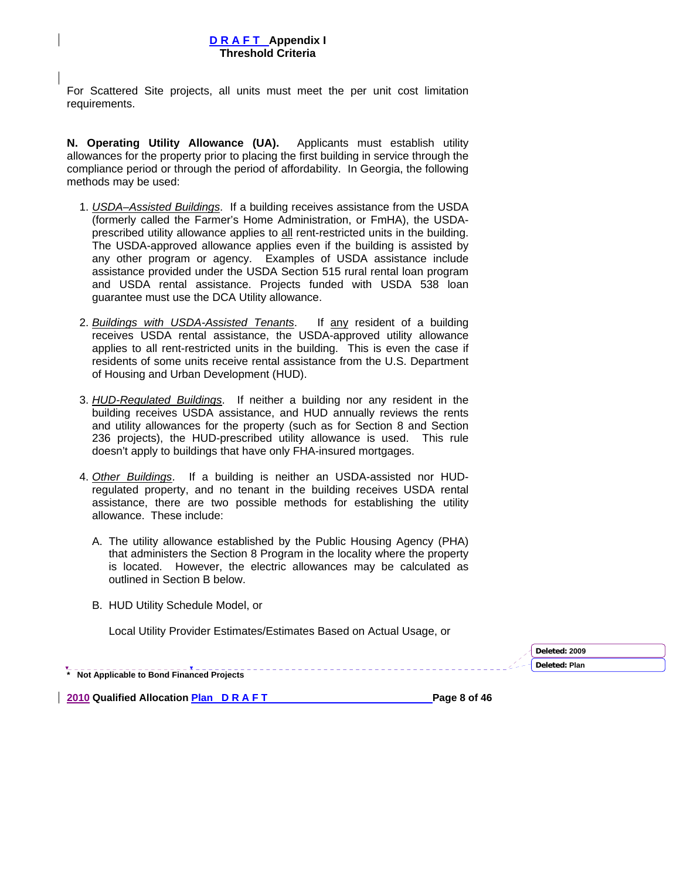For Scattered Site projects, all units must meet the per unit cost limitation requirements.

**N. Operating Utility Allowance (UA).** Applicants must establish utility allowances for the property prior to placing the first building in service through the compliance period or through the period of affordability. In Georgia, the following methods may be used:

1. *USDA–Assisted Buildings*. If a building receives assistance from the USDA (formerly called the Farmer's Home Administration, or FmHA), the USDA-prescribed utility allowance applies to all rent-restricted units in the building. The USDA-approved allowance applies even if the building is assisted by any other program or agency. Examples of USDA assistance include assistance provided under the USDA Section 515 rural rental loan program and USDA rental assistance. Projects funded with USDA 538 loan guarantee must use the DCA Utility allowance.

2. *Buildings with USDA-Assisted Tenants*. If any resident of a building receives USDA rental assistance, the USDA-approved utility allowance applies to all rent-restricted units in the building. This is even the case if residents of some units receive rental assistance from the U.S. Department of Housing and Urban Development (HUD).

3. *HUD-Regulated Buildings*. If neither a building nor any resident in the building receives USDA assistance, and HUD annually reviews the rents and utility allowances for the property (such as for Section 8 and Section 236 projects), the HUD-prescribed utility allowance is used. This rule doesn't apply to buildings that have only FHA-insured mortgages.

4. *Other Buildings*. If a building is neither an USDA-assisted nor HUD-regulated property, and no tenant in the building receives USDA rental assistance, there are two possible methods for establishing the utility allowance. These include:

   A. The utility allowance established by the Public Housing Agency (PHA) that administers the Section 8 Program in the locality where the property is located. However, the electric allowances may be calculated as outlined in Section B below.

   B. HUD Utility Schedule Model, or

   Local Utility Provider Estimates/Estimates Based on Actual Usage, or

\* Not Applicable to Bond Financed Projects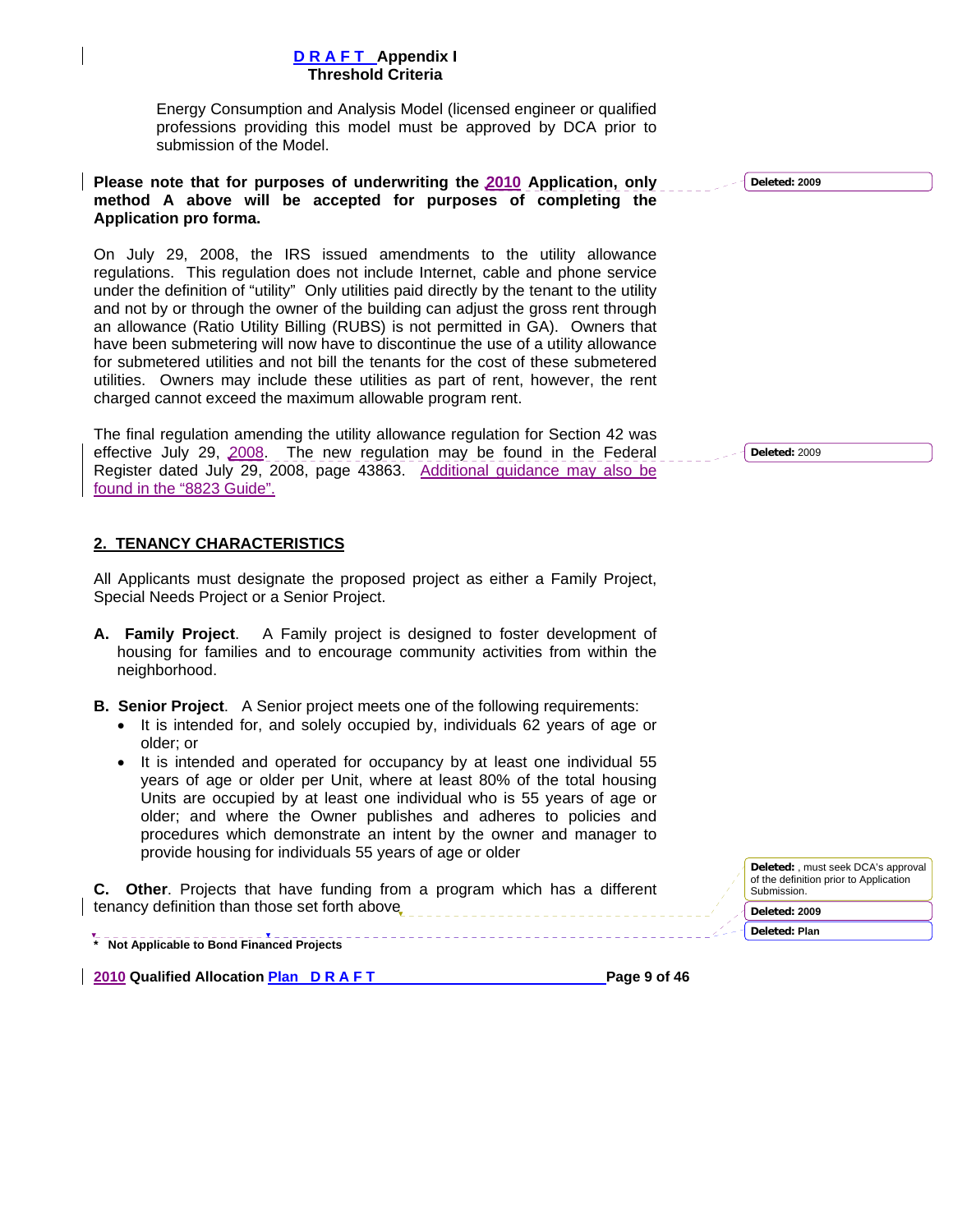Energy Consumption and Analysis Model (licensed engineer or qualified professions providing this model must be approved by DCA prior to submission of the Model.

**Please note that for purposes of underwriting the 2010 Application, only method A above will be accepted for purposes of completing the Application pro forma.**

On July 29, 2008, the IRS issued amendments to the utility allowance regulations. This regulation does not include Internet, cable and phone service under the definition of "utility" Only utilities paid directly by the tenant to the utility and not by or through the owner of the building can adjust the gross rent through an allowance (Ratio Utility Billing (RUBS) is not permitted in GA). Owners that have been submetering will now have to discontinue the use of a utility allowance for submetered utilities and not bill the tenants for the cost of these submetered utilities. Owners may include these utilities as part of rent, however, the rent charged cannot exceed the maximum allowable program rent.

The final regulation amending the utility allowance regulation for Section 42 was effective July 29, 2008. The new regulation may be found in the Federal Register dated July 29, 2008, page 43863. Additional guidance may also be found in the "8823 Guide".

## 2. TENANCY CHARACTERISTICS

All Applicants must designate the proposed project as either a Family Project, Special Needs Project or a Senior Project.

**A. Family Project**. A Family project is designed to foster development of housing for families and to encourage community activities from within the neighborhood.

**B. Senior Project**. A Senior project meets one of the following requirements:

- It is intended for, and solely occupied by, individuals 62 years of age or older; or
- It is intended and operated for occupancy by at least one individual 55 years of age or older per Unit, where at least 80% of the total housing Units are occupied by at least one individual who is 55 years of age or older; and where the Owner publishes and adheres to policies and procedures which demonstrate an intent by the owner and manager to provide housing for individuals 55 years of age or older

**C. Other**. Projects that have funding from a program which has a different tenancy definition than those set forth above.

**\* Not Applicable to Bond Financed Projects**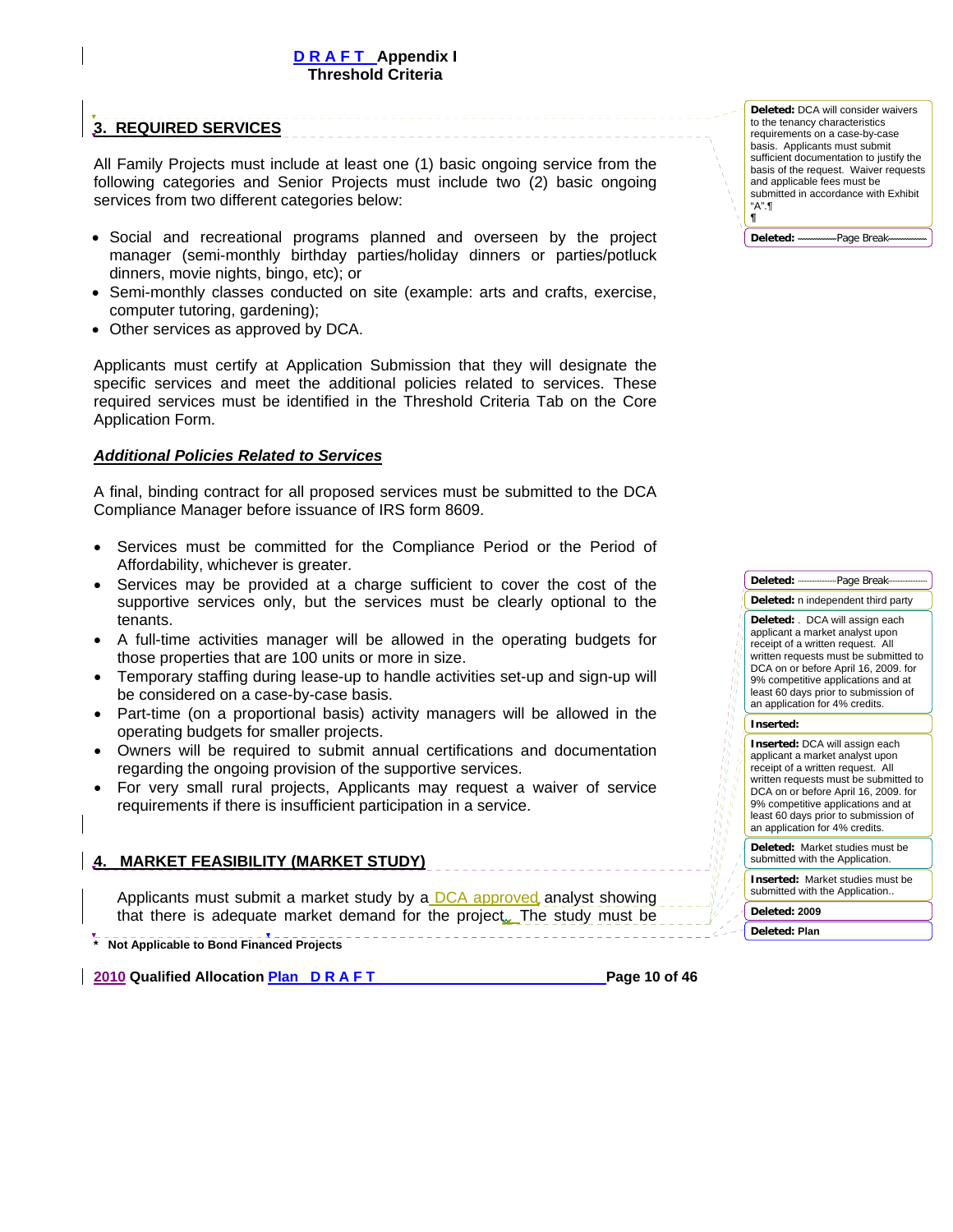## 3. REQUIRED SERVICES

All Family Projects must include at least one (1) basic ongoing service from the following categories and Senior Projects must include two (2) basic ongoing services from two different categories below:

- Social and recreational programs planned and overseen by the project manager (semi-monthly birthday parties/holiday dinners or parties/potluck dinners, movie nights, bingo, etc); or
- Semi-monthly classes conducted on site (example: arts and crafts, exercise, computer tutoring, gardening);
- Other services as approved by DCA.

Applicants must certify at Application Submission that they will designate the specific services and meet the additional policies related to services. These required services must be identified in the Threshold Criteria Tab on the Core Application Form.

***Additional Policies Related to Services***

A final, binding contract for all proposed services must be submitted to the DCA Compliance Manager before issuance of IRS form 8609.

- Services must be committed for the Compliance Period or the Period of Affordability, whichever is greater.
- Services may be provided at a charge sufficient to cover the cost of the supportive services only, but the services must be clearly optional to the tenants.
- A full-time activities manager will be allowed in the operating budgets for those properties that are 100 units or more in size.
- Temporary staffing during lease-up to handle activities set-up and sign-up will be considered on a case-by-case basis.
- Part-time (on a proportional basis) activity managers will be allowed in the operating budgets for smaller projects.
- Owners will be required to submit annual certifications and documentation regarding the ongoing provision of the supportive services.
- For very small rural projects, Applicants may request a waiver of service requirements if there is insufficient participation in a service.

## 4. MARKET FEASIBILITY (MARKET STUDY)

Applicants must submit a market study by a DCA approved analyst showing that there is adequate market demand for the project. The study must be

\* **Not Applicable to Bond Financed Projects**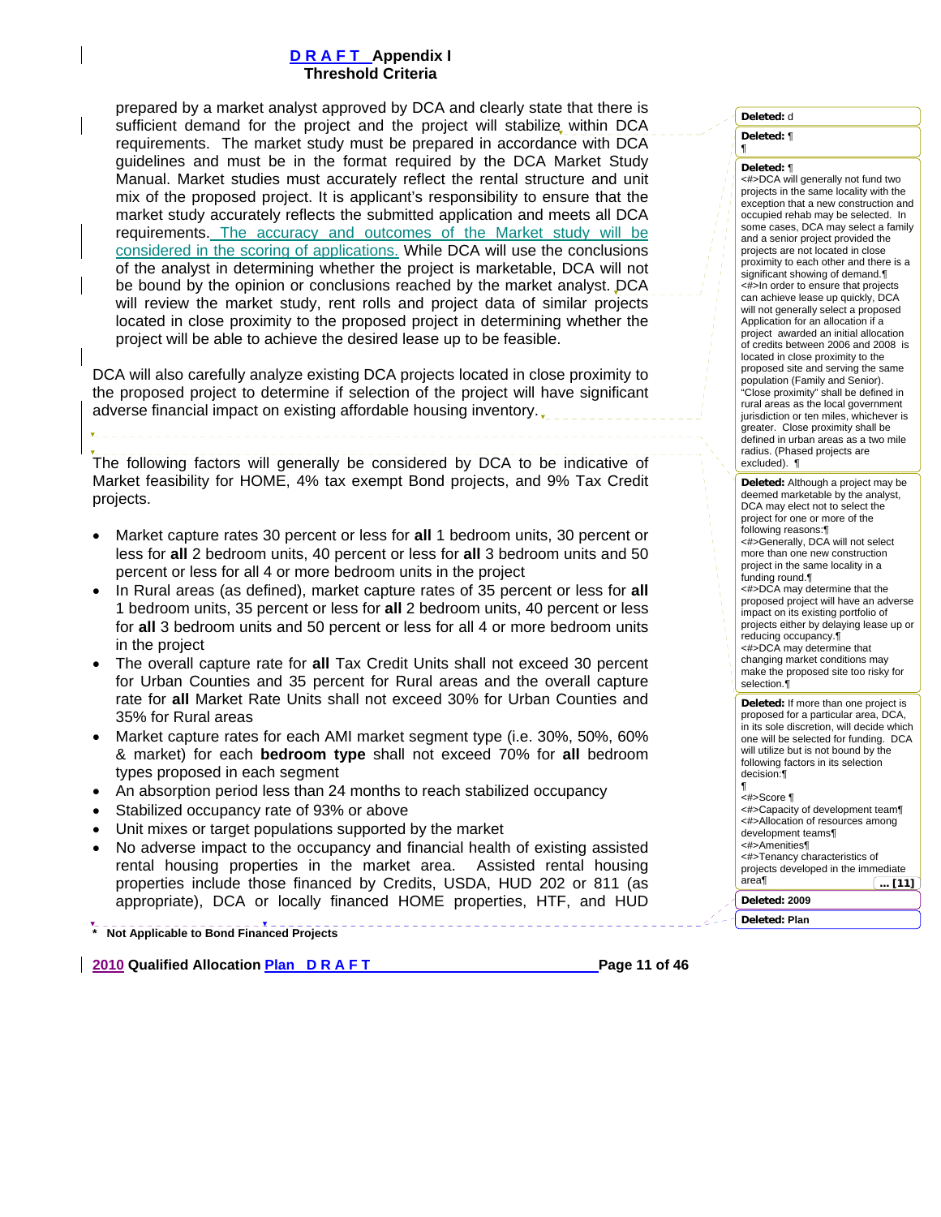prepared by a market analyst approved by DCA and clearly state that there is sufficient demand for the project and the project will stabilize within DCA requirements. The market study must be prepared in accordance with DCA guidelines and must be in the format required by the DCA Market Study Manual. Market studies must accurately reflect the rental structure and unit mix of the proposed project. It is applicant's responsibility to ensure that the market study accurately reflects the submitted application and meets all DCA requirements. The accuracy and outcomes of the Market study will be considered in the scoring of applications. While DCA will use the conclusions of the analyst in determining whether the project is marketable, DCA will not be bound by the opinion or conclusions reached by the market analyst. DCA will review the market study, rent rolls and project data of similar projects located in close proximity to the proposed project in determining whether the project will be able to achieve the desired lease up to be feasible.

DCA will also carefully analyze existing DCA projects located in close proximity to the proposed project to determine if selection of the project will have significant adverse financial impact on existing affordable housing inventory.

The following factors will generally be considered by DCA to be indicative of Market feasibility for HOME, 4% tax exempt Bond projects, and 9% Tax Credit projects.

- Market capture rates 30 percent or less for **all** 1 bedroom units, 30 percent or less for **all** 2 bedroom units, 40 percent or less for **all** 3 bedroom units and 50 percent or less for all 4 or more bedroom units in the project
- In Rural areas (as defined), market capture rates of 35 percent or less for **all** 1 bedroom units, 35 percent or less for **all** 2 bedroom units, 40 percent or less for **all** 3 bedroom units and 50 percent or less for all 4 or more bedroom units in the project
- The overall capture rate for **all** Tax Credit Units shall not exceed 30 percent for Urban Counties and 35 percent for Rural areas and the overall capture rate for **all** Market Rate Units shall not exceed 30% for Urban Counties and 35% for Rural areas
- Market capture rates for each AMI market segment type (i.e. 30%, 50%, 60% & market) for each **bedroom type** shall not exceed 70% for **all** bedroom types proposed in each segment
- An absorption period less than 24 months to reach stabilized occupancy
- Stabilized occupancy rate of 93% or above
- Unit mixes or target populations supported by the market
- No adverse impact to the occupancy and financial health of existing assisted rental housing properties in the market area. Assisted rental housing properties include those financed by Credits, USDA, HUD 202 or 811 (as appropriate), DCA or locally financed HOME properties, HTF, and HUD

\* Not Applicable to Bond Financed Projects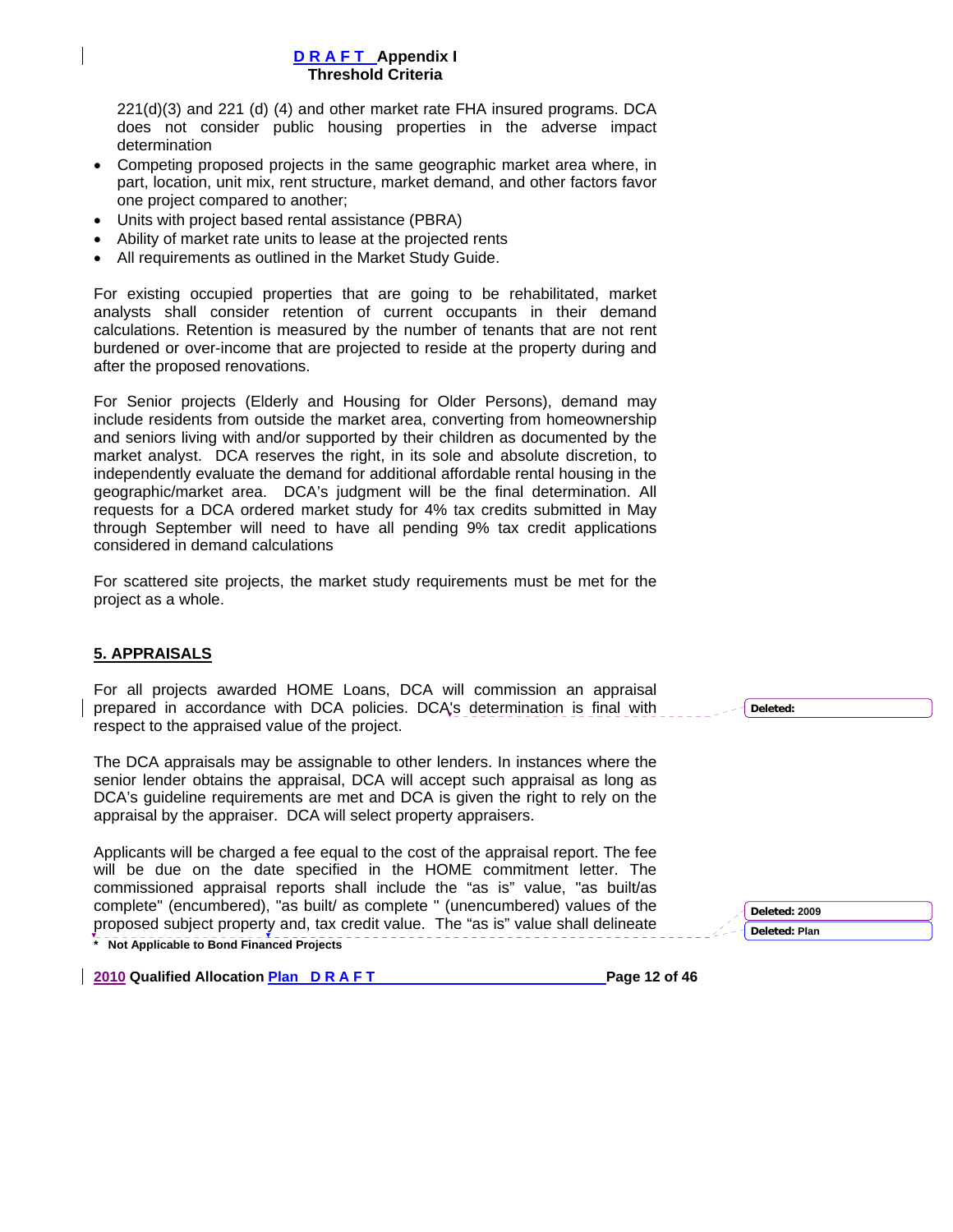221(d)(3) and 221 (d) (4) and other market rate FHA insured programs. DCA does not consider public housing properties in the adverse impact determination

- Competing proposed projects in the same geographic market area where, in part, location, unit mix, rent structure, market demand, and other factors favor one project compared to another;
- Units with project based rental assistance (PBRA)
- Ability of market rate units to lease at the projected rents
- All requirements as outlined in the Market Study Guide.

For existing occupied properties that are going to be rehabilitated, market analysts shall consider retention of current occupants in their demand calculations. Retention is measured by the number of tenants that are not rent burdened or over-income that are projected to reside at the property during and after the proposed renovations.

For Senior projects (Elderly and Housing for Older Persons), demand may include residents from outside the market area, converting from homeownership and seniors living with and/or supported by their children as documented by the market analyst. DCA reserves the right, in its sole and absolute discretion, to independently evaluate the demand for additional affordable rental housing in the geographic/market area. DCA's judgment will be the final determination. All requests for a DCA ordered market study for 4% tax credits submitted in May through September will need to have all pending 9% tax credit applications considered in demand calculations

For scattered site projects, the market study requirements must be met for the project as a whole.

## 5. APPRAISALS

For all projects awarded HOME Loans, DCA will commission an appraisal prepared in accordance with DCA policies. DCA's determination is final with respect to the appraised value of the project.

The DCA appraisals may be assignable to other lenders. In instances where the senior lender obtains the appraisal, DCA will accept such appraisal as long as DCA's guideline requirements are met and DCA is given the right to rely on the appraisal by the appraiser. DCA will select property appraisers.

Applicants will be charged a fee equal to the cost of the appraisal report. The fee will be due on the date specified in the HOME commitment letter. The commissioned appraisal reports shall include the "as is" value, "as built/as complete" (encumbered), "as built/ as complete " (unencumbered) values of the proposed subject property and, tax credit value. The "as is" value shall delineate

\* Not Applicable to Bond Financed Projects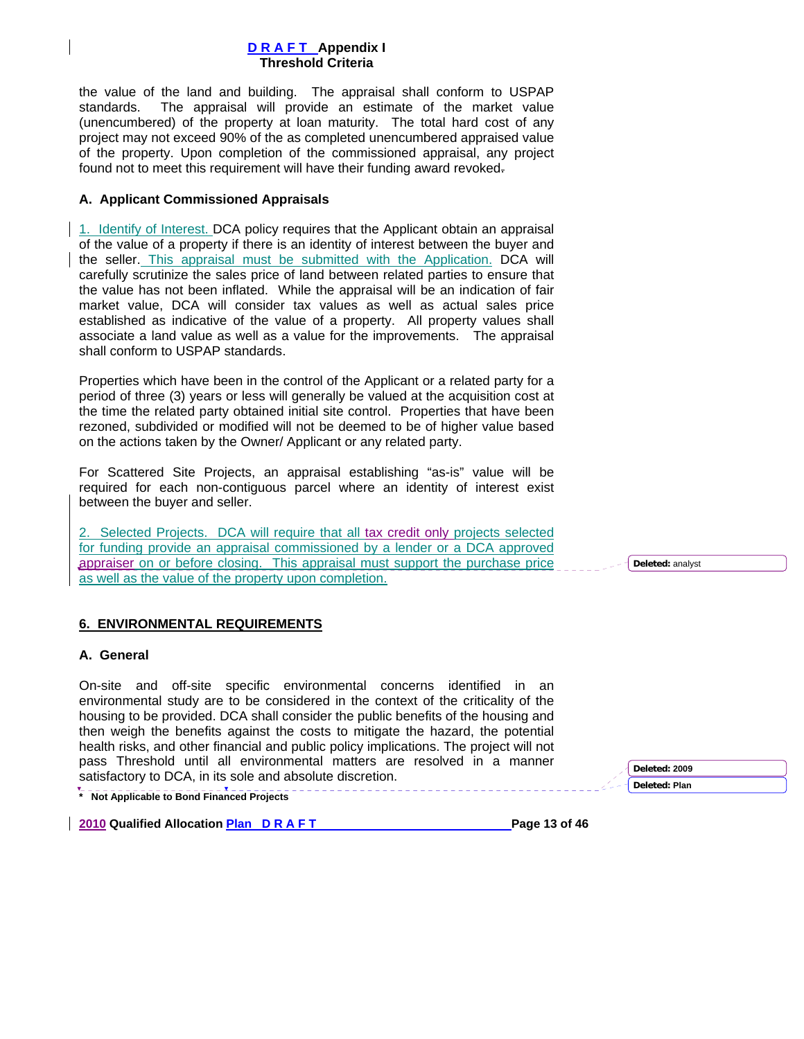the value of the land and building. The appraisal shall conform to USPAP standards. The appraisal will provide an estimate of the market value (unencumbered) of the property at loan maturity. The total hard cost of any project may not exceed 90% of the as completed unencumbered appraised value of the property. Upon completion of the commissioned appraisal, any project found not to meet this requirement will have their funding award revoked.

**A. Applicant Commissioned Appraisals**

1. Identify of Interest. DCA policy requires that the Applicant obtain an appraisal of the value of a property if there is an identity of interest between the buyer and the seller. This appraisal must be submitted with the Application. DCA will carefully scrutinize the sales price of land between related parties to ensure that the value has not been inflated. While the appraisal will be an indication of fair market value, DCA will consider tax values as well as actual sales price established as indicative of the value of a property. All property values shall associate a land value as well as a value for the improvements. The appraisal shall conform to USPAP standards.

Properties which have been in the control of the Applicant or a related party for a period of three (3) years or less will generally be valued at the acquisition cost at the time the related party obtained initial site control. Properties that have been rezoned, subdivided or modified will not be deemed to be of higher value based on the actions taken by the Owner/ Applicant or any related party.

For Scattered Site Projects, an appraisal establishing "as-is" value will be required for each non-contiguous parcel where an identity of interest exist between the buyer and seller.

2. Selected Projects. DCA will require that all tax credit only projects selected for funding provide an appraisal commissioned by a lender or a DCA approved appraiser on or before closing. This appraisal must support the purchase price as well as the value of the property upon completion.

**6. ENVIRONMENTAL REQUIREMENTS**

**A. General**

On-site and off-site specific environmental concerns identified in an environmental study are to be considered in the context of the criticality of the housing to be provided. DCA shall consider the public benefits of the housing and then weigh the benefits against the costs to mitigate the hazard, the potential health risks, and other financial and public policy implications. The project will not pass Threshold until all environmental matters are resolved in a manner satisfactory to DCA, in its sole and absolute discretion.

**\* Not Applicable to Bond Financed Projects**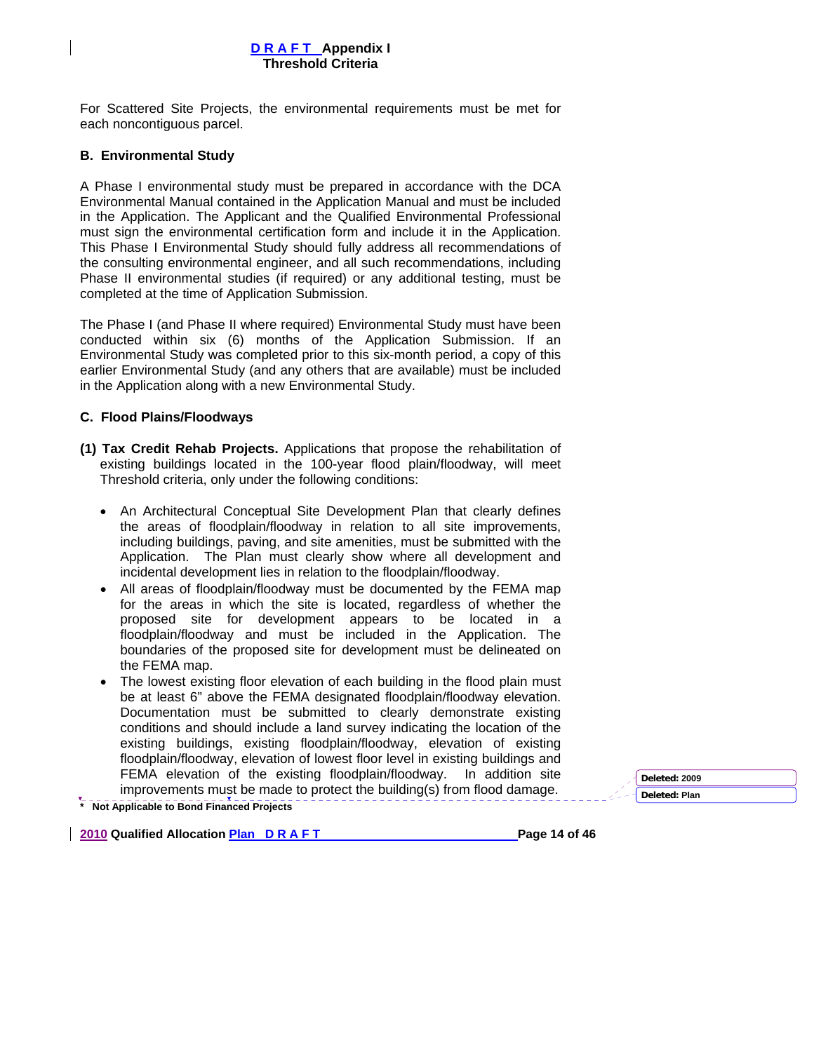For Scattered Site Projects, the environmental requirements must be met for each noncontiguous parcel.

**B. Environmental Study**

A Phase I environmental study must be prepared in accordance with the DCA Environmental Manual contained in the Application Manual and must be included in the Application. The Applicant and the Qualified Environmental Professional must sign the environmental certification form and include it in the Application. This Phase I Environmental Study should fully address all recommendations of the consulting environmental engineer, and all such recommendations, including Phase II environmental studies (if required) or any additional testing, must be completed at the time of Application Submission.

The Phase I (and Phase II where required) Environmental Study must have been conducted within six (6) months of the Application Submission. If an Environmental Study was completed prior to this six-month period, a copy of this earlier Environmental Study (and any others that are available) must be included in the Application along with a new Environmental Study.

**C. Flood Plains/Floodways**

**(1) Tax Credit Rehab Projects.** Applications that propose the rehabilitation of existing buildings located in the 100-year flood plain/floodway, will meet Threshold criteria, only under the following conditions:

- An Architectural Conceptual Site Development Plan that clearly defines the areas of floodplain/floodway in relation to all site improvements, including buildings, paving, and site amenities, must be submitted with the Application. The Plan must clearly show where all development and incidental development lies in relation to the floodplain/floodway.
- All areas of floodplain/floodway must be documented by the FEMA map for the areas in which the site is located, regardless of whether the proposed site for development appears to be located in a floodplain/floodway and must be included in the Application. The boundaries of the proposed site for development must be delineated on the FEMA map.
- The lowest existing floor elevation of each building in the flood plain must be at least 6" above the FEMA designated floodplain/floodway elevation. Documentation must be submitted to clearly demonstrate existing conditions and should include a land survey indicating the location of the existing buildings, existing floodplain/floodway, elevation of existing floodplain/floodway, elevation of lowest floor level in existing buildings and FEMA elevation of the existing floodplain/floodway. In addition site improvements must be made to protect the building(s) from flood damage.

\* Not Applicable to Bond Financed Projects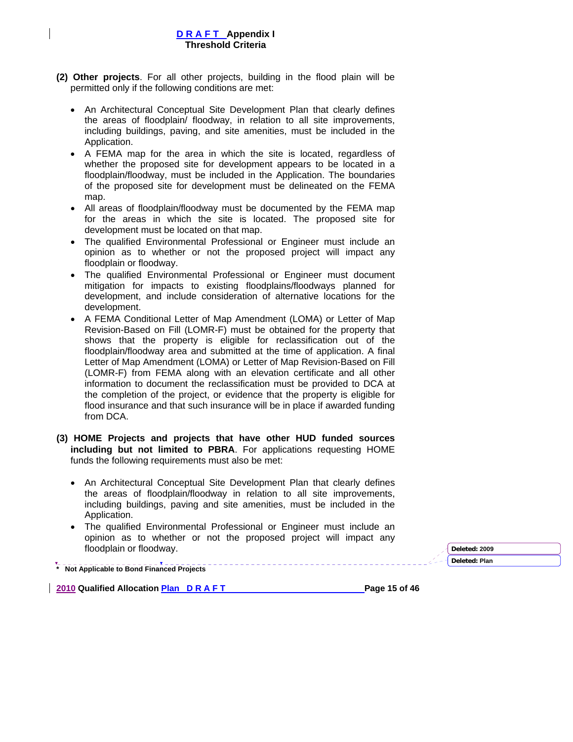**(2) Other projects**. For all other projects, building in the flood plain will be permitted only if the following conditions are met:

- An Architectural Conceptual Site Development Plan that clearly defines the areas of floodplain/ floodway, in relation to all site improvements, including buildings, paving, and site amenities, must be included in the Application.
- A FEMA map for the area in which the site is located, regardless of whether the proposed site for development appears to be located in a floodplain/floodway, must be included in the Application. The boundaries of the proposed site for development must be delineated on the FEMA map.
- All areas of floodplain/floodway must be documented by the FEMA map for the areas in which the site is located. The proposed site for development must be located on that map.
- The qualified Environmental Professional or Engineer must include an opinion as to whether or not the proposed project will impact any floodplain or floodway.
- The qualified Environmental Professional or Engineer must document mitigation for impacts to existing floodplains/floodways planned for development, and include consideration of alternative locations for the development.
- A FEMA Conditional Letter of Map Amendment (LOMA) or Letter of Map Revision-Based on Fill (LOMR-F) must be obtained for the property that shows that the property is eligible for reclassification out of the floodplain/floodway area and submitted at the time of application. A final Letter of Map Amendment (LOMA) or Letter of Map Revision-Based on Fill (LOMR-F) from FEMA along with an elevation certificate and all other information to document the reclassification must be provided to DCA at the completion of the project, or evidence that the property is eligible for flood insurance and that such insurance will be in place if awarded funding from DCA.

**(3) HOME Projects and projects that have other HUD funded sources including but not limited to PBRA**. For applications requesting HOME funds the following requirements must also be met:

- An Architectural Conceptual Site Development Plan that clearly defines the areas of floodplain/floodway in relation to all site improvements, including buildings, paving and site amenities, must be included in the Application.
- The qualified Environmental Professional or Engineer must include an opinion as to whether or not the proposed project will impact any floodplain or floodway.

**\* Not Applicable to Bond Financed Projects**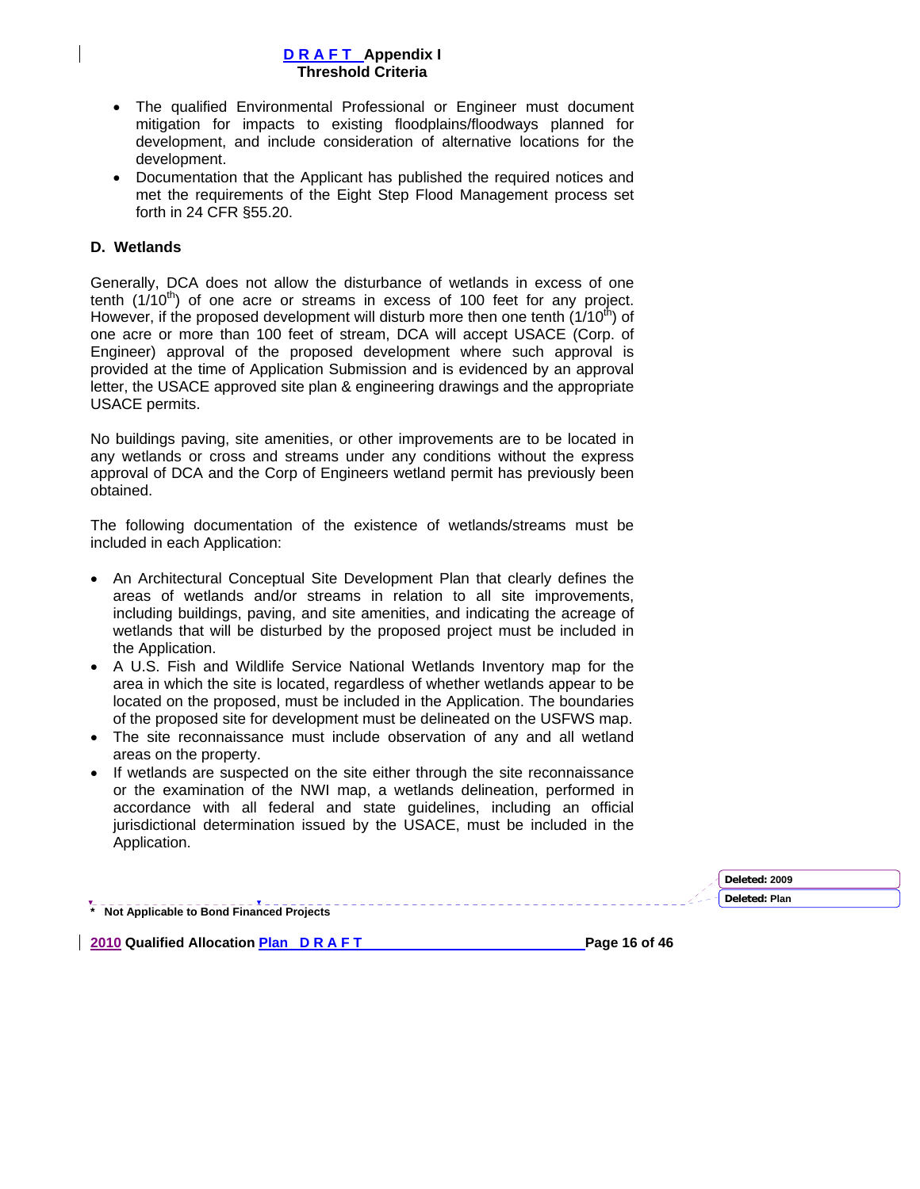- The qualified Environmental Professional or Engineer must document mitigation for impacts to existing floodplains/floodways planned for development, and include consideration of alternative locations for the development.
- Documentation that the Applicant has published the required notices and met the requirements of the Eight Step Flood Management process set forth in 24 CFR §55.20.

### D. Wetlands

Generally, DCA does not allow the disturbance of wetlands in excess of one tenth (1/10th) of one acre or streams in excess of 100 feet for any project. However, if the proposed development will disturb more then one tenth (1/10th) of one acre or more than 100 feet of stream, DCA will accept USACE (Corp. of Engineer) approval of the proposed development where such approval is provided at the time of Application Submission and is evidenced by an approval letter, the USACE approved site plan & engineering drawings and the appropriate USACE permits.

No buildings paving, site amenities, or other improvements are to be located in any wetlands or cross and streams under any conditions without the express approval of DCA and the Corp of Engineers wetland permit has previously been obtained.

The following documentation of the existence of wetlands/streams must be included in each Application:

- An Architectural Conceptual Site Development Plan that clearly defines the areas of wetlands and/or streams in relation to all site improvements, including buildings, paving, and site amenities, and indicating the acreage of wetlands that will be disturbed by the proposed project must be included in the Application.
- A U.S. Fish and Wildlife Service National Wetlands Inventory map for the area in which the site is located, regardless of whether wetlands appear to be located on the proposed, must be included in the Application. The boundaries of the proposed site for development must be delineated on the USFWS map.
- The site reconnaissance must include observation of any and all wetland areas on the property.
- If wetlands are suspected on the site either through the site reconnaissance or the examination of the NWI map, a wetlands delineation, performed in accordance with all federal and state guidelines, including an official jurisdictional determination issued by the USACE, must be included in the Application.

\* Not Applicable to Bond Financed Projects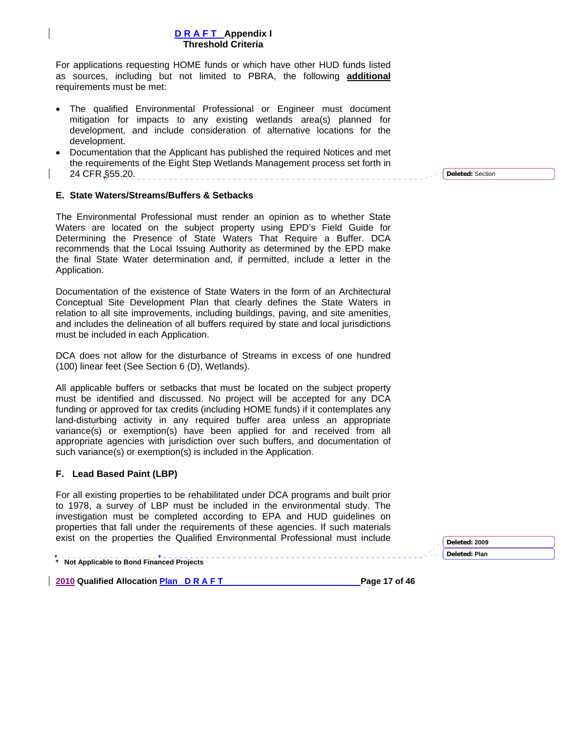For applications requesting HOME funds or which have other HUD funds listed as sources, including but not limited to PBRA, the following **additional** requirements must be met:

- The qualified Environmental Professional or Engineer must document mitigation for impacts to any existing wetlands area(s) planned for development, and include consideration of alternative locations for the development.
- Documentation that the Applicant has published the required Notices and met the requirements of the Eight Step Wetlands Management process set forth in 24 CFR §55.20.

**E. State Waters/Streams/Buffers & Setbacks**

The Environmental Professional must render an opinion as to whether State Waters are located on the subject property using EPD's Field Guide for Determining the Presence of State Waters That Require a Buffer. DCA recommends that the Local Issuing Authority as determined by the EPD make the final State Water determination and, if permitted, include a letter in the Application.

Documentation of the existence of State Waters in the form of an Architectural Conceptual Site Development Plan that clearly defines the State Waters in relation to all site improvements, including buildings, paving, and site amenities, and includes the delineation of all buffers required by state and local jurisdictions must be included in each Application.

DCA does not allow for the disturbance of Streams in excess of one hundred (100) linear feet (See Section 6 (D), Wetlands).

All applicable buffers or setbacks that must be located on the subject property must be identified and discussed. No project will be accepted for any DCA funding or approved for tax credits (including HOME funds) if it contemplates any land-disturbing activity in any required buffer area unless an appropriate variance(s) or exemption(s) have been applied for and received from all appropriate agencies with jurisdiction over such buffers, and documentation of such variance(s) or exemption(s) is included in the Application.

**F. Lead Based Paint (LBP)**

For all existing properties to be rehabilitated under DCA programs and built prior to 1978, a survey of LBP must be included in the environmental study. The investigation must be completed according to EPA and HUD guidelines on properties that fall under the requirements of these agencies. If such materials exist on the properties the Qualified Environmental Professional must include

**\* Not Applicable to Bond Financed Projects**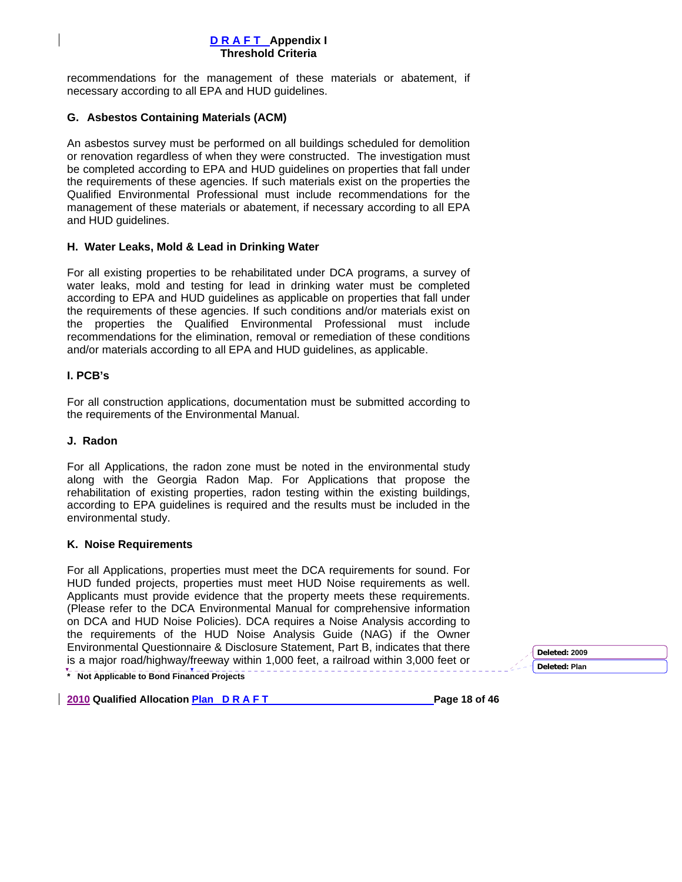recommendations for the management of these materials or abatement, if necessary according to all EPA and HUD guidelines.

### G. Asbestos Containing Materials (ACM)

An asbestos survey must be performed on all buildings scheduled for demolition or renovation regardless of when they were constructed. The investigation must be completed according to EPA and HUD guidelines on properties that fall under the requirements of these agencies. If such materials exist on the properties the Qualified Environmental Professional must include recommendations for the management of these materials or abatement, if necessary according to all EPA and HUD guidelines.

### H. Water Leaks, Mold & Lead in Drinking Water

For all existing properties to be rehabilitated under DCA programs, a survey of water leaks, mold and testing for lead in drinking water must be completed according to EPA and HUD guidelines as applicable on properties that fall under the requirements of these agencies. If such conditions and/or materials exist on the properties the Qualified Environmental Professional must include recommendations for the elimination, removal or remediation of these conditions and/or materials according to all EPA and HUD guidelines, as applicable.

### I. PCB's

For all construction applications, documentation must be submitted according to the requirements of the Environmental Manual.

### J. Radon

For all Applications, the radon zone must be noted in the environmental study along with the Georgia Radon Map. For Applications that propose the rehabilitation of existing properties, radon testing within the existing buildings, according to EPA guidelines is required and the results must be included in the environmental study.

### K. Noise Requirements

For all Applications, properties must meet the DCA requirements for sound. For HUD funded projects, properties must meet HUD Noise requirements as well. Applicants must provide evidence that the property meets these requirements. (Please refer to the DCA Environmental Manual for comprehensive information on DCA and HUD Noise Policies). DCA requires a Noise Analysis according to the requirements of the HUD Noise Analysis Guide (NAG) if the Owner Environmental Questionnaire & Disclosure Statement, Part B, indicates that there is a major road/highway/freeway within 1,000 feet, a railroad within 3,000 feet or

\* Not Applicable to Bond Financed Projects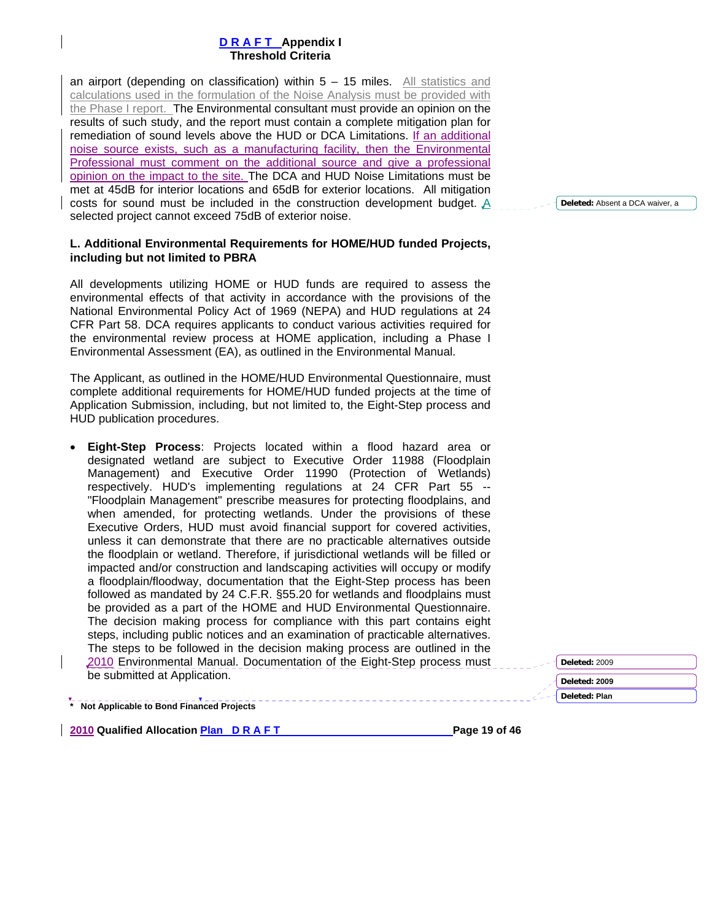an airport (depending on classification) within 5 – 15 miles. All statistics and calculations used in the formulation of the Noise Analysis must be provided with the Phase I report. The Environmental consultant must provide an opinion on the results of such study, and the report must contain a complete mitigation plan for remediation of sound levels above the HUD or DCA Limitations. If an additional noise source exists, such as a manufacturing facility, then the Environmental Professional must comment on the additional source and give a professional opinion on the impact to the site. The DCA and HUD Noise Limitations must be met at 45dB for interior locations and 65dB for exterior locations. All mitigation costs for sound must be included in the construction development budget. A selected project cannot exceed 75dB of exterior noise.

### L. Additional Environmental Requirements for HOME/HUD funded Projects, including but not limited to PBRA

All developments utilizing HOME or HUD funds are required to assess the environmental effects of that activity in accordance with the provisions of the National Environmental Policy Act of 1969 (NEPA) and HUD regulations at 24 CFR Part 58. DCA requires applicants to conduct various activities required for the environmental review process at HOME application, including a Phase I Environmental Assessment (EA), as outlined in the Environmental Manual.

The Applicant, as outlined in the HOME/HUD Environmental Questionnaire, must complete additional requirements for HOME/HUD funded projects at the time of Application Submission, including, but not limited to, the Eight-Step process and HUD publication procedures.

- **Eight-Step Process**: Projects located within a flood hazard area or designated wetland are subject to Executive Order 11988 (Floodplain Management) and Executive Order 11990 (Protection of Wetlands) respectively. HUD's implementing regulations at 24 CFR Part 55 -- "Floodplain Management" prescribe measures for protecting floodplains, and when amended, for protecting wetlands. Under the provisions of these Executive Orders, HUD must avoid financial support for covered activities, unless it can demonstrate that there are no practicable alternatives outside the floodplain or wetland. Therefore, if jurisdictional wetlands will be filled or impacted and/or construction and landscaping activities will occupy or modify a floodplain/floodway, documentation that the Eight-Step process has been followed as mandated by 24 C.F.R. §55.20 for wetlands and floodplains must be provided as a part of the HOME and HUD Environmental Questionnaire. The decision making process for compliance with this part contains eight steps, including public notices and an examination of practicable alternatives. The steps to be followed in the decision making process are outlined in the 2010 Environmental Manual. Documentation of the Eight-Step process must be submitted at Application.

\* Not Applicable to Bond Financed Projects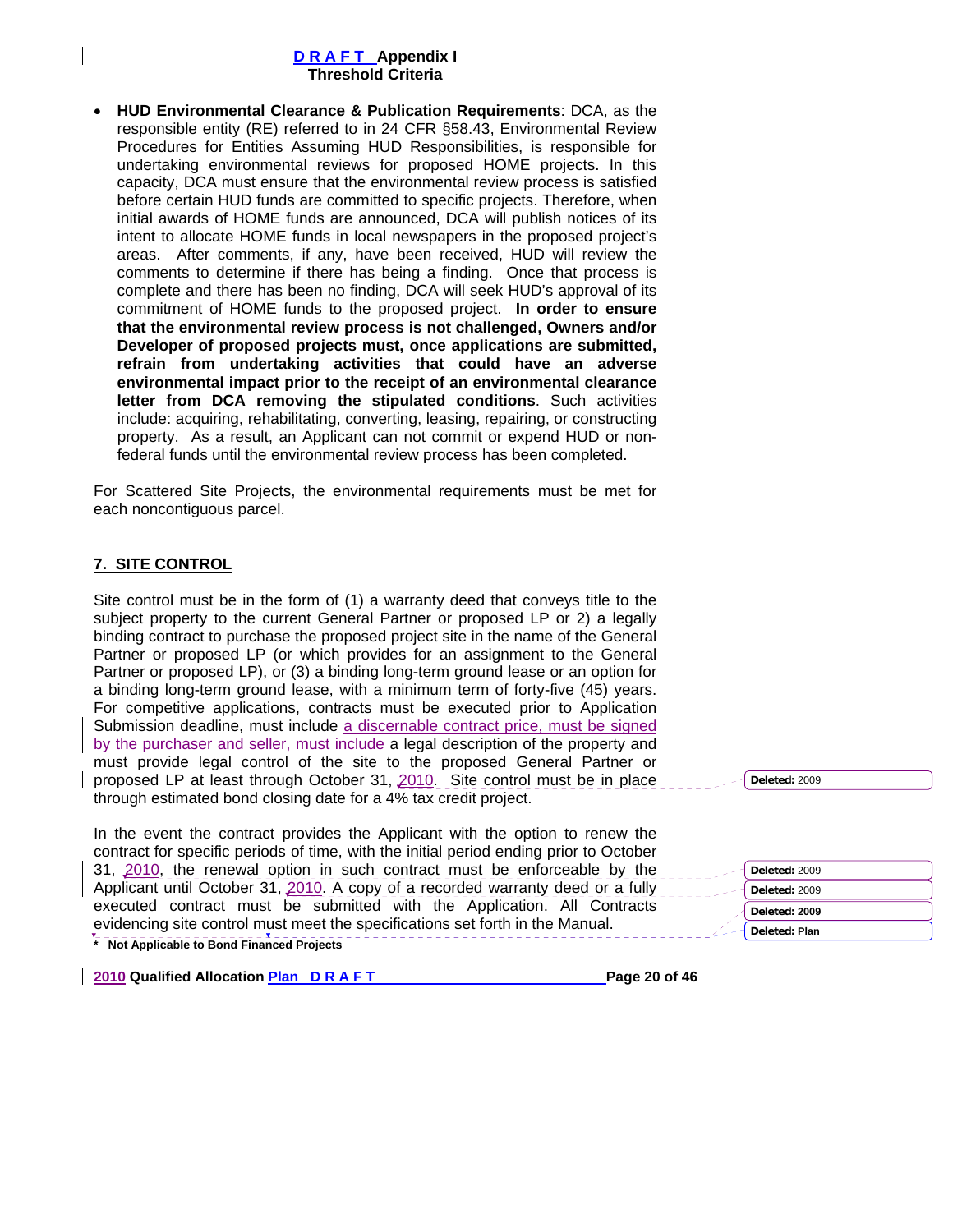- **HUD Environmental Clearance & Publication Requirements**: DCA, as the responsible entity (RE) referred to in 24 CFR §58.43, Environmental Review Procedures for Entities Assuming HUD Responsibilities, is responsible for undertaking environmental reviews for proposed HOME projects. In this capacity, DCA must ensure that the environmental review process is satisfied before certain HUD funds are committed to specific projects. Therefore, when initial awards of HOME funds are announced, DCA will publish notices of its intent to allocate HOME funds in local newspapers in the proposed project's areas. After comments, if any, have been received, HUD will review the comments to determine if there has being a finding. Once that process is complete and there has been no finding, DCA will seek HUD's approval of its commitment of HOME funds to the proposed project. **In order to ensure that the environmental review process is not challenged, Owners and/or Developer of proposed projects must, once applications are submitted, refrain from undertaking activities that could have an adverse environmental impact prior to the receipt of an environmental clearance letter from DCA removing the stipulated conditions**. Such activities include: acquiring, rehabilitating, converting, leasing, repairing, or constructing property. As a result, an Applicant can not commit or expend HUD or non-federal funds until the environmental review process has been completed.

For Scattered Site Projects, the environmental requirements must be met for each noncontiguous parcel.

## 7. SITE CONTROL

Site control must be in the form of (1) a warranty deed that conveys title to the subject property to the current General Partner or proposed LP or 2) a legally binding contract to purchase the proposed project site in the name of the General Partner or proposed LP (or which provides for an assignment to the General Partner or proposed LP), or (3) a binding long-term ground lease or an option for a binding long-term ground lease, with a minimum term of forty-five (45) years. For competitive applications, contracts must be executed prior to Application Submission deadline, must include a discernable contract price, must be signed by the purchaser and seller, must include a legal description of the property and must provide legal control of the site to the proposed General Partner or proposed LP at least through October 31, 2010. Site control must be in place through estimated bond closing date for a 4% tax credit project.

In the event the contract provides the Applicant with the option to renew the contract for specific periods of time, with the initial period ending prior to October 31, 2010, the renewal option in such contract must be enforceable by the Applicant until October 31, 2010. A copy of a recorded warranty deed or a fully executed contract must be submitted with the Application. All Contracts evidencing site control must meet the specifications set forth in the Manual.

**\* Not Applicable to Bond Financed Projects**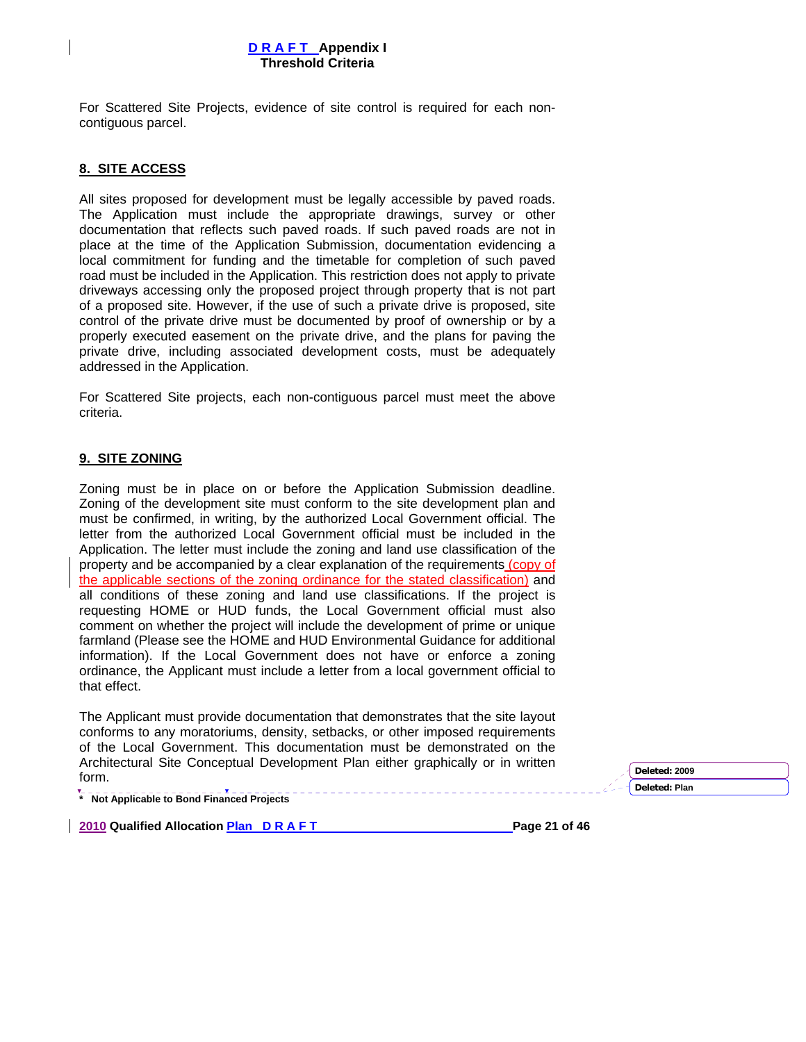For Scattered Site Projects, evidence of site control is required for each non-contiguous parcel.

## 8. SITE ACCESS

All sites proposed for development must be legally accessible by paved roads. The Application must include the appropriate drawings, survey or other documentation that reflects such paved roads. If such paved roads are not in place at the time of the Application Submission, documentation evidencing a local commitment for funding and the timetable for completion of such paved road must be included in the Application. This restriction does not apply to private driveways accessing only the proposed project through property that is not part of a proposed site. However, if the use of such a private drive is proposed, site control of the private drive must be documented by proof of ownership or by a properly executed easement on the private drive, and the plans for paving the private drive, including associated development costs, must be adequately addressed in the Application.

For Scattered Site projects, each non-contiguous parcel must meet the above criteria.

## 9. SITE ZONING

Zoning must be in place on or before the Application Submission deadline. Zoning of the development site must conform to the site development plan and must be confirmed, in writing, by the authorized Local Government official. The letter from the authorized Local Government official must be included in the Application. The letter must include the zoning and land use classification of the property and be accompanied by a clear explanation of the requirements (copy of the applicable sections of the zoning ordinance for the stated classification) and all conditions of these zoning and land use classifications. If the project is requesting HOME or HUD funds, the Local Government official must also comment on whether the project will include the development of prime or unique farmland (Please see the HOME and HUD Environmental Guidance for additional information). If the Local Government does not have or enforce a zoning ordinance, the Applicant must include a letter from a local government official to that effect.

The Applicant must provide documentation that demonstrates that the site layout conforms to any moratoriums, density, setbacks, or other imposed requirements of the Local Government. This documentation must be demonstrated on the Architectural Site Conceptual Development Plan either graphically or in written form.

\* **Not Applicable to Bond Financed Projects**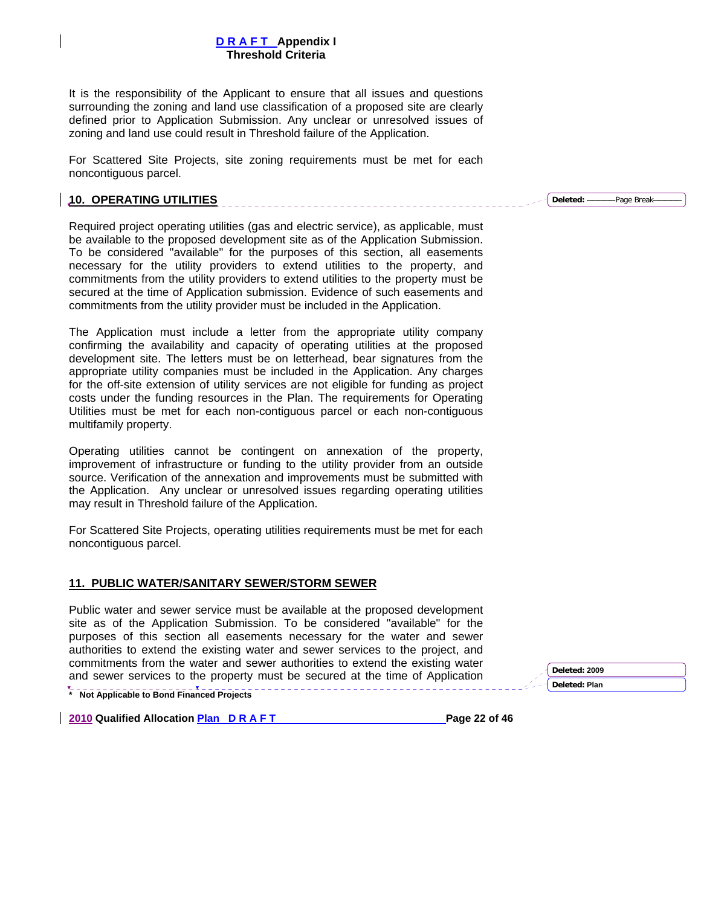It is the responsibility of the Applicant to ensure that all issues and questions surrounding the zoning and land use classification of a proposed site are clearly defined prior to Application Submission. Any unclear or unresolved issues of zoning and land use could result in Threshold failure of the Application.

For Scattered Site Projects, site zoning requirements must be met for each noncontiguous parcel.

## 10. OPERATING UTILITIES

Required project operating utilities (gas and electric service), as applicable, must be available to the proposed development site as of the Application Submission. To be considered "available" for the purposes of this section, all easements necessary for the utility providers to extend utilities to the property, and commitments from the utility providers to extend utilities to the property must be secured at the time of Application submission. Evidence of such easements and commitments from the utility provider must be included in the Application.

The Application must include a letter from the appropriate utility company confirming the availability and capacity of operating utilities at the proposed development site. The letters must be on letterhead, bear signatures from the appropriate utility companies must be included in the Application. Any charges for the off-site extension of utility services are not eligible for funding as project costs under the funding resources in the Plan. The requirements for Operating Utilities must be met for each non-contiguous parcel or each non-contiguous multifamily property.

Operating utilities cannot be contingent on annexation of the property, improvement of infrastructure or funding to the utility provider from an outside source. Verification of the annexation and improvements must be submitted with the Application. Any unclear or unresolved issues regarding operating utilities may result in Threshold failure of the Application.

For Scattered Site Projects, operating utilities requirements must be met for each noncontiguous parcel.

## 11. PUBLIC WATER/SANITARY SEWER/STORM SEWER

Public water and sewer service must be available at the proposed development site as of the Application Submission. To be considered "available" for the purposes of this section all easements necessary for the water and sewer authorities to extend the existing water and sewer services to the project, and commitments from the water and sewer authorities to extend the existing water and sewer services to the property must be secured at the time of Application

**\* Not Applicable to Bond Financed Projects**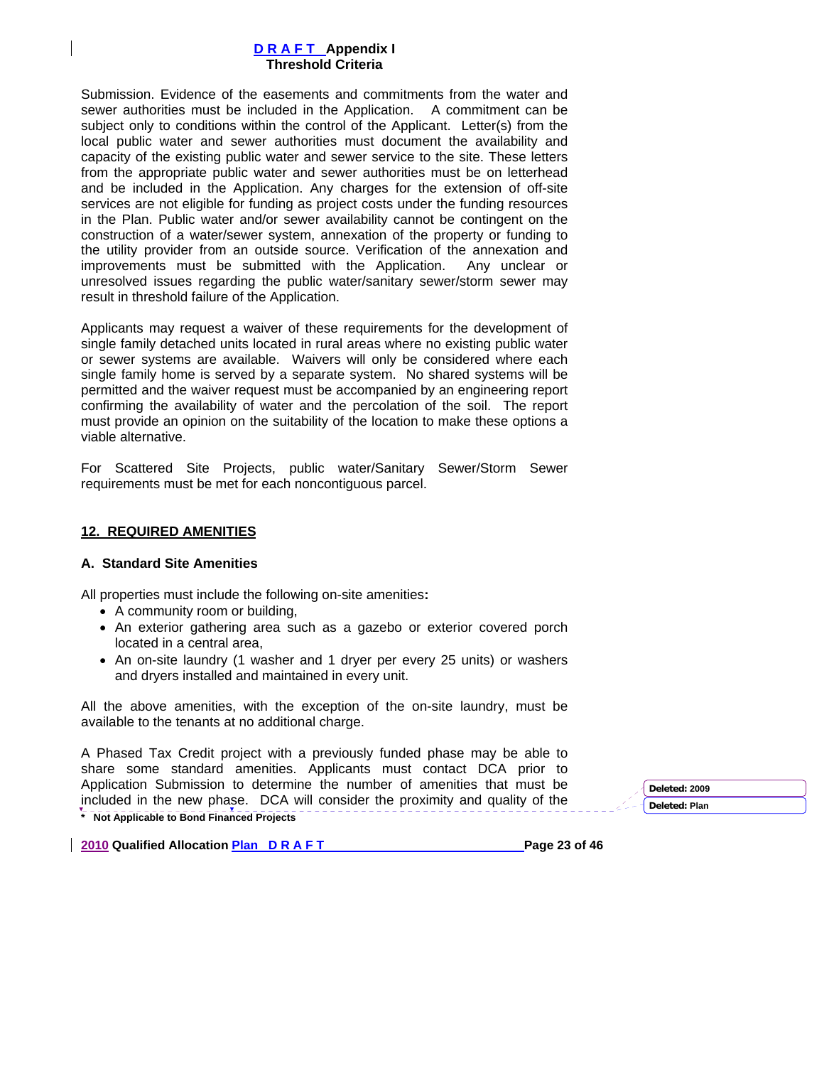Submission. Evidence of the easements and commitments from the water and sewer authorities must be included in the Application. A commitment can be subject only to conditions within the control of the Applicant. Letter(s) from the local public water and sewer authorities must document the availability and capacity of the existing public water and sewer service to the site. These letters from the appropriate public water and sewer authorities must be on letterhead and be included in the Application. Any charges for the extension of off-site services are not eligible for funding as project costs under the funding resources in the Plan. Public water and/or sewer availability cannot be contingent on the construction of a water/sewer system, annexation of the property or funding to the utility provider from an outside source. Verification of the annexation and improvements must be submitted with the Application. Any unclear or unresolved issues regarding the public water/sanitary sewer/storm sewer may result in threshold failure of the Application.

Applicants may request a waiver of these requirements for the development of single family detached units located in rural areas where no existing public water or sewer systems are available. Waivers will only be considered where each single family home is served by a separate system. No shared systems will be permitted and the waiver request must be accompanied by an engineering report confirming the availability of water and the percolation of the soil. The report must provide an opinion on the suitability of the location to make these options a viable alternative.

For Scattered Site Projects, public water/Sanitary Sewer/Storm Sewer requirements must be met for each noncontiguous parcel.

## 12. REQUIRED AMENITIES

### A. Standard Site Amenities

All properties must include the following on-site amenities**:**

- A community room or building,
- An exterior gathering area such as a gazebo or exterior covered porch located in a central area,
- An on-site laundry (1 washer and 1 dryer per every 25 units) or washers and dryers installed and maintained in every unit.

All the above amenities, with the exception of the on-site laundry, must be available to the tenants at no additional charge.

A Phased Tax Credit project with a previously funded phase may be able to share some standard amenities. Applicants must contact DCA prior to Application Submission to determine the number of amenities that must be included in the new phase. DCA will consider the proximity and quality of the

**\* Not Applicable to Bond Financed Projects**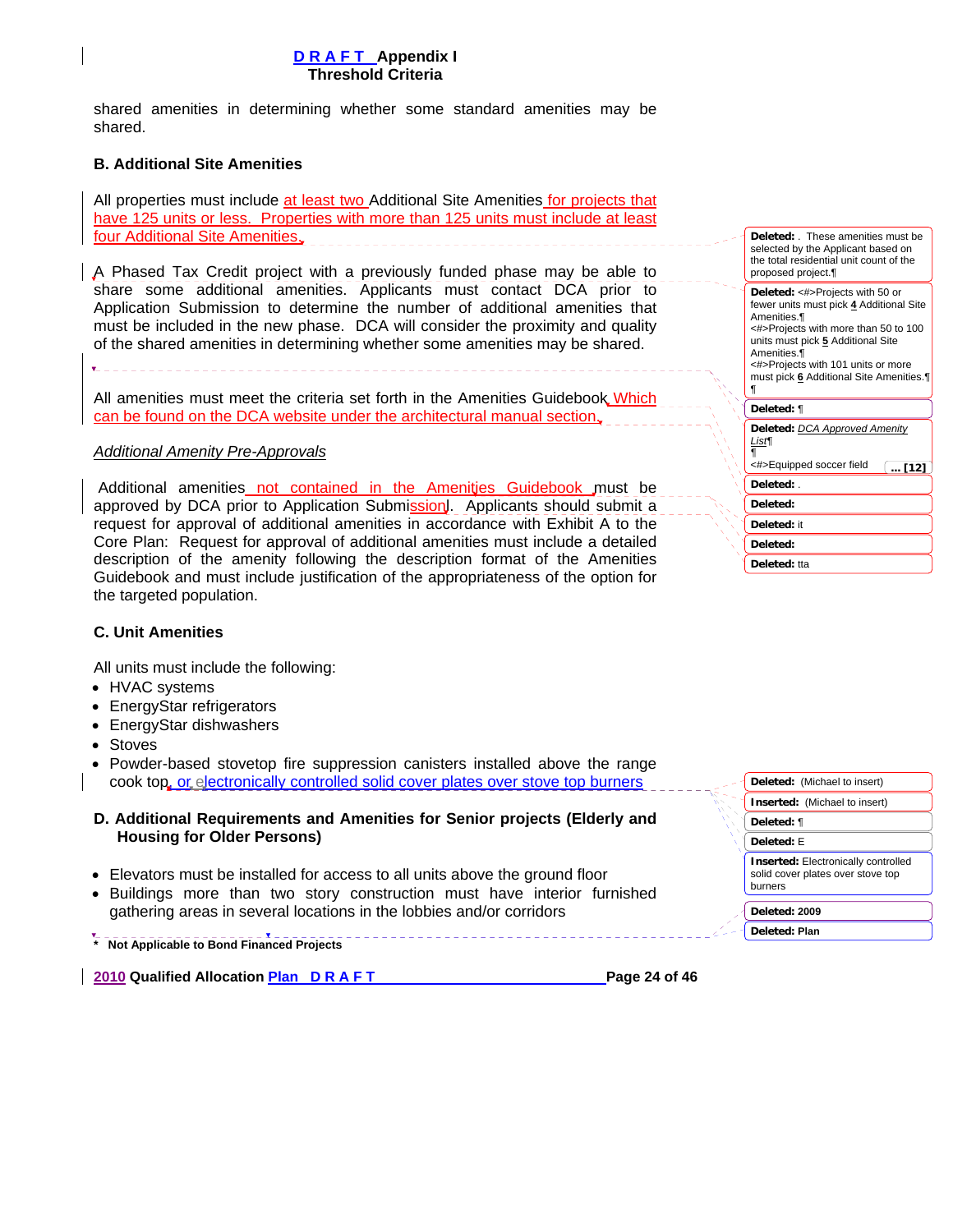shared amenities in determining whether some standard amenities may be shared.

## B. Additional Site Amenities

All properties must include at least two Additional Site Amenities for projects that have 125 units or less. Properties with more than 125 units must include at least four Additional Site Amenities.

A Phased Tax Credit project with a previously funded phase may be able to share some additional amenities. Applicants must contact DCA prior to Application Submission to determine the number of additional amenities that must be included in the new phase. DCA will consider the proximity and quality of the shared amenities in determining whether some amenities may be shared.

All amenities must meet the criteria set forth in the Amenities Guidebook Which can be found on the DCA website under the architectural manual section.

*Additional Amenity Pre-Approvals*

Additional amenities not contained in the Amenities Guidebook must be approved by DCA prior to Application Submission. Applicants should submit a request for approval of additional amenities in accordance with Exhibit A to the Core Plan: Request for approval of additional amenities must include a detailed description of the amenity following the description format of the Amenities Guidebook and must include justification of the appropriateness of the option for the targeted population.

## C. Unit Amenities

All units must include the following:

- HVAC systems
- EnergyStar refrigerators
- EnergyStar dishwashers
- Stoves
- Powder-based stovetop fire suppression canisters installed above the range cook top, or electronically controlled solid cover plates over stove top burners

## D. Additional Requirements and Amenities for Senior projects (Elderly and Housing for Older Persons)

- Elevators must be installed for access to all units above the ground floor
- Buildings more than two story construction must have interior furnished gathering areas in several locations in the lobbies and/or corridors

\* Not Applicable to Bond Financed Projects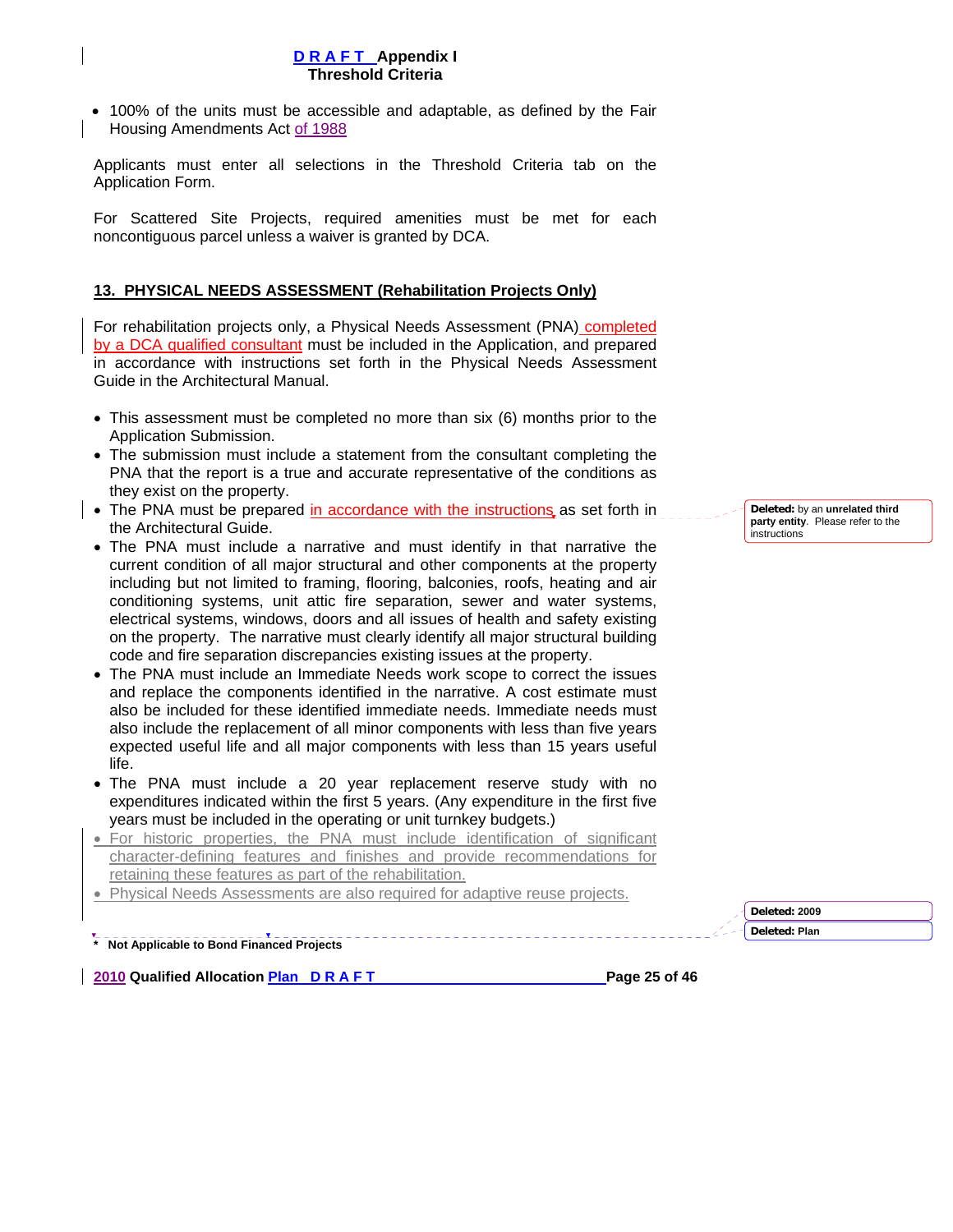- 100% of the units must be accessible and adaptable, as defined by the Fair Housing Amendments Act of 1988

Applicants must enter all selections in the Threshold Criteria tab on the Application Form.

For Scattered Site Projects, required amenities must be met for each noncontiguous parcel unless a waiver is granted by DCA.

## 13. PHYSICAL NEEDS ASSESSMENT (Rehabilitation Projects Only)

For rehabilitation projects only, a Physical Needs Assessment (PNA) completed by a DCA qualified consultant must be included in the Application, and prepared in accordance with instructions set forth in the Physical Needs Assessment Guide in the Architectural Manual.

- This assessment must be completed no more than six (6) months prior to the Application Submission.
- The submission must include a statement from the consultant completing the PNA that the report is a true and accurate representative of the conditions as they exist on the property.
- The PNA must be prepared in accordance with the instructions as set forth in the Architectural Guide.
- The PNA must include a narrative and must identify in that narrative the current condition of all major structural and other components at the property including but not limited to framing, flooring, balconies, roofs, heating and air conditioning systems, unit attic fire separation, sewer and water systems, electrical systems, windows, doors and all issues of health and safety existing on the property. The narrative must clearly identify all major structural building code and fire separation discrepancies existing issues at the property.
- The PNA must include an Immediate Needs work scope to correct the issues and replace the components identified in the narrative. A cost estimate must also be included for these identified immediate needs. Immediate needs must also include the replacement of all minor components with less than five years expected useful life and all major components with less than 15 years useful life.
- The PNA must include a 20 year replacement reserve study with no expenditures indicated within the first 5 years. (Any expenditure in the first five years must be included in the operating or unit turnkey budgets.)
- For historic properties, the PNA must include identification of significant character-defining features and finishes and provide recommendations for retaining these features as part of the rehabilitation.
- Physical Needs Assessments are also required for adaptive reuse projects.

\* Not Applicable to Bond Financed Projects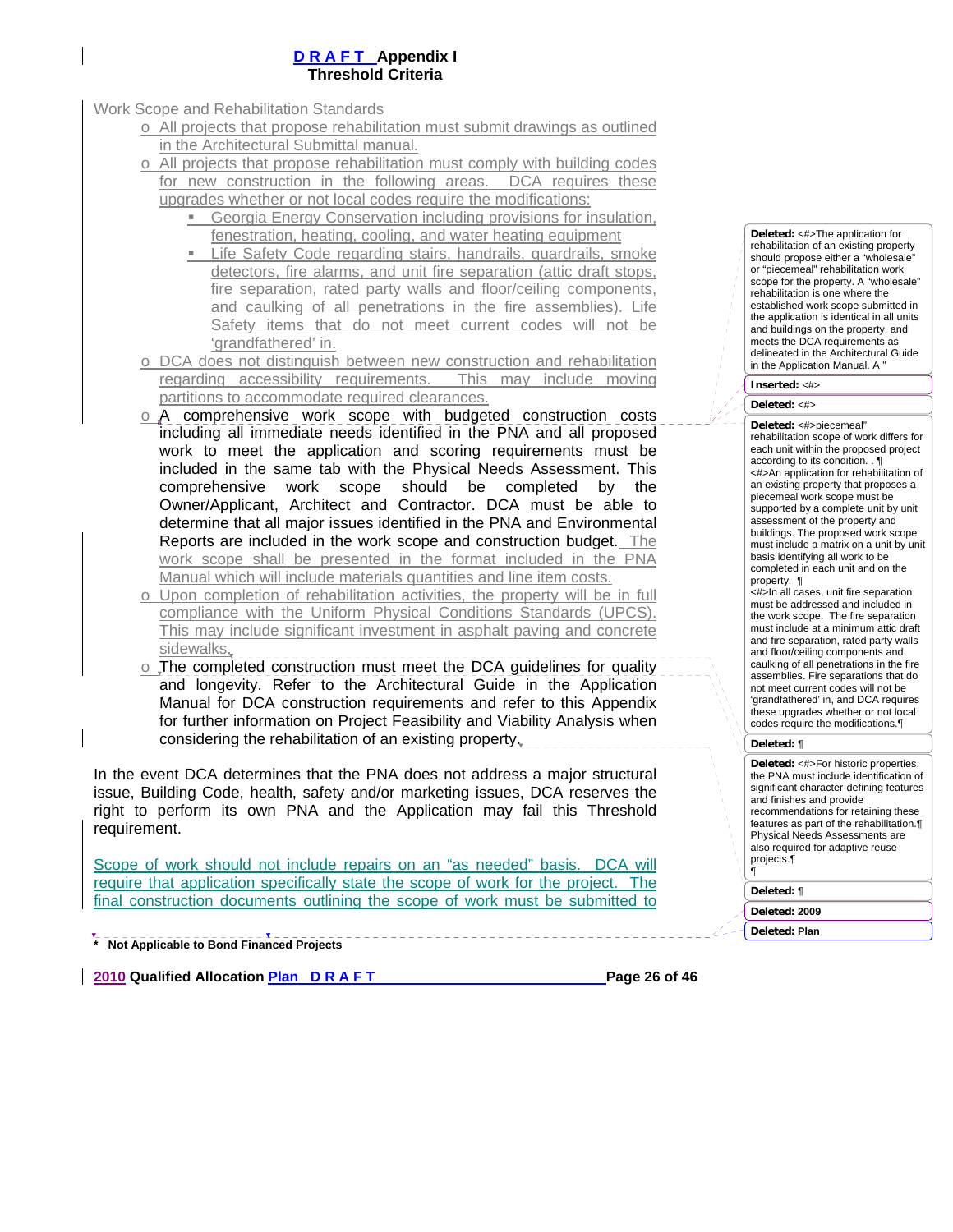# D R A F T Appendix I
## Threshold Criteria

Work Scope and Rehabilitation Standards

- All projects that propose rehabilitation must submit drawings as outlined in the Architectural Submittal manual.
- All projects that propose rehabilitation must comply with building codes for new construction in the following areas. DCA requires these upgrades whether or not local codes require the modifications:
  - Georgia Energy Conservation including provisions for insulation, fenestration, heating, cooling, and water heating equipment
  - Life Safety Code regarding stairs, handrails, guardrails, smoke detectors, fire alarms, and unit fire separation (attic draft stops, fire separation, rated party walls and floor/ceiling components, and caulking of all penetrations in the fire assemblies). Life Safety items that do not meet current codes will not be 'grandfathered' in.
- DCA does not distinguish between new construction and rehabilitation regarding accessibility requirements. This may include moving partitions to accommodate required clearances.
- A comprehensive work scope with budgeted construction costs including all immediate needs identified in the PNA and all proposed work to meet the application and scoring requirements must be included in the same tab with the Physical Needs Assessment. This comprehensive work scope should be completed by the Owner/Applicant, Architect and Contractor. DCA must be able to determine that all major issues identified in the PNA and Environmental Reports are included in the work scope and construction budget. The work scope shall be presented in the format included in the PNA Manual which will include materials quantities and line item costs.
- Upon completion of rehabilitation activities, the property will be in full compliance with the Uniform Physical Conditions Standards (UPCS). This may include significant investment in asphalt paving and concrete sidewalks.
- The completed construction must meet the DCA guidelines for quality and longevity. Refer to the Architectural Guide in the Application Manual for DCA construction requirements and refer to this Appendix for further information on Project Feasibility and Viability Analysis when considering the rehabilitation of an existing property.

In the event DCA determines that the PNA does not address a major structural issue, Building Code, health, safety and/or marketing issues, DCA reserves the right to perform its own PNA and the Application may fail this Threshold requirement.

Scope of work should not include repairs on an "as needed" basis. DCA will require that application specifically state the scope of work for the project. The final construction documents outlining the scope of work must be submitted to

\* Not Applicable to Bond Financed Projects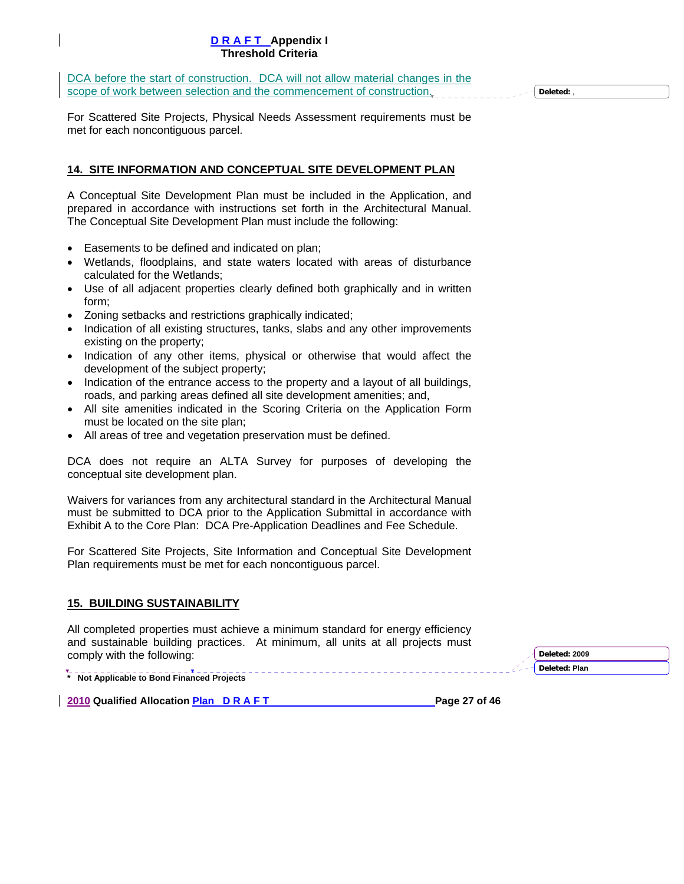DCA before the start of construction. DCA will not allow material changes in the scope of work between selection and the commencement of construction.

For Scattered Site Projects, Physical Needs Assessment requirements must be met for each noncontiguous parcel.

## 14. SITE INFORMATION AND CONCEPTUAL SITE DEVELOPMENT PLAN

A Conceptual Site Development Plan must be included in the Application, and prepared in accordance with instructions set forth in the Architectural Manual. The Conceptual Site Development Plan must include the following:

- Easements to be defined and indicated on plan;
- Wetlands, floodplains, and state waters located with areas of disturbance calculated for the Wetlands;
- Use of all adjacent properties clearly defined both graphically and in written form;
- Zoning setbacks and restrictions graphically indicated;
- Indication of all existing structures, tanks, slabs and any other improvements existing on the property;
- Indication of any other items, physical or otherwise that would affect the development of the subject property;
- Indication of the entrance access to the property and a layout of all buildings, roads, and parking areas defined all site development amenities; and,
- All site amenities indicated in the Scoring Criteria on the Application Form must be located on the site plan;
- All areas of tree and vegetation preservation must be defined.

DCA does not require an ALTA Survey for purposes of developing the conceptual site development plan.

Waivers for variances from any architectural standard in the Architectural Manual must be submitted to DCA prior to the Application Submittal in accordance with Exhibit A to the Core Plan: DCA Pre-Application Deadlines and Fee Schedule.

For Scattered Site Projects, Site Information and Conceptual Site Development Plan requirements must be met for each noncontiguous parcel.

## 15. BUILDING SUSTAINABILITY

All completed properties must achieve a minimum standard for energy efficiency and sustainable building practices. At minimum, all units at all projects must comply with the following:

\* **Not Applicable to Bond Financed Projects**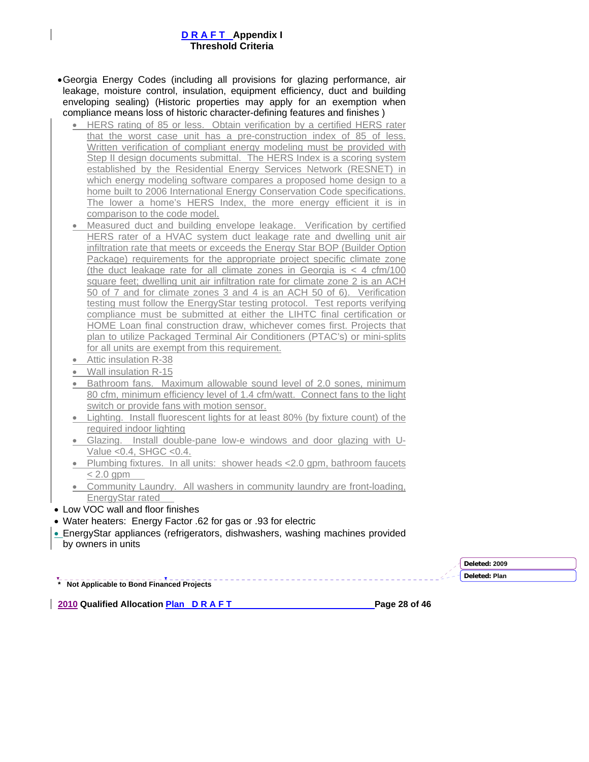- Georgia Energy Codes (including all provisions for glazing performance, air leakage, moisture control, insulation, equipment efficiency, duct and building enveloping sealing) (Historic properties may apply for an exemption when compliance means loss of historic character-defining features and finishes )
  - HERS rating of 85 or less. Obtain verification by a certified HERS rater that the worst case unit has a pre-construction index of 85 of less. Written verification of compliant energy modeling must be provided with Step II design documents submittal. The HERS Index is a scoring system established by the Residential Energy Services Network (RESNET) in which energy modeling software compares a proposed home design to a home built to 2006 International Energy Conservation Code specifications. The lower a home's HERS Index, the more energy efficient it is in comparison to the code model.
  - Measured duct and building envelope leakage. Verification by certified HERS rater of a HVAC system duct leakage rate and dwelling unit air infiltration rate that meets or exceeds the Energy Star BOP (Builder Option Package) requirements for the appropriate project specific climate zone (the duct leakage rate for all climate zones in Georgia is < 4 cfm/100 square feet; dwelling unit air infiltration rate for climate zone 2 is an ACH 50 of 7 and for climate zones 3 and 4 is an ACH 50 of 6). Verification testing must follow the EnergyStar testing protocol. Test reports verifying compliance must be submitted at either the LIHTC final certification or HOME Loan final construction draw, whichever comes first. Projects that plan to utilize Packaged Terminal Air Conditioners (PTAC's) or mini-splits for all units are exempt from this requirement.
  - Attic insulation R-38
  - Wall insulation R-15
  - Bathroom fans. Maximum allowable sound level of 2.0 sones, minimum 80 cfm, minimum efficiency level of 1.4 cfm/watt. Connect fans to the light switch or provide fans with motion sensor.
  - Lighting. Install fluorescent lights for at least 80% (by fixture count) of the required indoor lighting
  - Glazing. Install double-pane low-e windows and door glazing with U-Value <0.4, SHGC <0.4.
  - Plumbing fixtures. In all units: shower heads <2.0 gpm, bathroom faucets < 2.0 gpm
  - Community Laundry. All washers in community laundry are front-loading, EnergyStar rated
- Low VOC wall and floor finishes
- Water heaters: Energy Factor .62 for gas or .93 for electric
- EnergyStar appliances (refrigerators, dishwashers, washing machines provided by owners in units

\* Not Applicable to Bond Financed Projects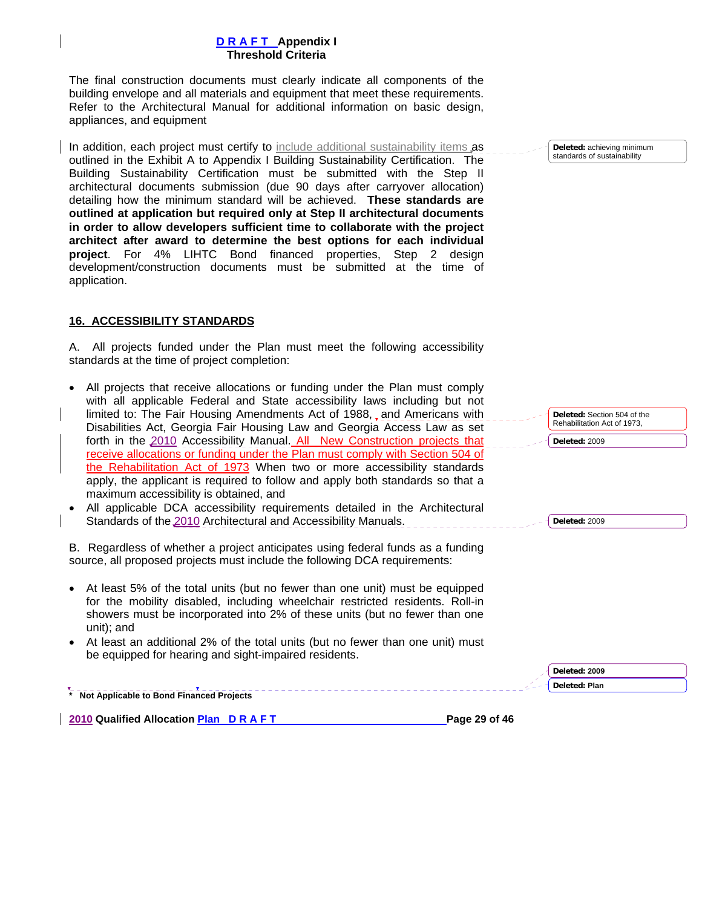The final construction documents must clearly indicate all components of the building envelope and all materials and equipment that meet these requirements. Refer to the Architectural Manual for additional information on basic design, appliances, and equipment

In addition, each project must certify to include additional sustainability items as outlined in the Exhibit A to Appendix I Building Sustainability Certification. The Building Sustainability Certification must be submitted with the Step II architectural documents submission (due 90 days after carryover allocation) detailing how the minimum standard will be achieved. **These standards are outlined at application but required only at Step II architectural documents in order to allow developers sufficient time to collaborate with the project architect after award to determine the best options for each individual project**. For 4% LIHTC Bond financed properties, Step 2 design development/construction documents must be submitted at the time of application.

## 16. ACCESSIBILITY STANDARDS

A. All projects funded under the Plan must meet the following accessibility standards at the time of project completion:

- All projects that receive allocations or funding under the Plan must comply with all applicable Federal and State accessibility laws including but not limited to: The Fair Housing Amendments Act of 1988, and Americans with Disabilities Act, Georgia Fair Housing Law and Georgia Access Law as set forth in the 2010 Accessibility Manual. All New Construction projects that receive allocations or funding under the Plan must comply with Section 504 of the Rehabilitation Act of 1973 When two or more accessibility standards apply, the applicant is required to follow and apply both standards so that a maximum accessibility is obtained, and
- All applicable DCA accessibility requirements detailed in the Architectural Standards of the 2010 Architectural and Accessibility Manuals.

B. Regardless of whether a project anticipates using federal funds as a funding source, all proposed projects must include the following DCA requirements:

- At least 5% of the total units (but no fewer than one unit) must be equipped for the mobility disabled, including wheelchair restricted residents. Roll-in showers must be incorporated into 2% of these units (but no fewer than one unit); and
- At least an additional 2% of the total units (but no fewer than one unit) must be equipped for hearing and sight-impaired residents.

**\* Not Applicable to Bond Financed Projects**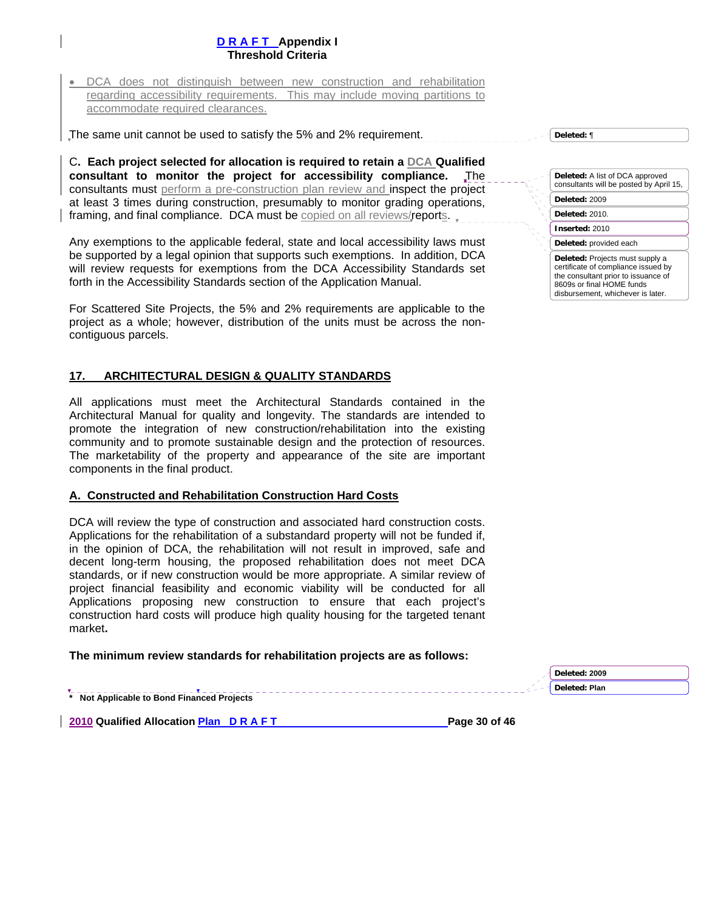- DCA does not distinguish between new construction and rehabilitation regarding accessibility requirements. This may include moving partitions to accommodate required clearances.

The same unit cannot be used to satisfy the 5% and 2% requirement.

C**. Each project selected for allocation is required to retain a DCA Qualified consultant to monitor the project for accessibility compliance.** The consultants must perform a pre-construction plan review and inspect the project at least 3 times during construction, presumably to monitor grading operations, framing, and final compliance. DCA must be copied on all reviews/reports.

Any exemptions to the applicable federal, state and local accessibility laws must be supported by a legal opinion that supports such exemptions. In addition, DCA will review requests for exemptions from the DCA Accessibility Standards set forth in the Accessibility Standards section of the Application Manual.

For Scattered Site Projects, the 5% and 2% requirements are applicable to the project as a whole; however, distribution of the units must be across the non-contiguous parcels.

## 17. ARCHITECTURAL DESIGN & QUALITY STANDARDS

All applications must meet the Architectural Standards contained in the Architectural Manual for quality and longevity. The standards are intended to promote the integration of new construction/rehabilitation into the existing community and to promote sustainable design and the protection of resources. The marketability of the property and appearance of the site are important components in the final product.

### A. Constructed and Rehabilitation Construction Hard Costs

DCA will review the type of construction and associated hard construction costs. Applications for the rehabilitation of a substandard property will not be funded if, in the opinion of DCA, the rehabilitation will not result in improved, safe and decent long-term housing, the proposed rehabilitation does not meet DCA standards, or if new construction would be more appropriate. A similar review of project financial feasibility and economic viability will be conducted for all Applications proposing new construction to ensure that each project's construction hard costs will produce high quality housing for the targeted tenant market**.**

**The minimum review standards for rehabilitation projects are as follows:**

**\* Not Applicable to Bond Financed Projects**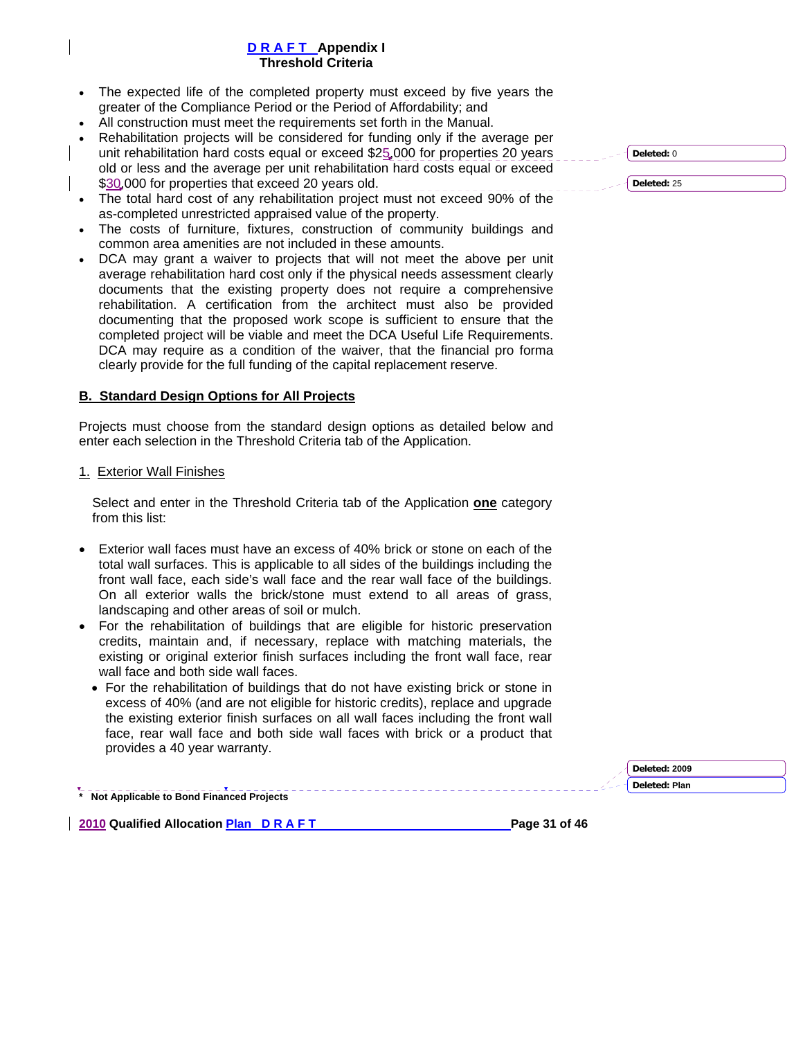- The expected life of the completed property must exceed by five years the greater of the Compliance Period or the Period of Affordability; and
- All construction must meet the requirements set forth in the Manual.
- Rehabilitation projects will be considered for funding only if the average per unit rehabilitation hard costs equal or exceed $25,000 for properties 20 years old or less and the average per unit rehabilitation hard costs equal or exceed $30,000 for properties that exceed 20 years old.
- The total hard cost of any rehabilitation project must not exceed 90% of the as-completed unrestricted appraised value of the property.
- The costs of furniture, fixtures, construction of community buildings and common area amenities are not included in these amounts.
- DCA may grant a waiver to projects that will not meet the above per unit average rehabilitation hard cost only if the physical needs assessment clearly documents that the existing property does not require a comprehensive rehabilitation. A certification from the architect must also be provided documenting that the proposed work scope is sufficient to ensure that the completed project will be viable and meet the DCA Useful Life Requirements. DCA may require as a condition of the waiver, that the financial pro forma clearly provide for the full funding of the capital replacement reserve.

## B. Standard Design Options for All Projects

Projects must choose from the standard design options as detailed below and enter each selection in the Threshold Criteria tab of the Application.

### 1. Exterior Wall Finishes

Select and enter in the Threshold Criteria tab of the Application **one** category from this list:

- Exterior wall faces must have an excess of 40% brick or stone on each of the total wall surfaces. This is applicable to all sides of the buildings including the front wall face, each side's wall face and the rear wall face of the buildings. On all exterior walls the brick/stone must extend to all areas of grass, landscaping and other areas of soil or mulch.
- For the rehabilitation of buildings that are eligible for historic preservation credits, maintain and, if necessary, replace with matching materials, the existing or original exterior finish surfaces including the front wall face, rear wall face and both side wall faces.
  - For the rehabilitation of buildings that do not have existing brick or stone in excess of 40% (and are not eligible for historic credits), replace and upgrade the existing exterior finish surfaces on all wall faces including the front wall face, rear wall face and both side wall faces with brick or a product that provides a 40 year warranty.

\* Not Applicable to Bond Financed Projects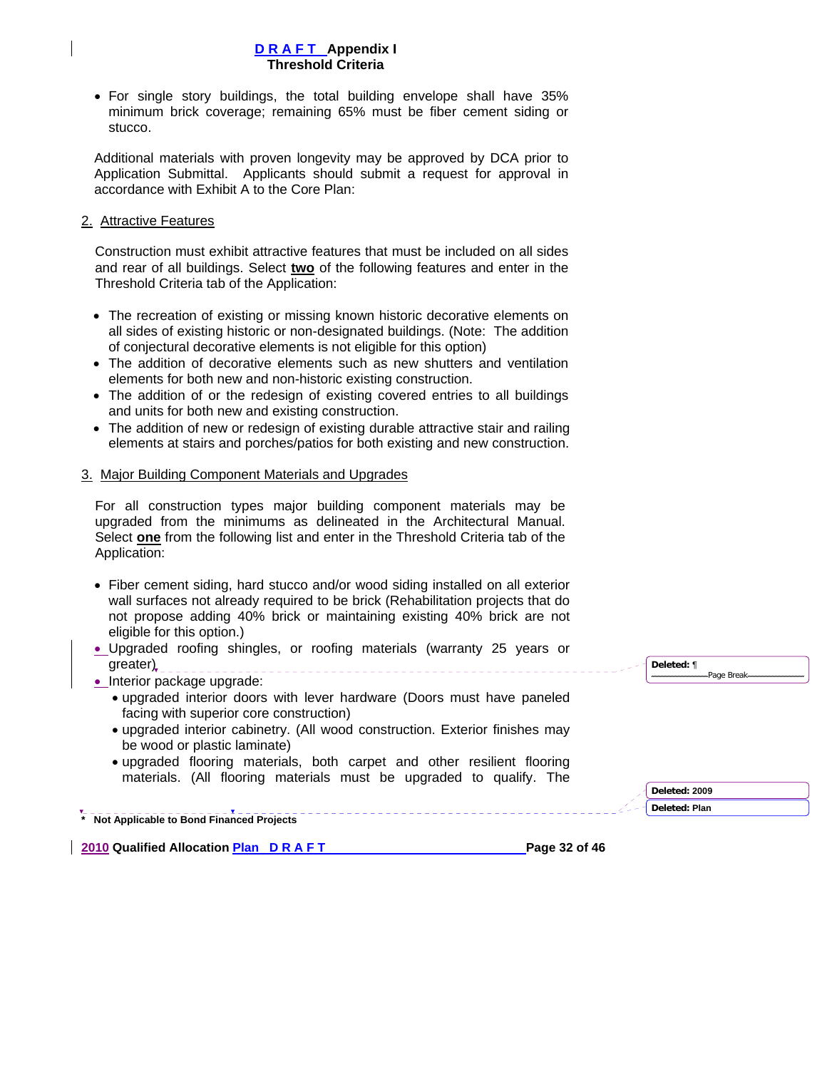- For single story buildings, the total building envelope shall have 35% minimum brick coverage; remaining 65% must be fiber cement siding or stucco.

Additional materials with proven longevity may be approved by DCA prior to Application Submittal. Applicants should submit a request for approval in accordance with Exhibit A to the Core Plan:

2. Attractive Features

Construction must exhibit attractive features that must be included on all sides and rear of all buildings. Select **two** of the following features and enter in the Threshold Criteria tab of the Application:

- The recreation of existing or missing known historic decorative elements on all sides of existing historic or non-designated buildings. (Note: The addition of conjectural decorative elements is not eligible for this option)
- The addition of decorative elements such as new shutters and ventilation elements for both new and non-historic existing construction.
- The addition of or the redesign of existing covered entries to all buildings and units for both new and existing construction.
- The addition of new or redesign of existing durable attractive stair and railing elements at stairs and porches/patios for both existing and new construction.

3. Major Building Component Materials and Upgrades

For all construction types major building component materials may be upgraded from the minimums as delineated in the Architectural Manual. Select **one** from the following list and enter in the Threshold Criteria tab of the Application:

- Fiber cement siding, hard stucco and/or wood siding installed on all exterior wall surfaces not already required to be brick (Rehabilitation projects that do not propose adding 40% brick or maintaining existing 40% brick are not eligible for this option.)
- Upgraded roofing shingles, or roofing materials (warranty 25 years or greater)
- Interior package upgrade:
  - upgraded interior doors with lever hardware (Doors must have paneled facing with superior core construction)
  - upgraded interior cabinetry. (All wood construction. Exterior finishes may be wood or plastic laminate)
  - upgraded flooring materials, both carpet and other resilient flooring materials. (All flooring materials must be upgraded to qualify. The

\* Not Applicable to Bond Financed Projects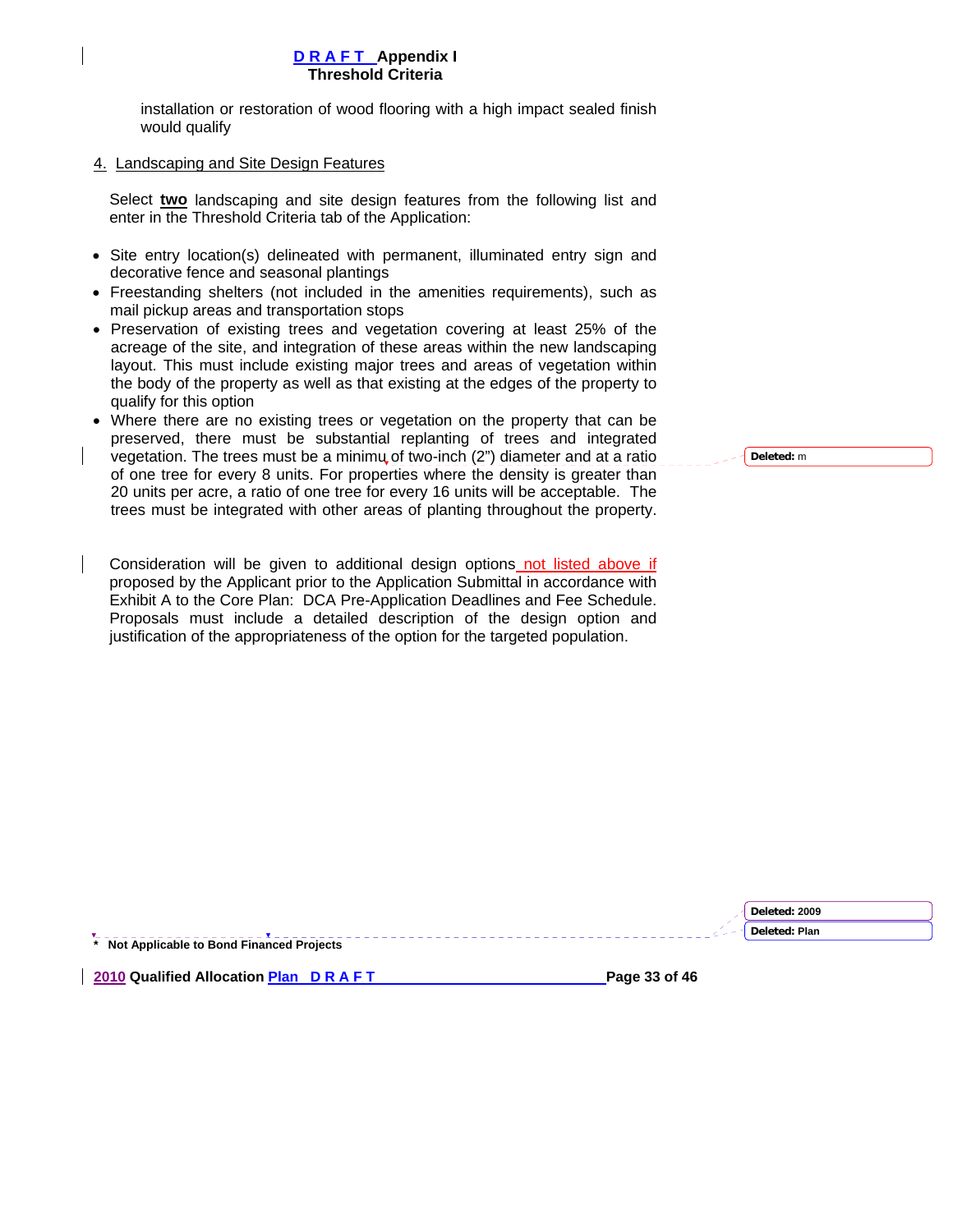installation or restoration of wood flooring with a high impact sealed finish would qualify

4. Landscaping and Site Design Features

Select **two** landscaping and site design features from the following list and enter in the Threshold Criteria tab of the Application:

- Site entry location(s) delineated with permanent, illuminated entry sign and decorative fence and seasonal plantings
- Freestanding shelters (not included in the amenities requirements), such as mail pickup areas and transportation stops
- Preservation of existing trees and vegetation covering at least 25% of the acreage of the site, and integration of these areas within the new landscaping layout. This must include existing major trees and areas of vegetation within the body of the property as well as that existing at the edges of the property to qualify for this option
- Where there are no existing trees or vegetation on the property that can be preserved, there must be substantial replanting of trees and integrated vegetation. The trees must be a minimu of two-inch (2") diameter and at a ratio of one tree for every 8 units. For properties where the density is greater than 20 units per acre, a ratio of one tree for every 16 units will be acceptable. The trees must be integrated with other areas of planting throughout the property.

Consideration will be given to additional design options not listed above if proposed by the Applicant prior to the Application Submittal in accordance with Exhibit A to the Core Plan: DCA Pre-Application Deadlines and Fee Schedule. Proposals must include a detailed description of the design option and justification of the appropriateness of the option for the targeted population.

\* Not Applicable to Bond Financed Projects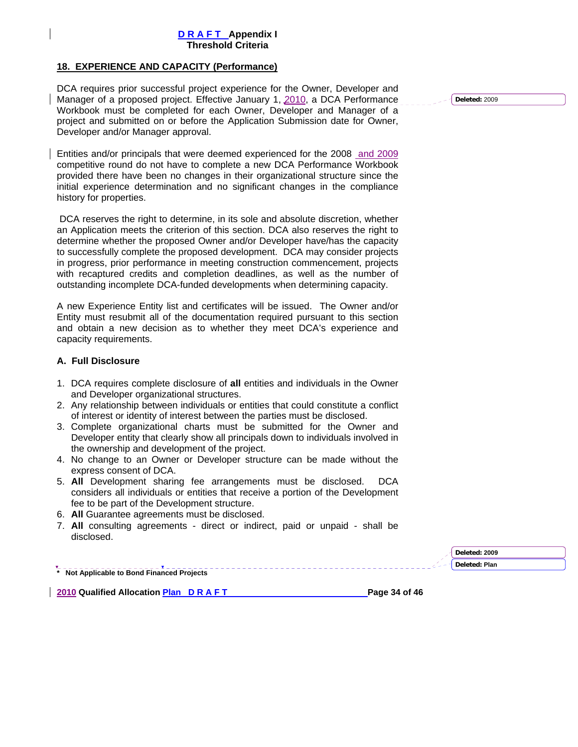## 18. EXPERIENCE AND CAPACITY (Performance)

DCA requires prior successful project experience for the Owner, Developer and Manager of a proposed project. Effective January 1, 2010, a DCA Performance Workbook must be completed for each Owner, Developer and Manager of a project and submitted on or before the Application Submission date for Owner, Developer and/or Manager approval.

Entities and/or principals that were deemed experienced for the 2008 and 2009 competitive round do not have to complete a new DCA Performance Workbook provided there have been no changes in their organizational structure since the initial experience determination and no significant changes in the compliance history for properties.

DCA reserves the right to determine, in its sole and absolute discretion, whether an Application meets the criterion of this section. DCA also reserves the right to determine whether the proposed Owner and/or Developer have/has the capacity to successfully complete the proposed development. DCA may consider projects in progress, prior performance in meeting construction commencement, projects with recaptured credits and completion deadlines, as well as the number of outstanding incomplete DCA-funded developments when determining capacity.

A new Experience Entity list and certificates will be issued. The Owner and/or Entity must resubmit all of the documentation required pursuant to this section and obtain a new decision as to whether they meet DCA's experience and capacity requirements.

### A. Full Disclosure

1. DCA requires complete disclosure of **all** entities and individuals in the Owner and Developer organizational structures.
2. Any relationship between individuals or entities that could constitute a conflict of interest or identity of interest between the parties must be disclosed.
3. Complete organizational charts must be submitted for the Owner and Developer entity that clearly show all principals down to individuals involved in the ownership and development of the project.
4. No change to an Owner or Developer structure can be made without the express consent of DCA.
5. **All** Development sharing fee arrangements must be disclosed. DCA considers all individuals or entities that receive a portion of the Development fee to be part of the Development structure.
6. **All** Guarantee agreements must be disclosed.
7. **All** consulting agreements - direct or indirect, paid or unpaid - shall be disclosed.

\* Not Applicable to Bond Financed Projects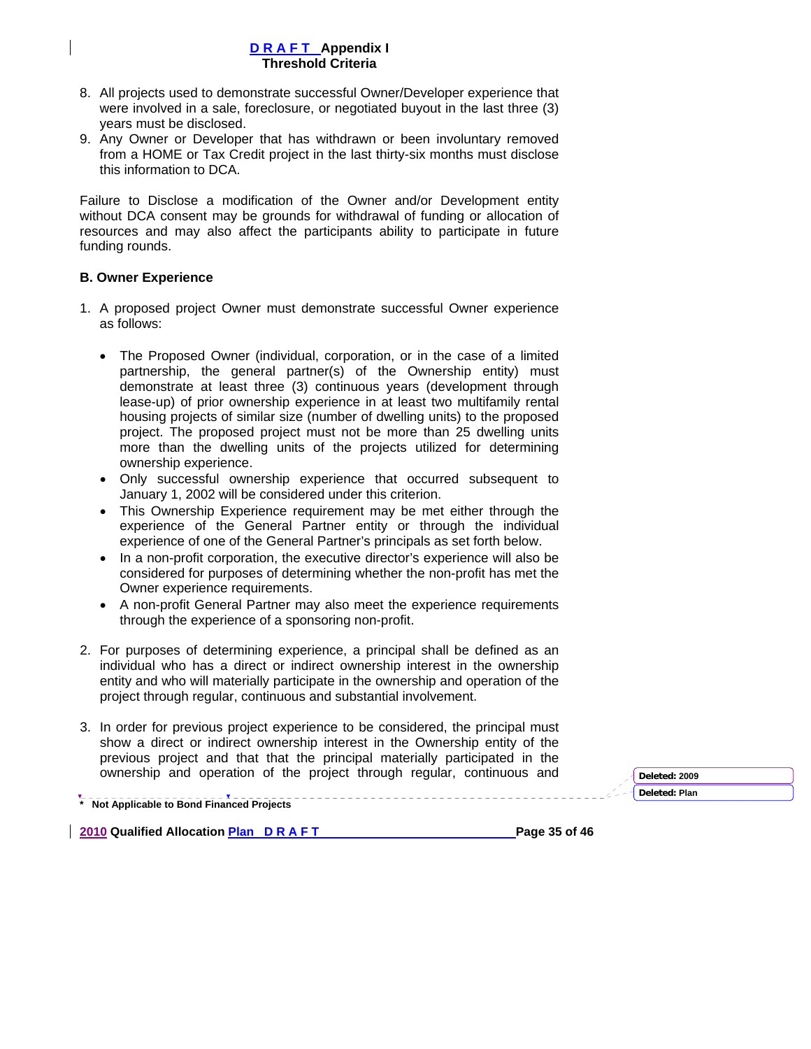8. All projects used to demonstrate successful Owner/Developer experience that were involved in a sale, foreclosure, or negotiated buyout in the last three (3) years must be disclosed.
9. Any Owner or Developer that has withdrawn or been involuntary removed from a HOME or Tax Credit project in the last thirty-six months must disclose this information to DCA.

Failure to Disclose a modification of the Owner and/or Development entity without DCA consent may be grounds for withdrawal of funding or allocation of resources and may also affect the participants ability to participate in future funding rounds.

**B. Owner Experience**

1. A proposed project Owner must demonstrate successful Owner experience as follows:

    - The Proposed Owner (individual, corporation, or in the case of a limited partnership, the general partner(s) of the Ownership entity) must demonstrate at least three (3) continuous years (development through lease-up) of prior ownership experience in at least two multifamily rental housing projects of similar size (number of dwelling units) to the proposed project. The proposed project must not be more than 25 dwelling units more than the dwelling units of the projects utilized for determining ownership experience.
    - Only successful ownership experience that occurred subsequent to January 1, 2002 will be considered under this criterion.
    - This Ownership Experience requirement may be met either through the experience of the General Partner entity or through the individual experience of one of the General Partner's principals as set forth below.
    - In a non-profit corporation, the executive director's experience will also be considered for purposes of determining whether the non-profit has met the Owner experience requirements.
    - A non-profit General Partner may also meet the experience requirements through the experience of a sponsoring non-profit.

2. For purposes of determining experience, a principal shall be defined as an individual who has a direct or indirect ownership interest in the ownership entity and who will materially participate in the ownership and operation of the project through regular, continuous and substantial involvement.

3. In order for previous project experience to be considered, the principal must show a direct or indirect ownership interest in the Ownership entity of the previous project and that that the principal materially participated in the ownership and operation of the project through regular, continuous and

\* Not Applicable to Bond Financed Projects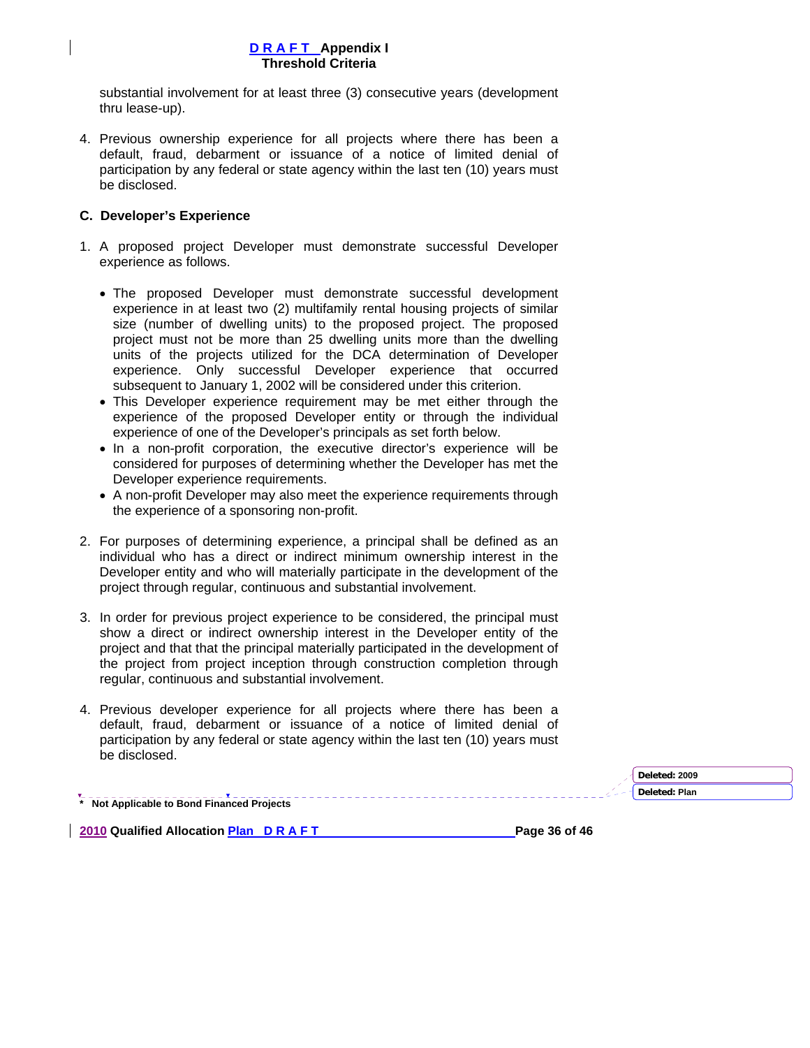substantial involvement for at least three (3) consecutive years (development thru lease-up).

4. Previous ownership experience for all projects where there has been a default, fraud, debarment or issuance of a notice of limited denial of participation by any federal or state agency within the last ten (10) years must be disclosed.

### C. Developer's Experience

1. A proposed project Developer must demonstrate successful Developer experience as follows.

   - The proposed Developer must demonstrate successful development experience in at least two (2) multifamily rental housing projects of similar size (number of dwelling units) to the proposed project. The proposed project must not be more than 25 dwelling units more than the dwelling units of the projects utilized for the DCA determination of Developer experience. Only successful Developer experience that occurred subsequent to January 1, 2002 will be considered under this criterion.
   - This Developer experience requirement may be met either through the experience of the proposed Developer entity or through the individual experience of one of the Developer's principals as set forth below.
   - In a non-profit corporation, the executive director's experience will be considered for purposes of determining whether the Developer has met the Developer experience requirements.
   - A non-profit Developer may also meet the experience requirements through the experience of a sponsoring non-profit.

2. For purposes of determining experience, a principal shall be defined as an individual who has a direct or indirect minimum ownership interest in the Developer entity and who will materially participate in the development of the project through regular, continuous and substantial involvement.

3. In order for previous project experience to be considered, the principal must show a direct or indirect ownership interest in the Developer entity of the project and that that the principal materially participated in the development of the project from project inception through construction completion through regular, continuous and substantial involvement.

4. Previous developer experience for all projects where there has been a default, fraud, debarment or issuance of a notice of limited denial of participation by any federal or state agency within the last ten (10) years must be disclosed.

\* Not Applicable to Bond Financed Projects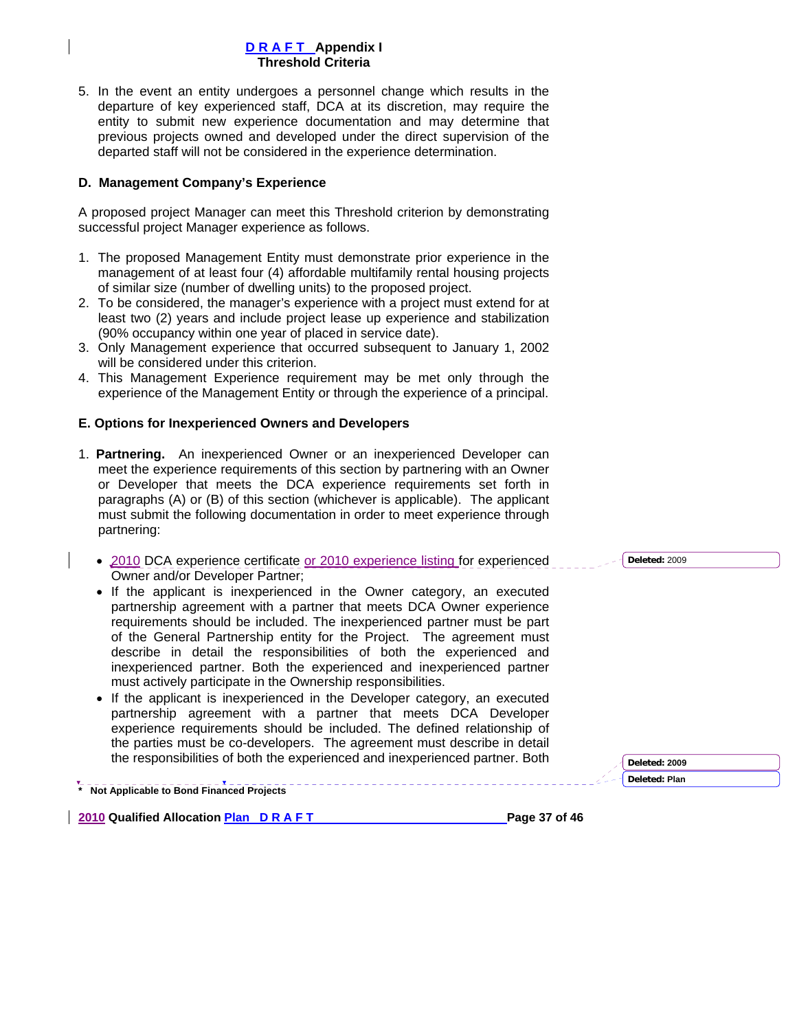5. In the event an entity undergoes a personnel change which results in the departure of key experienced staff, DCA at its discretion, may require the entity to submit new experience documentation and may determine that previous projects owned and developed under the direct supervision of the departed staff will not be considered in the experience determination.

### D. Management Company's Experience

A proposed project Manager can meet this Threshold criterion by demonstrating successful project Manager experience as follows.

1. The proposed Management Entity must demonstrate prior experience in the management of at least four (4) affordable multifamily rental housing projects of similar size (number of dwelling units) to the proposed project.
2. To be considered, the manager's experience with a project must extend for at least two (2) years and include project lease up experience and stabilization (90% occupancy within one year of placed in service date).
3. Only Management experience that occurred subsequent to January 1, 2002 will be considered under this criterion.
4. This Management Experience requirement may be met only through the experience of the Management Entity or through the experience of a principal.

### E. Options for Inexperienced Owners and Developers

1. **Partnering.** An inexperienced Owner or an inexperienced Developer can meet the experience requirements of this section by partnering with an Owner or Developer that meets the DCA experience requirements set forth in paragraphs (A) or (B) of this section (whichever is applicable). The applicant must submit the following documentation in order to meet experience through partnering:

   - 2010 DCA experience certificate or 2010 experience listing for experienced Owner and/or Developer Partner;
   - If the applicant is inexperienced in the Owner category, an executed partnership agreement with a partner that meets DCA Owner experience requirements should be included. The inexperienced partner must be part of the General Partnership entity for the Project. The agreement must describe in detail the responsibilities of both the experienced and inexperienced partner. Both the experienced and inexperienced partner must actively participate in the Ownership responsibilities.
   - If the applicant is inexperienced in the Developer category, an executed partnership agreement with a partner that meets DCA Developer experience requirements should be included. The defined relationship of the parties must be co-developers. The agreement must describe in detail the responsibilities of both the experienced and inexperienced partner. Both

\* Not Applicable to Bond Financed Projects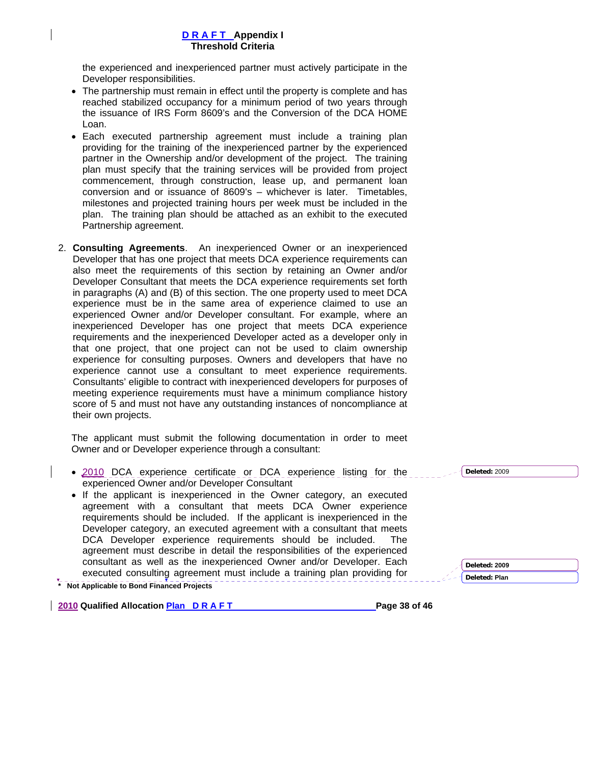the experienced and inexperienced partner must actively participate in the Developer responsibilities.

- The partnership must remain in effect until the property is complete and has reached stabilized occupancy for a minimum period of two years through the issuance of IRS Form 8609's and the Conversion of the DCA HOME Loan.
- Each executed partnership agreement must include a training plan providing for the training of the inexperienced partner by the experienced partner in the Ownership and/or development of the project. The training plan must specify that the training services will be provided from project commencement, through construction, lease up, and permanent loan conversion and or issuance of 8609's – whichever is later. Timetables, milestones and projected training hours per week must be included in the plan. The training plan should be attached as an exhibit to the executed Partnership agreement.

2. **Consulting Agreements**. An inexperienced Owner or an inexperienced Developer that has one project that meets DCA experience requirements can also meet the requirements of this section by retaining an Owner and/or Developer Consultant that meets the DCA experience requirements set forth in paragraphs (A) and (B) of this section. The one property used to meet DCA experience must be in the same area of experience claimed to use an experienced Owner and/or Developer consultant. For example, where an inexperienced Developer has one project that meets DCA experience requirements and the inexperienced Developer acted as a developer only in that one project, that one project can not be used to claim ownership experience for consulting purposes. Owners and developers that have no experience cannot use a consultant to meet experience requirements. Consultants' eligible to contract with inexperienced developers for purposes of meeting experience requirements must have a minimum compliance history score of 5 and must not have any outstanding instances of noncompliance at their own projects.

   The applicant must submit the following documentation in order to meet Owner and or Developer experience through a consultant:

   - 2010 DCA experience certificate or DCA experience listing for the experienced Owner and/or Developer Consultant
   - If the applicant is inexperienced in the Owner category, an executed agreement with a consultant that meets DCA Owner experience requirements should be included. If the applicant is inexperienced in the Developer category, an executed agreement with a consultant that meets DCA Developer experience requirements should be included. The agreement must describe in detail the responsibilities of the experienced consultant as well as the inexperienced Owner and/or Developer. Each executed consulting agreement must include a training plan providing for

\* Not Applicable to Bond Financed Projects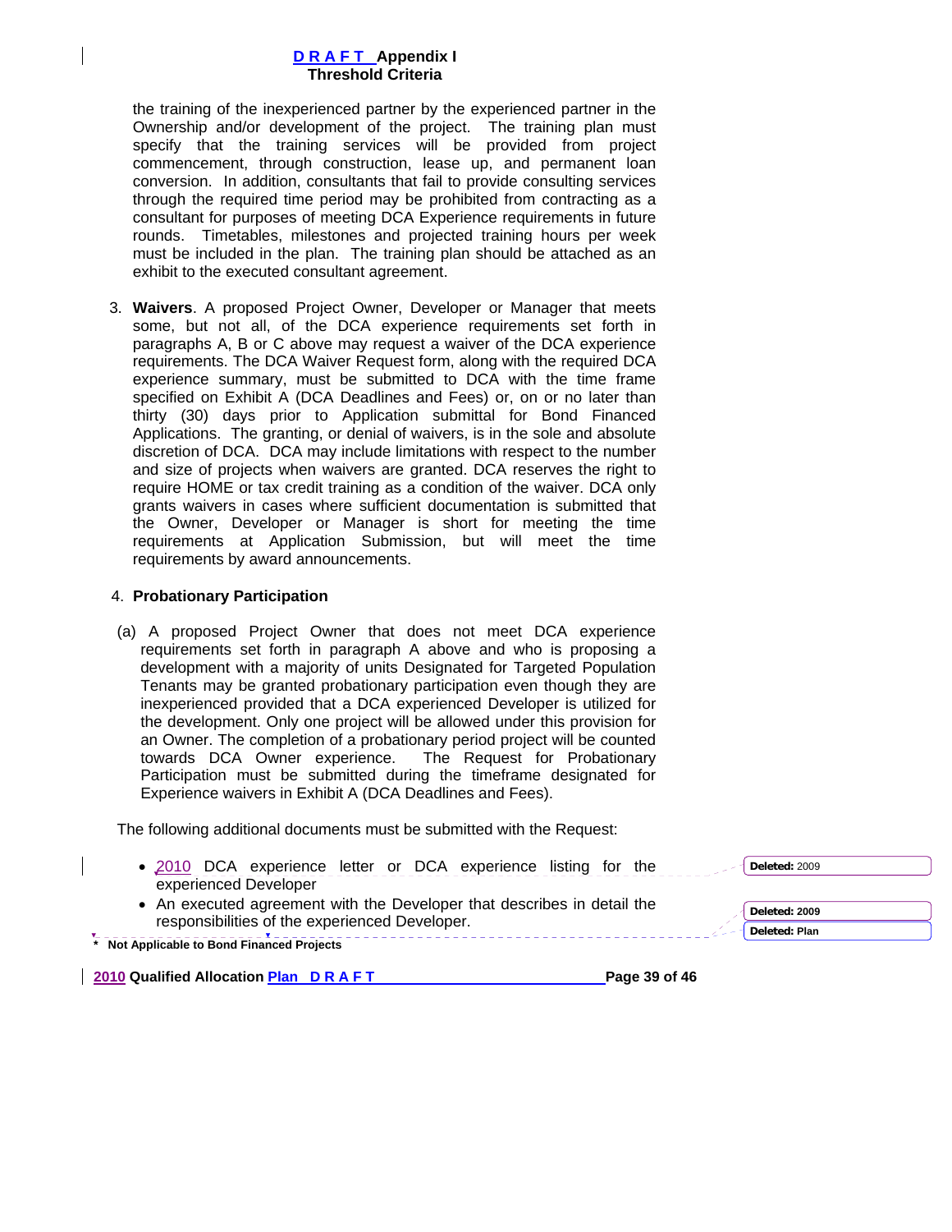the training of the inexperienced partner by the experienced partner in the Ownership and/or development of the project. The training plan must specify that the training services will be provided from project commencement, through construction, lease up, and permanent loan conversion. In addition, consultants that fail to provide consulting services through the required time period may be prohibited from contracting as a consultant for purposes of meeting DCA Experience requirements in future rounds. Timetables, milestones and projected training hours per week must be included in the plan. The training plan should be attached as an exhibit to the executed consultant agreement.

3. **Waivers**. A proposed Project Owner, Developer or Manager that meets some, but not all, of the DCA experience requirements set forth in paragraphs A, B or C above may request a waiver of the DCA experience requirements. The DCA Waiver Request form, along with the required DCA experience summary, must be submitted to DCA with the time frame specified on Exhibit A (DCA Deadlines and Fees) or, on or no later than thirty (30) days prior to Application submittal for Bond Financed Applications. The granting, or denial of waivers, is in the sole and absolute discretion of DCA. DCA may include limitations with respect to the number and size of projects when waivers are granted. DCA reserves the right to require HOME or tax credit training as a condition of the waiver. DCA only grants waivers in cases where sufficient documentation is submitted that the Owner, Developer or Manager is short for meeting the time requirements at Application Submission, but will meet the time requirements by award announcements.

4. **Probationary Participation**

(a) A proposed Project Owner that does not meet DCA experience requirements set forth in paragraph A above and who is proposing a development with a majority of units Designated for Targeted Population Tenants may be granted probationary participation even though they are inexperienced provided that a DCA experienced Developer is utilized for the development. Only one project will be allowed under this provision for an Owner. The completion of a probationary period project will be counted towards DCA Owner experience. The Request for Probationary Participation must be submitted during the timeframe designated for Experience waivers in Exhibit A (DCA Deadlines and Fees).

The following additional documents must be submitted with the Request:

- 2010 DCA experience letter or DCA experience listing for the experienced Developer
- An executed agreement with the Developer that describes in detail the responsibilities of the experienced Developer.

\* Not Applicable to Bond Financed Projects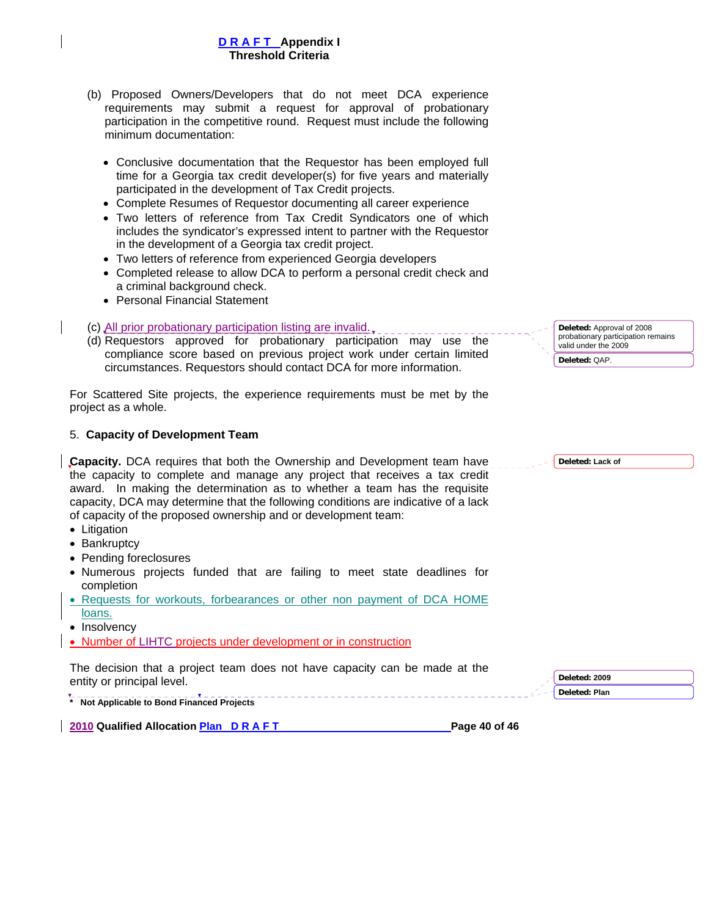(b) Proposed Owners/Developers that do not meet DCA experience requirements may submit a request for approval of probationary participation in the competitive round. Request must include the following minimum documentation:

- Conclusive documentation that the Requestor has been employed full time for a Georgia tax credit developer(s) for five years and materially participated in the development of Tax Credit projects.
- Complete Resumes of Requestor documenting all career experience
- Two letters of reference from Tax Credit Syndicators one of which includes the syndicator's expressed intent to partner with the Requestor in the development of a Georgia tax credit project.
- Two letters of reference from experienced Georgia developers
- Completed release to allow DCA to perform a personal credit check and a criminal background check.
- Personal Financial Statement

(c) All prior probationary participation listing are invalid.

(d) Requestors approved for probationary participation may use the compliance score based on previous project work under certain limited circumstances. Requestors should contact DCA for more information.

For Scattered Site projects, the experience requirements must be met by the project as a whole.

5. **Capacity of Development Team**

**Capacity.** DCA requires that both the Ownership and Development team have the capacity to complete and manage any project that receives a tax credit award. In making the determination as to whether a team has the requisite capacity, DCA may determine that the following conditions are indicative of a lack of capacity of the proposed ownership and or development team:

- Litigation
- Bankruptcy
- Pending foreclosures
- Numerous projects funded that are failing to meet state deadlines for completion
- Requests for workouts, forbearances or other non payment of DCA HOME loans.
- Insolvency
- Number of LIHTC projects under development or in construction

The decision that a project team does not have capacity can be made at the entity or principal level.

\* **Not Applicable to Bond Financed Projects**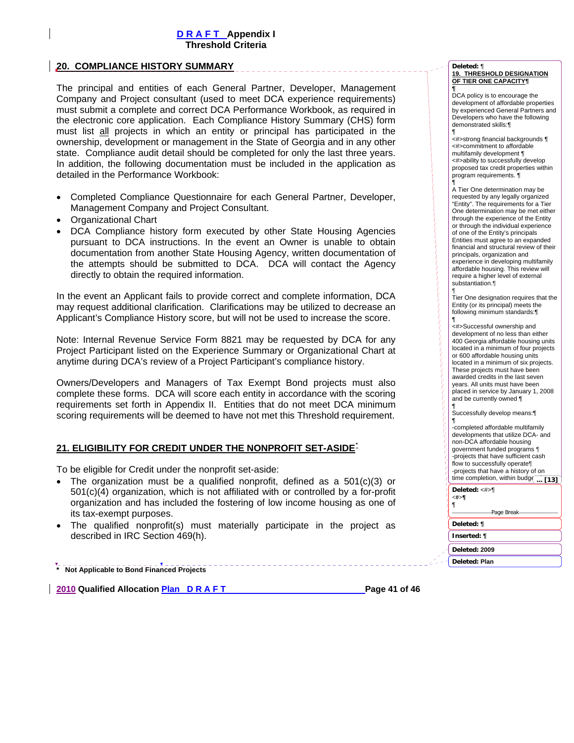## 20. COMPLIANCE HISTORY SUMMARY

The principal and entities of each General Partner, Developer, Management Company and Project consultant (used to meet DCA experience requirements) must submit a complete and correct DCA Performance Workbook, as required in the electronic core application. Each Compliance History Summary (CHS) form must list all projects in which an entity or principal has participated in the ownership, development or management in the State of Georgia and in any other state. Compliance audit detail should be completed for only the last three years. In addition, the following documentation must be included in the application as detailed in the Performance Workbook:

- Completed Compliance Questionnaire for each General Partner, Developer, Management Company and Project Consultant.
- Organizational Chart
- DCA Compliance history form executed by other State Housing Agencies pursuant to DCA instructions. In the event an Owner is unable to obtain documentation from another State Housing Agency, written documentation of the attempts should be submitted to DCA. DCA will contact the Agency directly to obtain the required information.

In the event an Applicant fails to provide correct and complete information, DCA may request additional clarification. Clarifications may be utilized to decrease an Applicant's Compliance History score, but will not be used to increase the score.

Note: Internal Revenue Service Form 8821 may be requested by DCA for any Project Participant listed on the Experience Summary or Organizational Chart at anytime during DCA's review of a Project Participant's compliance history.

Owners/Developers and Managers of Tax Exempt Bond projects must also complete these forms. DCA will score each entity in accordance with the scoring requirements set forth in Appendix II. Entities that do not meet DCA minimum scoring requirements will be deemed to have not met this Threshold requirement.

## 21. ELIGIBILITY FOR CREDIT UNDER THE NONPROFIT SET-ASIDE*

To be eligible for Credit under the nonprofit set-aside:

- The organization must be a qualified nonprofit, defined as a 501(c)(3) or 501(c)(4) organization, which is not affiliated with or controlled by a for-profit organization and has included the fostering of low income housing as one of its tax-exempt purposes.
- The qualified nonprofit(s) must materially participate in the project as described in IRC Section 469(h).

\* **Not Applicable to Bond Financed Projects**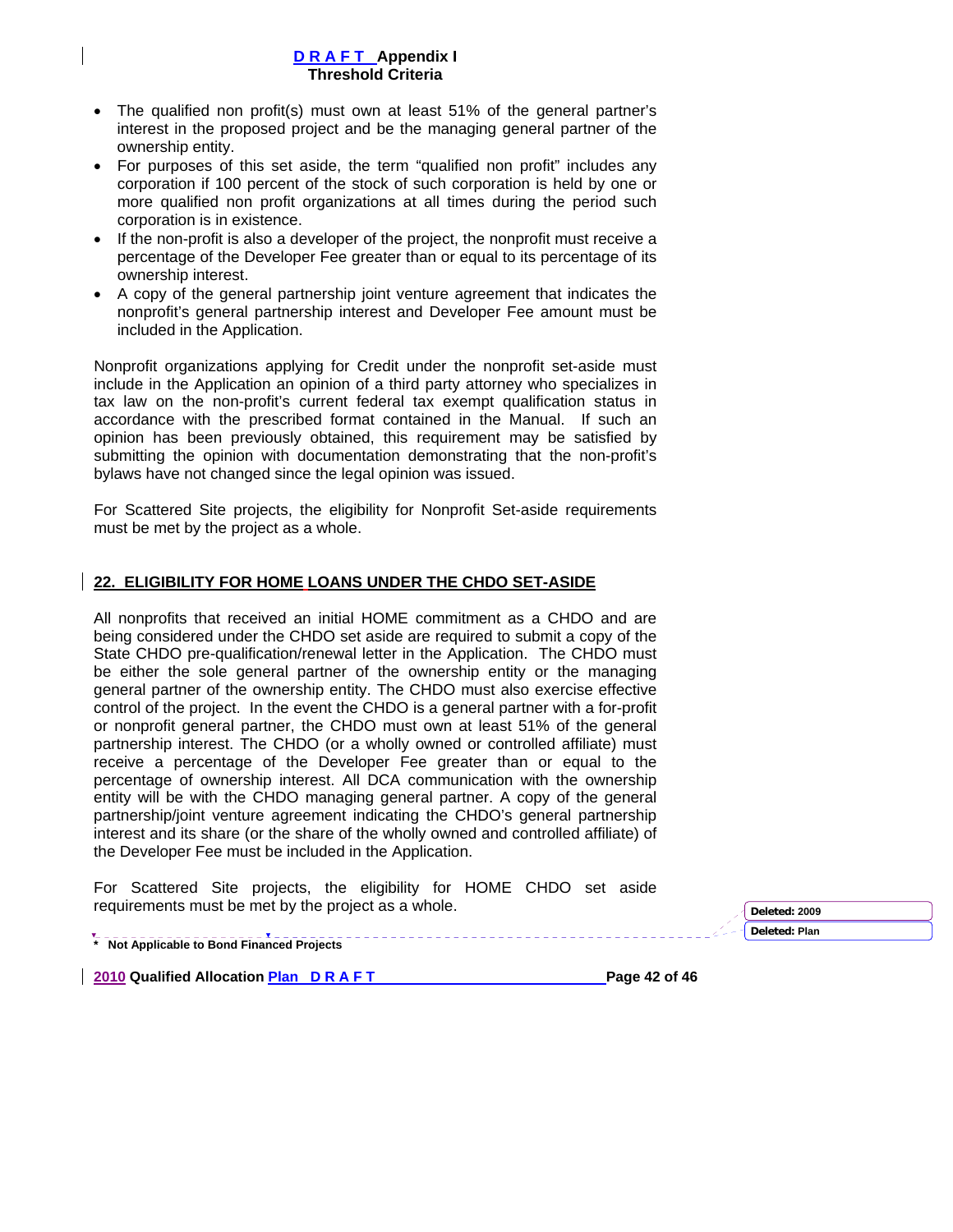- The qualified non profit(s) must own at least 51% of the general partner's interest in the proposed project and be the managing general partner of the ownership entity.
- For purposes of this set aside, the term "qualified non profit" includes any corporation if 100 percent of the stock of such corporation is held by one or more qualified non profit organizations at all times during the period such corporation is in existence.
- If the non-profit is also a developer of the project, the nonprofit must receive a percentage of the Developer Fee greater than or equal to its percentage of its ownership interest.
- A copy of the general partnership joint venture agreement that indicates the nonprofit's general partnership interest and Developer Fee amount must be included in the Application.

Nonprofit organizations applying for Credit under the nonprofit set-aside must include in the Application an opinion of a third party attorney who specializes in tax law on the non-profit's current federal tax exempt qualification status in accordance with the prescribed format contained in the Manual. If such an opinion has been previously obtained, this requirement may be satisfied by submitting the opinion with documentation demonstrating that the non-profit's bylaws have not changed since the legal opinion was issued.

For Scattered Site projects, the eligibility for Nonprofit Set-aside requirements must be met by the project as a whole.

## 22. ELIGIBILITY FOR HOME LOANS UNDER THE CHDO SET-ASIDE

All nonprofits that received an initial HOME commitment as a CHDO and are being considered under the CHDO set aside are required to submit a copy of the State CHDO pre-qualification/renewal letter in the Application. The CHDO must be either the sole general partner of the ownership entity or the managing general partner of the ownership entity. The CHDO must also exercise effective control of the project. In the event the CHDO is a general partner with a for-profit or nonprofit general partner, the CHDO must own at least 51% of the general partnership interest. The CHDO (or a wholly owned or controlled affiliate) must receive a percentage of the Developer Fee greater than or equal to the percentage of ownership interest. All DCA communication with the ownership entity will be with the CHDO managing general partner. A copy of the general partnership/joint venture agreement indicating the CHDO's general partnership interest and its share (or the share of the wholly owned and controlled affiliate) of the Developer Fee must be included in the Application.

For Scattered Site projects, the eligibility for HOME CHDO set aside requirements must be met by the project as a whole.

\* **Not Applicable to Bond Financed Projects**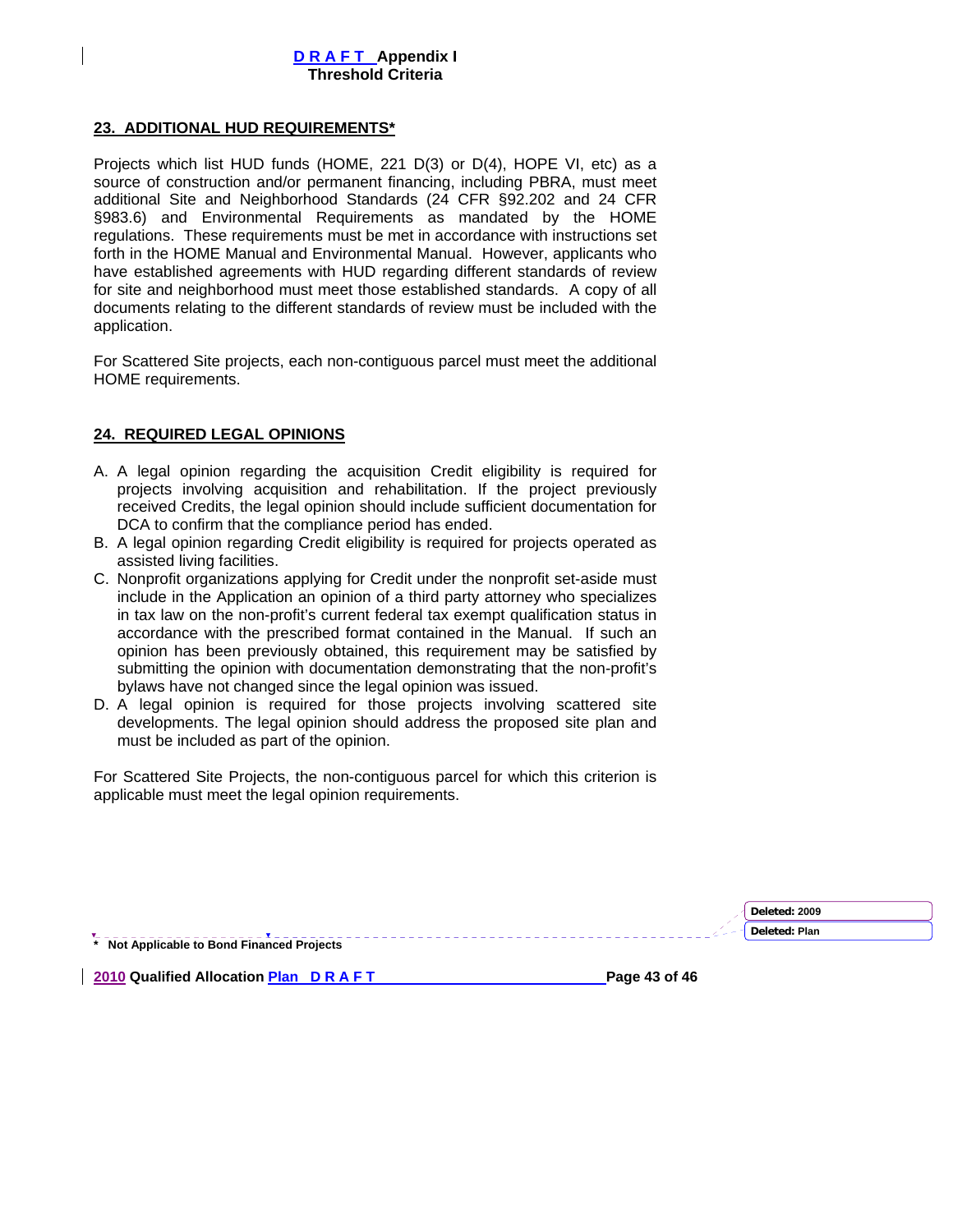## 23. ADDITIONAL HUD REQUIREMENTS*

Projects which list HUD funds (HOME, 221 D(3) or D(4), HOPE VI, etc) as a source of construction and/or permanent financing, including PBRA, must meet additional Site and Neighborhood Standards (24 CFR §92.202 and 24 CFR §983.6) and Environmental Requirements as mandated by the HOME regulations. These requirements must be met in accordance with instructions set forth in the HOME Manual and Environmental Manual. However, applicants who have established agreements with HUD regarding different standards of review for site and neighborhood must meet those established standards. A copy of all documents relating to the different standards of review must be included with the application.

For Scattered Site projects, each non-contiguous parcel must meet the additional HOME requirements.

## 24. REQUIRED LEGAL OPINIONS

A. A legal opinion regarding the acquisition Credit eligibility is required for projects involving acquisition and rehabilitation. If the project previously received Credits, the legal opinion should include sufficient documentation for DCA to confirm that the compliance period has ended.
B. A legal opinion regarding Credit eligibility is required for projects operated as assisted living facilities.
C. Nonprofit organizations applying for Credit under the nonprofit set-aside must include in the Application an opinion of a third party attorney who specializes in tax law on the non-profit's current federal tax exempt qualification status in accordance with the prescribed format contained in the Manual. If such an opinion has been previously obtained, this requirement may be satisfied by submitting the opinion with documentation demonstrating that the non-profit's bylaws have not changed since the legal opinion was issued.
D. A legal opinion is required for those projects involving scattered site developments. The legal opinion should address the proposed site plan and must be included as part of the opinion.

For Scattered Site Projects, the non-contiguous parcel for which this criterion is applicable must meet the legal opinion requirements.

\* Not Applicable to Bond Financed Projects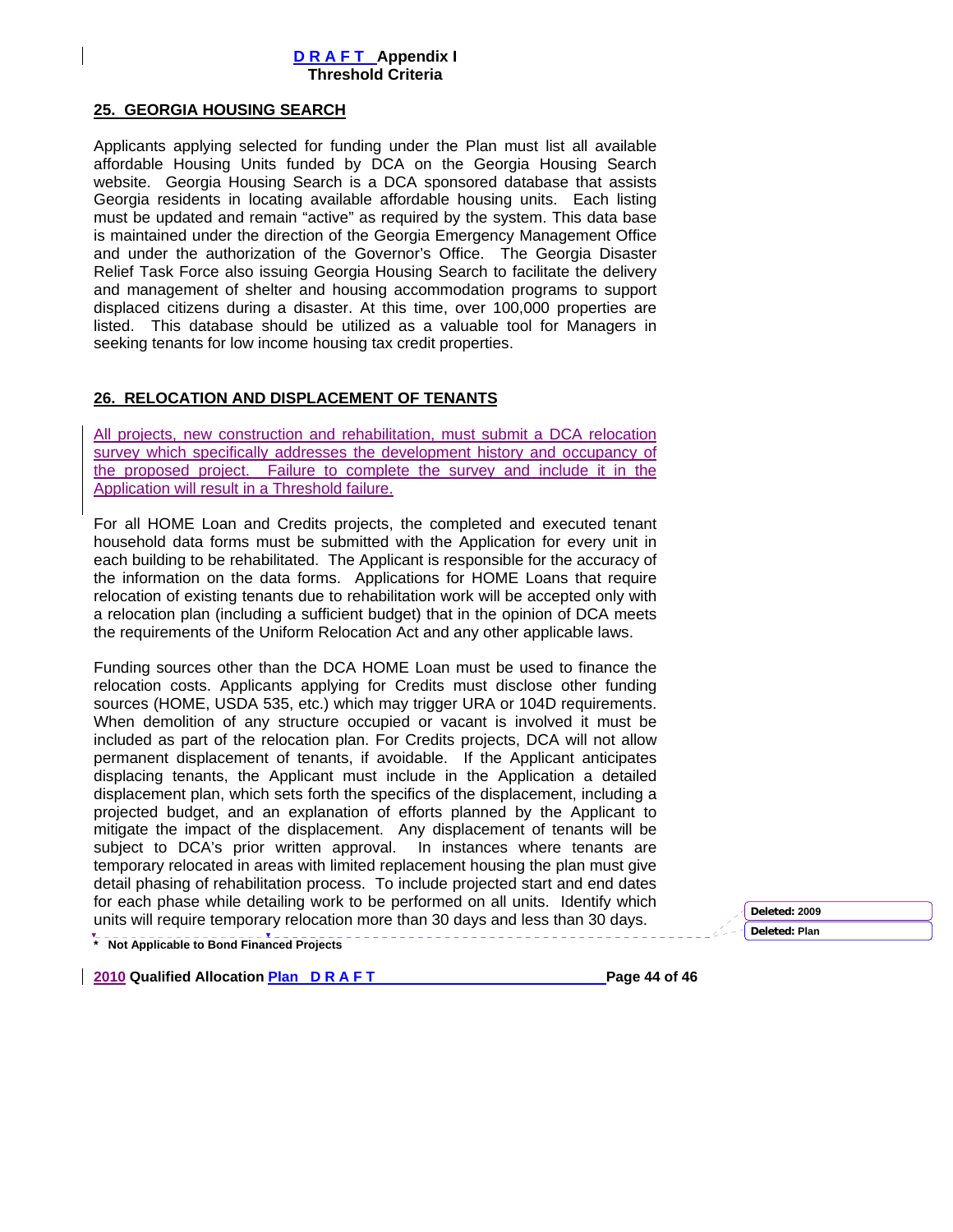## 25. GEORGIA HOUSING SEARCH

Applicants applying selected for funding under the Plan must list all available affordable Housing Units funded by DCA on the Georgia Housing Search website. Georgia Housing Search is a DCA sponsored database that assists Georgia residents in locating available affordable housing units. Each listing must be updated and remain "active" as required by the system. This data base is maintained under the direction of the Georgia Emergency Management Office and under the authorization of the Governor's Office. The Georgia Disaster Relief Task Force also issuing Georgia Housing Search to facilitate the delivery and management of shelter and housing accommodation programs to support displaced citizens during a disaster. At this time, over 100,000 properties are listed. This database should be utilized as a valuable tool for Managers in seeking tenants for low income housing tax credit properties.

## 26. RELOCATION AND DISPLACEMENT OF TENANTS

All projects, new construction and rehabilitation, must submit a DCA relocation survey which specifically addresses the development history and occupancy of the proposed project. Failure to complete the survey and include it in the Application will result in a Threshold failure.

For all HOME Loan and Credits projects, the completed and executed tenant household data forms must be submitted with the Application for every unit in each building to be rehabilitated. The Applicant is responsible for the accuracy of the information on the data forms. Applications for HOME Loans that require relocation of existing tenants due to rehabilitation work will be accepted only with a relocation plan (including a sufficient budget) that in the opinion of DCA meets the requirements of the Uniform Relocation Act and any other applicable laws.

Funding sources other than the DCA HOME Loan must be used to finance the relocation costs. Applicants applying for Credits must disclose other funding sources (HOME, USDA 535, etc.) which may trigger URA or 104D requirements. When demolition of any structure occupied or vacant is involved it must be included as part of the relocation plan. For Credits projects, DCA will not allow permanent displacement of tenants, if avoidable. If the Applicant anticipates displacing tenants, the Applicant must include in the Application a detailed displacement plan, which sets forth the specifics of the displacement, including a projected budget, and an explanation of efforts planned by the Applicant to mitigate the impact of the displacement. Any displacement of tenants will be subject to DCA's prior written approval. In instances where tenants are temporary relocated in areas with limited replacement housing the plan must give detail phasing of rehabilitation process. To include projected start and end dates for each phase while detailing work to be performed on all units. Identify which units will require temporary relocation more than 30 days and less than 30 days.

\* Not Applicable to Bond Financed Projects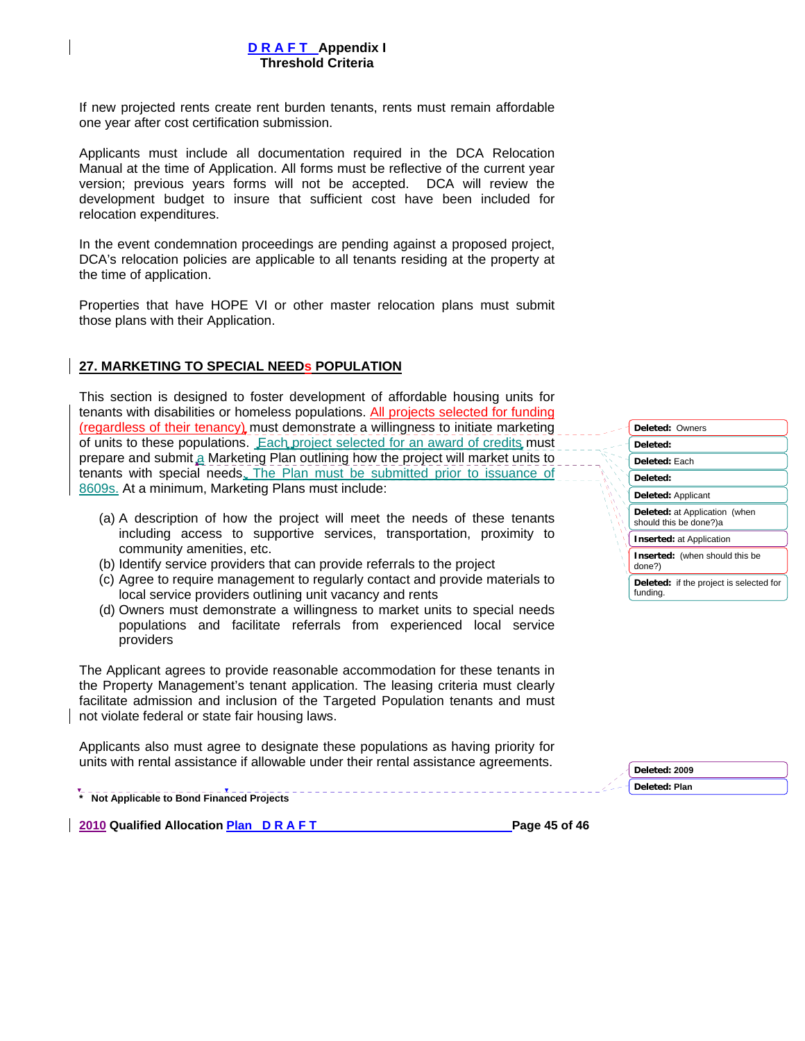If new projected rents create rent burden tenants, rents must remain affordable one year after cost certification submission.

Applicants must include all documentation required in the DCA Relocation Manual at the time of Application. All forms must be reflective of the current year version; previous years forms will not be accepted. DCA will review the development budget to insure that sufficient cost have been included for relocation expenditures.

In the event condemnation proceedings are pending against a proposed project, DCA's relocation policies are applicable to all tenants residing at the property at the time of application.

Properties that have HOPE VI or other master relocation plans must submit those plans with their Application.

## 27. MARKETING TO SPECIAL NEEDs POPULATION

This section is designed to foster development of affordable housing units for tenants with disabilities or homeless populations. All projects selected for funding (regardless of their tenancy) must demonstrate a willingness to initiate marketing of units to these populations. Each project selected for an award of credits must prepare and submit a Marketing Plan outlining how the project will market units to tenants with special needs. The Plan must be submitted prior to issuance of 8609s. At a minimum, Marketing Plans must include:

(a) A description of how the project will meet the needs of these tenants including access to supportive services, transportation, proximity to community amenities, etc.
(b) Identify service providers that can provide referrals to the project
(c) Agree to require management to regularly contact and provide materials to local service providers outlining unit vacancy and rents
(d) Owners must demonstrate a willingness to market units to special needs populations and facilitate referrals from experienced local service providers

The Applicant agrees to provide reasonable accommodation for these tenants in the Property Management's tenant application. The leasing criteria must clearly facilitate admission and inclusion of the Targeted Population tenants and must not violate federal or state fair housing laws.

Applicants also must agree to designate these populations as having priority for units with rental assistance if allowable under their rental assistance agreements.

\* **Not Applicable to Bond Financed Projects**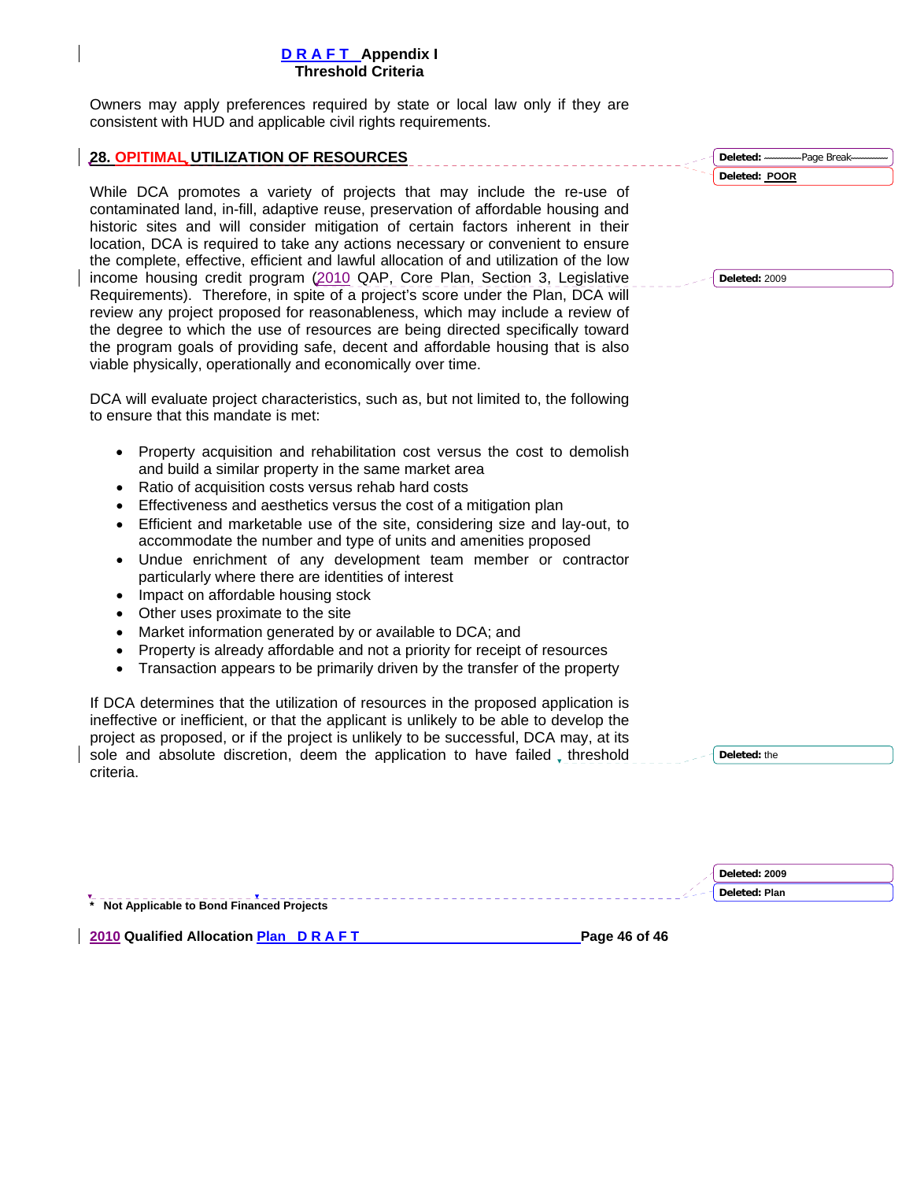Owners may apply preferences required by state or local law only if they are consistent with HUD and applicable civil rights requirements.

## 28. OPITIMAL UTILIZATION OF RESOURCES

While DCA promotes a variety of projects that may include the re-use of contaminated land, in-fill, adaptive reuse, preservation of affordable housing and historic sites and will consider mitigation of certain factors inherent in their location, DCA is required to take any actions necessary or convenient to ensure the complete, effective, efficient and lawful allocation of and utilization of the low income housing credit program (2010 QAP, Core Plan, Section 3, Legislative Requirements). Therefore, in spite of a project's score under the Plan, DCA will review any project proposed for reasonableness, which may include a review of the degree to which the use of resources are being directed specifically toward the program goals of providing safe, decent and affordable housing that is also viable physically, operationally and economically over time.

DCA will evaluate project characteristics, such as, but not limited to, the following to ensure that this mandate is met:

- Property acquisition and rehabilitation cost versus the cost to demolish and build a similar property in the same market area
- Ratio of acquisition costs versus rehab hard costs
- Effectiveness and aesthetics versus the cost of a mitigation plan
- Efficient and marketable use of the site, considering size and lay-out, to accommodate the number and type of units and amenities proposed
- Undue enrichment of any development team member or contractor particularly where there are identities of interest
- Impact on affordable housing stock
- Other uses proximate to the site
- Market information generated by or available to DCA; and
- Property is already affordable and not a priority for receipt of resources
- Transaction appears to be primarily driven by the transfer of the property

If DCA determines that the utilization of resources in the proposed application is ineffective or inefficient, or that the applicant is unlikely to be able to develop the project as proposed, or if the project is unlikely to be successful, DCA may, at its sole and absolute discretion, deem the application to have failed threshold criteria.

\* Not Applicable to Bond Financed Projects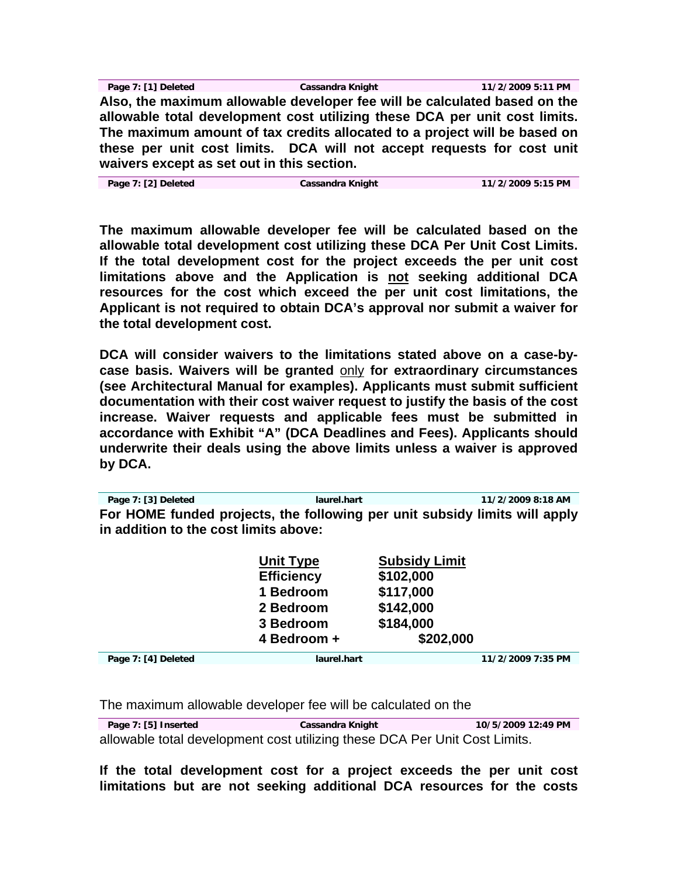| Page 7: [1] Deleted | Cassandra Knight | 11/2/2009 5:11 PM |
|---|---|---|

**Also, the maximum allowable developer fee will be calculated based on the allowable total development cost utilizing these DCA per unit cost limits. The maximum amount of tax credits allocated to a project will be based on these per unit cost limits. DCA will not accept requests for cost unit waivers except as set out in this section.**

| Page 7: [2] Deleted | Cassandra Knight | 11/2/2009 5:15 PM |
|---|---|---|

**The maximum allowable developer fee will be calculated based on the allowable total development cost utilizing these DCA Per Unit Cost Limits. If the total development cost for the project exceeds the per unit cost limitations above and the Application is <u>not</u> seeking additional DCA resources for the cost which exceed the per unit cost limitations, the Applicant is not required to obtain DCA's approval nor submit a waiver for the total development cost.**

**DCA will consider waivers to the limitations stated above on a case-by-case basis. Waivers will be granted** <u>only</u> **for extraordinary circumstances (see Architectural Manual for examples). Applicants must submit sufficient documentation with their cost waiver request to justify the basis of the cost increase. Waiver requests and applicable fees must be submitted in accordance with Exhibit "A" (DCA Deadlines and Fees). Applicants should underwrite their deals using the above limits unless a waiver is approved by DCA.**

| Page 7: [3] Deleted | laurel.hart | 11/2/2009 8:18 AM |
|---|---|---|

**For HOME funded projects, the following per unit subsidy limits will apply in addition to the cost limits above:**

| Unit Type | Subsidy Limit |
|---|---|
| Efficiency | $102,000 |
| 1 Bedroom | $117,000 |
| 2 Bedroom | $142,000 |
| 3 Bedroom | $184,000 |
| 4 Bedroom + | $202,000 |

| Page 7: [4] Deleted | laurel.hart | 11/2/2009 7:35 PM |
|---|---|---|

The maximum allowable developer fee will be calculated on the

| Page 7: [5] Inserted | Cassandra Knight | 10/5/2009 12:49 PM |
|---|---|---|

allowable total development cost utilizing these DCA Per Unit Cost Limits.

**If the total development cost for a project exceeds the per unit cost limitations but are not seeking additional DCA resources for the costs**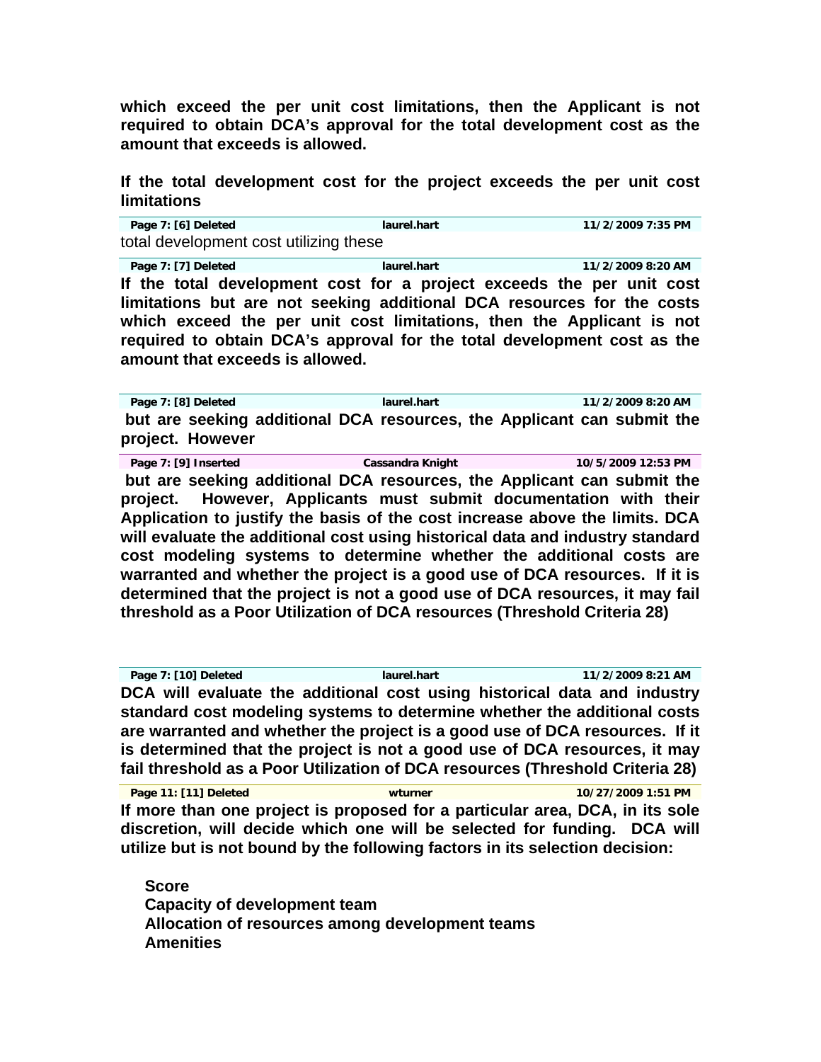**which exceed the per unit cost limitations, then the Applicant is not required to obtain DCA's approval for the total development cost as the amount that exceeds is allowed.**

**If the total development cost for the project exceeds the per unit cost limitations**

| Page 7: [6] Deleted | laurel.hart | 11/2/2009 7:35 PM |
|---|---|---|

total development cost utilizing these

| Page 7: [7] Deleted | laurel.hart | 11/2/2009 8:20 AM |
|---|---|---|

**If the total development cost for a project exceeds the per unit cost limitations but are not seeking additional DCA resources for the costs which exceed the per unit cost limitations, then the Applicant is not required to obtain DCA's approval for the total development cost as the amount that exceeds is allowed.**

| Page 7: [8] Deleted | laurel.hart | 11/2/2009 8:20 AM |
|---|---|---|

**but are seeking additional DCA resources, the Applicant can submit the project. However**

| Page 7: [9] Inserted | Cassandra Knight | 10/5/2009 12:53 PM |
|---|---|---|

**but are seeking additional DCA resources, the Applicant can submit the project. However, Applicants must submit documentation with their Application to justify the basis of the cost increase above the limits. DCA will evaluate the additional cost using historical data and industry standard cost modeling systems to determine whether the additional costs are warranted and whether the project is a good use of DCA resources. If it is determined that the project is not a good use of DCA resources, it may fail threshold as a Poor Utilization of DCA resources (Threshold Criteria 28)**

| Page 7: [10] Deleted | laurel.hart | 11/2/2009 8:21 AM |
|---|---|---|

**DCA will evaluate the additional cost using historical data and industry standard cost modeling systems to determine whether the additional costs are warranted and whether the project is a good use of DCA resources. If it is determined that the project is not a good use of DCA resources, it may fail threshold as a Poor Utilization of DCA resources (Threshold Criteria 28)**

| Page 11: [11] Deleted | wturner | 10/27/2009 1:51 PM |
|---|---|---|

**If more than one project is proposed for a particular area, DCA, in its sole discretion, will decide which one will be selected for funding. DCA will utilize but is not bound by the following factors in its selection decision:**

**Score**
**Capacity of development team**
**Allocation of resources among development teams**
**Amenities**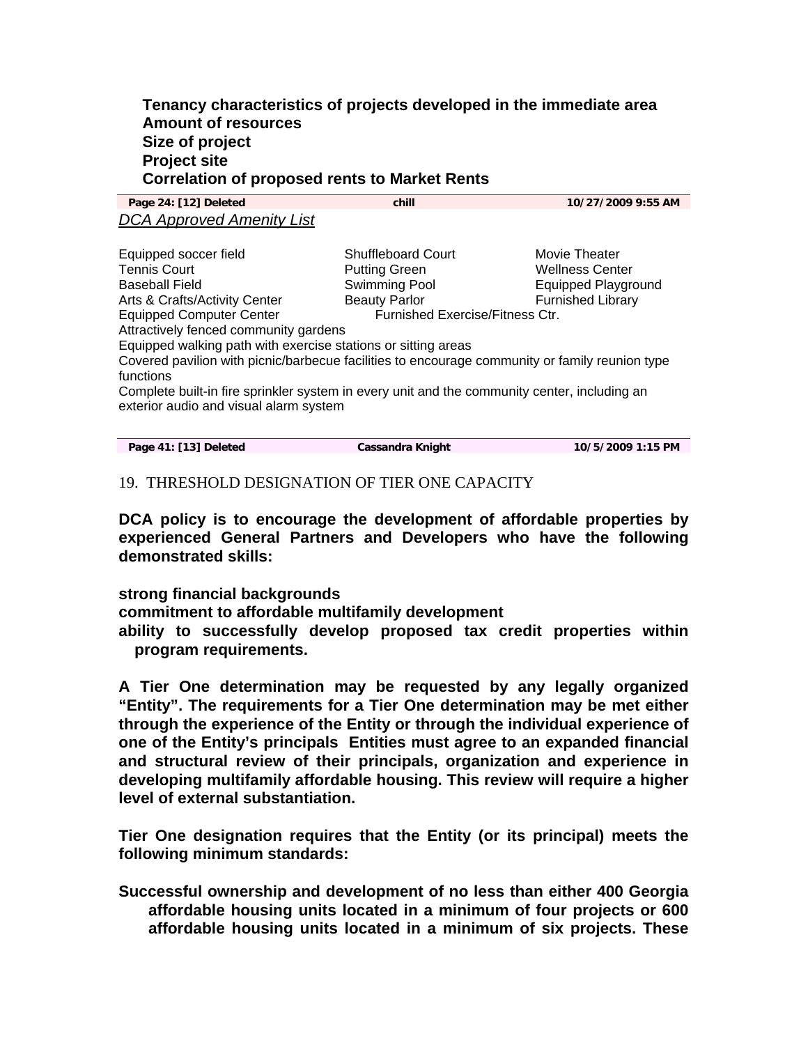**Tenancy characteristics of projects developed in the immediate area**
**Amount of resources**
**Size of project**
**Project site**
**Correlation of proposed rents to Market Rents**

| Page 24: [12] Deleted | chill | 10/27/2009 9:55 AM |
|---|---|---|

*DCA Approved Amenity List*

| | | |
|---|---|---|
| Equipped soccer field | Shuffleboard Court | Movie Theater |
| Tennis Court | Putting Green | Wellness Center |
| Baseball Field | Swimming Pool | Equipped Playground |
| Arts & Crafts/Activity Center | Beauty Parlor | Furnished Library |
| Equipped Computer Center | Furnished Exercise/Fitness Ctr. | |

Attractively fenced community gardens
Equipped walking path with exercise stations or sitting areas
Covered pavilion with picnic/barbecue facilities to encourage community or family reunion type functions
Complete built-in fire sprinkler system in every unit and the community center, including an exterior audio and visual alarm system

| Page 41: [13] Deleted | Cassandra Knight | 10/5/2009 1:15 PM |
|---|---|---|

19. THRESHOLD DESIGNATION OF TIER ONE CAPACITY

**DCA policy is to encourage the development of affordable properties by experienced General Partners and Developers who have the following demonstrated skills:**

**strong financial backgrounds**
**commitment to affordable multifamily development**
**ability to successfully develop proposed tax credit properties within program requirements.**

**A Tier One determination may be requested by any legally organized "Entity". The requirements for a Tier One determination may be met either through the experience of the Entity or through the individual experience of one of the Entity's principals Entities must agree to an expanded financial and structural review of their principals, organization and experience in developing multifamily affordable housing. This review will require a higher level of external substantiation.**

**Tier One designation requires that the Entity (or its principal) meets the following minimum standards:**

**Successful ownership and development of no less than either 400 Georgia affordable housing units located in a minimum of four projects or 600 affordable housing units located in a minimum of six projects. These**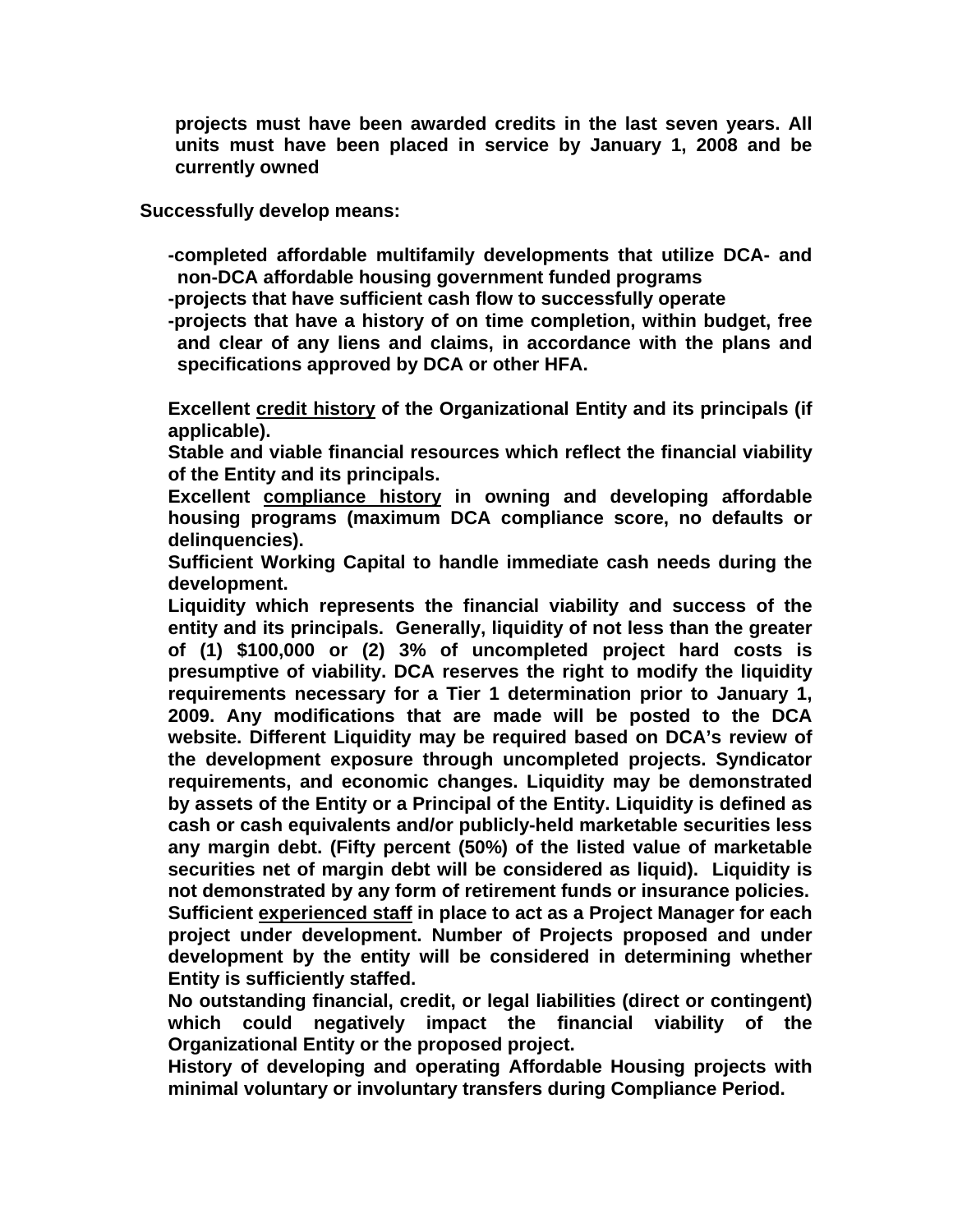**projects must have been awarded credits in the last seven years. All units must have been placed in service by January 1, 2008 and be currently owned**

**Successfully develop means:**

**-completed affordable multifamily developments that utilize DCA- and non-DCA affordable housing government funded programs**

**-projects that have sufficient cash flow to successfully operate**

**-projects that have a history of on time completion, within budget, free and clear of any liens and claims, in accordance with the plans and specifications approved by DCA or other HFA.**

**Excellent <u>credit history</u> of the Organizational Entity and its principals (if applicable).**

**Stable and viable financial resources which reflect the financial viability of the Entity and its principals.**

**Excellent <u>compliance history</u> in owning and developing affordable housing programs (maximum DCA compliance score, no defaults or delinquencies).**

**Sufficient Working Capital to handle immediate cash needs during the development.**

**Liquidity which represents the financial viability and success of the entity and its principals. Generally, liquidity of not less than the greater of (1) $100,000 or (2) 3% of uncompleted project hard costs is presumptive of viability. DCA reserves the right to modify the liquidity requirements necessary for a Tier 1 determination prior to January 1, 2009. Any modifications that are made will be posted to the DCA website. Different Liquidity may be required based on DCA's review of the development exposure through uncompleted projects. Syndicator requirements, and economic changes. Liquidity may be demonstrated by assets of the Entity or a Principal of the Entity. Liquidity is defined as cash or cash equivalents and/or publicly-held marketable securities less any margin debt. (Fifty percent (50%) of the listed value of marketable securities net of margin debt will be considered as liquid). Liquidity is not demonstrated by any form of retirement funds or insurance policies.**

**Sufficient <u>experienced staff</u> in place to act as a Project Manager for each project under development. Number of Projects proposed and under development by the entity will be considered in determining whether Entity is sufficiently staffed.**

**No outstanding financial, credit, or legal liabilities (direct or contingent) which could negatively impact the financial viability of the Organizational Entity or the proposed project.**

**History of developing and operating Affordable Housing projects with minimal voluntary or involuntary transfers during Compliance Period.**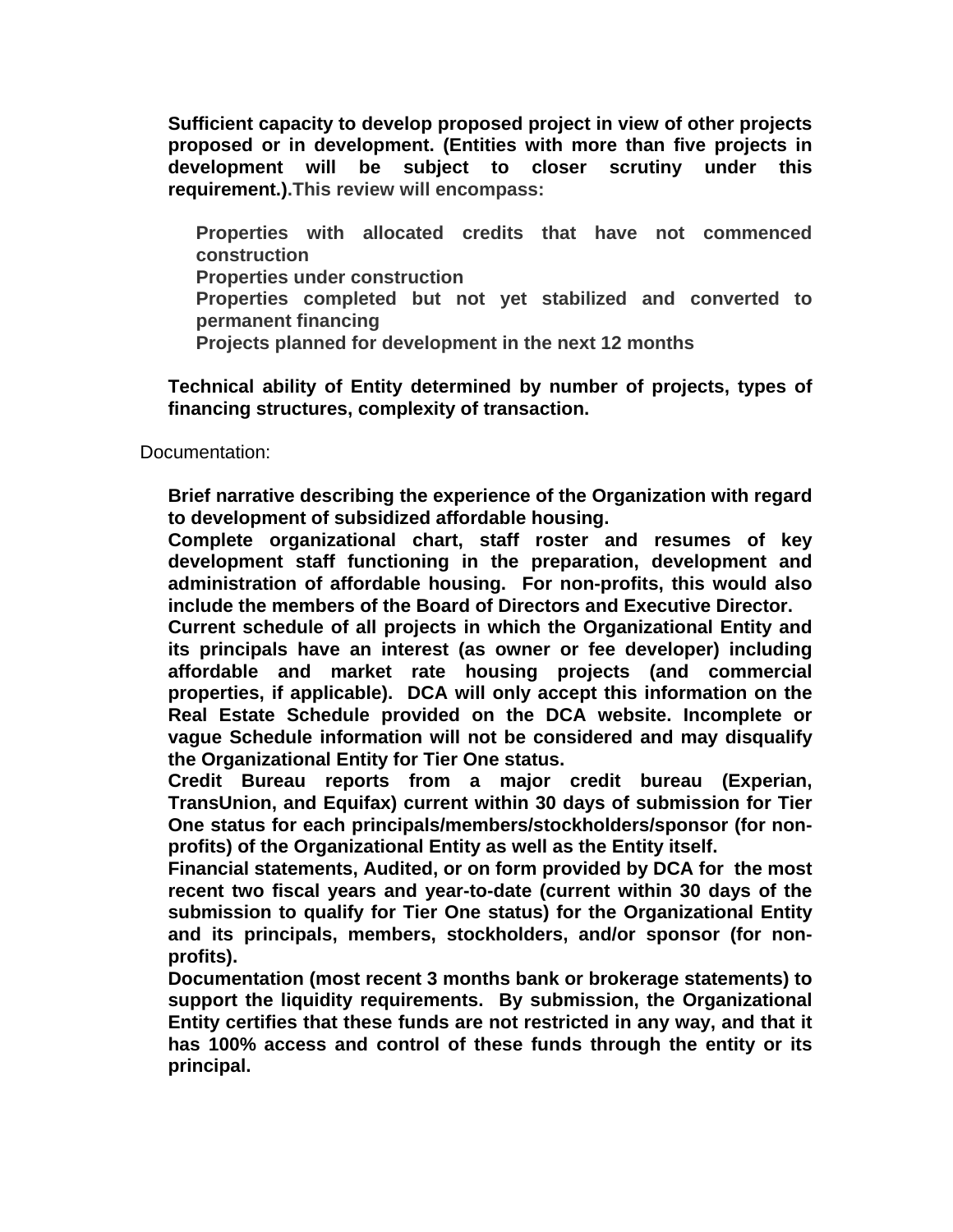**Sufficient capacity to develop proposed project in view of other projects proposed or in development. (Entities with more than five projects in development will be subject to closer scrutiny under this requirement.).This review will encompass:**

- **Properties with allocated credits that have not commenced construction**
- **Properties under construction**
- **Properties completed but not yet stabilized and converted to permanent financing**
- **Projects planned for development in the next 12 months**

**Technical ability of Entity determined by number of projects, types of financing structures, complexity of transaction.**

Documentation:

- **Brief narrative describing the experience of the Organization with regard to development of subsidized affordable housing.**
- **Complete organizational chart, staff roster and resumes of key development staff functioning in the preparation, development and administration of affordable housing. For non-profits, this would also include the members of the Board of Directors and Executive Director.**
- **Current schedule of all projects in which the Organizational Entity and its principals have an interest (as owner or fee developer) including affordable and market rate housing projects (and commercial properties, if applicable). DCA will only accept this information on the Real Estate Schedule provided on the DCA website. Incomplete or vague Schedule information will not be considered and may disqualify the Organizational Entity for Tier One status.**
- **Credit Bureau reports from a major credit bureau (Experian, TransUnion, and Equifax) current within 30 days of submission for Tier One status for each principals/members/stockholders/sponsor (for non-profits) of the Organizational Entity as well as the Entity itself.**
- **Financial statements, Audited, or on form provided by DCA for the most recent two fiscal years and year-to-date (current within 30 days of the submission to qualify for Tier One status) for the Organizational Entity and its principals, members, stockholders, and/or sponsor (for non-profits).**
- **Documentation (most recent 3 months bank or brokerage statements) to support the liquidity requirements. By submission, the Organizational Entity certifies that these funds are not restricted in any way, and that it has 100% access and control of these funds through the entity or its principal.**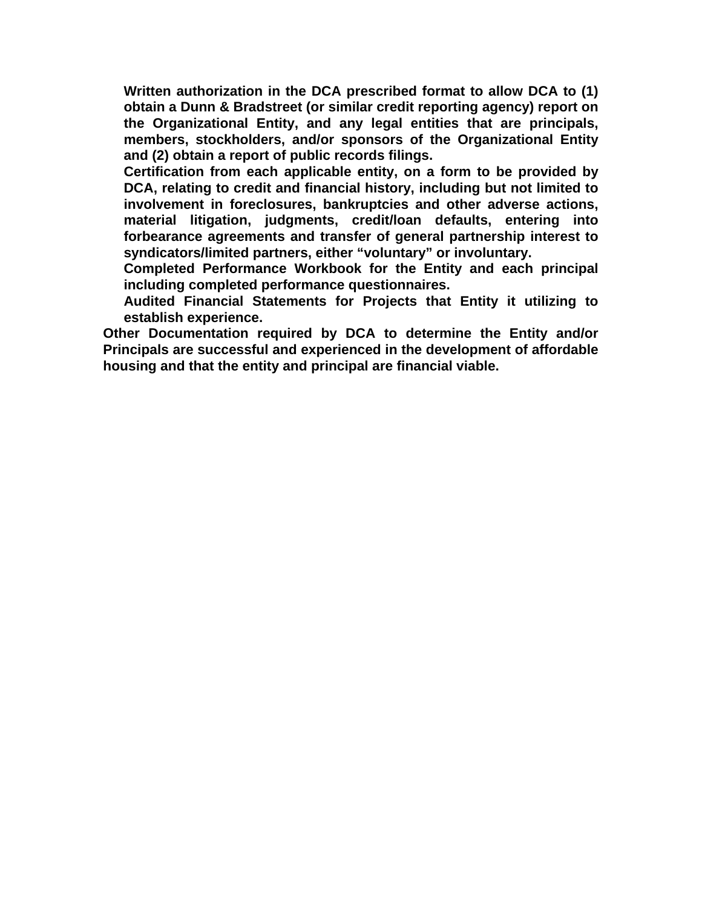**Written authorization in the DCA prescribed format to allow DCA to (1) obtain a Dunn & Bradstreet (or similar credit reporting agency) report on the Organizational Entity, and any legal entities that are principals, members, stockholders, and/or sponsors of the Organizational Entity and (2) obtain a report of public records filings.**

**Certification from each applicable entity, on a form to be provided by DCA, relating to credit and financial history, including but not limited to involvement in foreclosures, bankruptcies and other adverse actions, material litigation, judgments, credit/loan defaults, entering into forbearance agreements and transfer of general partnership interest to syndicators/limited partners, either "voluntary" or involuntary.**

**Completed Performance Workbook for the Entity and each principal including completed performance questionnaires.**

**Audited Financial Statements for Projects that Entity it utilizing to establish experience.**

**Other Documentation required by DCA to determine the Entity and/or Principals are successful and experienced in the development of affordable housing and that the entity and principal are financial viable.**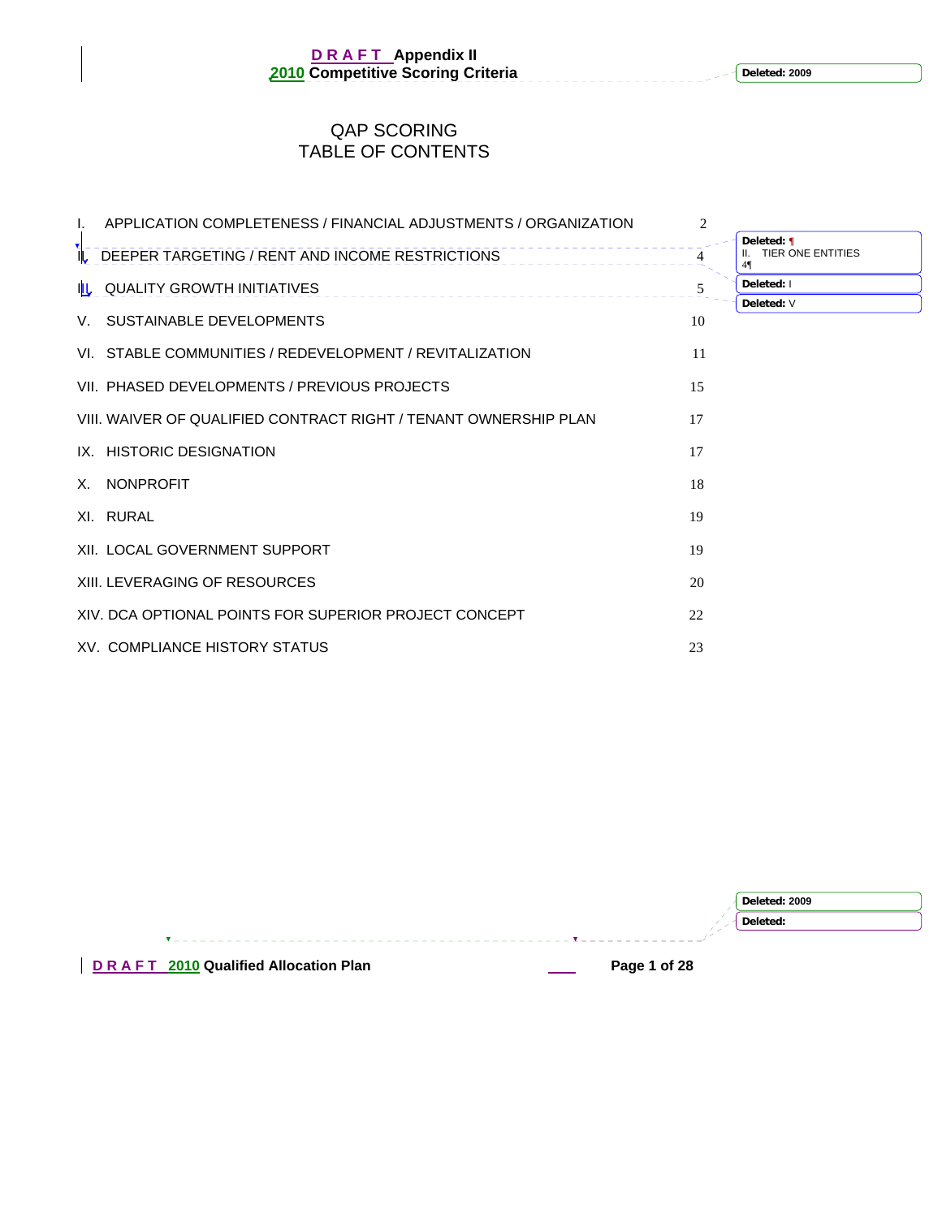# D R A F T Appendix II
## 2010 Competitive Scoring Criteria

## QAP SCORING
## TABLE OF CONTENTS

| Section | Page |
|---|---|
| I. APPLICATION COMPLETENESS / FINANCIAL ADJUSTMENTS / ORGANIZATION | 2 |
| II. DEEPER TARGETING / RENT AND INCOME RESTRICTIONS | 4 |
| III. QUALITY GROWTH INITIATIVES | 5 |
| V. SUSTAINABLE DEVELOPMENTS | 10 |
| VI. STABLE COMMUNITIES / REDEVELOPMENT / REVITALIZATION | 11 |
| VII. PHASED DEVELOPMENTS / PREVIOUS PROJECTS | 15 |
| VIII. WAIVER OF QUALIFIED CONTRACT RIGHT / TENANT OWNERSHIP PLAN | 17 |
| IX. HISTORIC DESIGNATION | 17 |
| X. NONPROFIT | 18 |
| XI. RURAL | 19 |
| XII. LOCAL GOVERNMENT SUPPORT | 19 |
| XIII. LEVERAGING OF RESOURCES | 20 |
| XIV. DCA OPTIONAL POINTS FOR SUPERIOR PROJECT CONCEPT | 22 |
| XV. COMPLIANCE HISTORY STATUS | 23 |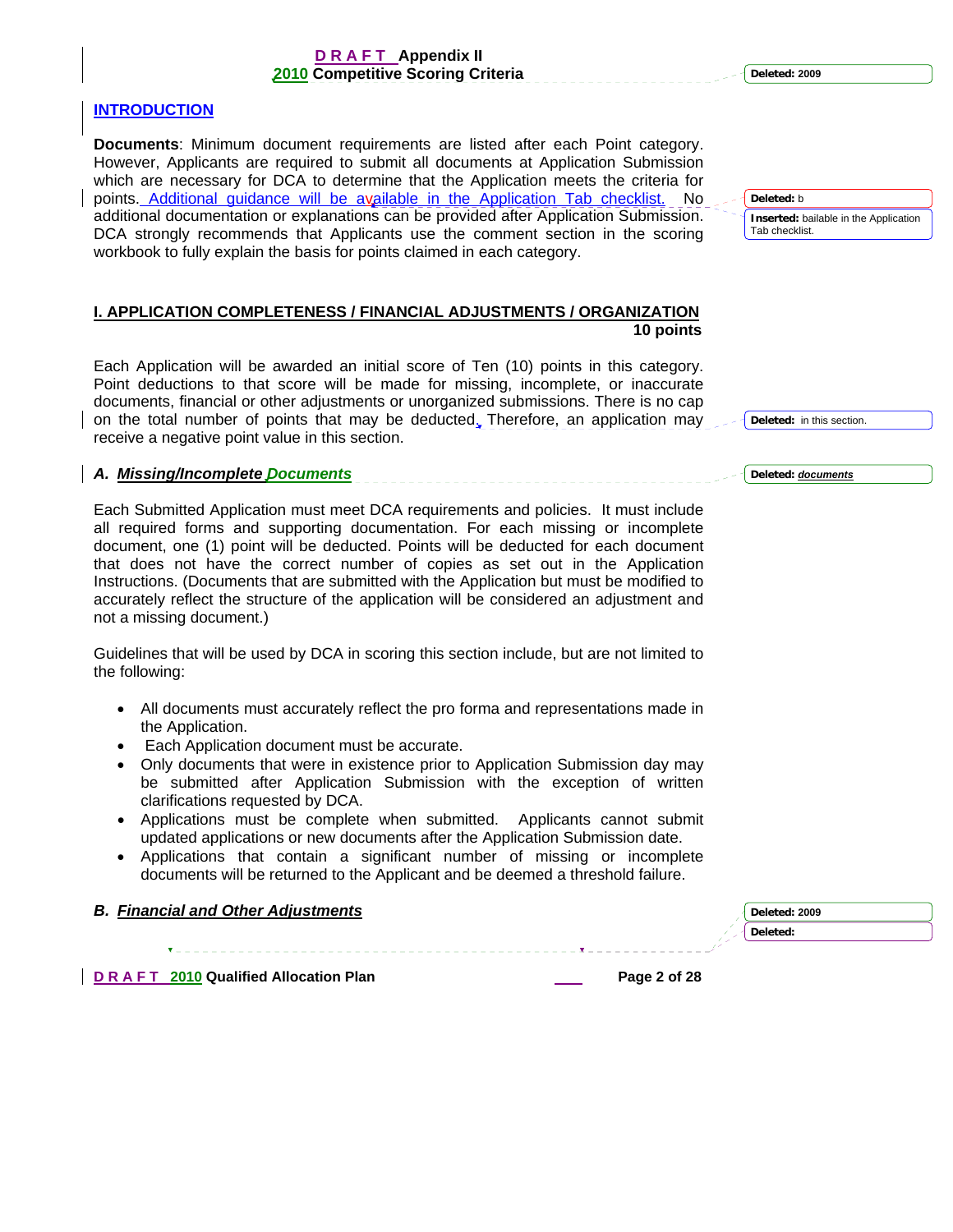## D R A F T Appendix II
## 2010 Competitive Scoring Criteria

### INTRODUCTION

**Documents**: Minimum document requirements are listed after each Point category. However, Applicants are required to submit all documents at Application Submission which are necessary for DCA to determine that the Application meets the criteria for points. Additional guidance will be available in the Application Tab checklist. No additional documentation or explanations can be provided after Application Submission. DCA strongly recommends that Applicants use the comment section in the scoring workbook to fully explain the basis for points claimed in each category.

### I. APPLICATION COMPLETENESS / FINANCIAL ADJUSTMENTS / ORGANIZATION

**10 points**

Each Application will be awarded an initial score of Ten (10) points in this category. Point deductions to that score will be made for missing, incomplete, or inaccurate documents, financial or other adjustments or unorganized submissions. There is no cap on the total number of points that may be deducted. Therefore, an application may receive a negative point value in this section.

#### A. *Missing/Incomplete Documents*

Each Submitted Application must meet DCA requirements and policies. It must include all required forms and supporting documentation. For each missing or incomplete document, one (1) point will be deducted. Points will be deducted for each document that does not have the correct number of copies as set out in the Application Instructions. (Documents that are submitted with the Application but must be modified to accurately reflect the structure of the application will be considered an adjustment and not a missing document.)

Guidelines that will be used by DCA in scoring this section include, but are not limited to the following:

- All documents must accurately reflect the pro forma and representations made in the Application.
- Each Application document must be accurate.
- Only documents that were in existence prior to Application Submission day may be submitted after Application Submission with the exception of written clarifications requested by DCA.
- Applications must be complete when submitted. Applicants cannot submit updated applications or new documents after the Application Submission date.
- Applications that contain a significant number of missing or incomplete documents will be returned to the Applicant and be deemed a threshold failure.

#### B. *Financial and Other Adjustments*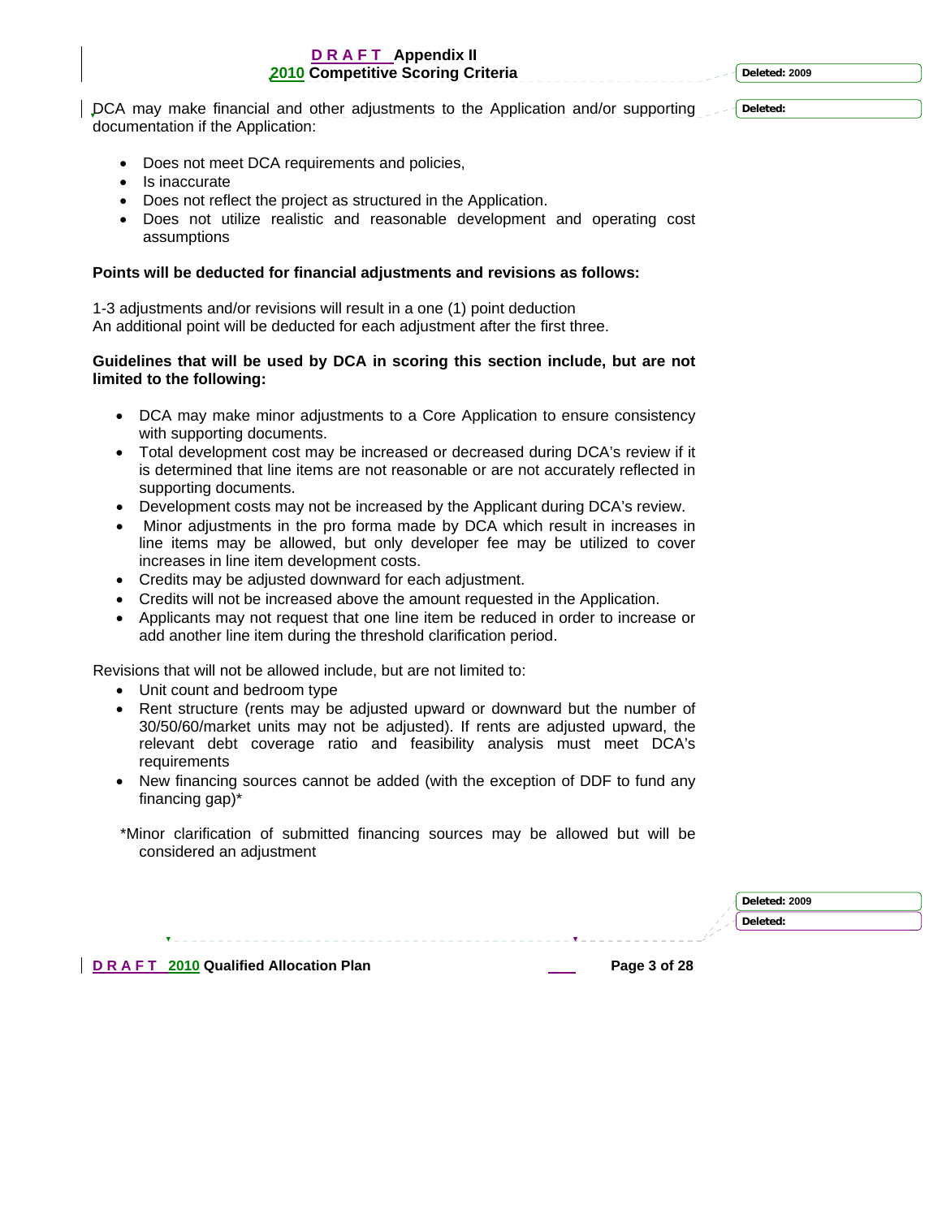DCA may make financial and other adjustments to the Application and/or supporting documentation if the Application:

- Does not meet DCA requirements and policies,
- Is inaccurate
- Does not reflect the project as structured in the Application.
- Does not utilize realistic and reasonable development and operating cost assumptions

**Points will be deducted for financial adjustments and revisions as follows:**

1-3 adjustments and/or revisions will result in a one (1) point deduction
An additional point will be deducted for each adjustment after the first three.

**Guidelines that will be used by DCA in scoring this section include, but are not limited to the following:**

- DCA may make minor adjustments to a Core Application to ensure consistency with supporting documents.
- Total development cost may be increased or decreased during DCA's review if it is determined that line items are not reasonable or are not accurately reflected in supporting documents.
- Development costs may not be increased by the Applicant during DCA's review.
- Minor adjustments in the pro forma made by DCA which result in increases in line items may be allowed, but only developer fee may be utilized to cover increases in line item development costs.
- Credits may be adjusted downward for each adjustment.
- Credits will not be increased above the amount requested in the Application.
- Applicants may not request that one line item be reduced in order to increase or add another line item during the threshold clarification period.

Revisions that will not be allowed include, but are not limited to:

- Unit count and bedroom type
- Rent structure (rents may be adjusted upward or downward but the number of 30/50/60/market units may not be adjusted). If rents are adjusted upward, the relevant debt coverage ratio and feasibility analysis must meet DCA's requirements
- New financing sources cannot be added (with the exception of DDF to fund any financing gap)*

*Minor clarification of submitted financing sources may be allowed but will be considered an adjustment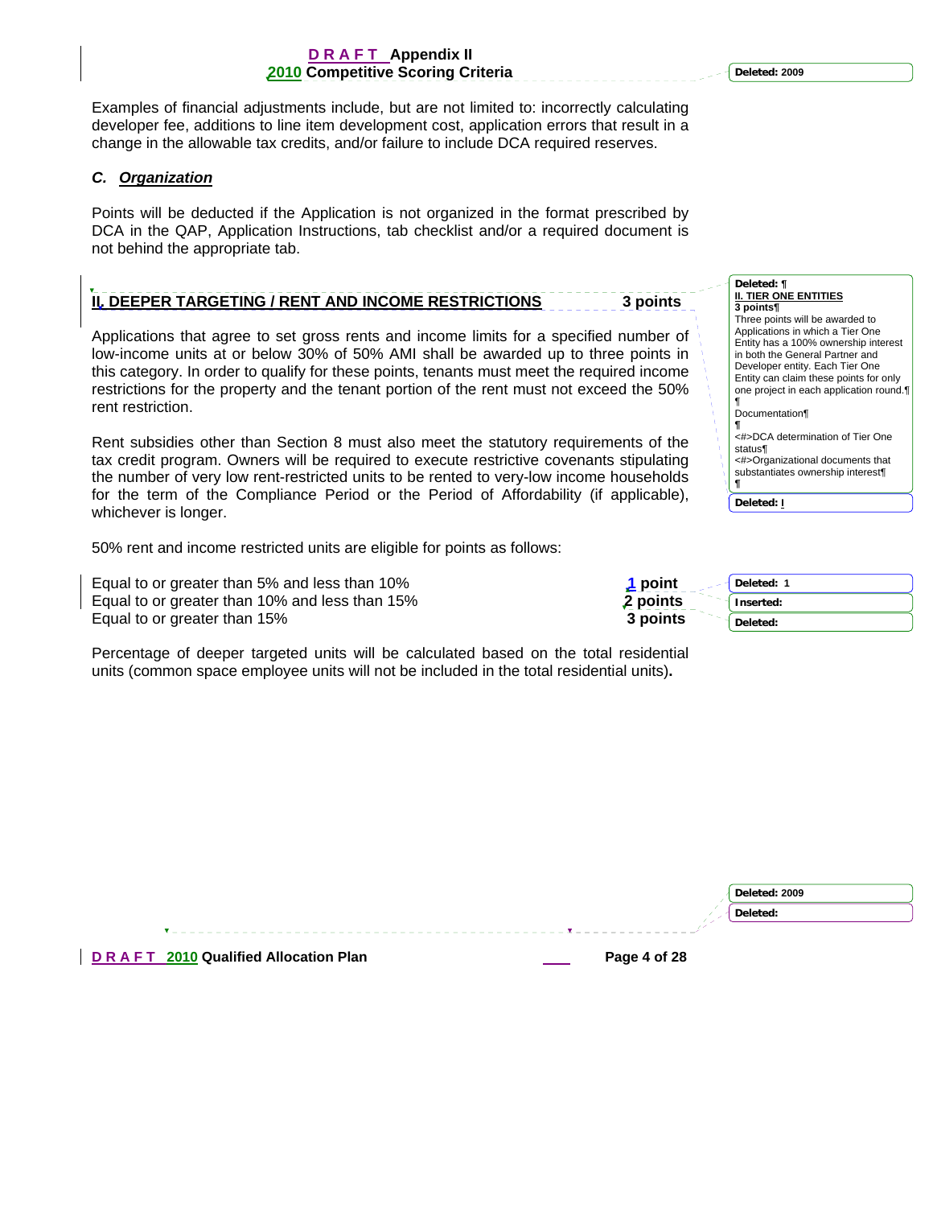Examples of financial adjustments include, but are not limited to: incorrectly calculating developer fee, additions to line item development cost, application errors that result in a change in the allowable tax credits, and/or failure to include DCA required reserves.

### *C. Organization*

Points will be deducted if the Application is not organized in the format prescribed by DCA in the QAP, Application Instructions, tab checklist and/or a required document is not behind the appropriate tab.

## II. DEEPER TARGETING / RENT AND INCOME RESTRICTIONS 3 points

Applications that agree to set gross rents and income limits for a specified number of low-income units at or below 30% of 50% AMI shall be awarded up to three points in this category. In order to qualify for these points, tenants must meet the required income restrictions for the property and the tenant portion of the rent must not exceed the 50% rent restriction.

Rent subsidies other than Section 8 must also meet the statutory requirements of the tax credit program. Owners will be required to execute restrictive covenants stipulating the number of very low rent-restricted units to be rented to very-low income households for the term of the Compliance Period or the Period of Affordability (if applicable), whichever is longer.

50% rent and income restricted units are eligible for points as follows:

| | |
|---|---|
| Equal to or greater than 5% and less than 10% | **1 point** |
| Equal to or greater than 10% and less than 15% | **2 points** |
| Equal to or greater than 15% | **3 points** |

Percentage of deeper targeted units will be calculated based on the total residential units (common space employee units will not be included in the total residential units).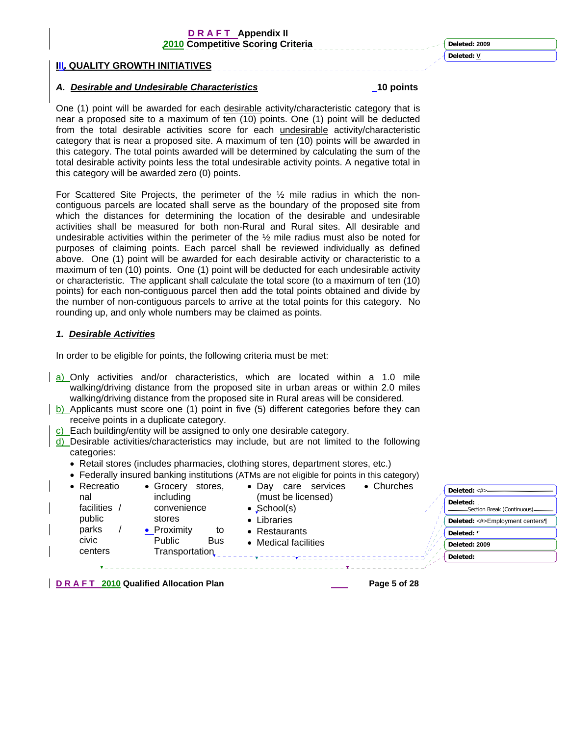# III. QUALITY GROWTH INITIATIVES

## *A. Desirable and Undesirable Characteristics* — 10 points

One (1) point will be awarded for each desirable activity/characteristic category that is near a proposed site to a maximum of ten (10) points. One (1) point will be deducted from the total desirable activities score for each undesirable activity/characteristic category that is near a proposed site. A maximum of ten (10) points will be awarded in this category. The total points awarded will be determined by calculating the sum of the total desirable activity points less the total undesirable activity points. A negative total in this category will be awarded zero (0) points.

For Scattered Site Projects, the perimeter of the ½ mile radius in which the non-contiguous parcels are located shall serve as the boundary of the proposed site from which the distances for determining the location of the desirable and undesirable activities shall be measured for both non-Rural and Rural sites. All desirable and undesirable activities within the perimeter of the ½ mile radius must also be noted for purposes of claiming points. Each parcel shall be reviewed individually as defined above. One (1) point will be awarded for each desirable activity or characteristic to a maximum of ten (10) points. One (1) point will be deducted for each undesirable activity or characteristic. The applicant shall calculate the total score (to a maximum of ten (10) points) for each non-contiguous parcel then add the total points obtained and divide by the number of non-contiguous parcels to arrive at the total points for this category. No rounding up, and only whole numbers may be claimed as points.

### *1. Desirable Activities*

In order to be eligible for points, the following criteria must be met:

a) Only activities and/or characteristics, which are located within a 1.0 mile walking/driving distance from the proposed site in urban areas or within 2.0 miles walking/driving distance from the proposed site in Rural areas will be considered.

b) Applicants must score one (1) point in five (5) different categories before they can receive points in a duplicate category.

c) Each building/entity will be assigned to only one desirable category.

d) Desirable activities/characteristics may include, but are not limited to the following categories:

- Retail stores (includes pharmacies, clothing stores, department stores, etc.)
- Federally insured banking institutions (ATMs are not eligible for points in this category)
- Recreational facilities / public parks / civic centers
- Grocery stores, including convenience stores
- Proximity to Public Bus Transportation
- Day care services (must be licensed)
- School(s)
- Libraries
- Restaurants
- Medical facilities
- Churches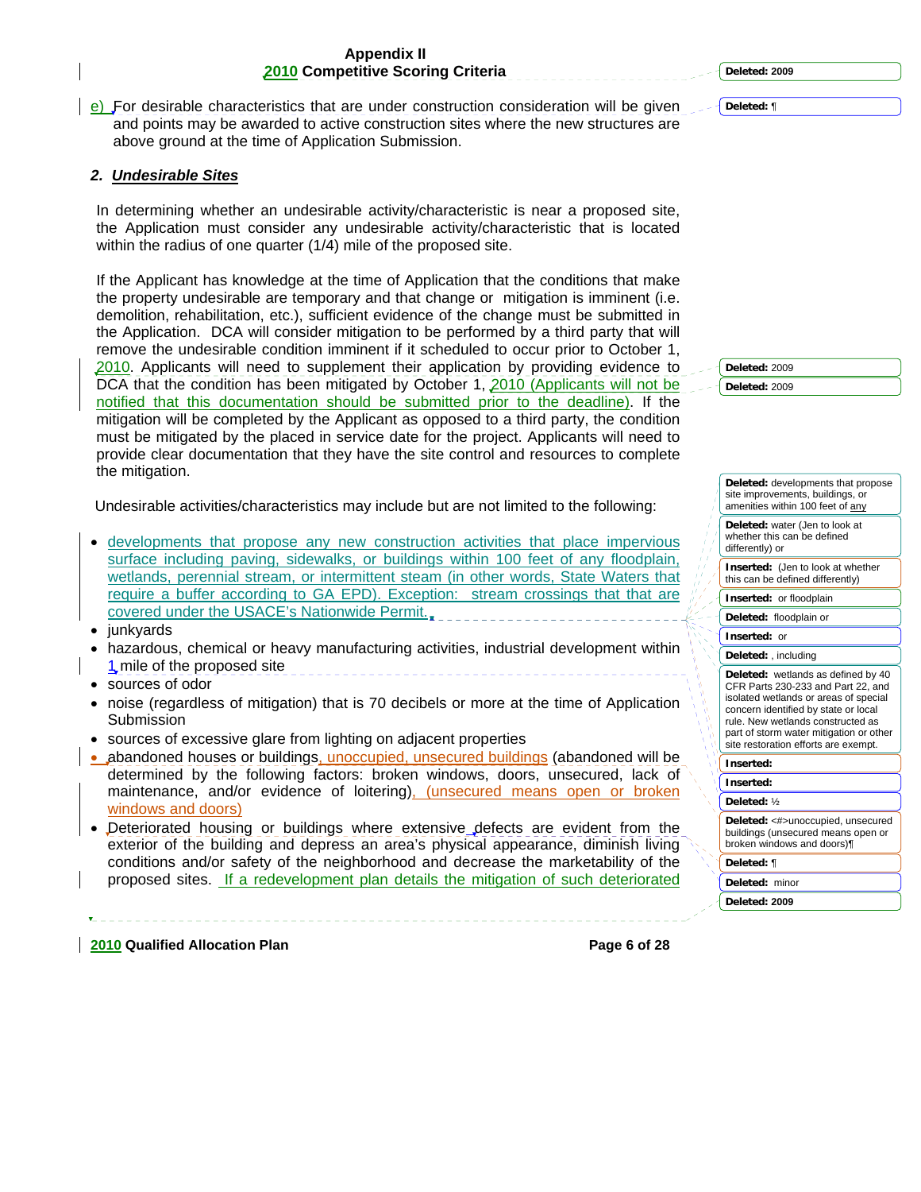e) For desirable characteristics that are under construction consideration will be given and points may be awarded to active construction sites where the new structures are above ground at the time of Application Submission.

## 2. *Undesirable Sites*

In determining whether an undesirable activity/characteristic is near a proposed site, the Application must consider any undesirable activity/characteristic that is located within the radius of one quarter (1/4) mile of the proposed site.

If the Applicant has knowledge at the time of Application that the conditions that make the property undesirable are temporary and that change or mitigation is imminent (i.e. demolition, rehabilitation, etc.), sufficient evidence of the change must be submitted in the Application. DCA will consider mitigation to be performed by a third party that will remove the undesirable condition imminent if it scheduled to occur prior to October 1, 2010. Applicants will need to supplement their application by providing evidence to DCA that the condition has been mitigated by October 1, 2010 (Applicants will not be notified that this documentation should be submitted prior to the deadline). If the mitigation will be completed by the Applicant as opposed to a third party, the condition must be mitigated by the placed in service date for the project. Applicants will need to provide clear documentation that they have the site control and resources to complete the mitigation.

Undesirable activities/characteristics may include but are not limited to the following:

- developments that propose any new construction activities that place impervious surface including paving, sidewalks, or buildings within 100 feet of any floodplain, wetlands, perennial stream, or intermittent steam (in other words, State Waters that require a buffer according to GA EPD). Exception: stream crossings that that are covered under the USACE's Nationwide Permit.
- junkyards
- hazardous, chemical or heavy manufacturing activities, industrial development within 1 mile of the proposed site
- sources of odor
- noise (regardless of mitigation) that is 70 decibels or more at the time of Application Submission
- sources of excessive glare from lighting on adjacent properties
- abandoned houses or buildings, unoccupied, unsecured buildings (abandoned will be determined by the following factors: broken windows, doors, unsecured, lack of maintenance, and/or evidence of loitering), (unsecured means open or broken windows and doors)
- Deteriorated housing or buildings where extensive defects are evident from the exterior of the building and depress an area's physical appearance, diminish living conditions and/or safety of the neighborhood and decrease the marketability of the proposed sites. If a redevelopment plan details the mitigation of such deteriorated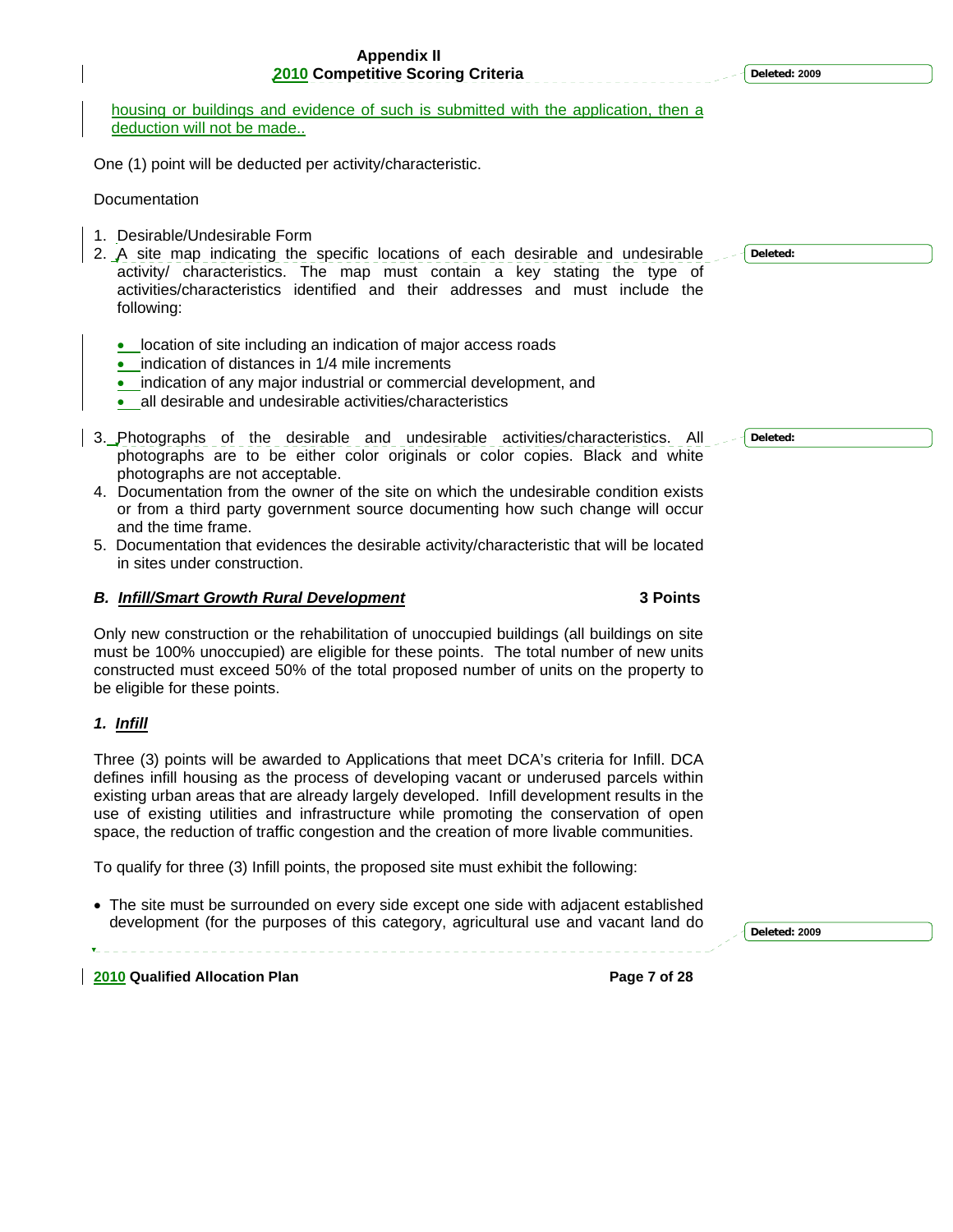housing or buildings and evidence of such is submitted with the application, then a deduction will not be made..

One (1) point will be deducted per activity/characteristic.

Documentation

1. Desirable/Undesirable Form
2. A site map indicating the specific locations of each desirable and undesirable activity/ characteristics. The map must contain a key stating the type of activities/characteristics identified and their addresses and must include the following:

   - location of site including an indication of major access roads
   - indication of distances in 1/4 mile increments
   - indication of any major industrial or commercial development, and
   - all desirable and undesirable activities/characteristics

3. Photographs of the desirable and undesirable activities/characteristics. All photographs are to be either color originals or color copies. Black and white photographs are not acceptable.
4. Documentation from the owner of the site on which the undesirable condition exists or from a third party government source documenting how such change will occur and the time frame.
5. Documentation that evidences the desirable activity/characteristic that will be located in sites under construction.

### *B. Infill/Smart Growth Rural Development* — 3 Points

Only new construction or the rehabilitation of unoccupied buildings (all buildings on site must be 100% unoccupied) are eligible for these points. The total number of new units constructed must exceed 50% of the total proposed number of units on the property to be eligible for these points.

#### *1. Infill*

Three (3) points will be awarded to Applications that meet DCA's criteria for Infill. DCA defines infill housing as the process of developing vacant or underused parcels within existing urban areas that are already largely developed. Infill development results in the use of existing utilities and infrastructure while promoting the conservation of open space, the reduction of traffic congestion and the creation of more livable communities.

To qualify for three (3) Infill points, the proposed site must exhibit the following:

- The site must be surrounded on every side except one side with adjacent established development (for the purposes of this category, agricultural use and vacant land do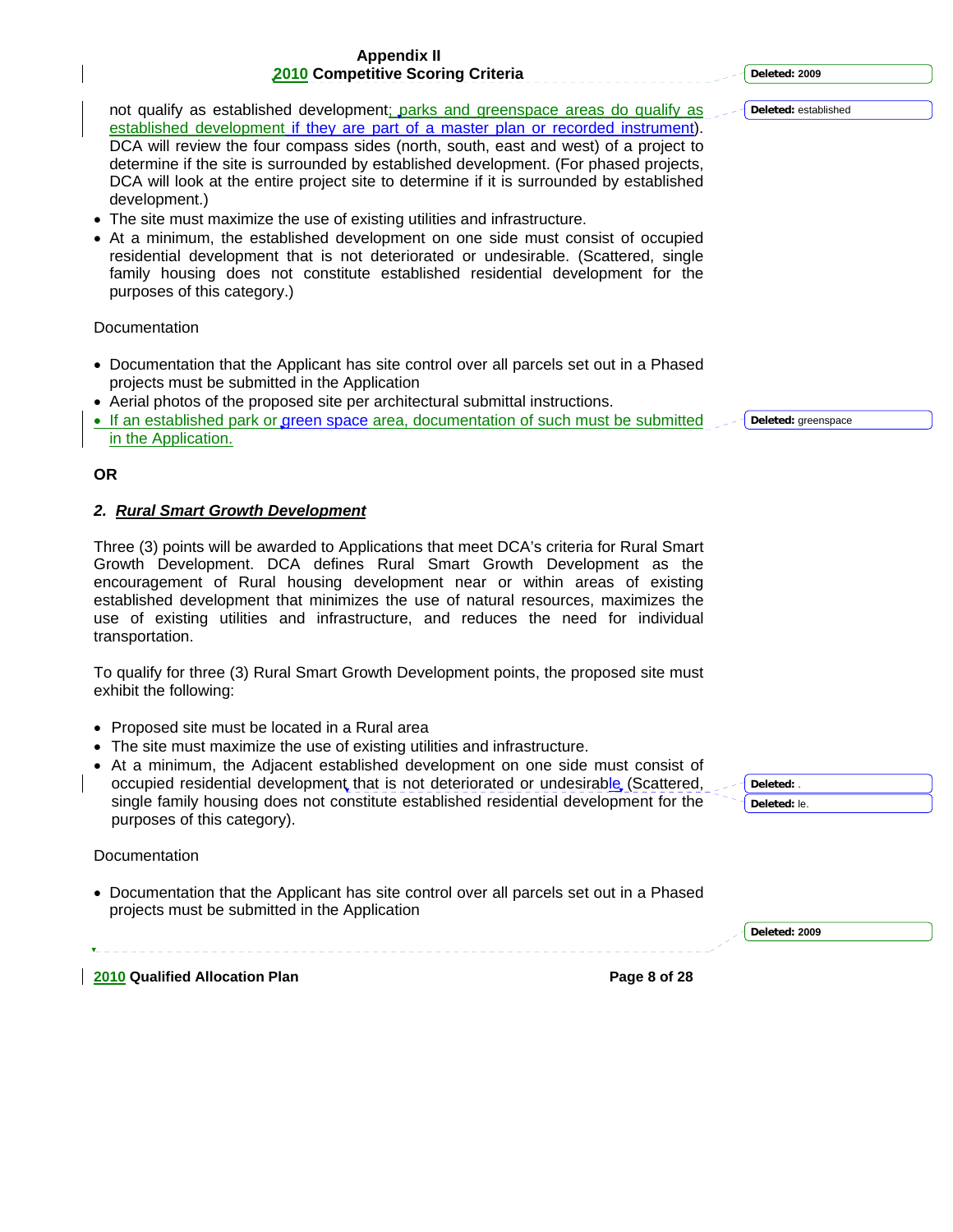not qualify as established development; parks and greenspace areas do qualify as established development if they are part of a master plan or recorded instrument). DCA will review the four compass sides (north, south, east and west) of a project to determine if the site is surrounded by established development. (For phased projects, DCA will look at the entire project site to determine if it is surrounded by established development.)

- The site must maximize the use of existing utilities and infrastructure.
- At a minimum, the established development on one side must consist of occupied residential development that is not deteriorated or undesirable. (Scattered, single family housing does not constitute established residential development for the purposes of this category.)

Documentation

- Documentation that the Applicant has site control over all parcels set out in a Phased projects must be submitted in the Application
- Aerial photos of the proposed site per architectural submittal instructions.
- If an established park or green space area, documentation of such must be submitted in the Application.

**OR**

### 2. ***Rural Smart Growth Development***

Three (3) points will be awarded to Applications that meet DCA's criteria for Rural Smart Growth Development. DCA defines Rural Smart Growth Development as the encouragement of Rural housing development near or within areas of existing established development that minimizes the use of natural resources, maximizes the use of existing utilities and infrastructure, and reduces the need for individual transportation.

To qualify for three (3) Rural Smart Growth Development points, the proposed site must exhibit the following:

- Proposed site must be located in a Rural area
- The site must maximize the use of existing utilities and infrastructure.
- At a minimum, the Adjacent established development on one side must consist of occupied residential development that is not deteriorated or undesirable (Scattered, single family housing does not constitute established residential development for the purposes of this category).

Documentation

- Documentation that the Applicant has site control over all parcels set out in a Phased projects must be submitted in the Application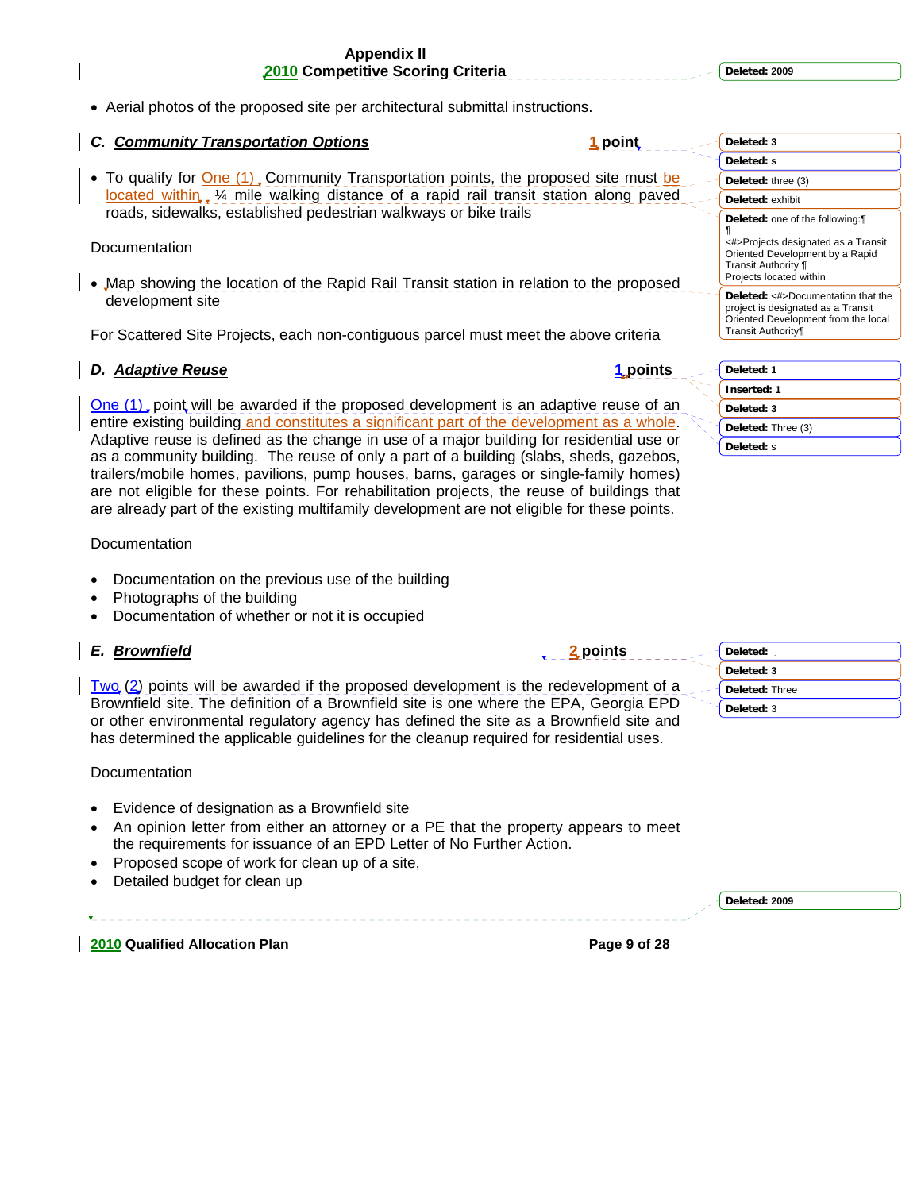- Aerial photos of the proposed site per architectural submittal instructions.

### C. *Community Transportation Options* — 1 point

- To qualify for One (1) Community Transportation points, the proposed site must be located within ¼ mile walking distance of a rapid rail transit station along paved roads, sidewalks, established pedestrian walkways or bike trails

Documentation

- Map showing the location of the Rapid Rail Transit station in relation to the proposed development site

For Scattered Site Projects, each non-contiguous parcel must meet the above criteria

### D. *Adaptive Reuse* — 1 points

One (1) point will be awarded if the proposed development is an adaptive reuse of an entire existing building and constitutes a significant part of the development as a whole. Adaptive reuse is defined as the change in use of a major building for residential use or as a community building. The reuse of only a part of a building (slabs, sheds, gazebos, trailers/mobile homes, pavilions, pump houses, barns, garages or single-family homes) are not eligible for these points. For rehabilitation projects, the reuse of buildings that are already part of the existing multifamily development are not eligible for these points.

Documentation

- Documentation on the previous use of the building
- Photographs of the building
- Documentation of whether or not it is occupied

### E. *Brownfield* — 2 points

Two (2) points will be awarded if the proposed development is the redevelopment of a Brownfield site. The definition of a Brownfield site is one where the EPA, Georgia EPD or other environmental regulatory agency has defined the site as a Brownfield site and has determined the applicable guidelines for the cleanup required for residential uses.

Documentation

- Evidence of designation as a Brownfield site
- An opinion letter from either an attorney or a PE that the property appears to meet the requirements for issuance of an EPD Letter of No Further Action.
- Proposed scope of work for clean up of a site,
- Detailed budget for clean up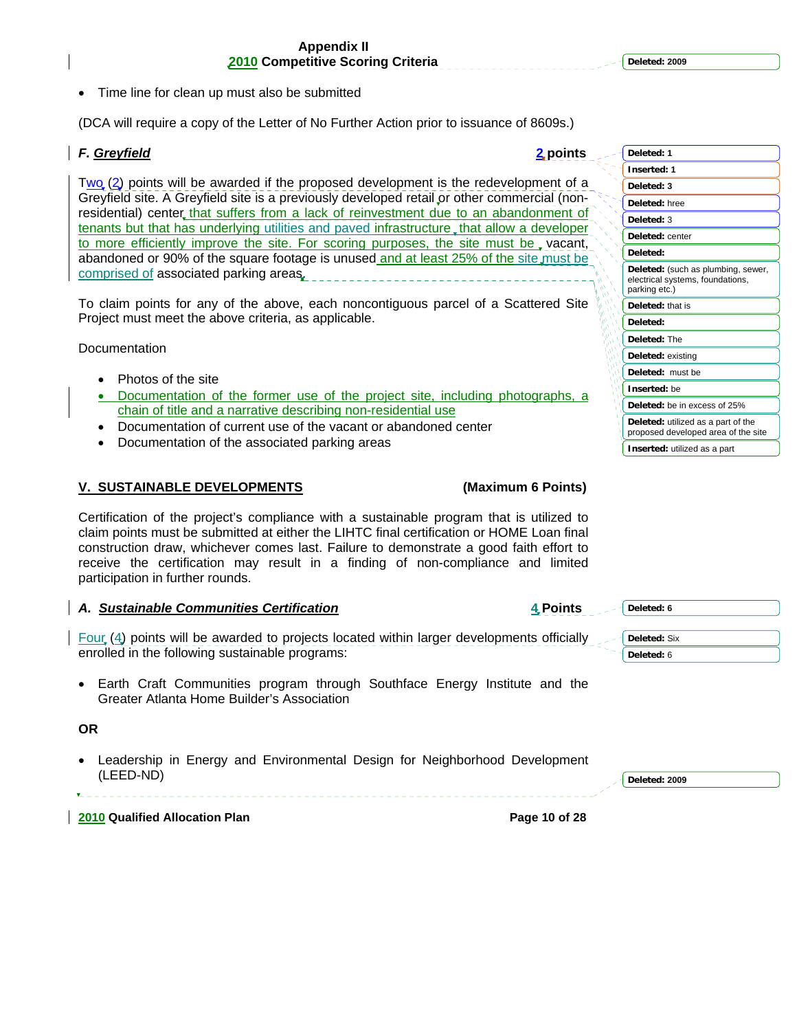- Time line for clean up must also be submitted

(DCA will require a copy of the Letter of No Further Action prior to issuance of 8609s.)

### *F. Greyfield* — 2 points

Two (2) points will be awarded if the proposed development is the redevelopment of a Greyfield site. A Greyfield site is a previously developed retail or other commercial (non-residential) center that suffers from a lack of reinvestment due to an abandonment of tenants but that has underlying utilities and paved infrastructure that allow a developer to more efficiently improve the site. For scoring purposes, the site must be vacant, abandoned or 90% of the square footage is unused and at least 25% of the site must be comprised of associated parking areas.

To claim points for any of the above, each noncontiguous parcel of a Scattered Site Project must meet the above criteria, as applicable.

Documentation

- Photos of the site
- Documentation of the former use of the project site, including photographs, a chain of title and a narrative describing non-residential use
- Documentation of current use of the vacant or abandoned center
- Documentation of the associated parking areas

## V. SUSTAINABLE DEVELOPMENTS (Maximum 6 Points)

Certification of the project's compliance with a sustainable program that is utilized to claim points must be submitted at either the LIHTC final certification or HOME Loan final construction draw, whichever comes last. Failure to demonstrate a good faith effort to receive the certification may result in a finding of non-compliance and limited participation in further rounds.

### *A. Sustainable Communities Certification* — 4 Points

Four (4) points will be awarded to projects located within larger developments officially enrolled in the following sustainable programs:

- Earth Craft Communities program through Southface Energy Institute and the Greater Atlanta Home Builder's Association

**OR**

- Leadership in Energy and Environmental Design for Neighborhood Development (LEED-ND)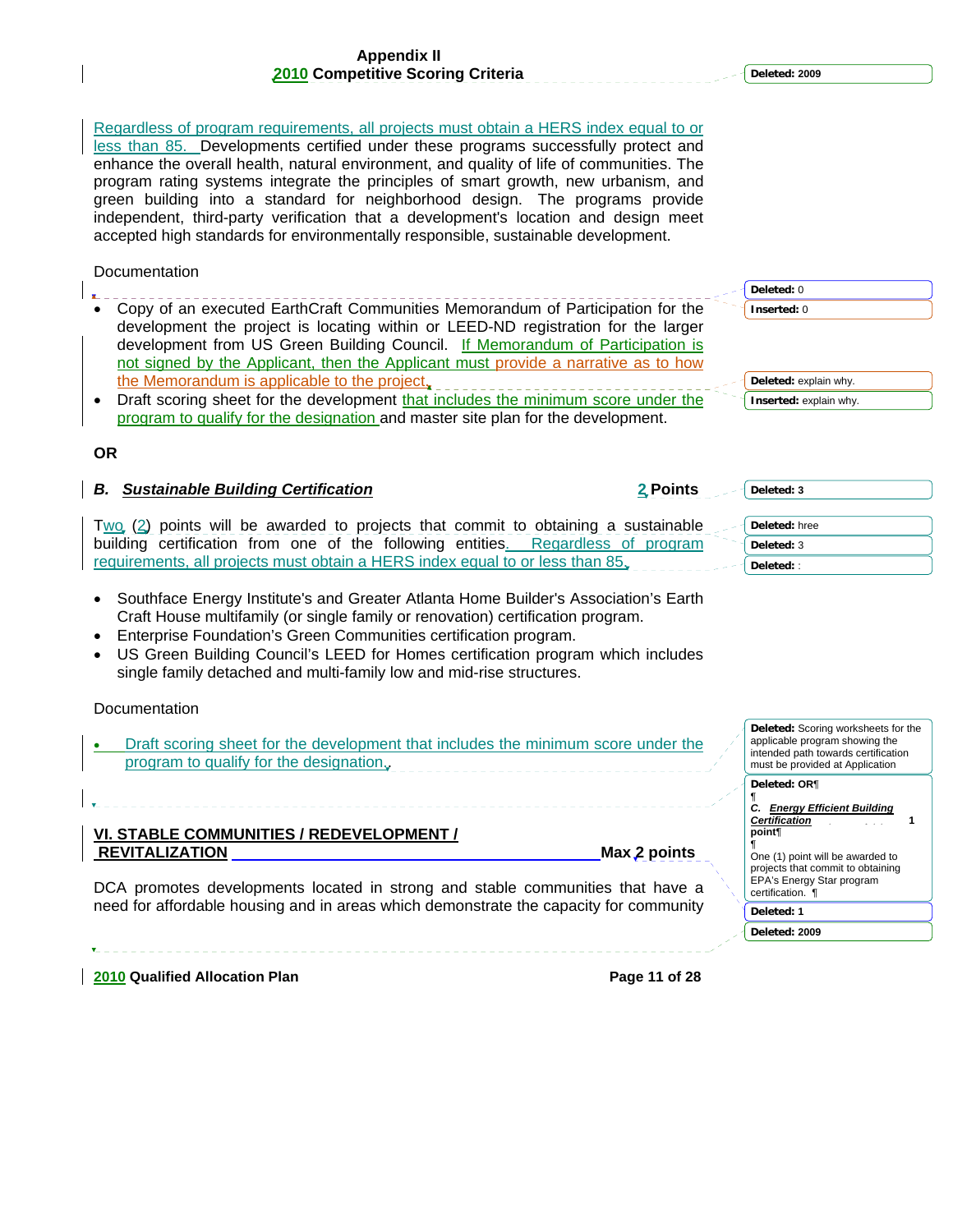Regardless of program requirements, all projects must obtain a HERS index equal to or less than 85. Developments certified under these programs successfully protect and enhance the overall health, natural environment, and quality of life of communities. The program rating systems integrate the principles of smart growth, new urbanism, and green building into a standard for neighborhood design. The programs provide independent, third-party verification that a development's location and design meet accepted high standards for environmentally responsible, sustainable development.

Documentation

- Copy of an executed EarthCraft Communities Memorandum of Participation for the development the project is locating within or LEED-ND registration for the larger development from US Green Building Council. If Memorandum of Participation is not signed by the Applicant, then the Applicant must provide a narrative as to how the Memorandum is applicable to the project.
- Draft scoring sheet for the development that includes the minimum score under the program to qualify for the designation and master site plan for the development.

**OR**

### *B. Sustainable Building Certification* — 2 Points

Two (2) points will be awarded to projects that commit to obtaining a sustainable building certification from one of the following entities. Regardless of program requirements, all projects must obtain a HERS index equal to or less than 85.

- Southface Energy Institute's and Greater Atlanta Home Builder's Association's Earth Craft House multifamily (or single family or renovation) certification program.
- Enterprise Foundation's Green Communities certification program.
- US Green Building Council's LEED for Homes certification program which includes single family detached and multi-family low and mid-rise structures.

Documentation

- Draft scoring sheet for the development that includes the minimum score under the program to qualify for the designation.

## VI. STABLE COMMUNITIES / REDEVELOPMENT / REVITALIZATION — Max 2 points

DCA promotes developments located in strong and stable communities that have a need for affordable housing and in areas which demonstrate the capacity for community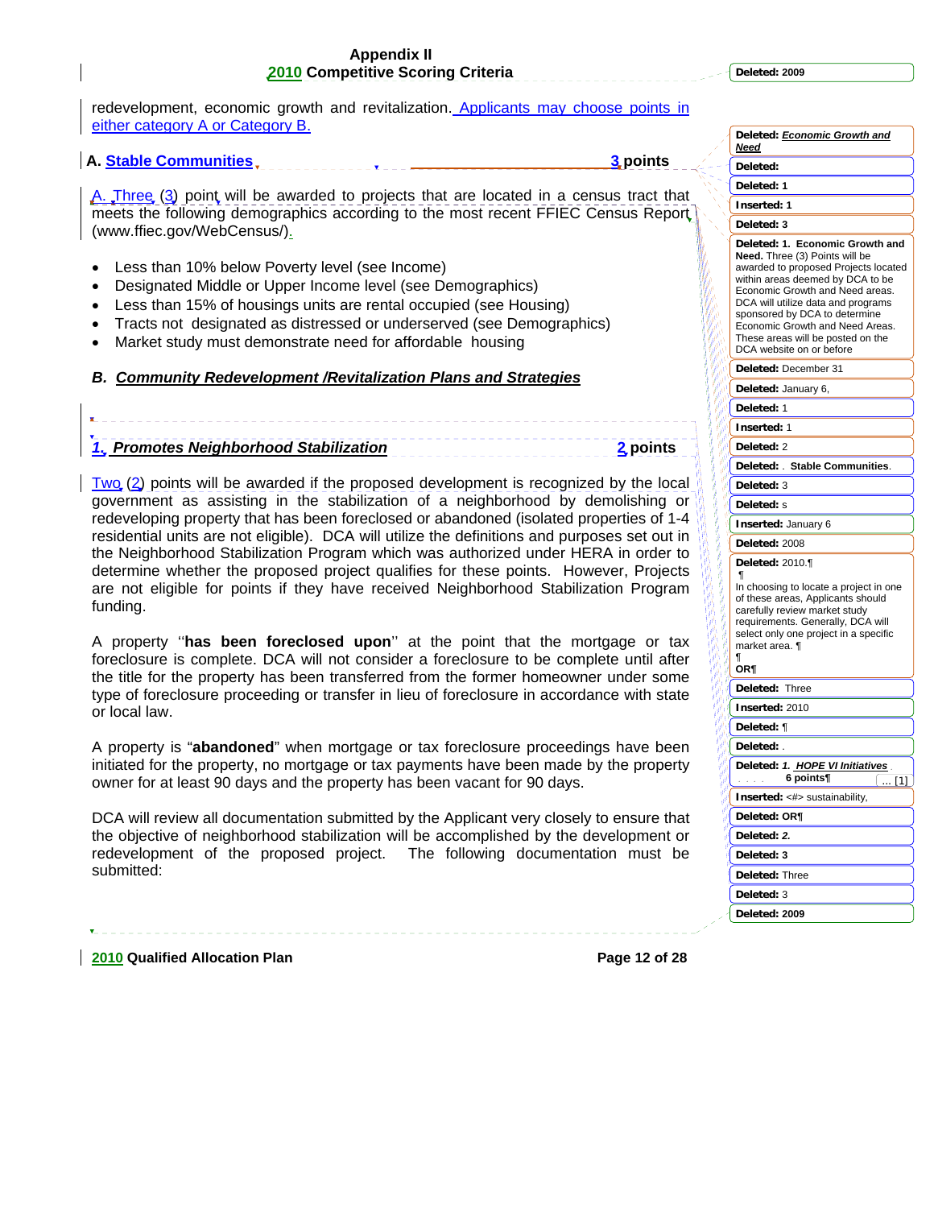redevelopment, economic growth and revitalization. Applicants may choose points in either category A or Category B.

**A. Stable Communities** **3 points**

A. Three (3) point will be awarded to projects that are located in a census tract that meets the following demographics according to the most recent FFIEC Census Report (www.ffiec.gov/WebCensus/).

- Less than 10% below Poverty level (see Income)
- Designated Middle or Upper Income level (see Demographics)
- Less than 15% of housings units are rental occupied (see Housing)
- Tracts not designated as distressed or underserved (see Demographics)
- Market study must demonstrate need for affordable housing

***B. Community Redevelopment /Revitalization Plans and Strategies***

***1. Promotes Neighborhood Stabilization*** **2 points**

Two (2) points will be awarded if the proposed development is recognized by the local government as assisting in the stabilization of a neighborhood by demolishing or redeveloping property that has been foreclosed or abandoned (isolated properties of 1-4 residential units are not eligible). DCA will utilize the definitions and purposes set out in the Neighborhood Stabilization Program which was authorized under HERA in order to determine whether the proposed project qualifies for these points. However, Projects are not eligible for points if they have received Neighborhood Stabilization Program funding.

A property ''**has been foreclosed upon**'' at the point that the mortgage or tax foreclosure is complete. DCA will not consider a foreclosure to be complete until after the title for the property has been transferred from the former homeowner under some type of foreclosure proceeding or transfer in lieu of foreclosure in accordance with state or local law.

A property is "**abandoned**" when mortgage or tax foreclosure proceedings have been initiated for the property, no mortgage or tax payments have been made by the property owner for at least 90 days and the property has been vacant for 90 days.

DCA will review all documentation submitted by the Applicant very closely to ensure that the objective of neighborhood stabilization will be accomplished by the development or redevelopment of the proposed project. The following documentation must be submitted: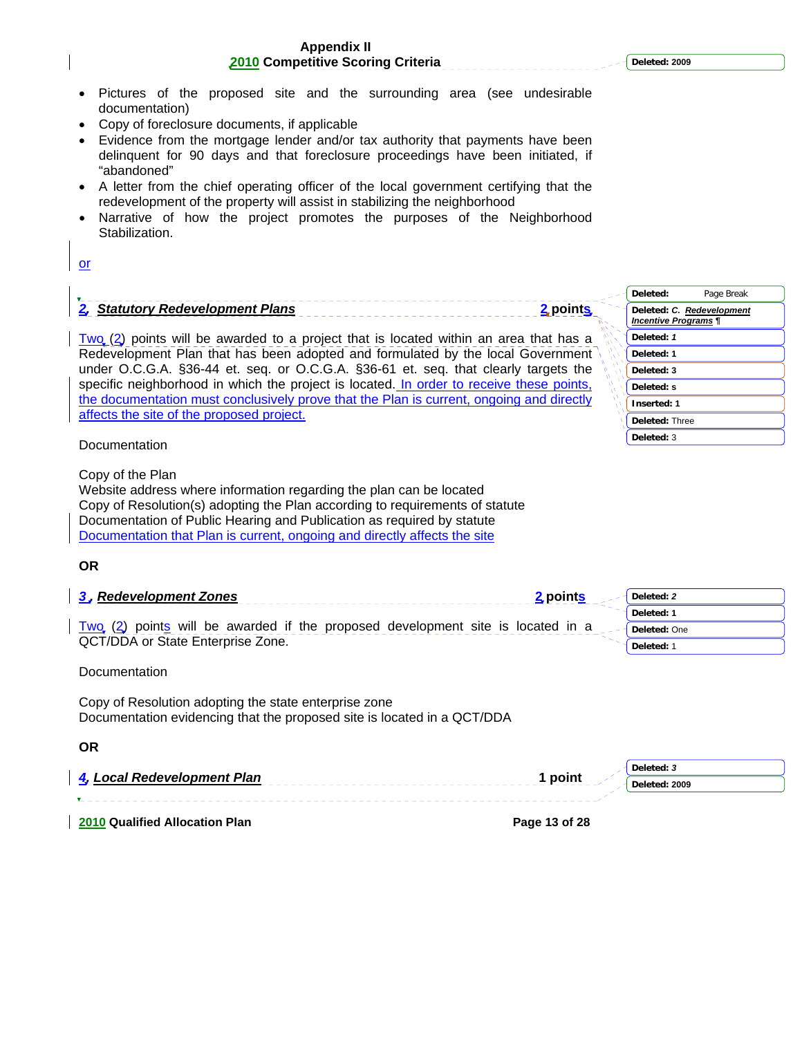- Pictures of the proposed site and the surrounding area (see undesirable documentation)
- Copy of foreclosure documents, if applicable
- Evidence from the mortgage lender and/or tax authority that payments have been delinquent for 90 days and that foreclosure proceedings have been initiated, if "abandoned"
- A letter from the chief operating officer of the local government certifying that the redevelopment of the property will assist in stabilizing the neighborhood
- Narrative of how the project promotes the purposes of the Neighborhood Stabilization.

or

**2. *Statutory Redevelopment Plans*** **2 points**

Two (2) points will be awarded to a project that is located within an area that has a Redevelopment Plan that has been adopted and formulated by the local Government under O.C.G.A. §36-44 et. seq. or O.C.G.A. §36-61 et. seq. that clearly targets the specific neighborhood in which the project is located. In order to receive these points, the documentation must conclusively prove that the Plan is current, ongoing and directly affects the site of the proposed project.

Documentation

Copy of the Plan
Website address where information regarding the plan can be located
Copy of Resolution(s) adopting the Plan according to requirements of statute
Documentation of Public Hearing and Publication as required by statute
Documentation that Plan is current, ongoing and directly affects the site

**OR**

**3. *Redevelopment Zones*** **2 points**

Two (2) points will be awarded if the proposed development site is located in a QCT/DDA or State Enterprise Zone.

Documentation

Copy of Resolution adopting the state enterprise zone
Documentation evidencing that the proposed site is located in a QCT/DDA

**OR**

**4. *Local Redevelopment Plan*** **1 point**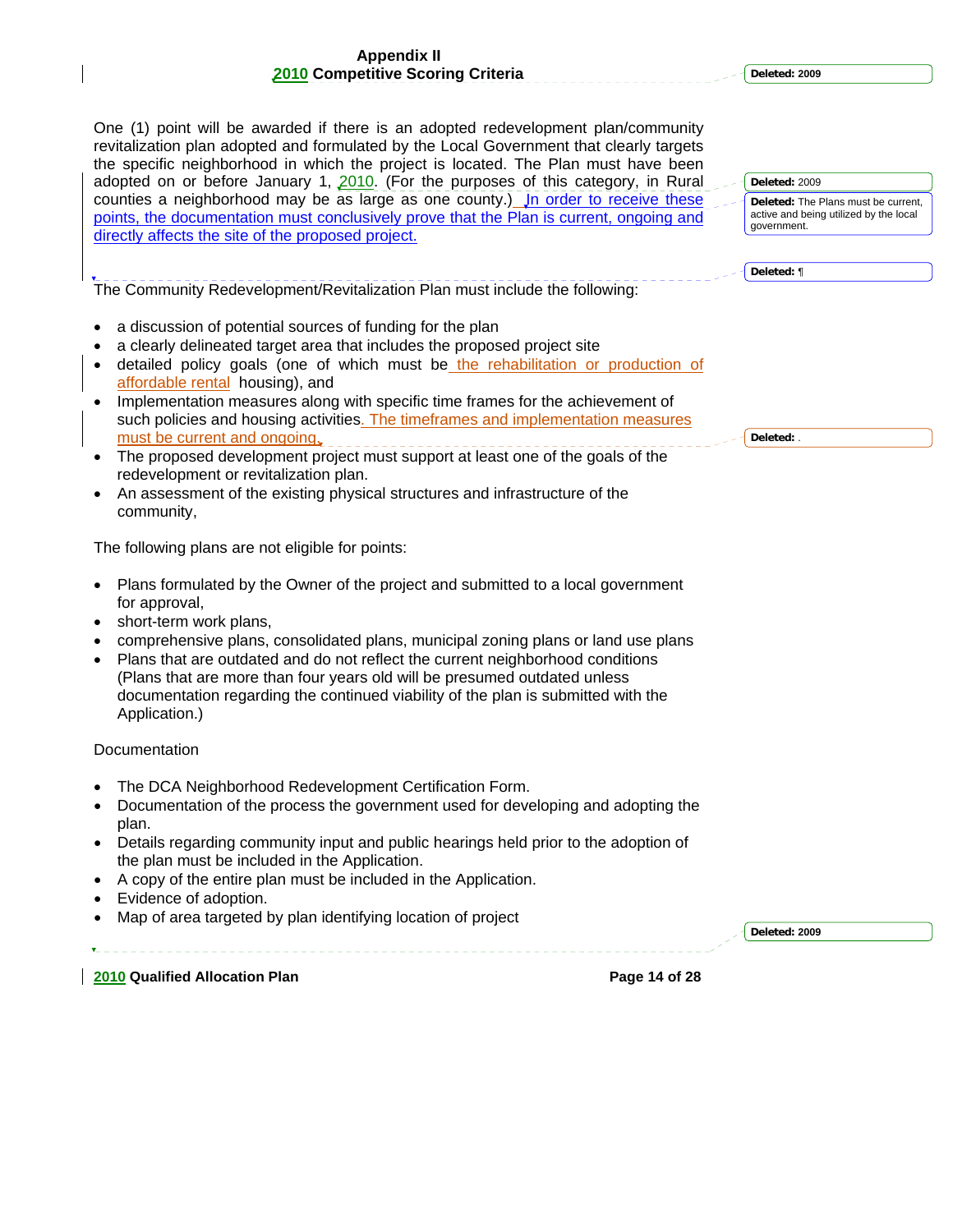One (1) point will be awarded if there is an adopted redevelopment plan/community revitalization plan adopted and formulated by the Local Government that clearly targets the specific neighborhood in which the project is located. The Plan must have been adopted on or before January 1, 2010. (For the purposes of this category, in Rural counties a neighborhood may be as large as one county.) In order to receive these points, the documentation must conclusively prove that the Plan is current, ongoing and directly affects the site of the proposed project.

The Community Redevelopment/Revitalization Plan must include the following:

- a discussion of potential sources of funding for the plan
- a clearly delineated target area that includes the proposed project site
- detailed policy goals (one of which must be the rehabilitation or production of affordable rental housing), and
- Implementation measures along with specific time frames for the achievement of such policies and housing activities. The timeframes and implementation measures must be current and ongoing.
- The proposed development project must support at least one of the goals of the redevelopment or revitalization plan.
- An assessment of the existing physical structures and infrastructure of the community,

The following plans are not eligible for points:

- Plans formulated by the Owner of the project and submitted to a local government for approval,
- short-term work plans,
- comprehensive plans, consolidated plans, municipal zoning plans or land use plans
- Plans that are outdated and do not reflect the current neighborhood conditions (Plans that are more than four years old will be presumed outdated unless documentation regarding the continued viability of the plan is submitted with the Application.)

Documentation

- The DCA Neighborhood Redevelopment Certification Form.
- Documentation of the process the government used for developing and adopting the plan.
- Details regarding community input and public hearings held prior to the adoption of the plan must be included in the Application.
- A copy of the entire plan must be included in the Application.
- Evidence of adoption.
- Map of area targeted by plan identifying location of project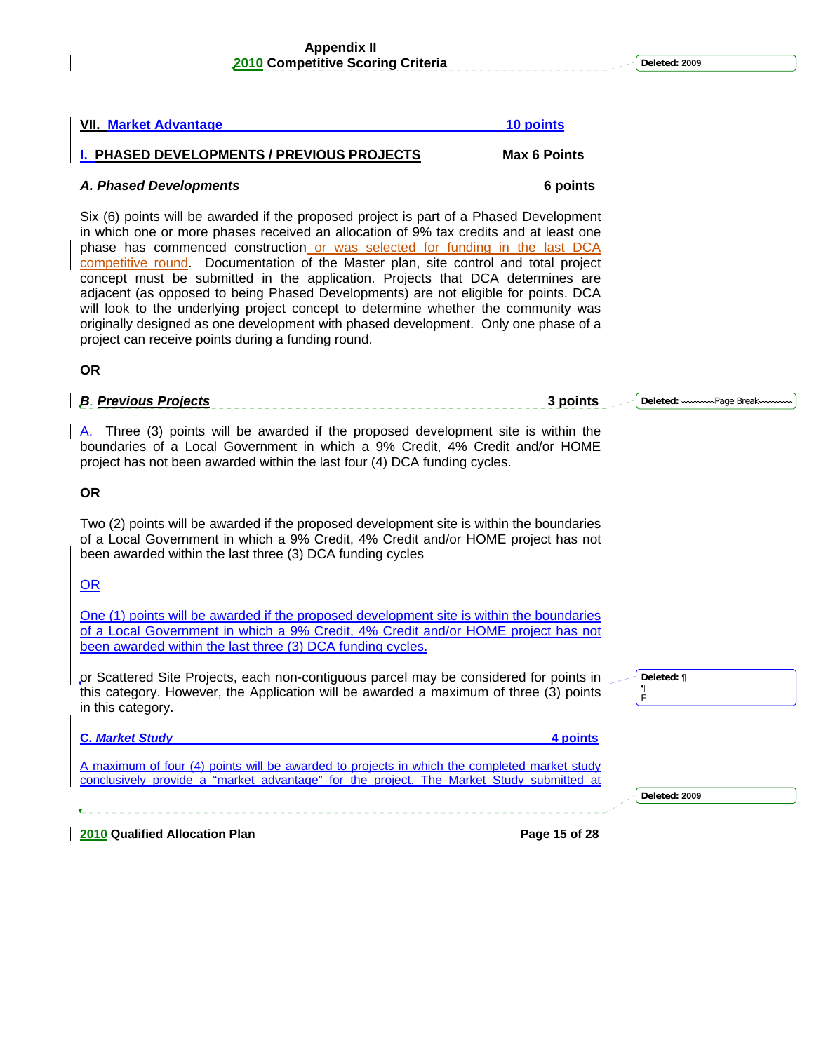Appendix II
2010 Competitive Scoring Criteria

**VII. Market Advantage 10 points**

**I. PHASED DEVELOPMENTS / PREVIOUS PROJECTS Max 6 Points**

***A. Phased Developments*** **6 points**

Six (6) points will be awarded if the proposed project is part of a Phased Development in which one or more phases received an allocation of 9% tax credits and at least one phase has commenced construction or was selected for funding in the last DCA competitive round. Documentation of the Master plan, site control and total project concept must be submitted in the application. Projects that DCA determines are adjacent (as opposed to being Phased Developments) are not eligible for points. DCA will look to the underlying project concept to determine whether the community was originally designed as one development with phased development. Only one phase of a project can receive points during a funding round.

**OR**

***B. Previous Projects*** **3 points**

A. Three (3) points will be awarded if the proposed development site is within the boundaries of a Local Government in which a 9% Credit, 4% Credit and/or HOME project has not been awarded within the last four (4) DCA funding cycles.

**OR**

Two (2) points will be awarded if the proposed development site is within the boundaries of a Local Government in which a 9% Credit, 4% Credit and/or HOME project has not been awarded within the last three (3) DCA funding cycles

OR

One (1) points will be awarded if the proposed development site is within the boundaries of a Local Government in which a 9% Credit, 4% Credit and/or HOME project has not been awarded within the last three (3) DCA funding cycles.

or Scattered Site Projects, each non-contiguous parcel may be considered for points in this category. However, the Application will be awarded a maximum of three (3) points in this category.

**C. *Market Study*** **4 points**

A maximum of four (4) points will be awarded to projects in which the completed market study conclusively provide a "market advantage" for the project. The Market Study submitted at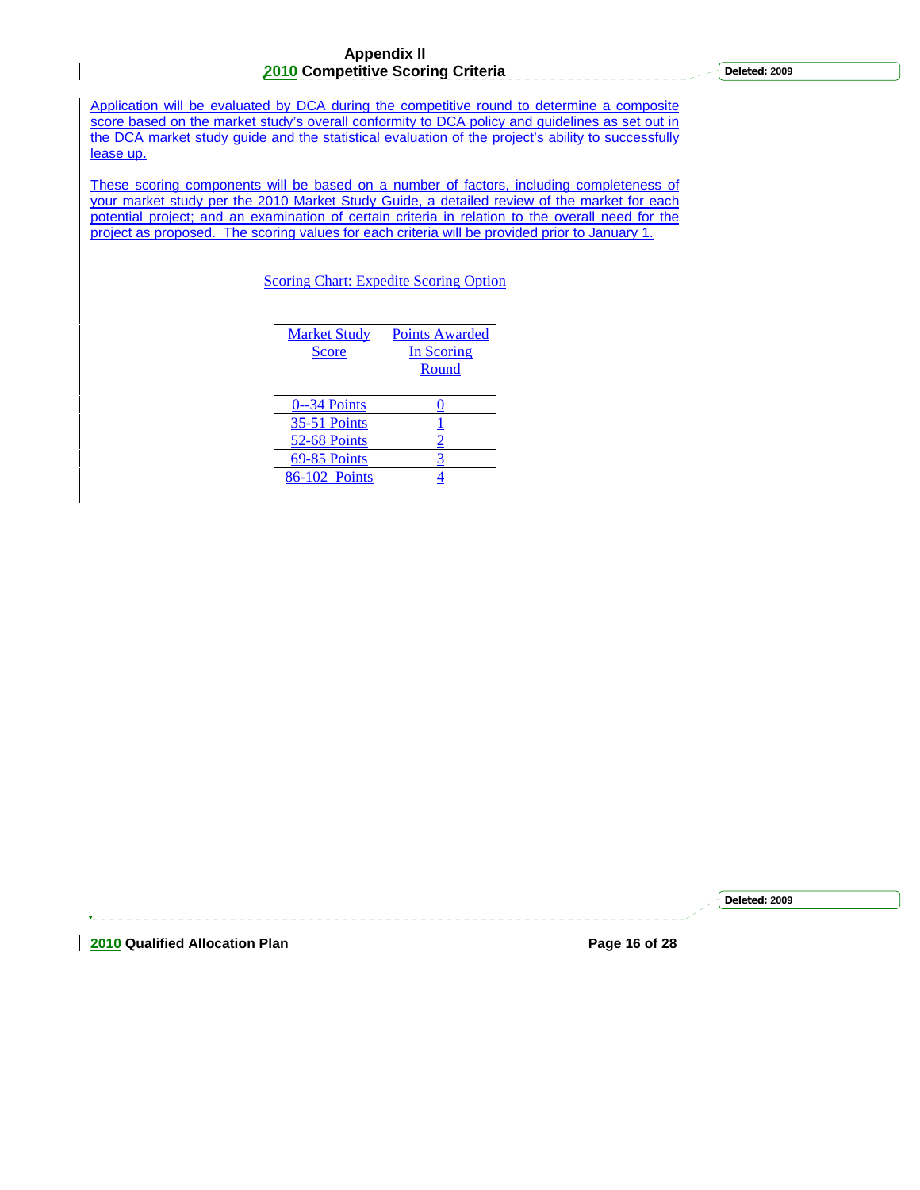# Appendix II
## 2010 Competitive Scoring Criteria

Application will be evaluated by DCA during the competitive round to determine a composite score based on the market study's overall conformity to DCA policy and guidelines as set out in the DCA market study guide and the statistical evaluation of the project's ability to successfully lease up.

These scoring components will be based on a number of factors, including completeness of your market study per the 2010 Market Study Guide, a detailed review of the market for each potential project; and an examination of certain criteria in relation to the overall need for the project as proposed. The scoring values for each criteria will be provided prior to January 1.

Scoring Chart: Expedite Scoring Option

| Market Study Score | Points Awarded In Scoring Round |
|---|---|
| | |
| 0--34 Points | 0 |
| 35-51 Points | 1 |
| 52-68 Points | 2 |
| 69-85 Points | 3 |
| 86-102 Points | 4 |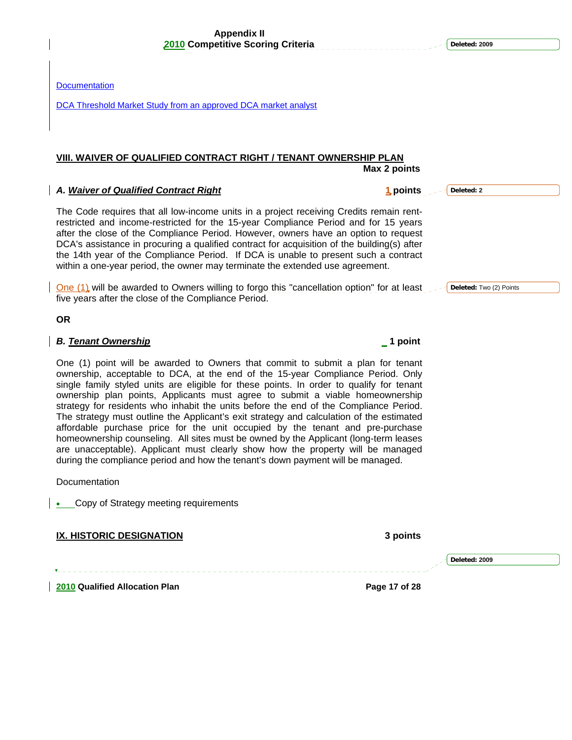Documentation

DCA Threshold Market Study from an approved DCA market analyst

## VIII. WAIVER OF QUALIFIED CONTRACT RIGHT / TENANT OWNERSHIP PLAN

**Max 2 points**

### *A. Waiver of Qualified Contract Right* — 1 points

The Code requires that all low-income units in a project receiving Credits remain rent-restricted and income-restricted for the 15-year Compliance Period and for 15 years after the close of the Compliance Period. However, owners have an option to request DCA's assistance in procuring a qualified contract for acquisition of the building(s) after the 14th year of the Compliance Period. If DCA is unable to present such a contract within a one-year period, the owner may terminate the extended use agreement.

One (1) will be awarded to Owners willing to forgo this "cancellation option" for at least five years after the close of the Compliance Period.

**OR**

### *B. Tenant Ownership* — 1 point

One (1) point will be awarded to Owners that commit to submit a plan for tenant ownership, acceptable to DCA, at the end of the 15-year Compliance Period. Only single family styled units are eligible for these points. In order to qualify for tenant ownership plan points, Applicants must agree to submit a viable homeownership strategy for residents who inhabit the units before the end of the Compliance Period. The strategy must outline the Applicant's exit strategy and calculation of the estimated affordable purchase price for the unit occupied by the tenant and pre-purchase homeownership counseling. All sites must be owned by the Applicant (long-term leases are unacceptable). Applicant must clearly show how the property will be managed during the compliance period and how the tenant's down payment will be managed.

Documentation

- Copy of Strategy meeting requirements

## IX. HISTORIC DESIGNATION — 3 points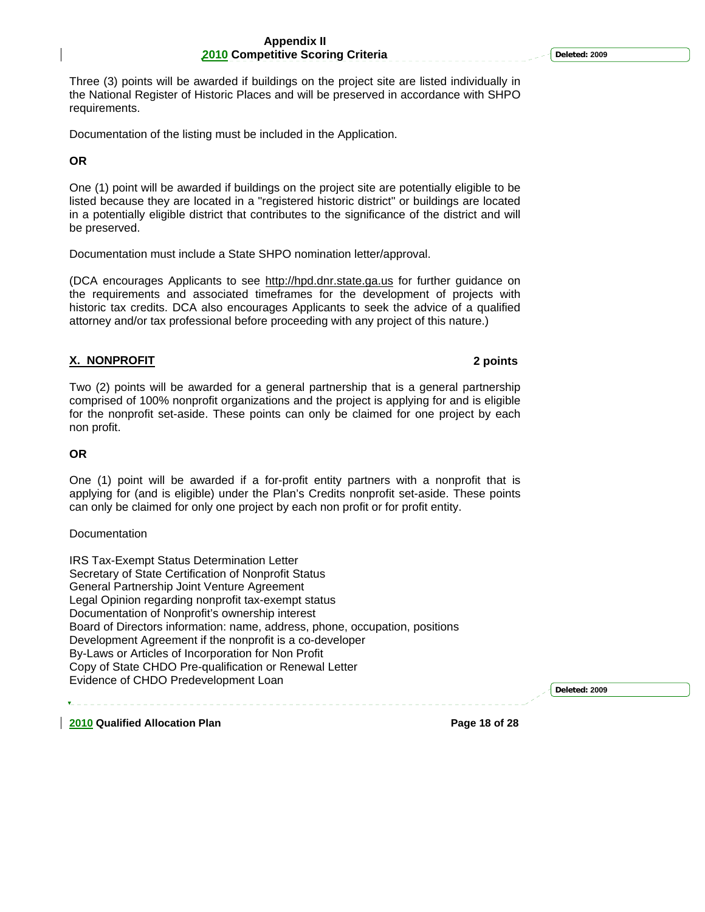Three (3) points will be awarded if buildings on the project site are listed individually in the National Register of Historic Places and will be preserved in accordance with SHPO requirements.

Documentation of the listing must be included in the Application.

**OR**

One (1) point will be awarded if buildings on the project site are potentially eligible to be listed because they are located in a "registered historic district" or buildings are located in a potentially eligible district that contributes to the significance of the district and will be preserved.

Documentation must include a State SHPO nomination letter/approval.

(DCA encourages Applicants to see http://hpd.dnr.state.ga.us for further guidance on the requirements and associated timeframes for the development of projects with historic tax credits. DCA also encourages Applicants to seek the advice of a qualified attorney and/or tax professional before proceeding with any project of this nature.)

## X. NONPROFIT **2 points**

Two (2) points will be awarded for a general partnership that is a general partnership comprised of 100% nonprofit organizations and the project is applying for and is eligible for the nonprofit set-aside. These points can only be claimed for one project by each non profit.

**OR**

One (1) point will be awarded if a for-profit entity partners with a nonprofit that is applying for (and is eligible) under the Plan's Credits nonprofit set-aside. These points can only be claimed for only one project by each non profit or for profit entity.

Documentation

IRS Tax-Exempt Status Determination Letter
Secretary of State Certification of Nonprofit Status
General Partnership Joint Venture Agreement
Legal Opinion regarding nonprofit tax-exempt status
Documentation of Nonprofit's ownership interest
Board of Directors information: name, address, phone, occupation, positions
Development Agreement if the nonprofit is a co-developer
By-Laws or Articles of Incorporation for Non Profit
Copy of State CHDO Pre-qualification or Renewal Letter
Evidence of CHDO Predevelopment Loan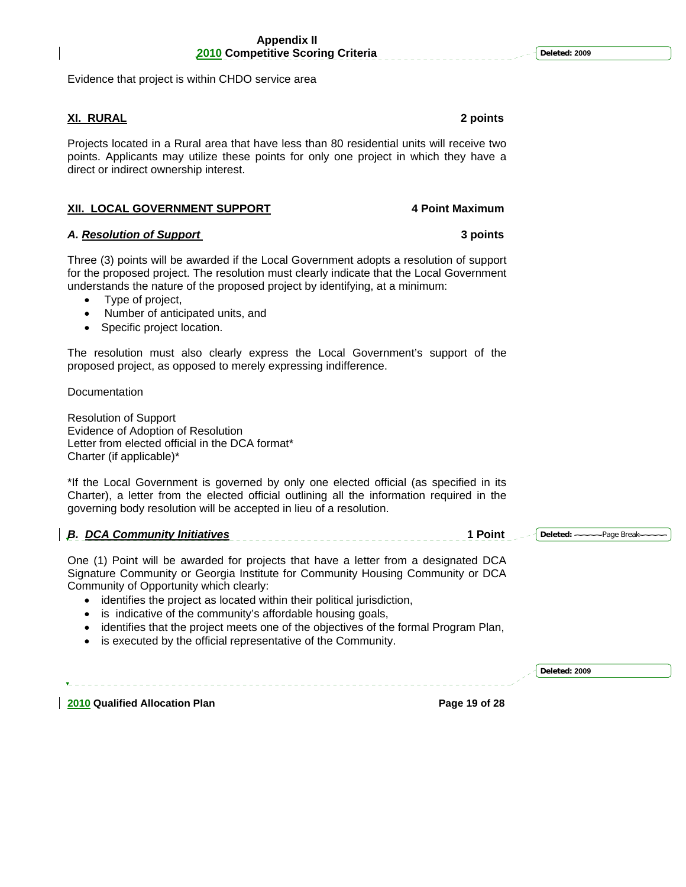Evidence that project is within CHDO service area

## XI. RURAL — 2 points

Projects located in a Rural area that have less than 80 residential units will receive two points. Applicants may utilize these points for only one project in which they have a direct or indirect ownership interest.

## XII. LOCAL GOVERNMENT SUPPORT — 4 Point Maximum

### *A. Resolution of Support* — 3 points

Three (3) points will be awarded if the Local Government adopts a resolution of support for the proposed project. The resolution must clearly indicate that the Local Government understands the nature of the proposed project by identifying, at a minimum:

- Type of project,
- Number of anticipated units, and
- Specific project location.

The resolution must also clearly express the Local Government's support of the proposed project, as opposed to merely expressing indifference.

Documentation

Resolution of Support
Evidence of Adoption of Resolution
Letter from elected official in the DCA format*
Charter (if applicable)*

*If the Local Government is governed by only one elected official (as specified in its Charter), a letter from the elected official outlining all the information required in the governing body resolution will be accepted in lieu of a resolution.

### *B. DCA Community Initiatives* — 1 Point

One (1) Point will be awarded for projects that have a letter from a designated DCA Signature Community or Georgia Institute for Community Housing Community or DCA Community of Opportunity which clearly:

- identifies the project as located within their political jurisdiction,
- is indicative of the community's affordable housing goals,
- identifies that the project meets one of the objectives of the formal Program Plan,
- is executed by the official representative of the Community.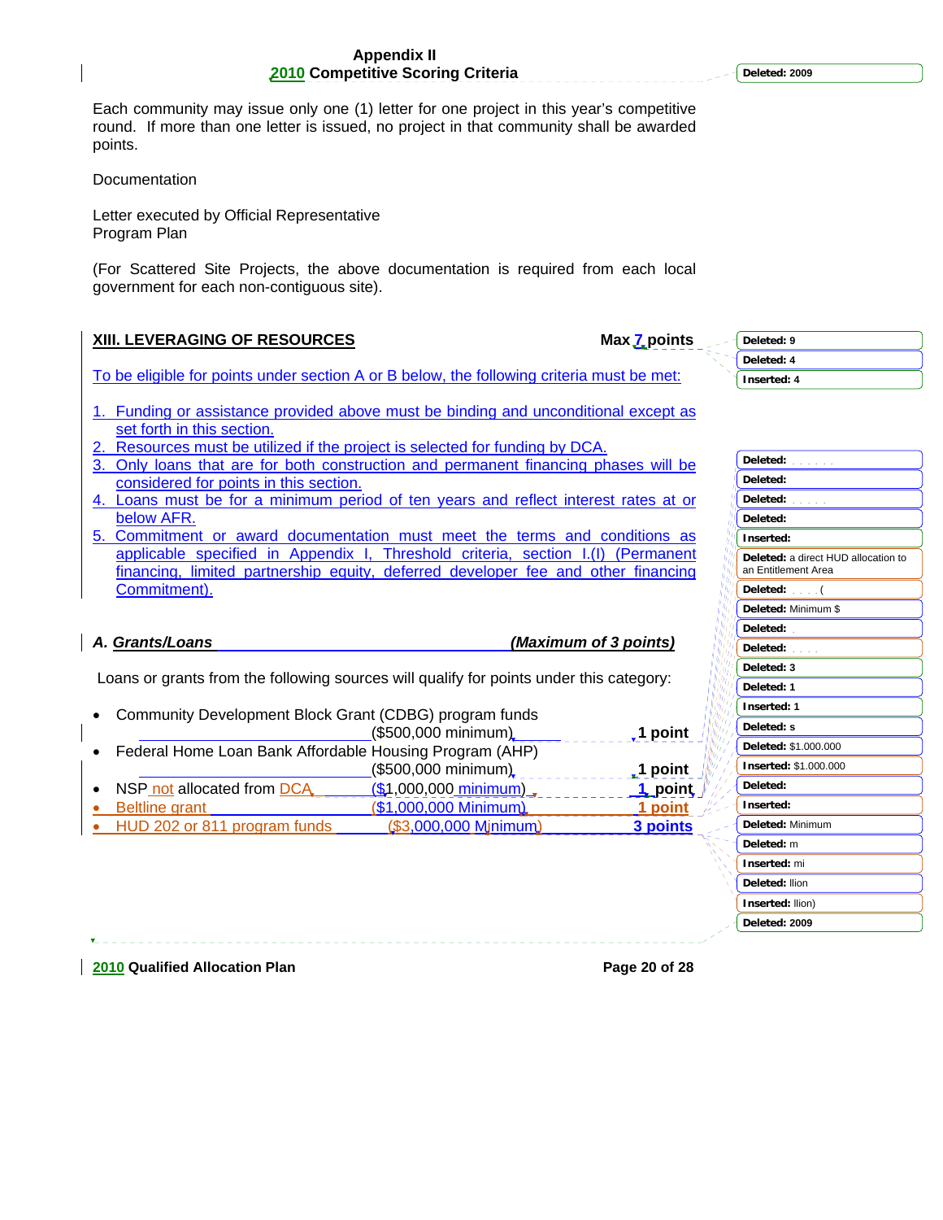Each community may issue only one (1) letter for one project in this year's competitive round. If more than one letter is issued, no project in that community shall be awarded points.

Documentation

Letter executed by Official Representative
Program Plan

(For Scattered Site Projects, the above documentation is required from each local government for each non-contiguous site).

## XIII. LEVERAGING OF RESOURCES — Max 7 points

To be eligible for points under section A or B below, the following criteria must be met:

1. Funding or assistance provided above must be binding and unconditional except as set forth in this section.
2. Resources must be utilized if the project is selected for funding by DCA.
3. Only loans that are for both construction and permanent financing phases will be considered for points in this section.
4. Loans must be for a minimum period of ten years and reflect interest rates at or below AFR.
5. Commitment or award documentation must meet the terms and conditions as applicable specified in Appendix I, Threshold criteria, section I.(I) (Permanent financing, limited partnership equity, deferred developer fee and other financing Commitment).

### *A. Grants/Loans* — *(Maximum of 3 points)*

Loans or grants from the following sources will qualify for points under this category:

- Community Development Block Grant (CDBG) program funds ($500,000 minimum) — 1 point
- Federal Home Loan Bank Affordable Housing Program (AHP) ($500,000 minimum) — 1 point
- NSP not allocated from DCA ($1,000,000 minimum) — 1 point
- Beltline grant ($1,000,000 Minimum) — 1 point
- HUD 202 or 811 program funds ($3,000,000 Minimum) — 3 points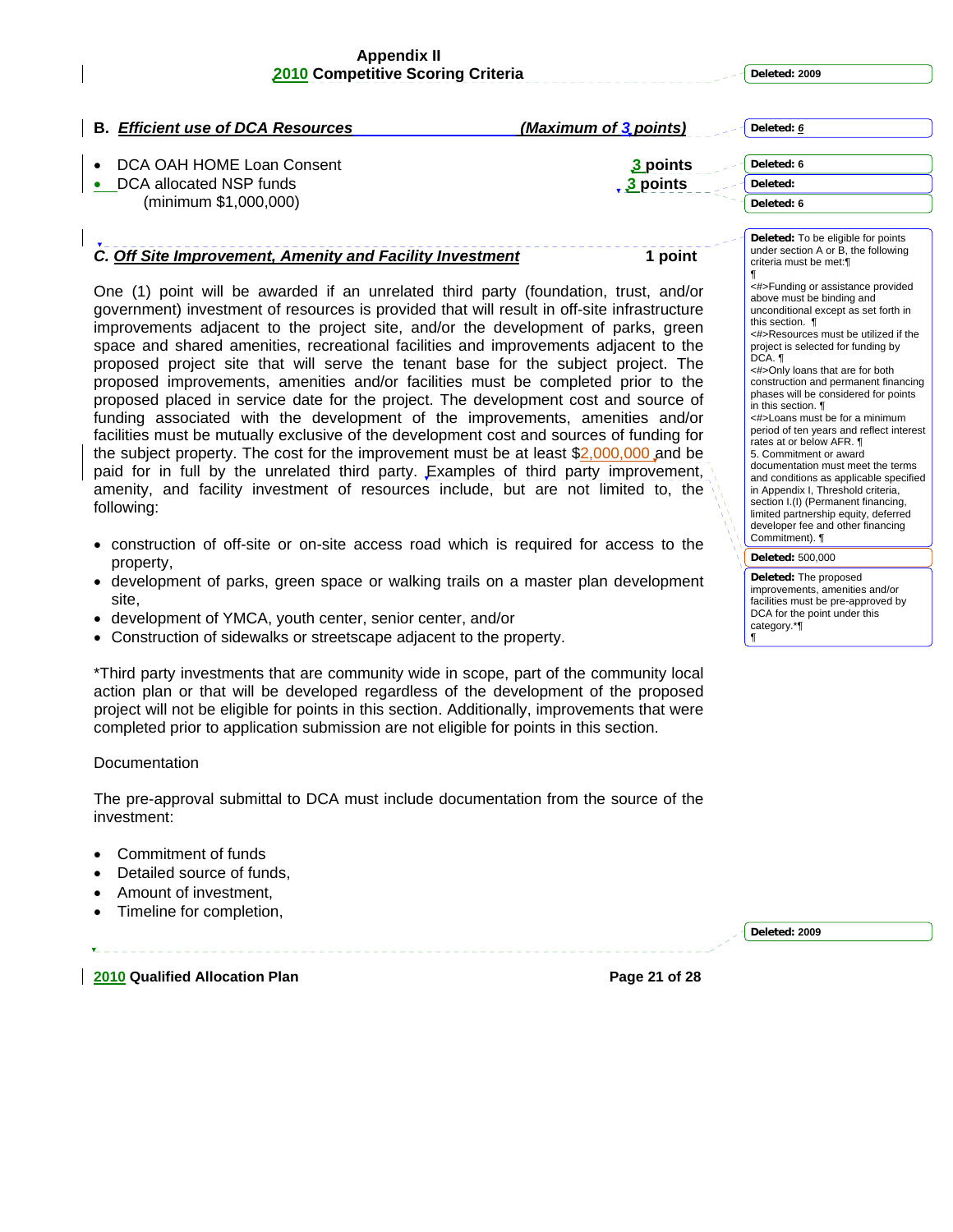## B. *Efficient use of DCA Resources* *(Maximum of 3 points)*

- DCA OAH HOME Loan Consent — **3 points**
- DCA allocated NSP funds (minimum $1,000,000) — **3 points**

## C. *Off Site Improvement, Amenity and Facility Investment* — 1 point

One (1) point will be awarded if an unrelated third party (foundation, trust, and/or government) investment of resources is provided that will result in off-site infrastructure improvements adjacent to the project site, and/or the development of parks, green space and shared amenities, recreational facilities and improvements adjacent to the proposed project site that will serve the tenant base for the subject project. The proposed improvements, amenities and/or facilities must be completed prior to the proposed placed in service date for the project. The development cost and source of funding associated with the development of the improvements, amenities and/or facilities must be mutually exclusive of the development cost and sources of funding for the subject property. The cost for the improvement must be at least $2,000,000 and be paid for in full by the unrelated third party. Examples of third party improvement, amenity, and facility investment of resources include, but are not limited to, the following:

- construction of off-site or on-site access road which is required for access to the property,
- development of parks, green space or walking trails on a master plan development site,
- development of YMCA, youth center, senior center, and/or
- Construction of sidewalks or streetscape adjacent to the property.

*Third party investments that are community wide in scope, part of the community local action plan or that will be developed regardless of the development of the proposed project will not be eligible for points in this section. Additionally, improvements that were completed prior to application submission are not eligible for points in this section.

Documentation

The pre-approval submittal to DCA must include documentation from the source of the investment:

- Commitment of funds
- Detailed source of funds,
- Amount of investment,
- Timeline for completion,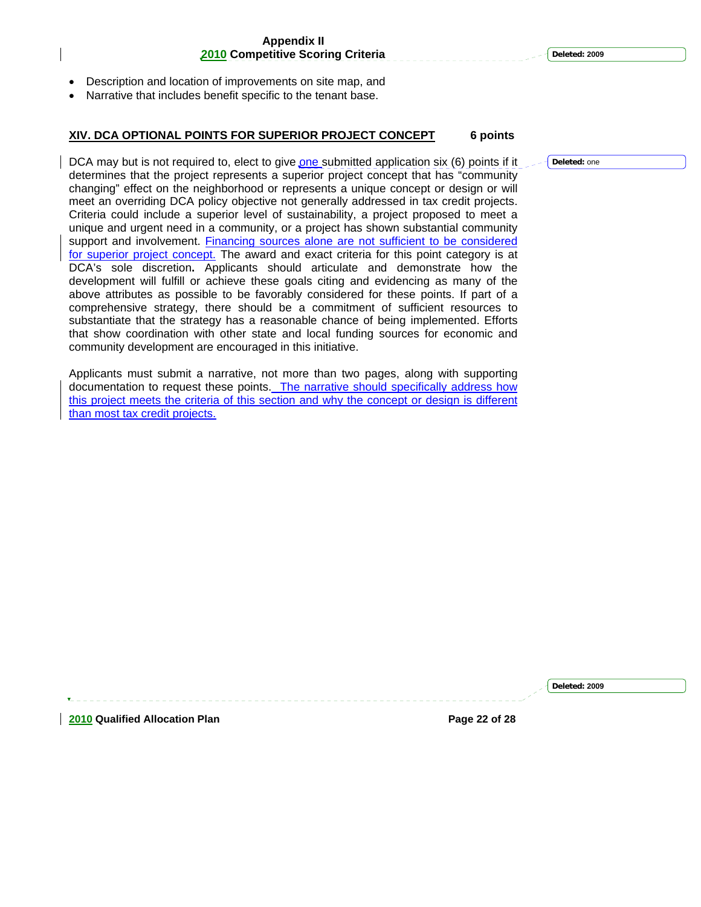- Description and location of improvements on site map, and
- Narrative that includes benefit specific to the tenant base.

## XIV. DCA OPTIONAL POINTS FOR SUPERIOR PROJECT CONCEPT 6 points

DCA may but is not required to, elect to give one submitted application six (6) points if it determines that the project represents a superior project concept that has "community changing" effect on the neighborhood or represents a unique concept or design or will meet an overriding DCA policy objective not generally addressed in tax credit projects. Criteria could include a superior level of sustainability, a project proposed to meet a unique and urgent need in a community, or a project has shown substantial community support and involvement. Financing sources alone are not sufficient to be considered for superior project concept. The award and exact criteria for this point category is at DCA's sole discretion**.** Applicants should articulate and demonstrate how the development will fulfill or achieve these goals citing and evidencing as many of the above attributes as possible to be favorably considered for these points. If part of a comprehensive strategy, there should be a commitment of sufficient resources to substantiate that the strategy has a reasonable chance of being implemented. Efforts that show coordination with other state and local funding sources for economic and community development are encouraged in this initiative.

Applicants must submit a narrative, not more than two pages, along with supporting documentation to request these points. The narrative should specifically address how this project meets the criteria of this section and why the concept or design is different than most tax credit projects.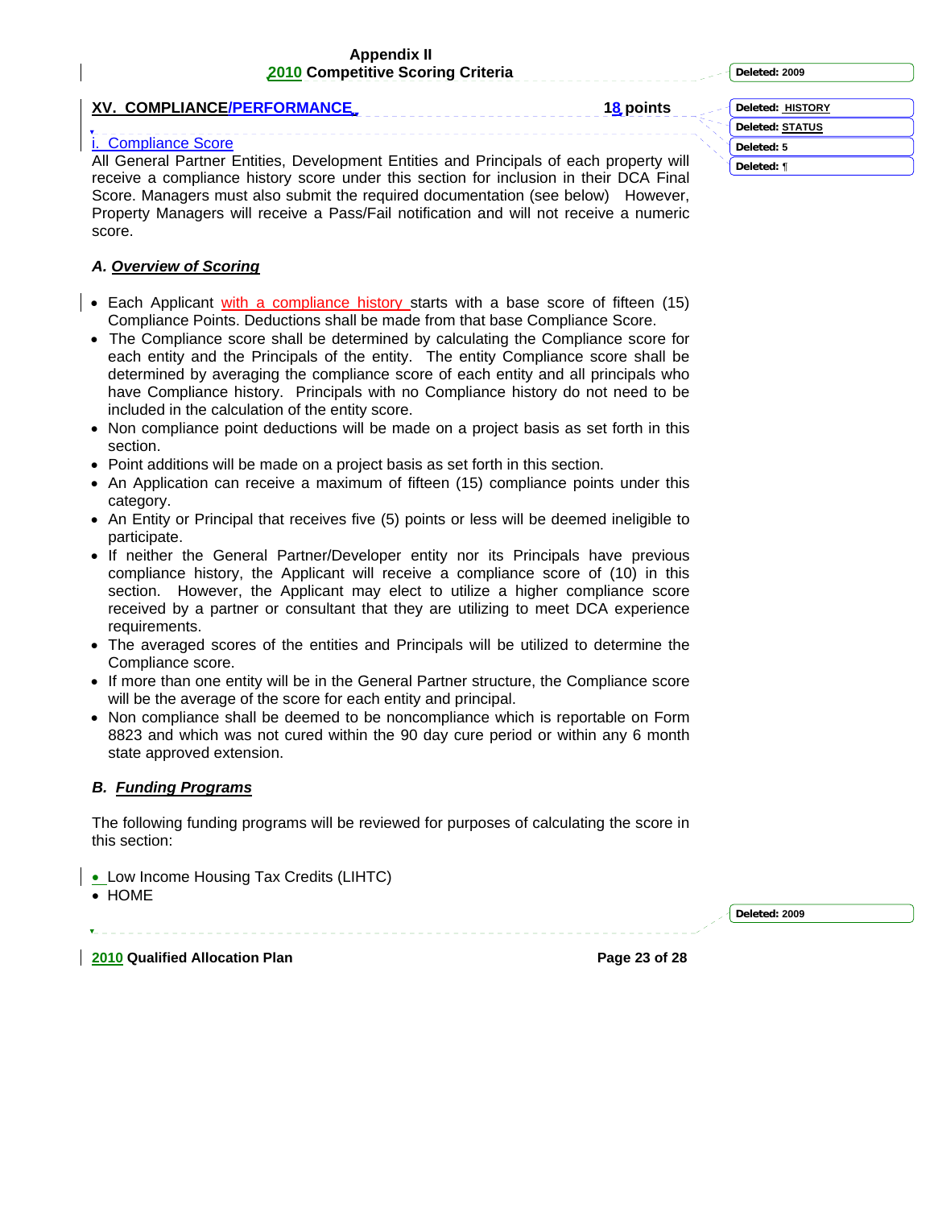## XV. COMPLIANCE/PERFORMANCE — 18 points

### i. Compliance Score

All General Partner Entities, Development Entities and Principals of each property will receive a compliance history score under this section for inclusion in their DCA Final Score. Managers must also submit the required documentation (see below) However, Property Managers will receive a Pass/Fail notification and will not receive a numeric score.

### *A. Overview of Scoring*

- Each Applicant with a compliance history starts with a base score of fifteen (15) Compliance Points. Deductions shall be made from that base Compliance Score.
- The Compliance score shall be determined by calculating the Compliance score for each entity and the Principals of the entity. The entity Compliance score shall be determined by averaging the compliance score of each entity and all principals who have Compliance history. Principals with no Compliance history do not need to be included in the calculation of the entity score.
- Non compliance point deductions will be made on a project basis as set forth in this section.
- Point additions will be made on a project basis as set forth in this section.
- An Application can receive a maximum of fifteen (15) compliance points under this category.
- An Entity or Principal that receives five (5) points or less will be deemed ineligible to participate.
- If neither the General Partner/Developer entity nor its Principals have previous compliance history, the Applicant will receive a compliance score of (10) in this section. However, the Applicant may elect to utilize a higher compliance score received by a partner or consultant that they are utilizing to meet DCA experience requirements.
- The averaged scores of the entities and Principals will be utilized to determine the Compliance score.
- If more than one entity will be in the General Partner structure, the Compliance score will be the average of the score for each entity and principal.
- Non compliance shall be deemed to be noncompliance which is reportable on Form 8823 and which was not cured within the 90 day cure period or within any 6 month state approved extension.

### *B. Funding Programs*

The following funding programs will be reviewed for purposes of calculating the score in this section:

- Low Income Housing Tax Credits (LIHTC)
- HOME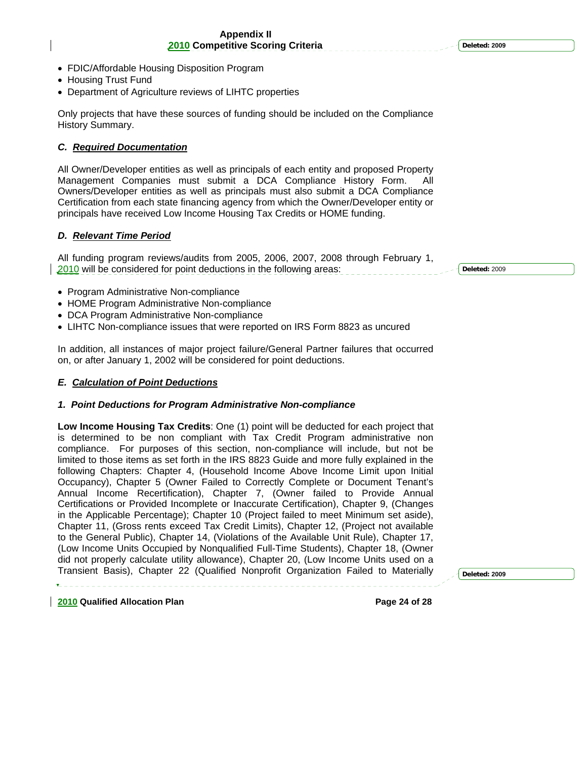- FDIC/Affordable Housing Disposition Program
- Housing Trust Fund
- Department of Agriculture reviews of LIHTC properties

Only projects that have these sources of funding should be included on the Compliance History Summary.

### *C. Required Documentation*

All Owner/Developer entities as well as principals of each entity and proposed Property Management Companies must submit a DCA Compliance History Form. All Owners/Developer entities as well as principals must also submit a DCA Compliance Certification from each state financing agency from which the Owner/Developer entity or principals have received Low Income Housing Tax Credits or HOME funding.

### *D. Relevant Time Period*

All funding program reviews/audits from 2005, 2006, 2007, 2008 through February 1, 2010 will be considered for point deductions in the following areas:

- Program Administrative Non-compliance
- HOME Program Administrative Non-compliance
- DCA Program Administrative Non-compliance
- LIHTC Non-compliance issues that were reported on IRS Form 8823 as uncured

In addition, all instances of major project failure/General Partner failures that occurred on, or after January 1, 2002 will be considered for point deductions.

### *E. Calculation of Point Deductions*

#### *1. Point Deductions for Program Administrative Non-compliance*

**Low Income Housing Tax Credits**: One (1) point will be deducted for each project that is determined to be non compliant with Tax Credit Program administrative non compliance. For purposes of this section, non-compliance will include, but not be limited to those items as set forth in the IRS 8823 Guide and more fully explained in the following Chapters: Chapter 4, (Household Income Above Income Limit upon Initial Occupancy), Chapter 5 (Owner Failed to Correctly Complete or Document Tenant's Annual Income Recertification), Chapter 7, (Owner failed to Provide Annual Certifications or Provided Incomplete or Inaccurate Certification), Chapter 9, (Changes in the Applicable Percentage); Chapter 10 (Project failed to meet Minimum set aside), Chapter 11, (Gross rents exceed Tax Credit Limits), Chapter 12, (Project not available to the General Public), Chapter 14, (Violations of the Available Unit Rule), Chapter 17, (Low Income Units Occupied by Nonqualified Full-Time Students), Chapter 18, (Owner did not properly calculate utility allowance), Chapter 20, (Low Income Units used on a Transient Basis), Chapter 22 (Qualified Nonprofit Organization Failed to Materially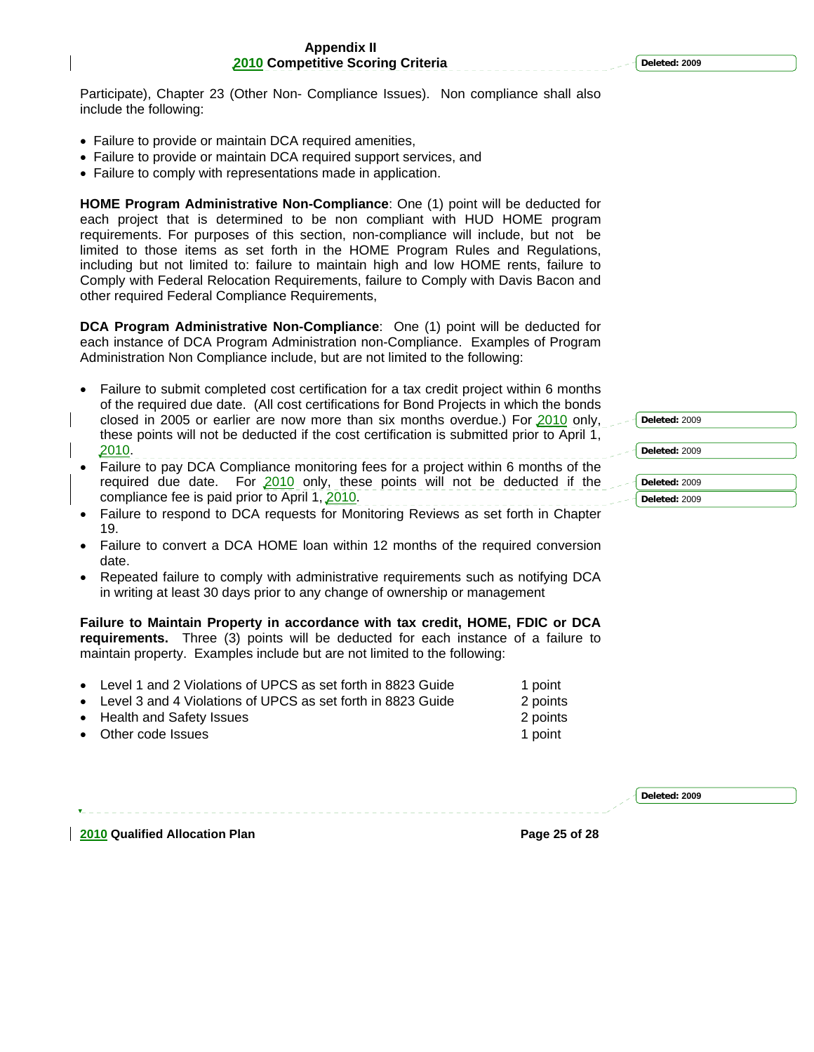Participate), Chapter 23 (Other Non- Compliance Issues). Non compliance shall also include the following:

- Failure to provide or maintain DCA required amenities,
- Failure to provide or maintain DCA required support services, and
- Failure to comply with representations made in application.

**HOME Program Administrative Non-Compliance**: One (1) point will be deducted for each project that is determined to be non compliant with HUD HOME program requirements. For purposes of this section, non-compliance will include, but not be limited to those items as set forth in the HOME Program Rules and Regulations, including but not limited to: failure to maintain high and low HOME rents, failure to Comply with Federal Relocation Requirements, failure to Comply with Davis Bacon and other required Federal Compliance Requirements,

**DCA Program Administrative Non-Compliance**: One (1) point will be deducted for each instance of DCA Program Administration non-Compliance. Examples of Program Administration Non Compliance include, but are not limited to the following:

- Failure to submit completed cost certification for a tax credit project within 6 months of the required due date. (All cost certifications for Bond Projects in which the bonds closed in 2005 or earlier are now more than six months overdue.) For 2010 only, these points will not be deducted if the cost certification is submitted prior to April 1, 2010.
- Failure to pay DCA Compliance monitoring fees for a project within 6 months of the required due date. For 2010 only, these points will not be deducted if the compliance fee is paid prior to April 1, 2010.
- Failure to respond to DCA requests for Monitoring Reviews as set forth in Chapter 19.
- Failure to convert a DCA HOME loan within 12 months of the required conversion date.
- Repeated failure to comply with administrative requirements such as notifying DCA in writing at least 30 days prior to any change of ownership or management

**Failure to Maintain Property in accordance with tax credit, HOME, FDIC or DCA requirements.** Three (3) points will be deducted for each instance of a failure to maintain property. Examples include but are not limited to the following:

| | |
|---|---|
| Level 1 and 2 Violations of UPCS as set forth in 8823 Guide | 1 point |
| Level 3 and 4 Violations of UPCS as set forth in 8823 Guide | 2 points |
| Health and Safety Issues | 2 points |
| Other code Issues | 1 point |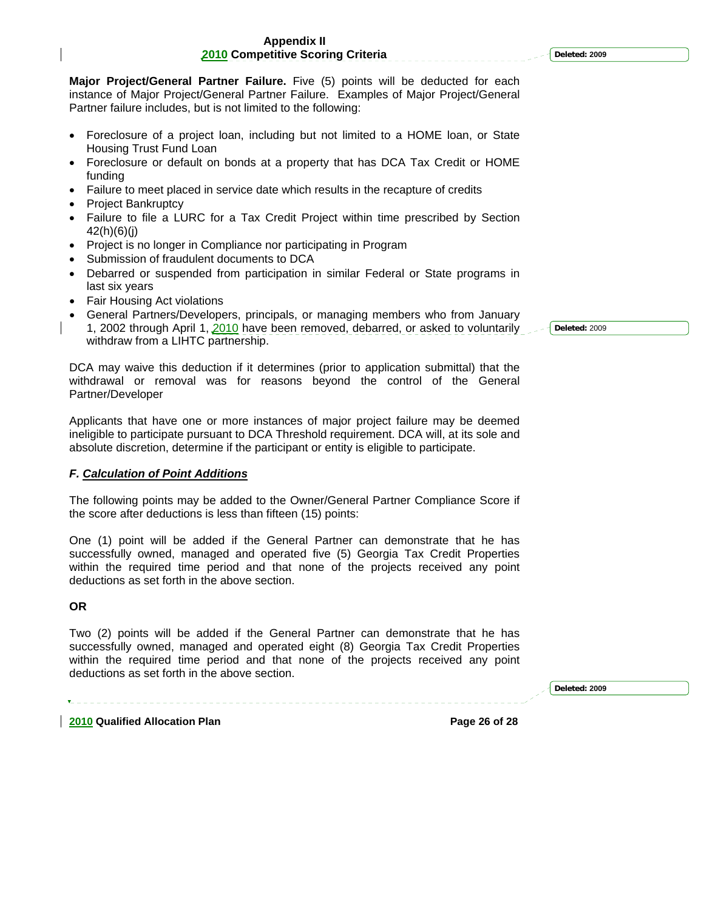**Major Project/General Partner Failure.** Five (5) points will be deducted for each instance of Major Project/General Partner Failure. Examples of Major Project/General Partner failure includes, but is not limited to the following:

- Foreclosure of a project loan, including but not limited to a HOME loan, or State Housing Trust Fund Loan
- Foreclosure or default on bonds at a property that has DCA Tax Credit or HOME funding
- Failure to meet placed in service date which results in the recapture of credits
- Project Bankruptcy
- Failure to file a LURC for a Tax Credit Project within time prescribed by Section 42(h)(6)(j)
- Project is no longer in Compliance nor participating in Program
- Submission of fraudulent documents to DCA
- Debarred or suspended from participation in similar Federal or State programs in last six years
- Fair Housing Act violations
- General Partners/Developers, principals, or managing members who from January 1, 2002 through April 1, 2010 have been removed, debarred, or asked to voluntarily withdraw from a LIHTC partnership.

DCA may waive this deduction if it determines (prior to application submittal) that the withdrawal or removal was for reasons beyond the control of the General Partner/Developer

Applicants that have one or more instances of major project failure may be deemed ineligible to participate pursuant to DCA Threshold requirement. DCA will, at its sole and absolute discretion, determine if the participant or entity is eligible to participate.

### *F. Calculation of Point Additions*

The following points may be added to the Owner/General Partner Compliance Score if the score after deductions is less than fifteen (15) points:

One (1) point will be added if the General Partner can demonstrate that he has successfully owned, managed and operated five (5) Georgia Tax Credit Properties within the required time period and that none of the projects received any point deductions as set forth in the above section.

**OR**

Two (2) points will be added if the General Partner can demonstrate that he has successfully owned, managed and operated eight (8) Georgia Tax Credit Properties within the required time period and that none of the projects received any point deductions as set forth in the above section.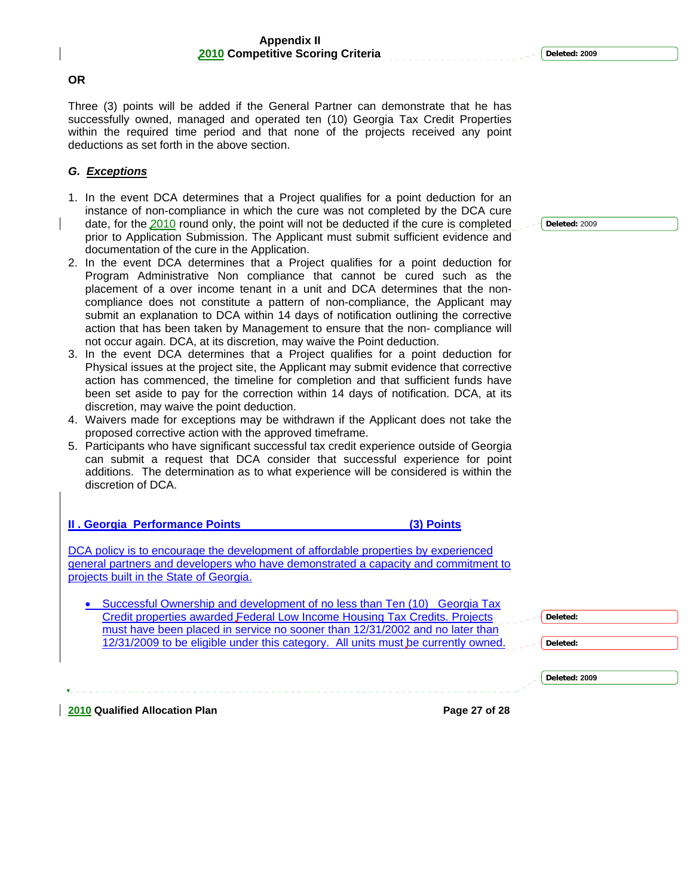**OR**

Three (3) points will be added if the General Partner can demonstrate that he has successfully owned, managed and operated ten (10) Georgia Tax Credit Properties within the required time period and that none of the projects received any point deductions as set forth in the above section.

### *G. Exceptions*

1. In the event DCA determines that a Project qualifies for a point deduction for an instance of non-compliance in which the cure was not completed by the DCA cure date, for the 2010 round only, the point will not be deducted if the cure is completed prior to Application Submission. The Applicant must submit sufficient evidence and documentation of the cure in the Application.
2. In the event DCA determines that a Project qualifies for a point deduction for Program Administrative Non compliance that cannot be cured such as the placement of a over income tenant in a unit and DCA determines that the non-compliance does not constitute a pattern of non-compliance, the Applicant may submit an explanation to DCA within 14 days of notification outlining the corrective action that has been taken by Management to ensure that the non- compliance will not occur again. DCA, at its discretion, may waive the Point deduction.
3. In the event DCA determines that a Project qualifies for a point deduction for Physical issues at the project site, the Applicant may submit evidence that corrective action has commenced, the timeline for completion and that sufficient funds have been set aside to pay for the correction within 14 days of notification. DCA, at its discretion, may waive the point deduction.
4. Waivers made for exceptions may be withdrawn if the Applicant does not take the proposed corrective action with the approved timeframe.
5. Participants who have significant successful tax credit experience outside of Georgia can submit a request that DCA consider that successful experience for point additions. The determination as to what experience will be considered is within the discretion of DCA.

## II . Georgia Performance Points (3) Points

DCA policy is to encourage the development of affordable properties by experienced general partners and developers who have demonstrated a capacity and commitment to projects built in the State of Georgia.

- Successful Ownership and development of no less than Ten (10) Georgia Tax Credit properties awarded Federal Low Income Housing Tax Credits. Projects must have been placed in service no sooner than 12/31/2002 and no later than 12/31/2009 to be eligible under this category. All units must be currently owned.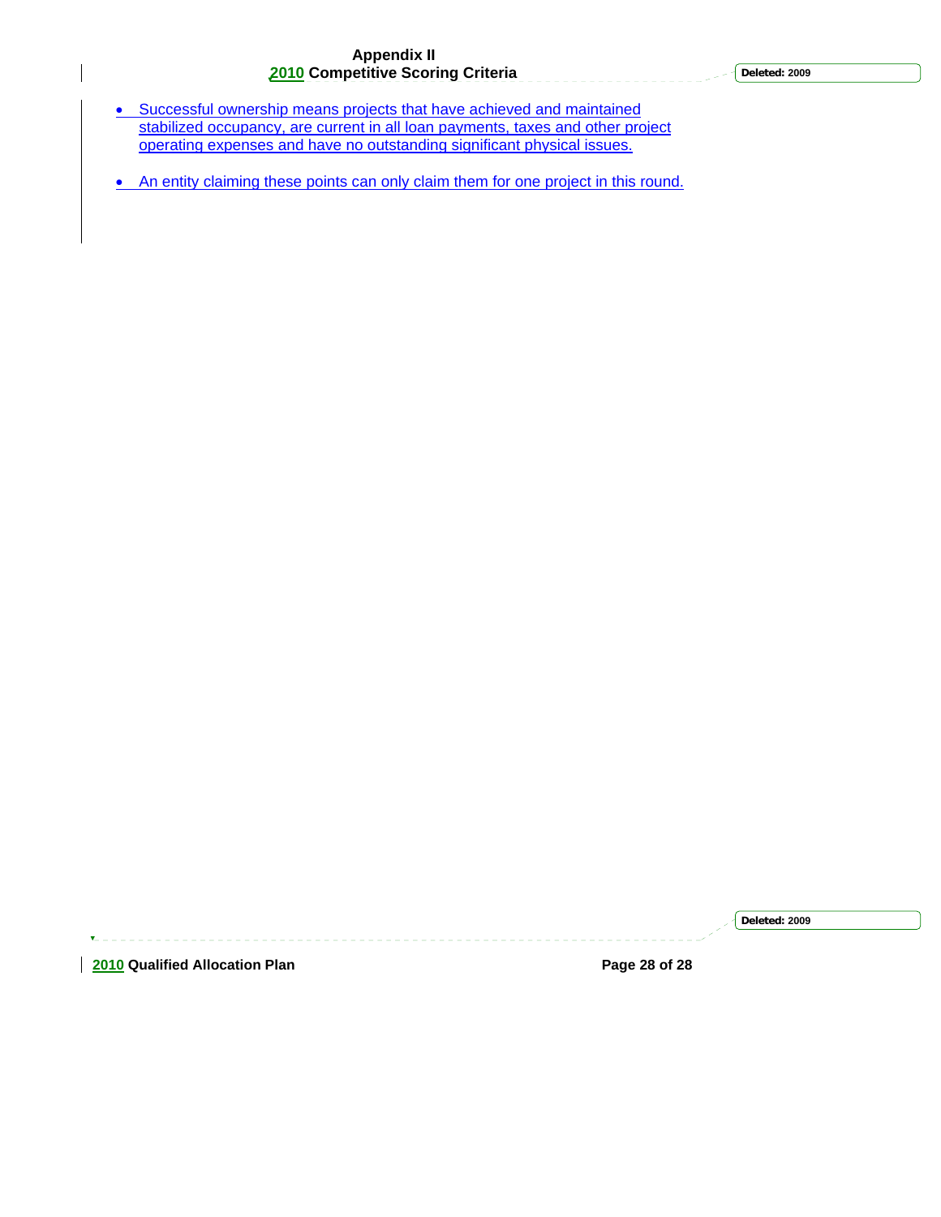- Successful ownership means projects that have achieved and maintained stabilized occupancy, are current in all loan payments, taxes and other project operating expenses and have no outstanding significant physical issues.

- An entity claiming these points can only claim them for one project in this round.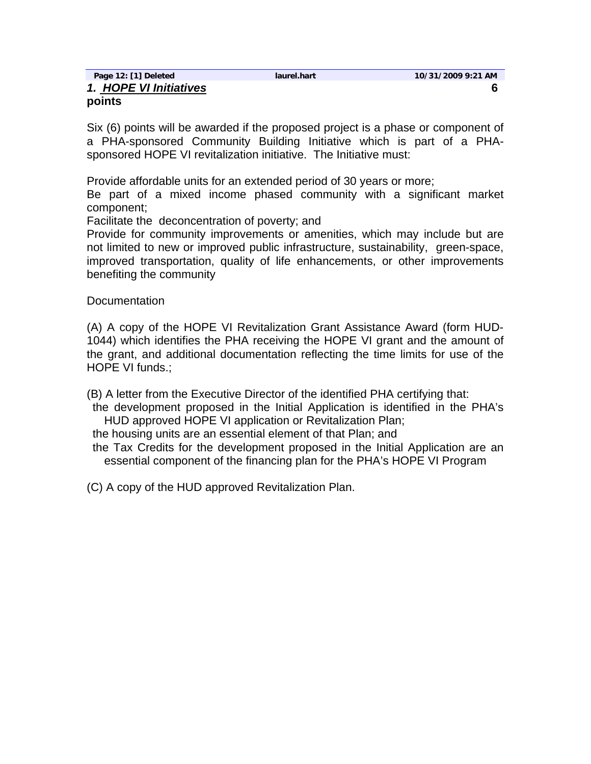| Page 12: [1] Deleted | laurel.hart | 10/31/2009 9:21 AM |
| --- | --- | --- |

***1. HOPE VI Initiatives*** **6 points**

Six (6) points will be awarded if the proposed project is a phase or component of a PHA-sponsored Community Building Initiative which is part of a PHA-sponsored HOPE VI revitalization initiative. The Initiative must:

Provide affordable units for an extended period of 30 years or more;
Be part of a mixed income phased community with a significant market component;
Facilitate the deconcentration of poverty; and
Provide for community improvements or amenities, which may include but are not limited to new or improved public infrastructure, sustainability, green-space, improved transportation, quality of life enhancements, or other improvements benefiting the community

Documentation

(A) A copy of the HOPE VI Revitalization Grant Assistance Award (form HUD-1044) which identifies the PHA receiving the HOPE VI grant and the amount of the grant, and additional documentation reflecting the time limits for use of the HOPE VI funds.;

(B) A letter from the Executive Director of the identified PHA certifying that:
the development proposed in the Initial Application is identified in the PHA's HUD approved HOPE VI application or Revitalization Plan;
the housing units are an essential element of that Plan; and
the Tax Credits for the development proposed in the Initial Application are an essential component of the financing plan for the PHA's HOPE VI Program

(C) A copy of the HUD approved Revitalization Plan.